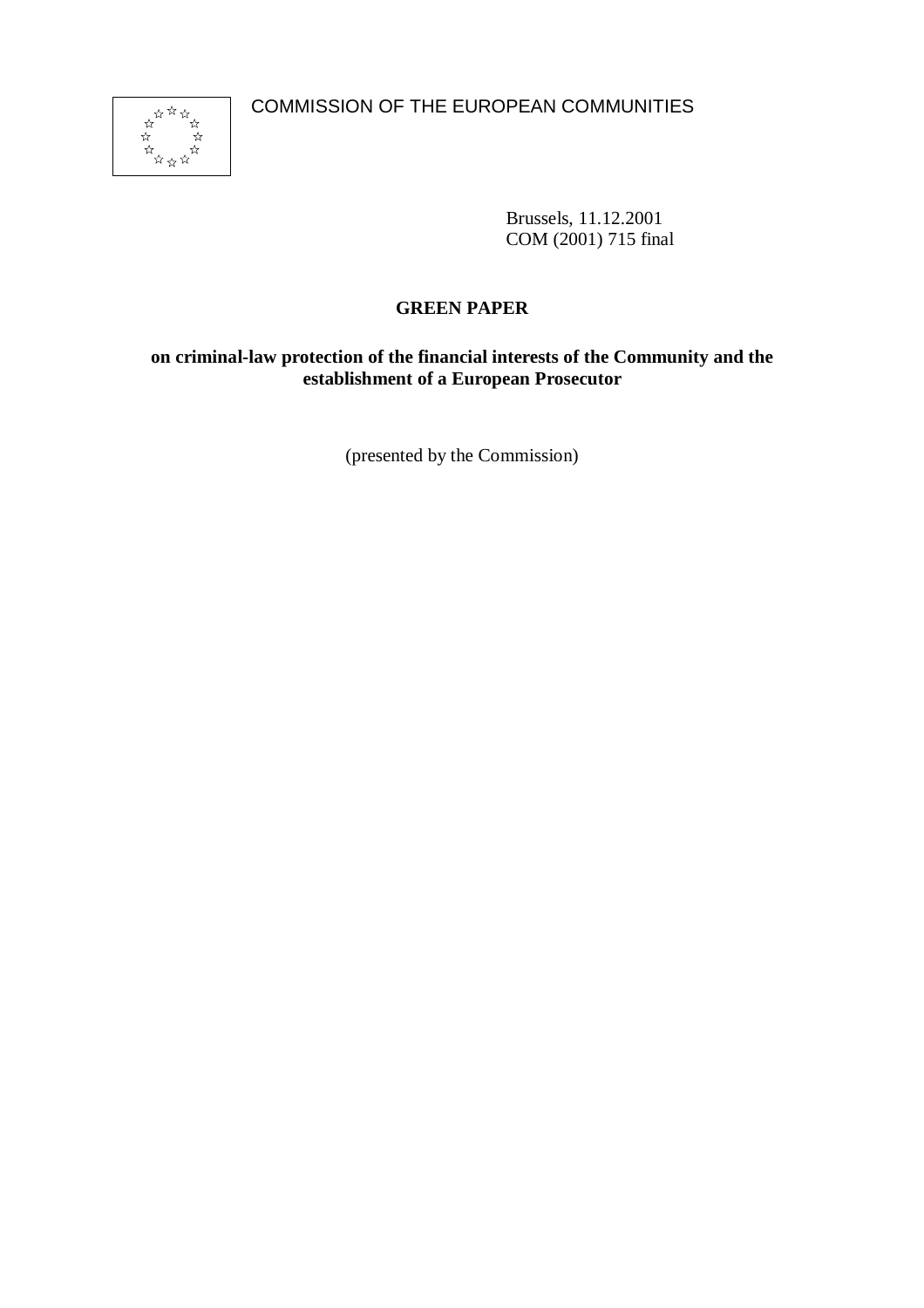COMMISSION OF THE EUROPEAN COMMUNITIES

Brussels, 11.12.2001
COM (2001) 715 final

# GREEN PAPER

## on criminal-law protection of the financial interests of the Community and the establishment of a European Prosecutor

(presented by the Commission)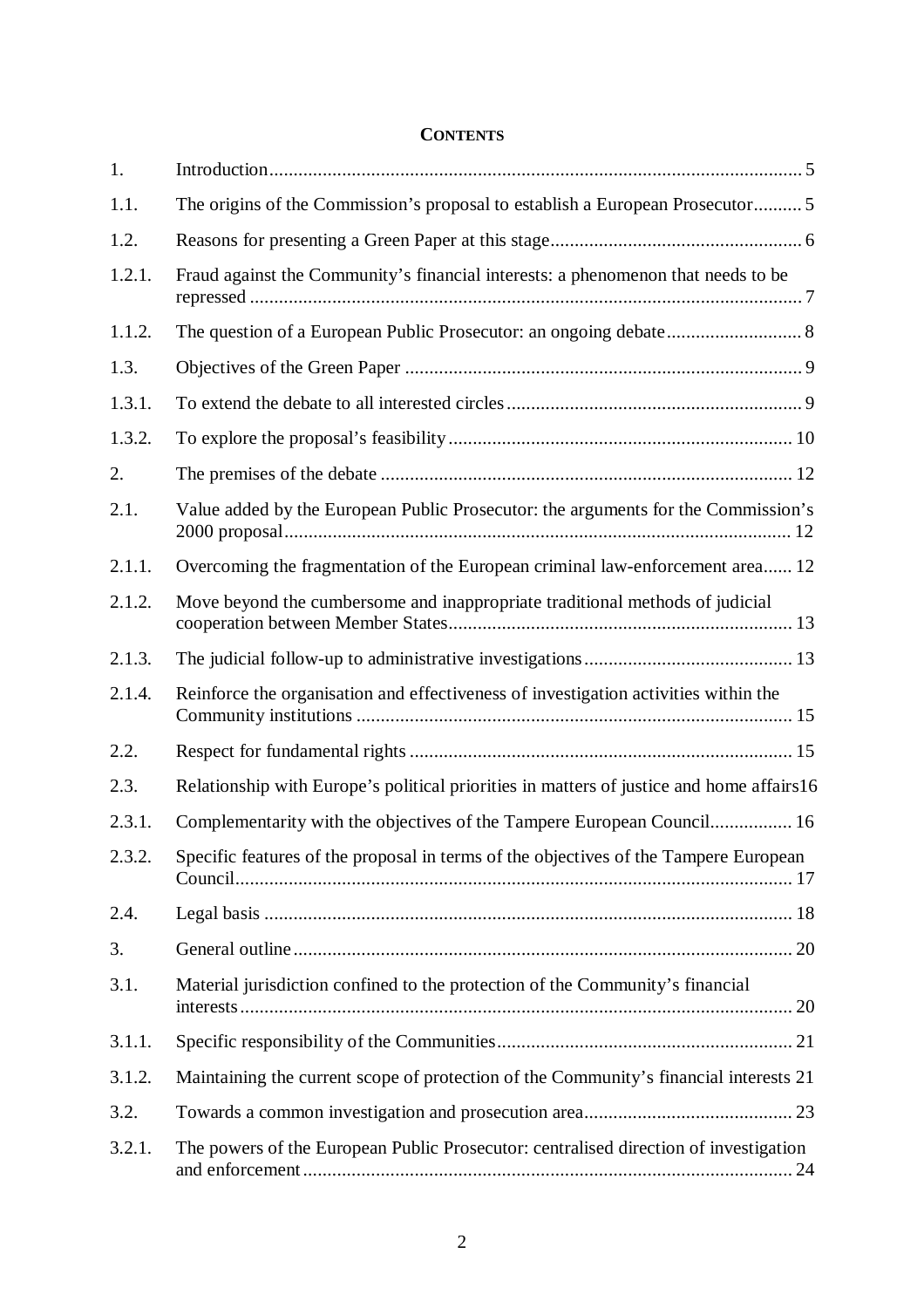**CONTENTS**

| | | |
|---|---|---|
| 1. | Introduction | 5 |
| 1.1. | The origins of the Commission's proposal to establish a European Prosecutor | 5 |
| 1.2. | Reasons for presenting a Green Paper at this stage | 6 |
| 1.2.1. | Fraud against the Community's financial interests: a phenomenon that needs to be repressed | 7 |
| 1.1.2. | The question of a European Public Prosecutor: an ongoing debate | 8 |
| 1.3. | Objectives of the Green Paper | 9 |
| 1.3.1. | To extend the debate to all interested circles | 9 |
| 1.3.2. | To explore the proposal's feasibility | 10 |
| 2. | The premises of the debate | 12 |
| 2.1. | Value added by the European Public Prosecutor: the arguments for the Commission's 2000 proposal | 12 |
| 2.1.1. | Overcoming the fragmentation of the European criminal law-enforcement area | 12 |
| 2.1.2. | Move beyond the cumbersome and inappropriate traditional methods of judicial cooperation between Member States | 13 |
| 2.1.3. | The judicial follow-up to administrative investigations | 13 |
| 2.1.4. | Reinforce the organisation and effectiveness of investigation activities within the Community institutions | 15 |
| 2.2. | Respect for fundamental rights | 15 |
| 2.3. | Relationship with Europe's political priorities in matters of justice and home affairs | 16 |
| 2.3.1. | Complementarity with the objectives of the Tampere European Council | 16 |
| 2.3.2. | Specific features of the proposal in terms of the objectives of the Tampere European Council | 17 |
| 2.4. | Legal basis | 18 |
| 3. | General outline | 20 |
| 3.1. | Material jurisdiction confined to the protection of the Community's financial interests | 20 |
| 3.1.1. | Specific responsibility of the Communities | 21 |
| 3.1.2. | Maintaining the current scope of protection of the Community's financial interests | 21 |
| 3.2. | Towards a common investigation and prosecution area | 23 |
| 3.2.1. | The powers of the European Public Prosecutor: centralised direction of investigation and enforcement | 24 |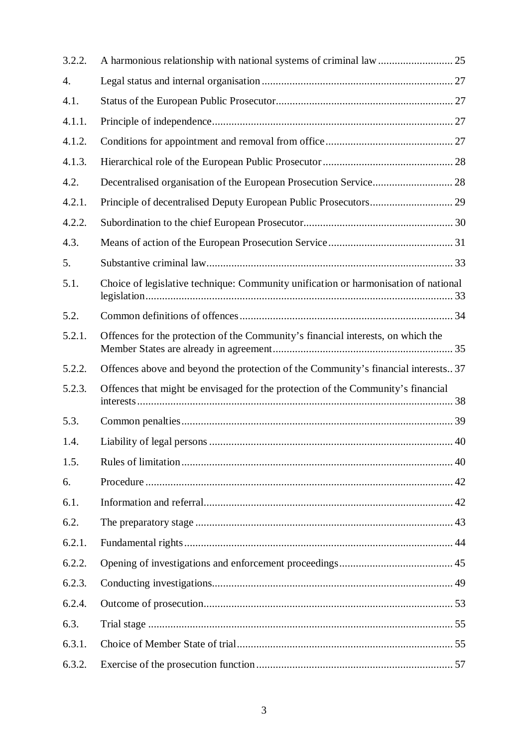| | | |
|---|---|---|
| 3.2.2. | A harmonious relationship with national systems of criminal law | 25 |
| 4. | Legal status and internal organisation | 27 |
| 4.1. | Status of the European Public Prosecutor | 27 |
| 4.1.1. | Principle of independence | 27 |
| 4.1.2. | Conditions for appointment and removal from office | 27 |
| 4.1.3. | Hierarchical role of the European Public Prosecutor | 28 |
| 4.2. | Decentralised organisation of the European Prosecution Service | 28 |
| 4.2.1. | Principle of decentralised Deputy European Public Prosecutors | 29 |
| 4.2.2. | Subordination to the chief European Prosecutor | 30 |
| 4.3. | Means of action of the European Prosecution Service | 31 |
| 5. | Substantive criminal law | 33 |
| 5.1. | Choice of legislative technique: Community unification or harmonisation of national legislation | 33 |
| 5.2. | Common definitions of offences | 34 |
| 5.2.1. | Offences for the protection of the Community's financial interests, on which the Member States are already in agreement | 35 |
| 5.2.2. | Offences above and beyond the protection of the Community's financial interests | 37 |
| 5.2.3. | Offences that might be envisaged for the protection of the Community's financial interests | 38 |
| 5.3. | Common penalties | 39 |
| 1.4. | Liability of legal persons | 40 |
| 1.5. | Rules of limitation | 40 |
| 6. | Procedure | 42 |
| 6.1. | Information and referral | 42 |
| 6.2. | The preparatory stage | 43 |
| 6.2.1. | Fundamental rights | 44 |
| 6.2.2. | Opening of investigations and enforcement proceedings | 45 |
| 6.2.3. | Conducting investigations | 49 |
| 6.2.4. | Outcome of prosecution | 53 |
| 6.3. | Trial stage | 55 |
| 6.3.1. | Choice of Member State of trial | 55 |
| 6.3.2. | Exercise of the prosecution function | 57 |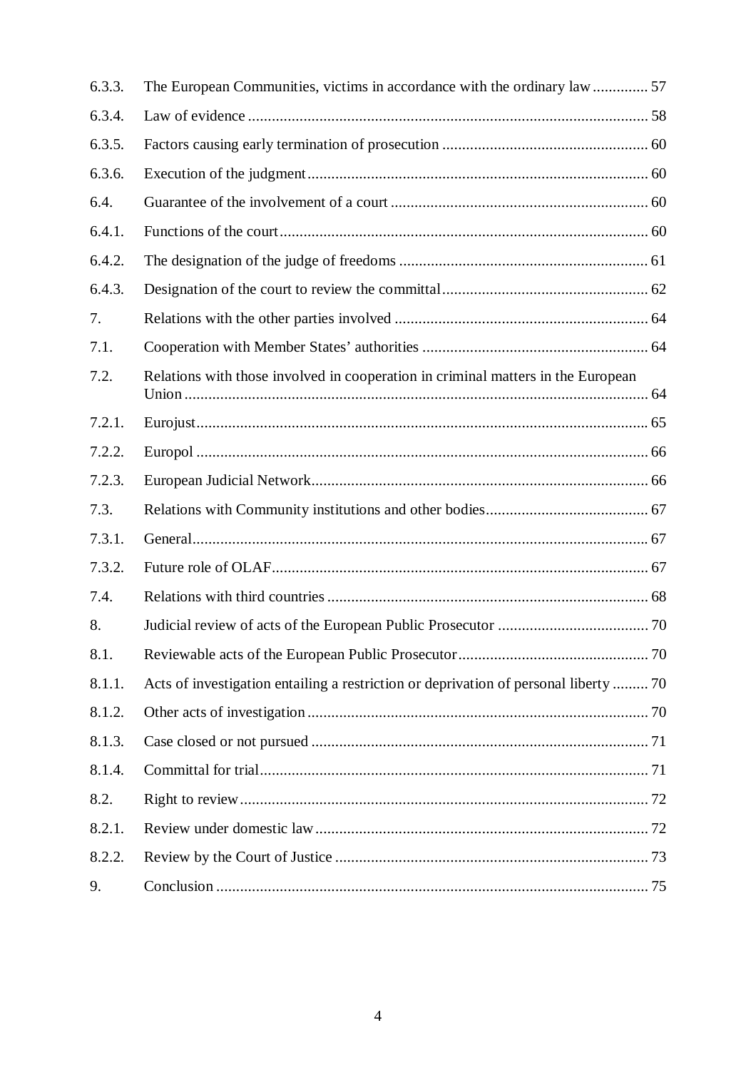| | | |
|---|---|---|
| 6.3.3. | The European Communities, victims in accordance with the ordinary law | 57 |
| 6.3.4. | Law of evidence | 58 |
| 6.3.5. | Factors causing early termination of prosecution | 60 |
| 6.3.6. | Execution of the judgment | 60 |
| 6.4. | Guarantee of the involvement of a court | 60 |
| 6.4.1. | Functions of the court | 60 |
| 6.4.2. | The designation of the judge of freedoms | 61 |
| 6.4.3. | Designation of the court to review the committal | 62 |
| 7. | Relations with the other parties involved | 64 |
| 7.1. | Cooperation with Member States' authorities | 64 |
| 7.2. | Relations with those involved in cooperation in criminal matters in the European Union | 64 |
| 7.2.1. | Eurojust | 65 |
| 7.2.2. | Europol | 66 |
| 7.2.3. | European Judicial Network | 66 |
| 7.3. | Relations with Community institutions and other bodies | 67 |
| 7.3.1. | General | 67 |
| 7.3.2. | Future role of OLAF | 67 |
| 7.4. | Relations with third countries | 68 |
| 8. | Judicial review of acts of the European Public Prosecutor | 70 |
| 8.1. | Reviewable acts of the European Public Prosecutor | 70 |
| 8.1.1. | Acts of investigation entailing a restriction or deprivation of personal liberty | 70 |
| 8.1.2. | Other acts of investigation | 70 |
| 8.1.3. | Case closed or not pursued | 71 |
| 8.1.4. | Committal for trial | 71 |
| 8.2. | Right to review | 72 |
| 8.2.1. | Review under domestic law | 72 |
| 8.2.2. | Review by the Court of Justice | 73 |
| 9. | Conclusion | 75 |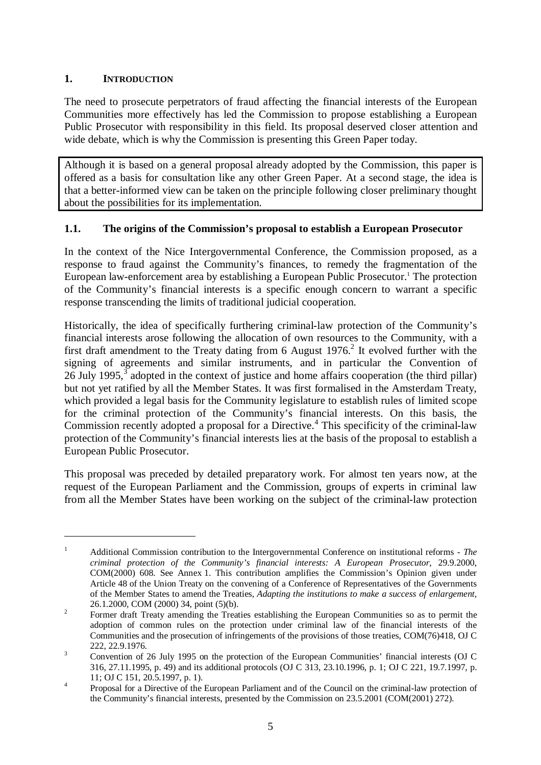## 1. INTRODUCTION

The need to prosecute perpetrators of fraud affecting the financial interests of the European Communities more effectively has led the Commission to propose establishing a European Public Prosecutor with responsibility in this field. Its proposal deserved closer attention and wide debate, which is why the Commission is presenting this Green Paper today.

Although it is based on a general proposal already adopted by the Commission, this paper is offered as a basis for consultation like any other Green Paper. At a second stage, the idea is that a better-informed view can be taken on the principle following closer preliminary thought about the possibilities for its implementation.

### 1.1. The origins of the Commission's proposal to establish a European Prosecutor

In the context of the Nice Intergovernmental Conference, the Commission proposed, as a response to fraud against the Community's finances, to remedy the fragmentation of the European law-enforcement area by establishing a European Public Prosecutor.[1] The protection of the Community's financial interests is a specific enough concern to warrant a specific response transcending the limits of traditional judicial cooperation.

Historically, the idea of specifically furthering criminal-law protection of the Community's financial interests arose following the allocation of own resources to the Community, with a first draft amendment to the Treaty dating from 6 August 1976.[2] It evolved further with the signing of agreements and similar instruments, and in particular the Convention of 26 July 1995,[3] adopted in the context of justice and home affairs cooperation (the third pillar) but not yet ratified by all the Member States. It was first formalised in the Amsterdam Treaty, which provided a legal basis for the Community legislature to establish rules of limited scope for the criminal protection of the Community's financial interests. On this basis, the Commission recently adopted a proposal for a Directive.[4] This specificity of the criminal-law protection of the Community's financial interests lies at the basis of the proposal to establish a European Public Prosecutor.

This proposal was preceded by detailed preparatory work. For almost ten years now, at the request of the European Parliament and the Commission, groups of experts in criminal law from all the Member States have been working on the subject of the criminal-law protection

---

[1] Additional Commission contribution to the Intergovernmental Conference on institutional reforms - *The criminal protection of the Community's financial interests: A European Prosecutor*, 29.9.2000, COM(2000) 608. See Annex 1. This contribution amplifies the Commission's Opinion given under Article 48 of the Union Treaty on the convening of a Conference of Representatives of the Governments of the Member States to amend the Treaties, *Adapting the institutions to make a success of enlargement*, 26.1.2000, COM (2000) 34, point (5)(b).

[2] Former draft Treaty amending the Treaties establishing the European Communities so as to permit the adoption of common rules on the protection under criminal law of the financial interests of the Communities and the prosecution of infringements of the provisions of those treaties, COM(76)418, OJ C 222, 22.9.1976.

[3] Convention of 26 July 1995 on the protection of the European Communities' financial interests (OJ C 316, 27.11.1995, p. 49) and its additional protocols (OJ C 313, 23.10.1996, p. 1; OJ C 221, 19.7.1997, p. 11; OJ C 151, 20.5.1997, p. 1).

[4] Proposal for a Directive of the European Parliament and of the Council on the criminal-law protection of the Community's financial interests, presented by the Commission on 23.5.2001 (COM(2001) 272).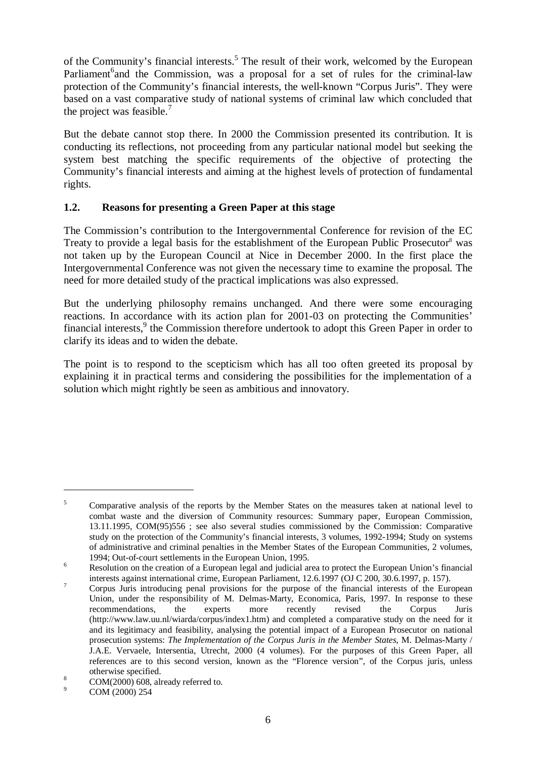of the Community's financial interests.[5] The result of their work, welcomed by the European Parliament[6] and the Commission, was a proposal for a set of rules for the criminal-law protection of the Community's financial interests, the well-known "Corpus Juris". They were based on a vast comparative study of national systems of criminal law which concluded that the project was feasible.[7]

But the debate cannot stop there. In 2000 the Commission presented its contribution. It is conducting its reflections, not proceeding from any particular national model but seeking the system best matching the specific requirements of the objective of protecting the Community's financial interests and aiming at the highest levels of protection of fundamental rights.

### 1.2. Reasons for presenting a Green Paper at this stage

The Commission's contribution to the Intergovernmental Conference for revision of the EC Treaty to provide a legal basis for the establishment of the European Public Prosecutor[8] was not taken up by the European Council at Nice in December 2000. In the first place the Intergovernmental Conference was not given the necessary time to examine the proposal. The need for more detailed study of the practical implications was also expressed.

But the underlying philosophy remains unchanged. And there were some encouraging reactions. In accordance with its action plan for 2001-03 on protecting the Communities' financial interests,[9] the Commission therefore undertook to adopt this Green Paper in order to clarify its ideas and to widen the debate.

The point is to respond to the scepticism which has all too often greeted its proposal by explaining it in practical terms and considering the possibilities for the implementation of a solution which might rightly be seen as ambitious and innovatory.

---

[5] Comparative analysis of the reports by the Member States on the measures taken at national level to combat waste and the diversion of Community resources: Summary paper, European Commission, 13.11.1995, COM(95)556 ; see also several studies commissioned by the Commission: Comparative study on the protection of the Community's financial interests, 3 volumes, 1992-1994; Study on systems of administrative and criminal penalties in the Member States of the European Communities, 2 volumes, 1994; Out-of-court settlements in the European Union, 1995.

[6] Resolution on the creation of a European legal and judicial area to protect the European Union's financial interests against international crime, European Parliament, 12.6.1997 (OJ C 200, 30.6.1997, p. 157).

[7] Corpus Juris introducing penal provisions for the purpose of the financial interests of the European Union, under the responsibility of M. Delmas-Marty, Economica, Paris, 1997. In response to these recommendations, the experts more recently revised the Corpus Juris (http://www.law.uu.nl/wiarda/corpus/index1.htm) and completed a comparative study on the need for it and its legitimacy and feasibility, analysing the potential impact of a European Prosecutor on national prosecution systems: *The Implementation of the Corpus Juris in the Member States*, M. Delmas-Marty / J.A.E. Vervaele, Intersentia, Utrecht, 2000 (4 volumes). For the purposes of this Green Paper, all references are to this second version, known as the "Florence version", of the Corpus juris, unless otherwise specified.

[8] COM(2000) 608, already referred to.

[9] COM (2000) 254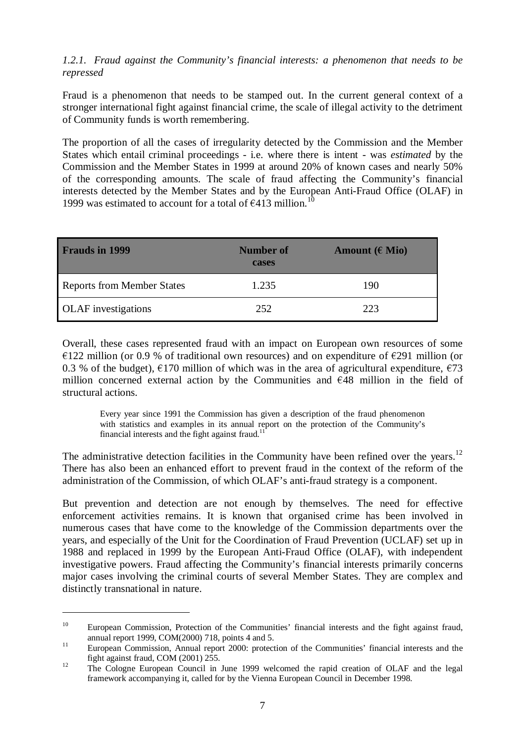### 1.2.1. *Fraud against the Community's financial interests: a phenomenon that needs to be repressed*

Fraud is a phenomenon that needs to be stamped out. In the current general context of a stronger international fight against financial crime, the scale of illegal activity to the detriment of Community funds is worth remembering.

The proportion of all the cases of irregularity detected by the Commission and the Member States which entail criminal proceedings - i.e. where there is intent - was *estimated* by the Commission and the Member States in 1999 at around 20% of known cases and nearly 50% of the corresponding amounts. The scale of fraud affecting the Community's financial interests detected by the Member States and by the European Anti-Fraud Office (OLAF) in 1999 was estimated to account for a total of €413 million.[10]

| Frauds in 1999 | Number of cases | Amount (€ Mio) |
|---|---|---|
| Reports from Member States | 1.235 | 190 |
| OLAF investigations | 252 | 223 |

Overall, these cases represented fraud with an impact on European own resources of some €122 million (or 0.9 % of traditional own resources) and on expenditure of €291 million (or 0.3 % of the budget), €170 million of which was in the area of agricultural expenditure, €73 million concerned external action by the Communities and €48 million in the field of structural actions.

> Every year since 1991 the Commission has given a description of the fraud phenomenon with statistics and examples in its annual report on the protection of the Community's financial interests and the fight against fraud.[11]

The administrative detection facilities in the Community have been refined over the years.[12] There has also been an enhanced effort to prevent fraud in the context of the reform of the administration of the Commission, of which OLAF's anti-fraud strategy is a component.

But prevention and detection are not enough by themselves. The need for effective enforcement activities remains. It is known that organised crime has been involved in numerous cases that have come to the knowledge of the Commission departments over the years, and especially of the Unit for the Coordination of Fraud Prevention (UCLAF) set up in 1988 and replaced in 1999 by the European Anti-Fraud Office (OLAF), with independent investigative powers. Fraud affecting the Community's financial interests primarily concerns major cases involving the criminal courts of several Member States. They are complex and distinctly transnational in nature.

---

[10] European Commission, Protection of the Communities' financial interests and the fight against fraud, annual report 1999, COM(2000) 718, points 4 and 5.

[11] European Commission, Annual report 2000: protection of the Communities' financial interests and the fight against fraud, COM (2001) 255.

[12] The Cologne European Council in June 1999 welcomed the rapid creation of OLAF and the legal framework accompanying it, called for by the Vienna European Council in December 1998.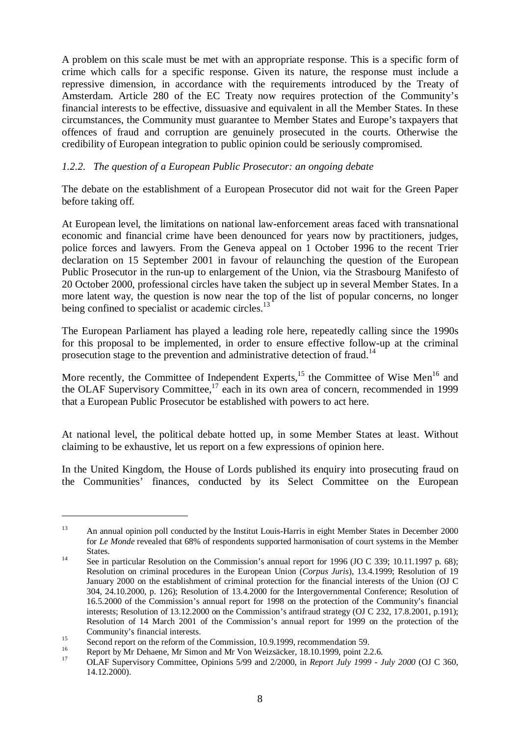A problem on this scale must be met with an appropriate response. This is a specific form of crime which calls for a specific response. Given its nature, the response must include a repressive dimension, in accordance with the requirements introduced by the Treaty of Amsterdam. Article 280 of the EC Treaty now requires protection of the Community's financial interests to be effective, dissuasive and equivalent in all the Member States. In these circumstances, the Community must guarantee to Member States and Europe's taxpayers that offences of fraud and corruption are genuinely prosecuted in the courts. Otherwise the credibility of European integration to public opinion could be seriously compromised.

### *1.2.2. The question of a European Public Prosecutor: an ongoing debate*

The debate on the establishment of a European Prosecutor did not wait for the Green Paper before taking off.

At European level, the limitations on national law-enforcement areas faced with transnational economic and financial crime have been denounced for years now by practitioners, judges, police forces and lawyers. From the Geneva appeal on 1 October 1996 to the recent Trier declaration on 15 September 2001 in favour of relaunching the question of the European Public Prosecutor in the run-up to enlargement of the Union, via the Strasbourg Manifesto of 20 October 2000, professional circles have taken the subject up in several Member States. In a more latent way, the question is now near the top of the list of popular concerns, no longer being confined to specialist or academic circles.[13]

The European Parliament has played a leading role here, repeatedly calling since the 1990s for this proposal to be implemented, in order to ensure effective follow-up at the criminal prosecution stage to the prevention and administrative detection of fraud.[14]

More recently, the Committee of Independent Experts,[15] the Committee of Wise Men[16] and the OLAF Supervisory Committee,[17] each in its own area of concern, recommended in 1999 that a European Public Prosecutor be established with powers to act here.

At national level, the political debate hotted up, in some Member States at least. Without claiming to be exhaustive, let us report on a few expressions of opinion here.

In the United Kingdom, the House of Lords published its enquiry into prosecuting fraud on the Communities' finances, conducted by its Select Committee on the European

---

[13] An annual opinion poll conducted by the Institut Louis-Harris in eight Member States in December 2000 for *Le Monde* revealed that 68% of respondents supported harmonisation of court systems in the Member States.

[14] See in particular Resolution on the Commission's annual report for 1996 (JO C 339; 10.11.1997 p. 68); Resolution on criminal procedures in the European Union (*Corpus Juris*), 13.4.1999; Resolution of 19 January 2000 on the establishment of criminal protection for the financial interests of the Union (OJ C 304, 24.10.2000, p. 126); Resolution of 13.4.2000 for the Intergovernmental Conference; Resolution of 16.5.2000 of the Commission's annual report for 1998 on the protection of the Community's financial interests; Resolution of 13.12.2000 on the Commission's antifraud strategy (OJ C 232, 17.8.2001, p.191); Resolution of 14 March 2001 of the Commission's annual report for 1999 on the protection of the Community's financial interests.

[15] Second report on the reform of the Commission, 10.9.1999, recommendation 59.

[16] Report by Mr Dehaene, Mr Simon and Mr Von Weizsäcker, 18.10.1999, point 2.2.6.

[17] OLAF Supervisory Committee, Opinions 5/99 and 2/2000, in *Report July 1999 - July 2000* (OJ C 360, 14.12.2000).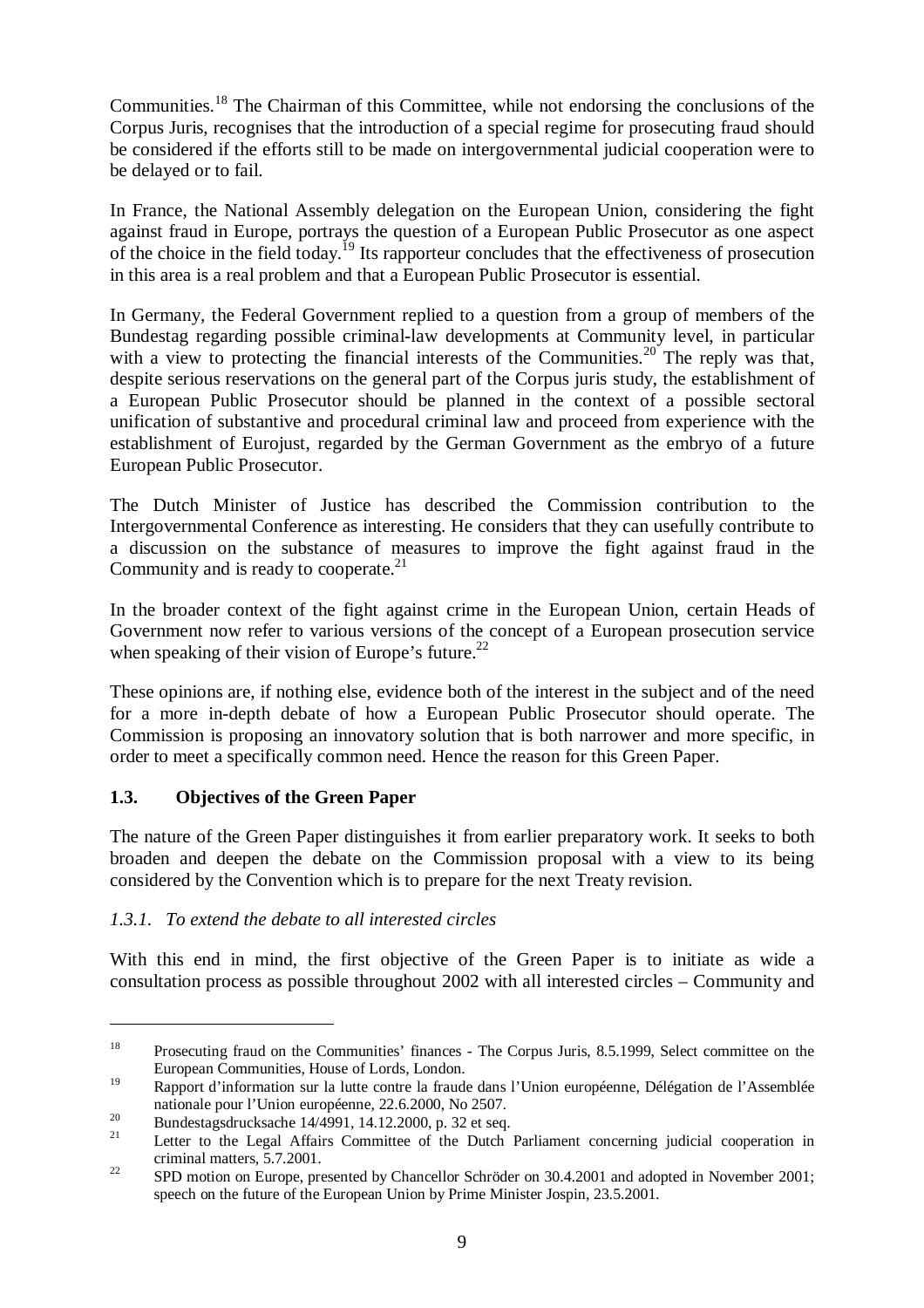Communities.[18] The Chairman of this Committee, while not endorsing the conclusions of the Corpus Juris, recognises that the introduction of a special regime for prosecuting fraud should be considered if the efforts still to be made on intergovernmental judicial cooperation were to be delayed or to fail.

In France, the National Assembly delegation on the European Union, considering the fight against fraud in Europe, portrays the question of a European Public Prosecutor as one aspect of the choice in the field today.[19] Its rapporteur concludes that the effectiveness of prosecution in this area is a real problem and that a European Public Prosecutor is essential.

In Germany, the Federal Government replied to a question from a group of members of the Bundestag regarding possible criminal-law developments at Community level, in particular with a view to protecting the financial interests of the Communities.[20] The reply was that, despite serious reservations on the general part of the Corpus juris study, the establishment of a European Public Prosecutor should be planned in the context of a possible sectoral unification of substantive and procedural criminal law and proceed from experience with the establishment of Eurojust, regarded by the German Government as the embryo of a future European Public Prosecutor.

The Dutch Minister of Justice has described the Commission contribution to the Intergovernmental Conference as interesting. He considers that they can usefully contribute to a discussion on the substance of measures to improve the fight against fraud in the Community and is ready to cooperate.[21]

In the broader context of the fight against crime in the European Union, certain Heads of Government now refer to various versions of the concept of a European prosecution service when speaking of their vision of Europe's future.[22]

These opinions are, if nothing else, evidence both of the interest in the subject and of the need for a more in-depth debate of how a European Public Prosecutor should operate. The Commission is proposing an innovatory solution that is both narrower and more specific, in order to meet a specifically common need. Hence the reason for this Green Paper.

### 1.3. Objectives of the Green Paper

The nature of the Green Paper distinguishes it from earlier preparatory work. It seeks to both broaden and deepen the debate on the Commission proposal with a view to its being considered by the Convention which is to prepare for the next Treaty revision.

#### *1.3.1. To extend the debate to all interested circles*

With this end in mind, the first objective of the Green Paper is to initiate as wide a consultation process as possible throughout 2002 with all interested circles – Community and

---

[18] Prosecuting fraud on the Communities' finances - The Corpus Juris, 8.5.1999, Select committee on the European Communities, House of Lords, London.

[19] Rapport d'information sur la lutte contre la fraude dans l'Union européenne, Délégation de l'Assemblée nationale pour l'Union européenne, 22.6.2000, No 2507.

[20] Bundestagsdrucksache 14/4991, 14.12.2000, p. 32 et seq.

[21] Letter to the Legal Affairs Committee of the Dutch Parliament concerning judicial cooperation in criminal matters, 5.7.2001.

[22] SPD motion on Europe, presented by Chancellor Schröder on 30.4.2001 and adopted in November 2001; speech on the future of the European Union by Prime Minister Jospin, 23.5.2001.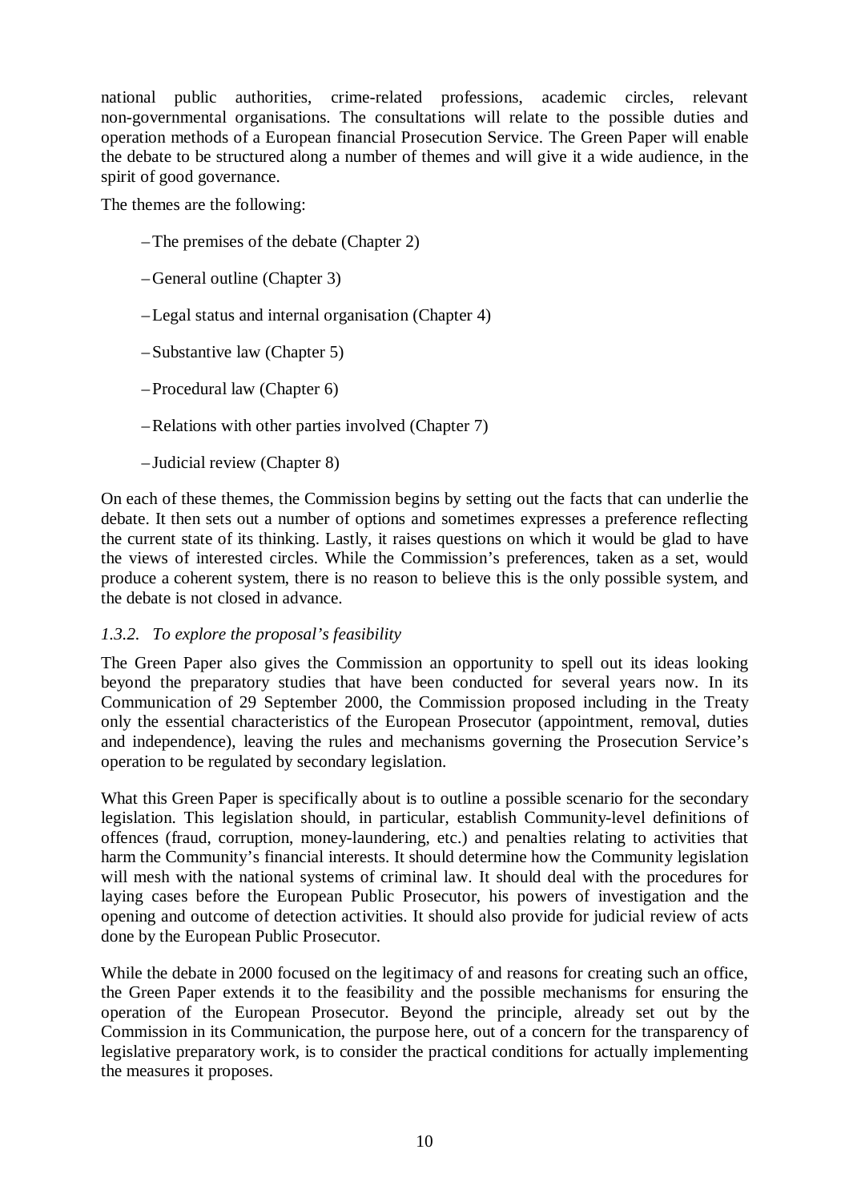national public authorities, crime-related professions, academic circles, relevant non-governmental organisations. The consultations will relate to the possible duties and operation methods of a European financial Prosecution Service. The Green Paper will enable the debate to be structured along a number of themes and will give it a wide audience, in the spirit of good governance.

The themes are the following:

- The premises of the debate (Chapter 2)
- General outline (Chapter 3)
- Legal status and internal organisation (Chapter 4)
- Substantive law (Chapter 5)
- Procedural law (Chapter 6)
- Relations with other parties involved (Chapter 7)
- Judicial review (Chapter 8)

On each of these themes, the Commission begins by setting out the facts that can underlie the debate. It then sets out a number of options and sometimes expresses a preference reflecting the current state of its thinking. Lastly, it raises questions on which it would be glad to have the views of interested circles. While the Commission's preferences, taken as a set, would produce a coherent system, there is no reason to believe this is the only possible system, and the debate is not closed in advance.

#### *1.3.2. To explore the proposal's feasibility*

The Green Paper also gives the Commission an opportunity to spell out its ideas looking beyond the preparatory studies that have been conducted for several years now. In its Communication of 29 September 2000, the Commission proposed including in the Treaty only the essential characteristics of the European Prosecutor (appointment, removal, duties and independence), leaving the rules and mechanisms governing the Prosecution Service's operation to be regulated by secondary legislation.

What this Green Paper is specifically about is to outline a possible scenario for the secondary legislation. This legislation should, in particular, establish Community-level definitions of offences (fraud, corruption, money-laundering, etc.) and penalties relating to activities that harm the Community's financial interests. It should determine how the Community legislation will mesh with the national systems of criminal law. It should deal with the procedures for laying cases before the European Public Prosecutor, his powers of investigation and the opening and outcome of detection activities. It should also provide for judicial review of acts done by the European Public Prosecutor.

While the debate in 2000 focused on the legitimacy of and reasons for creating such an office, the Green Paper extends it to the feasibility and the possible mechanisms for ensuring the operation of the European Prosecutor. Beyond the principle, already set out by the Commission in its Communication, the purpose here, out of a concern for the transparency of legislative preparatory work, is to consider the practical conditions for actually implementing the measures it proposes.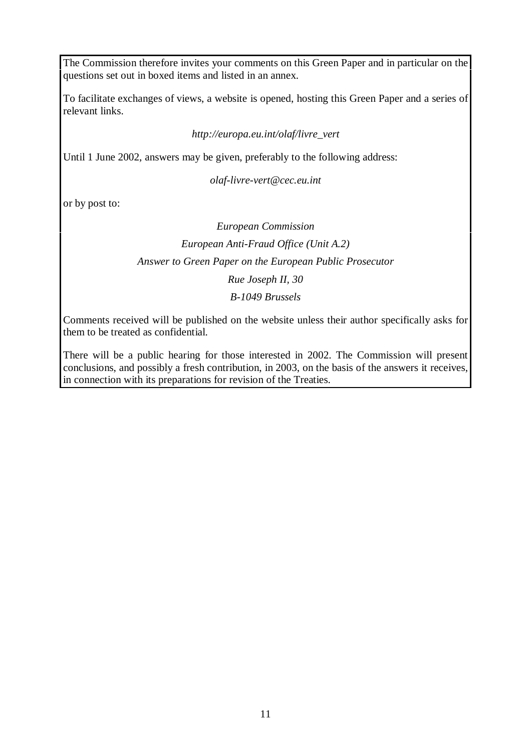The Commission therefore invites your comments on this Green Paper and in particular on the questions set out in boxed items and listed in an annex.

To facilitate exchanges of views, a website is opened, hosting this Green Paper and a series of relevant links.

*http://europa.eu.int/olaf/livre_vert*

Until 1 June 2002, answers may be given, preferably to the following address:

*olaf-livre-vert@cec.eu.int*

or by post to:

*European Commission*

*European Anti-Fraud Office (Unit A.2)*

*Answer to Green Paper on the European Public Prosecutor*

*Rue Joseph II, 30*

*B-1049 Brussels*

Comments received will be published on the website unless their author specifically asks for them to be treated as confidential.

There will be a public hearing for those interested in 2002. The Commission will present conclusions, and possibly a fresh contribution, in 2003, on the basis of the answers it receives, in connection with its preparations for revision of the Treaties.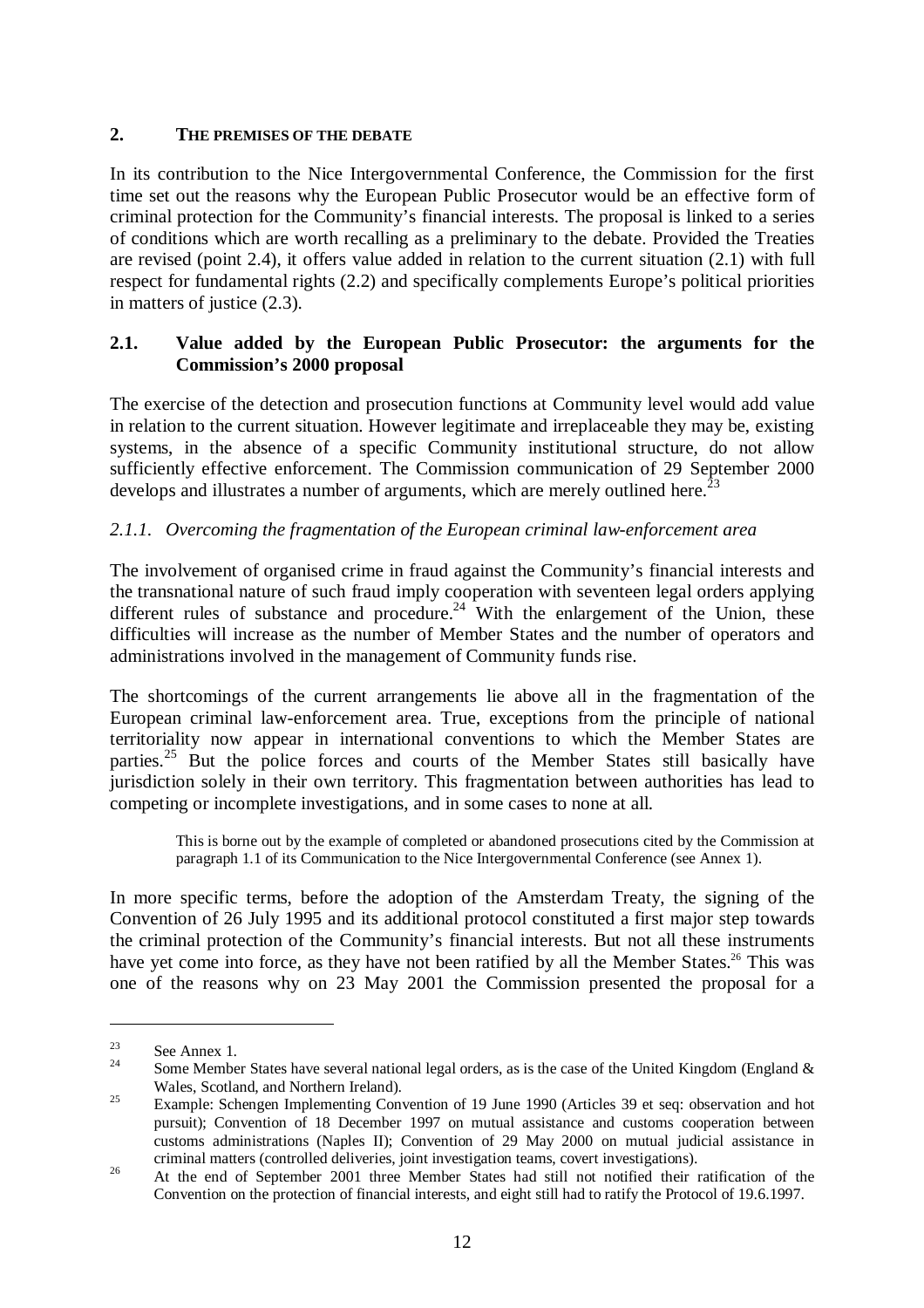## 2. THE PREMISES OF THE DEBATE

In its contribution to the Nice Intergovernmental Conference, the Commission for the first time set out the reasons why the European Public Prosecutor would be an effective form of criminal protection for the Community's financial interests. The proposal is linked to a series of conditions which are worth recalling as a preliminary to the debate. Provided the Treaties are revised (point 2.4), it offers value added in relation to the current situation (2.1) with full respect for fundamental rights (2.2) and specifically complements Europe's political priorities in matters of justice (2.3).

### 2.1. Value added by the European Public Prosecutor: the arguments for the Commission's 2000 proposal

The exercise of the detection and prosecution functions at Community level would add value in relation to the current situation. However legitimate and irreplaceable they may be, existing systems, in the absence of a specific Community institutional structure, do not allow sufficiently effective enforcement. The Commission communication of 29 September 2000 develops and illustrates a number of arguments, which are merely outlined here.[23]

#### *2.1.1. Overcoming the fragmentation of the European criminal law-enforcement area*

The involvement of organised crime in fraud against the Community's financial interests and the transnational nature of such fraud imply cooperation with seventeen legal orders applying different rules of substance and procedure.[24] With the enlargement of the Union, these difficulties will increase as the number of Member States and the number of operators and administrations involved in the management of Community funds rise.

The shortcomings of the current arrangements lie above all in the fragmentation of the European criminal law-enforcement area. True, exceptions from the principle of national territoriality now appear in international conventions to which the Member States are parties.[25] But the police forces and courts of the Member States still basically have jurisdiction solely in their own territory. This fragmentation between authorities has lead to competing or incomplete investigations, and in some cases to none at all.

> This is borne out by the example of completed or abandoned prosecutions cited by the Commission at paragraph 1.1 of its Communication to the Nice Intergovernmental Conference (see Annex 1).

In more specific terms, before the adoption of the Amsterdam Treaty, the signing of the Convention of 26 July 1995 and its additional protocol constituted a first major step towards the criminal protection of the Community's financial interests. But not all these instruments have yet come into force, as they have not been ratified by all the Member States.[26] This was one of the reasons why on 23 May 2001 the Commission presented the proposal for a

---

[23] See Annex 1.

[24] Some Member States have several national legal orders, as is the case of the United Kingdom (England & Wales, Scotland, and Northern Ireland).

[25] Example: Schengen Implementing Convention of 19 June 1990 (Articles 39 et seq: observation and hot pursuit); Convention of 18 December 1997 on mutual assistance and customs cooperation between customs administrations (Naples II); Convention of 29 May 2000 on mutual judicial assistance in criminal matters (controlled deliveries, joint investigation teams, covert investigations).

[26] At the end of September 2001 three Member States had still not notified their ratification of the Convention on the protection of financial interests, and eight still had to ratify the Protocol of 19.6.1997.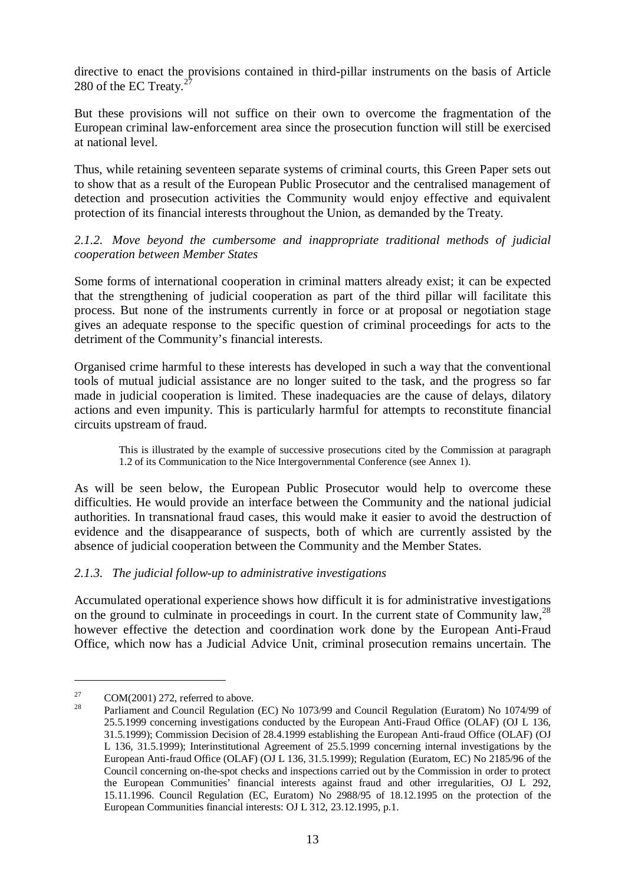directive to enact the provisions contained in third-pillar instruments on the basis of Article 280 of the EC Treaty.[27]

But these provisions will not suffice on their own to overcome the fragmentation of the European criminal law-enforcement area since the prosecution function will still be exercised at national level.

Thus, while retaining seventeen separate systems of criminal courts, this Green Paper sets out to show that as a result of the European Public Prosecutor and the centralised management of detection and prosecution activities the Community would enjoy effective and equivalent protection of its financial interests throughout the Union, as demanded by the Treaty.

### *2.1.2. Move beyond the cumbersome and inappropriate traditional methods of judicial cooperation between Member States*

Some forms of international cooperation in criminal matters already exist; it can be expected that the strengthening of judicial cooperation as part of the third pillar will facilitate this process. But none of the instruments currently in force or at proposal or negotiation stage gives an adequate response to the specific question of criminal proceedings for acts to the detriment of the Community's financial interests.

Organised crime harmful to these interests has developed in such a way that the conventional tools of mutual judicial assistance are no longer suited to the task, and the progress so far made in judicial cooperation is limited. These inadequacies are the cause of delays, dilatory actions and even impunity. This is particularly harmful for attempts to reconstitute financial circuits upstream of fraud.

> This is illustrated by the example of successive prosecutions cited by the Commission at paragraph 1.2 of its Communication to the Nice Intergovernmental Conference (see Annex 1).

As will be seen below, the European Public Prosecutor would help to overcome these difficulties. He would provide an interface between the Community and the national judicial authorities. In transnational fraud cases, this would make it easier to avoid the destruction of evidence and the disappearance of suspects, both of which are currently assisted by the absence of judicial cooperation between the Community and the Member States.

### *2.1.3. The judicial follow-up to administrative investigations*

Accumulated operational experience shows how difficult it is for administrative investigations on the ground to culminate in proceedings in court. In the current state of Community law,[28] however effective the detection and coordination work done by the European Anti-Fraud Office, which now has a Judicial Advice Unit, criminal prosecution remains uncertain. The

---

[27] COM(2001) 272, referred to above.

[28] Parliament and Council Regulation (EC) No 1073/99 and Council Regulation (Euratom) No 1074/99 of 25.5.1999 concerning investigations conducted by the European Anti-Fraud Office (OLAF) (OJ L 136, 31.5.1999); Commission Decision of 28.4.1999 establishing the European Anti-fraud Office (OLAF) (OJ L 136, 31.5.1999); Interinstitutional Agreement of 25.5.1999 concerning internal investigations by the European Anti-fraud Office (OLAF) (OJ L 136, 31.5.1999); Regulation (Euratom, EC) No 2185/96 of the Council concerning on-the-spot checks and inspections carried out by the Commission in order to protect the European Communities' financial interests against fraud and other irregularities, OJ L 292, 15.11.1996. Council Regulation (EC, Euratom) No 2988/95 of 18.12.1995 on the protection of the European Communities financial interests: OJ L 312, 23.12.1995, p.1.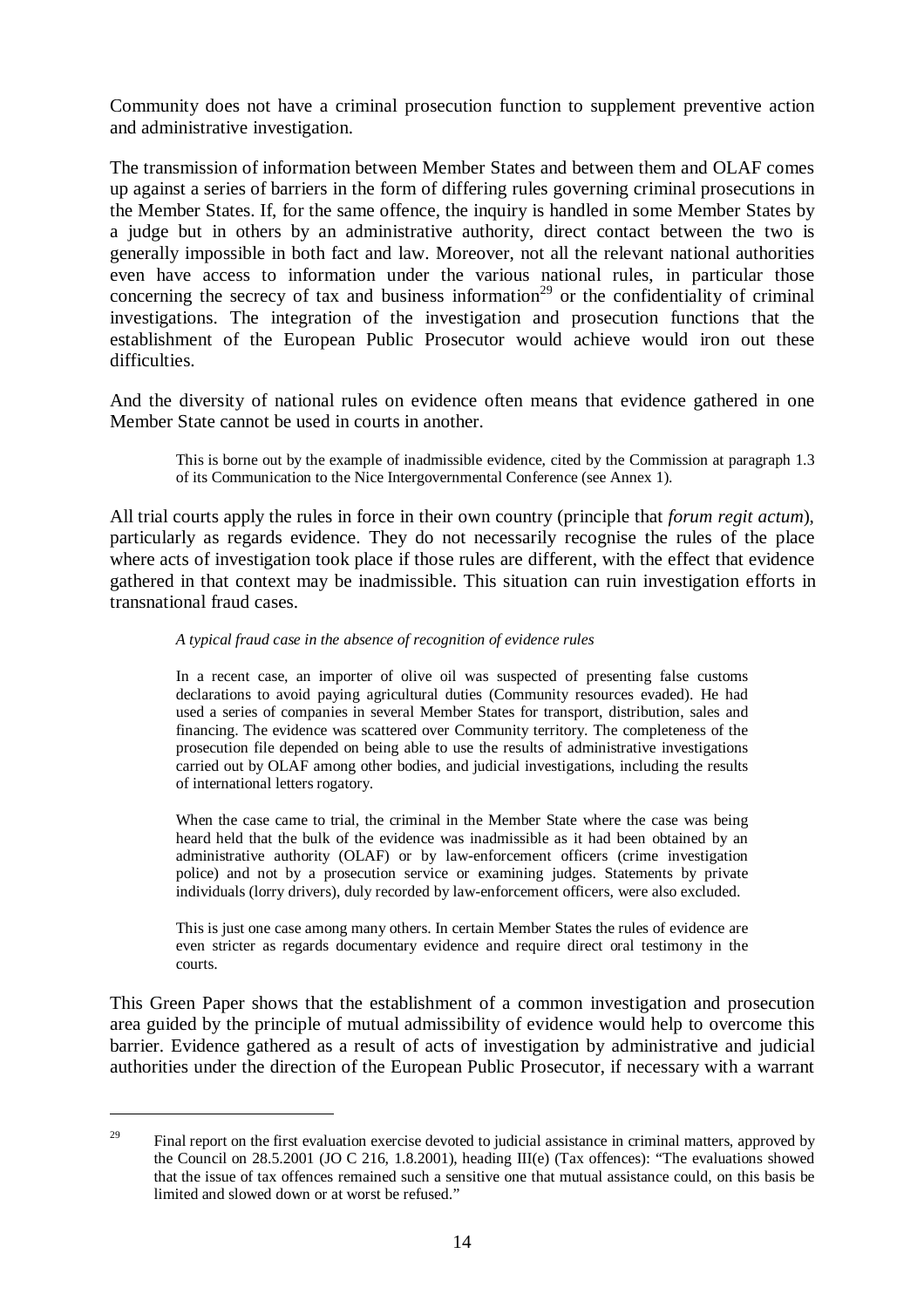Community does not have a criminal prosecution function to supplement preventive action and administrative investigation.

The transmission of information between Member States and between them and OLAF comes up against a series of barriers in the form of differing rules governing criminal prosecutions in the Member States. If, for the same offence, the inquiry is handled in some Member States by a judge but in others by an administrative authority, direct contact between the two is generally impossible in both fact and law. Moreover, not all the relevant national authorities even have access to information under the various national rules, in particular those concerning the secrecy of tax and business information[29] or the confidentiality of criminal investigations. The integration of the investigation and prosecution functions that the establishment of the European Public Prosecutor would achieve would iron out these difficulties.

And the diversity of national rules on evidence often means that evidence gathered in one Member State cannot be used in courts in another.

> This is borne out by the example of inadmissible evidence, cited by the Commission at paragraph 1.3 of its Communication to the Nice Intergovernmental Conference (see Annex 1).

All trial courts apply the rules in force in their own country (principle that *forum regit actum*), particularly as regards evidence. They do not necessarily recognise the rules of the place where acts of investigation took place if those rules are different, with the effect that evidence gathered in that context may be inadmissible. This situation can ruin investigation efforts in transnational fraud cases.

> *A typical fraud case in the absence of recognition of evidence rules*
>
> In a recent case, an importer of olive oil was suspected of presenting false customs declarations to avoid paying agricultural duties (Community resources evaded). He had used a series of companies in several Member States for transport, distribution, sales and financing. The evidence was scattered over Community territory. The completeness of the prosecution file depended on being able to use the results of administrative investigations carried out by OLAF among other bodies, and judicial investigations, including the results of international letters rogatory.
>
> When the case came to trial, the criminal in the Member State where the case was being heard held that the bulk of the evidence was inadmissible as it had been obtained by an administrative authority (OLAF) or by law-enforcement officers (crime investigation police) and not by a prosecution service or examining judges. Statements by private individuals (lorry drivers), duly recorded by law-enforcement officers, were also excluded.
>
> This is just one case among many others. In certain Member States the rules of evidence are even stricter as regards documentary evidence and require direct oral testimony in the courts.

This Green Paper shows that the establishment of a common investigation and prosecution area guided by the principle of mutual admissibility of evidence would help to overcome this barrier. Evidence gathered as a result of acts of investigation by administrative and judicial authorities under the direction of the European Public Prosecutor, if necessary with a warrant

---

[29] Final report on the first evaluation exercise devoted to judicial assistance in criminal matters, approved by the Council on 28.5.2001 (JO C 216, 1.8.2001), heading III(e) (Tax offences): "The evaluations showed that the issue of tax offences remained such a sensitive one that mutual assistance could, on this basis be limited and slowed down or at worst be refused."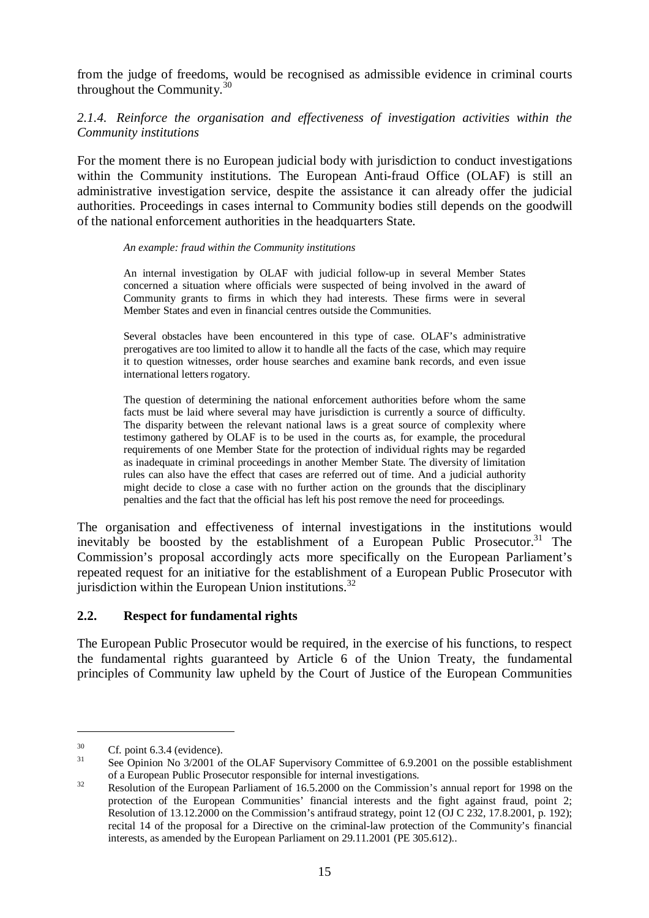from the judge of freedoms, would be recognised as admissible evidence in criminal courts throughout the Community.[30]

*2.1.4. Reinforce the organisation and effectiveness of investigation activities within the Community institutions*

For the moment there is no European judicial body with jurisdiction to conduct investigations within the Community institutions. The European Anti-fraud Office (OLAF) is still an administrative investigation service, despite the assistance it can already offer the judicial authorities. Proceedings in cases internal to Community bodies still depends on the goodwill of the national enforcement authorities in the headquarters State.

> *An example: fraud within the Community institutions*
>
> An internal investigation by OLAF with judicial follow-up in several Member States concerned a situation where officials were suspected of being involved in the award of Community grants to firms in which they had interests. These firms were in several Member States and even in financial centres outside the Communities.
>
> Several obstacles have been encountered in this type of case. OLAF's administrative prerogatives are too limited to allow it to handle all the facts of the case, which may require it to question witnesses, order house searches and examine bank records, and even issue international letters rogatory.
>
> The question of determining the national enforcement authorities before whom the same facts must be laid where several may have jurisdiction is currently a source of difficulty. The disparity between the relevant national laws is a great source of complexity where testimony gathered by OLAF is to be used in the courts as, for example, the procedural requirements of one Member State for the protection of individual rights may be regarded as inadequate in criminal proceedings in another Member State. The diversity of limitation rules can also have the effect that cases are referred out of time. And a judicial authority might decide to close a case with no further action on the grounds that the disciplinary penalties and the fact that the official has left his post remove the need for proceedings.

The organisation and effectiveness of internal investigations in the institutions would inevitably be boosted by the establishment of a European Public Prosecutor.[31] The Commission's proposal accordingly acts more specifically on the European Parliament's repeated request for an initiative for the establishment of a European Public Prosecutor with jurisdiction within the European Union institutions.[32]

## 2.2. Respect for fundamental rights

The European Public Prosecutor would be required, in the exercise of his functions, to respect the fundamental rights guaranteed by Article 6 of the Union Treaty, the fundamental principles of Community law upheld by the Court of Justice of the European Communities

---

[30] Cf. point 6.3.4 (evidence).

[31] See Opinion No 3/2001 of the OLAF Supervisory Committee of 6.9.2001 on the possible establishment of a European Public Prosecutor responsible for internal investigations.

[32] Resolution of the European Parliament of 16.5.2000 on the Commission's annual report for 1998 on the protection of the European Communities' financial interests and the fight against fraud, point 2; Resolution of 13.12.2000 on the Commission's antifraud strategy, point 12 (OJ C 232, 17.8.2001, p. 192); recital 14 of the proposal for a Directive on the criminal-law protection of the Community's financial interests, as amended by the European Parliament on 29.11.2001 (PE 305.612)..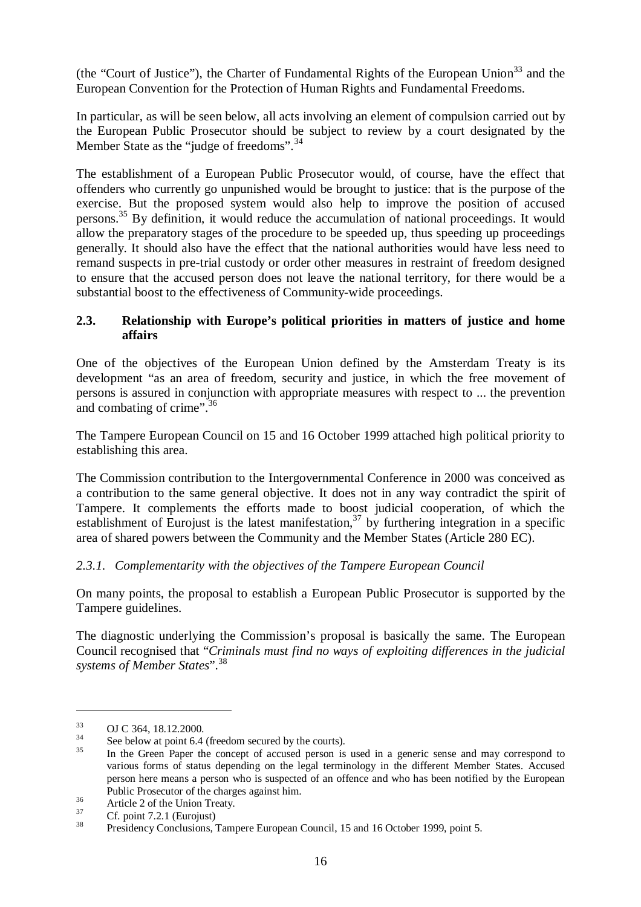(the "Court of Justice"), the Charter of Fundamental Rights of the European Union[33] and the European Convention for the Protection of Human Rights and Fundamental Freedoms.

In particular, as will be seen below, all acts involving an element of compulsion carried out by the European Public Prosecutor should be subject to review by a court designated by the Member State as the "judge of freedoms".[34]

The establishment of a European Public Prosecutor would, of course, have the effect that offenders who currently go unpunished would be brought to justice: that is the purpose of the exercise. But the proposed system would also help to improve the position of accused persons.[35] By definition, it would reduce the accumulation of national proceedings. It would allow the preparatory stages of the procedure to be speeded up, thus speeding up proceedings generally. It should also have the effect that the national authorities would have less need to remand suspects in pre-trial custody or order other measures in restraint of freedom designed to ensure that the accused person does not leave the national territory, for there would be a substantial boost to the effectiveness of Community-wide proceedings.

### 2.3. Relationship with Europe's political priorities in matters of justice and home affairs

One of the objectives of the European Union defined by the Amsterdam Treaty is its development "as an area of freedom, security and justice, in which the free movement of persons is assured in conjunction with appropriate measures with respect to ... the prevention and combating of crime".[36]

The Tampere European Council on 15 and 16 October 1999 attached high political priority to establishing this area.

The Commission contribution to the Intergovernmental Conference in 2000 was conceived as a contribution to the same general objective. It does not in any way contradict the spirit of Tampere. It complements the efforts made to boost judicial cooperation, of which the establishment of Eurojust is the latest manifestation,[37] by furthering integration in a specific area of shared powers between the Community and the Member States (Article 280 EC).

#### *2.3.1. Complementarity with the objectives of the Tampere European Council*

On many points, the proposal to establish a European Public Prosecutor is supported by the Tampere guidelines.

The diagnostic underlying the Commission's proposal is basically the same. The European Council recognised that "*Criminals must find no ways of exploiting differences in the judicial systems of Member States*".[38]

---

[33] OJ C 364, 18.12.2000.

[34] See below at point 6.4 (freedom secured by the courts).

[35] In the Green Paper the concept of accused person is used in a generic sense and may correspond to various forms of status depending on the legal terminology in the different Member States. Accused person here means a person who is suspected of an offence and who has been notified by the European Public Prosecutor of the charges against him.

[36] Article 2 of the Union Treaty.

[37] Cf. point 7.2.1 (Eurojust)

[38] Presidency Conclusions, Tampere European Council, 15 and 16 October 1999, point 5.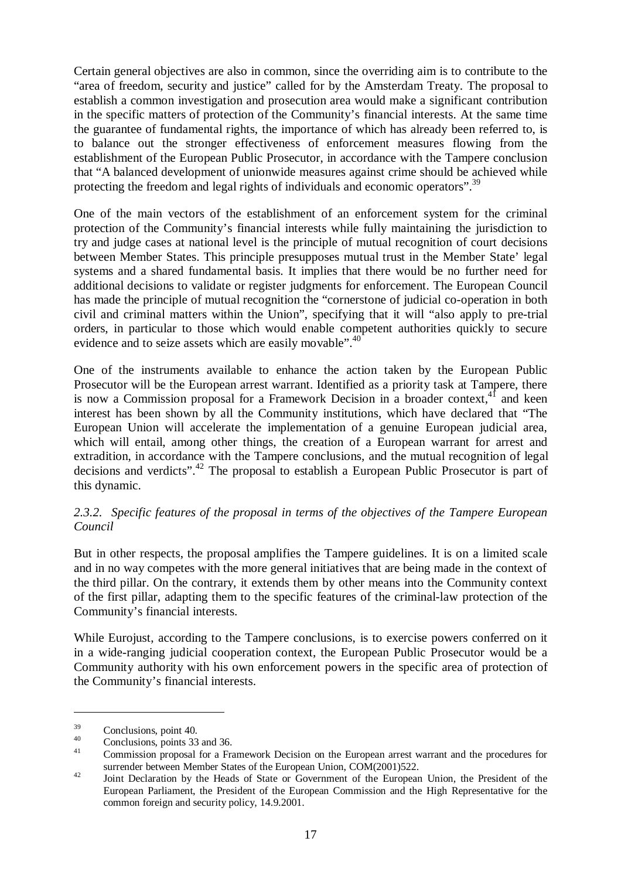Certain general objectives are also in common, since the overriding aim is to contribute to the "area of freedom, security and justice" called for by the Amsterdam Treaty. The proposal to establish a common investigation and prosecution area would make a significant contribution in the specific matters of protection of the Community's financial interests. At the same time the guarantee of fundamental rights, the importance of which has already been referred to, is to balance out the stronger effectiveness of enforcement measures flowing from the establishment of the European Public Prosecutor, in accordance with the Tampere conclusion that "A balanced development of unionwide measures against crime should be achieved while protecting the freedom and legal rights of individuals and economic operators".[39]

One of the main vectors of the establishment of an enforcement system for the criminal protection of the Community's financial interests while fully maintaining the jurisdiction to try and judge cases at national level is the principle of mutual recognition of court decisions between Member States. This principle presupposes mutual trust in the Member State' legal systems and a shared fundamental basis. It implies that there would be no further need for additional decisions to validate or register judgments for enforcement. The European Council has made the principle of mutual recognition the "cornerstone of judicial co-operation in both civil and criminal matters within the Union", specifying that it will "also apply to pre-trial orders, in particular to those which would enable competent authorities quickly to secure evidence and to seize assets which are easily movable".[40]

One of the instruments available to enhance the action taken by the European Public Prosecutor will be the European arrest warrant. Identified as a priority task at Tampere, there is now a Commission proposal for a Framework Decision in a broader context,[41] and keen interest has been shown by all the Community institutions, which have declared that "The European Union will accelerate the implementation of a genuine European judicial area, which will entail, among other things, the creation of a European warrant for arrest and extradition, in accordance with the Tampere conclusions, and the mutual recognition of legal decisions and verdicts".[42] The proposal to establish a European Public Prosecutor is part of this dynamic.

### *2.3.2. Specific features of the proposal in terms of the objectives of the Tampere European Council*

But in other respects, the proposal amplifies the Tampere guidelines. It is on a limited scale and in no way competes with the more general initiatives that are being made in the context of the third pillar. On the contrary, it extends them by other means into the Community context of the first pillar, adapting them to the specific features of the criminal-law protection of the Community's financial interests.

While Eurojust, according to the Tampere conclusions, is to exercise powers conferred on it in a wide-ranging judicial cooperation context, the European Public Prosecutor would be a Community authority with his own enforcement powers in the specific area of protection of the Community's financial interests.

---

[39] Conclusions, point 40.

[40] Conclusions, points 33 and 36.

[41] Commission proposal for a Framework Decision on the European arrest warrant and the procedures for surrender between Member States of the European Union, COM(2001)522.

[42] Joint Declaration by the Heads of State or Government of the European Union, the President of the European Parliament, the President of the European Commission and the High Representative for the common foreign and security policy, 14.9.2001.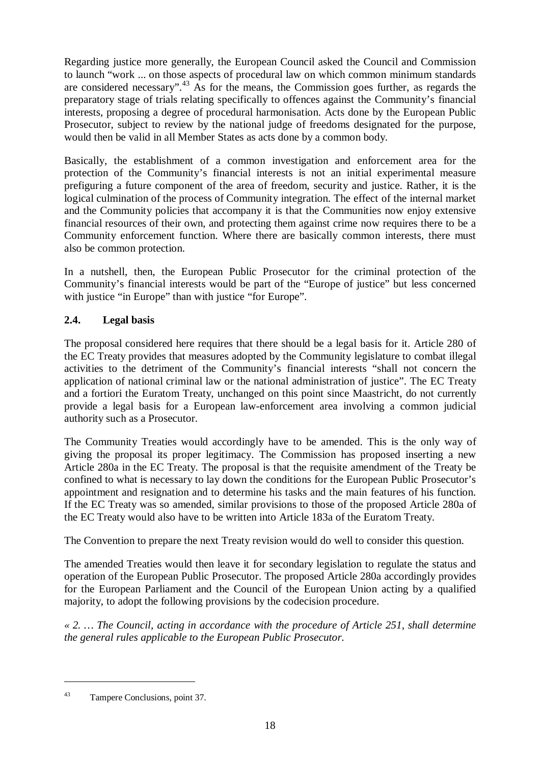Regarding justice more generally, the European Council asked the Council and Commission to launch "work ... on those aspects of procedural law on which common minimum standards are considered necessary".[43] As for the means, the Commission goes further, as regards the preparatory stage of trials relating specifically to offences against the Community's financial interests, proposing a degree of procedural harmonisation. Acts done by the European Public Prosecutor, subject to review by the national judge of freedoms designated for the purpose, would then be valid in all Member States as acts done by a common body.

Basically, the establishment of a common investigation and enforcement area for the protection of the Community's financial interests is not an initial experimental measure prefiguring a future component of the area of freedom, security and justice. Rather, it is the logical culmination of the process of Community integration. The effect of the internal market and the Community policies that accompany it is that the Communities now enjoy extensive financial resources of their own, and protecting them against crime now requires there to be a Community enforcement function. Where there are basically common interests, there must also be common protection.

In a nutshell, then, the European Public Prosecutor for the criminal protection of the Community's financial interests would be part of the "Europe of justice" but less concerned with justice "in Europe" than with justice "for Europe".

## 2.4. Legal basis

The proposal considered here requires that there should be a legal basis for it. Article 280 of the EC Treaty provides that measures adopted by the Community legislature to combat illegal activities to the detriment of the Community's financial interests "shall not concern the application of national criminal law or the national administration of justice". The EC Treaty and a fortiori the Euratom Treaty, unchanged on this point since Maastricht, do not currently provide a legal basis for a European law-enforcement area involving a common judicial authority such as a Prosecutor.

The Community Treaties would accordingly have to be amended. This is the only way of giving the proposal its proper legitimacy. The Commission has proposed inserting a new Article 280a in the EC Treaty. The proposal is that the requisite amendment of the Treaty be confined to what is necessary to lay down the conditions for the European Public Prosecutor's appointment and resignation and to determine his tasks and the main features of his function. If the EC Treaty was so amended, similar provisions to those of the proposed Article 280a of the EC Treaty would also have to be written into Article 183a of the Euratom Treaty.

The Convention to prepare the next Treaty revision would do well to consider this question.

The amended Treaties would then leave it for secondary legislation to regulate the status and operation of the European Public Prosecutor. The proposed Article 280a accordingly provides for the European Parliament and the Council of the European Union acting by a qualified majority, to adopt the following provisions by the codecision procedure.

*« 2. … The Council, acting in accordance with the procedure of Article 251, shall determine the general rules applicable to the European Public Prosecutor.*

---

[43] Tampere Conclusions, point 37.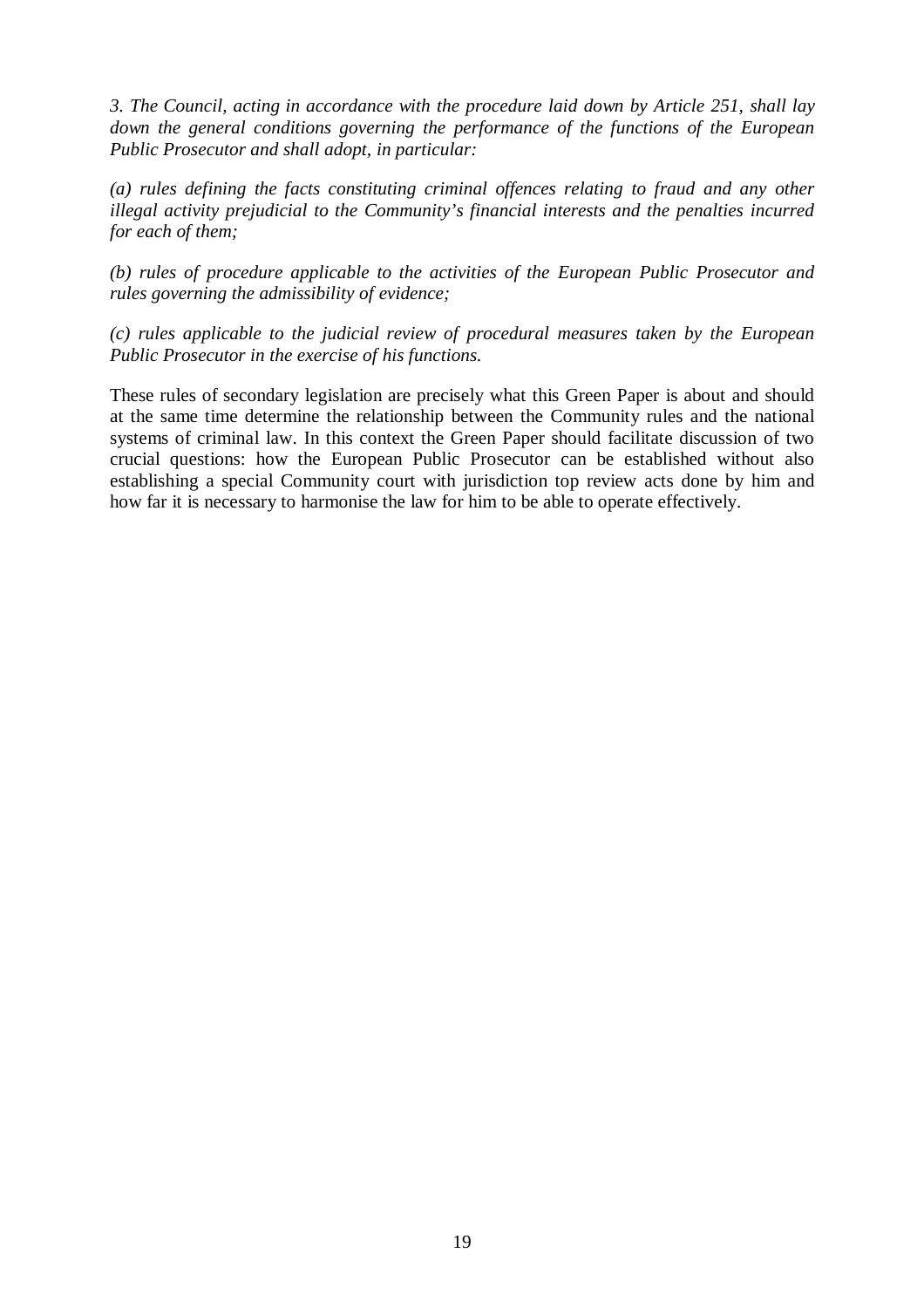*3. The Council, acting in accordance with the procedure laid down by Article 251, shall lay down the general conditions governing the performance of the functions of the European Public Prosecutor and shall adopt, in particular:*

*(a) rules defining the facts constituting criminal offences relating to fraud and any other illegal activity prejudicial to the Community's financial interests and the penalties incurred for each of them;*

*(b) rules of procedure applicable to the activities of the European Public Prosecutor and rules governing the admissibility of evidence;*

*(c) rules applicable to the judicial review of procedural measures taken by the European Public Prosecutor in the exercise of his functions.*

These rules of secondary legislation are precisely what this Green Paper is about and should at the same time determine the relationship between the Community rules and the national systems of criminal law. In this context the Green Paper should facilitate discussion of two crucial questions: how the European Public Prosecutor can be established without also establishing a special Community court with jurisdiction top review acts done by him and how far it is necessary to harmonise the law for him to be able to operate effectively.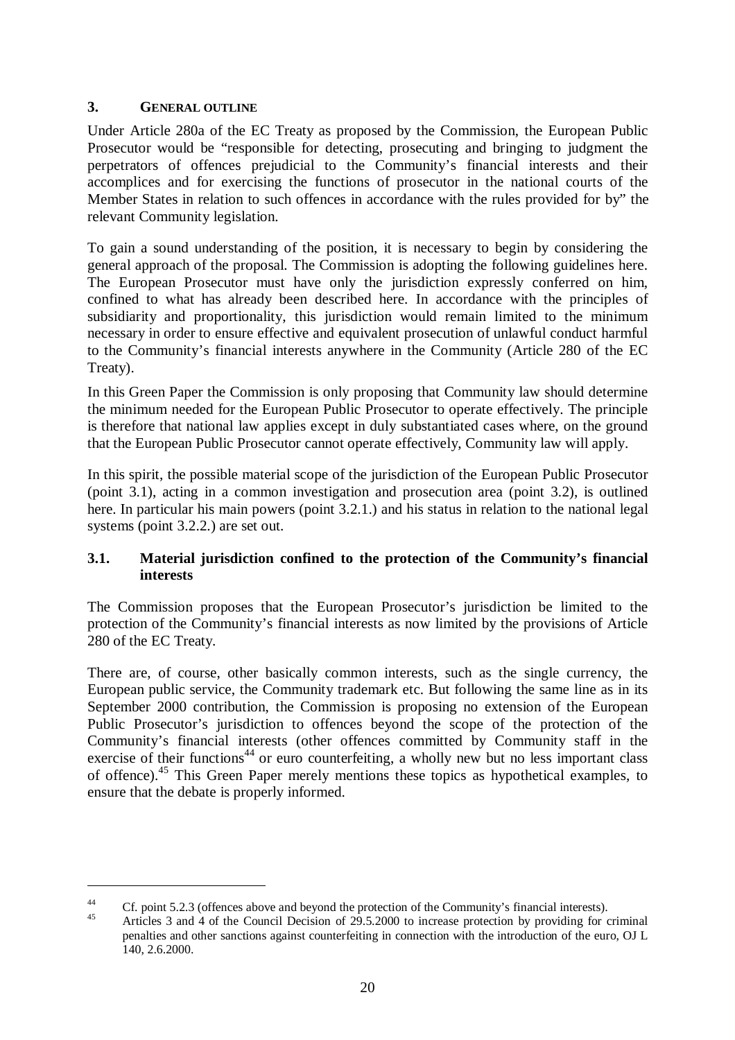## 3. GENERAL OUTLINE

Under Article 280a of the EC Treaty as proposed by the Commission, the European Public Prosecutor would be "responsible for detecting, prosecuting and bringing to judgment the perpetrators of offences prejudicial to the Community's financial interests and their accomplices and for exercising the functions of prosecutor in the national courts of the Member States in relation to such offences in accordance with the rules provided for by" the relevant Community legislation.

To gain a sound understanding of the position, it is necessary to begin by considering the general approach of the proposal. The Commission is adopting the following guidelines here. The European Prosecutor must have only the jurisdiction expressly conferred on him, confined to what has already been described here. In accordance with the principles of subsidiarity and proportionality, this jurisdiction would remain limited to the minimum necessary in order to ensure effective and equivalent prosecution of unlawful conduct harmful to the Community's financial interests anywhere in the Community (Article 280 of the EC Treaty).

In this Green Paper the Commission is only proposing that Community law should determine the minimum needed for the European Public Prosecutor to operate effectively. The principle is therefore that national law applies except in duly substantiated cases where, on the ground that the European Public Prosecutor cannot operate effectively, Community law will apply.

In this spirit, the possible material scope of the jurisdiction of the European Public Prosecutor (point 3.1), acting in a common investigation and prosecution area (point 3.2), is outlined here. In particular his main powers (point 3.2.1.) and his status in relation to the national legal systems (point 3.2.2.) are set out.

### 3.1. Material jurisdiction confined to the protection of the Community's financial interests

The Commission proposes that the European Prosecutor's jurisdiction be limited to the protection of the Community's financial interests as now limited by the provisions of Article 280 of the EC Treaty.

There are, of course, other basically common interests, such as the single currency, the European public service, the Community trademark etc. But following the same line as in its September 2000 contribution, the Commission is proposing no extension of the European Public Prosecutor's jurisdiction to offences beyond the scope of the protection of the Community's financial interests (other offences committed by Community staff in the exercise of their functions[44] or euro counterfeiting, a wholly new but no less important class of offence).[45] This Green Paper merely mentions these topics as hypothetical examples, to ensure that the debate is properly informed.

---

[44] Cf. point 5.2.3 (offences above and beyond the protection of the Community's financial interests).

[45] Articles 3 and 4 of the Council Decision of 29.5.2000 to increase protection by providing for criminal penalties and other sanctions against counterfeiting in connection with the introduction of the euro, OJ L 140, 2.6.2000.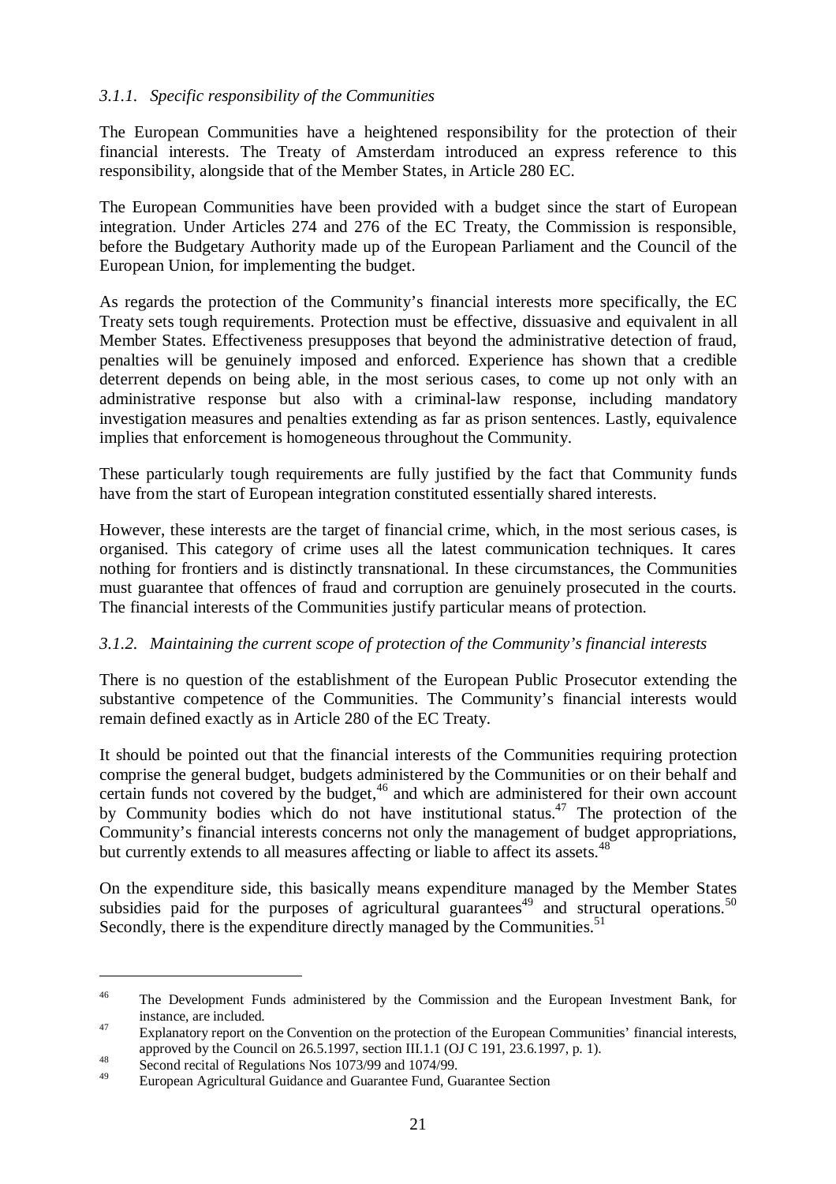### *3.1.1. Specific responsibility of the Communities*

The European Communities have a heightened responsibility for the protection of their financial interests. The Treaty of Amsterdam introduced an express reference to this responsibility, alongside that of the Member States, in Article 280 EC.

The European Communities have been provided with a budget since the start of European integration. Under Articles 274 and 276 of the EC Treaty, the Commission is responsible, before the Budgetary Authority made up of the European Parliament and the Council of the European Union, for implementing the budget.

As regards the protection of the Community's financial interests more specifically, the EC Treaty sets tough requirements. Protection must be effective, dissuasive and equivalent in all Member States. Effectiveness presupposes that beyond the administrative detection of fraud, penalties will be genuinely imposed and enforced. Experience has shown that a credible deterrent depends on being able, in the most serious cases, to come up not only with an administrative response but also with a criminal-law response, including mandatory investigation measures and penalties extending as far as prison sentences. Lastly, equivalence implies that enforcement is homogeneous throughout the Community.

These particularly tough requirements are fully justified by the fact that Community funds have from the start of European integration constituted essentially shared interests.

However, these interests are the target of financial crime, which, in the most serious cases, is organised. This category of crime uses all the latest communication techniques. It cares nothing for frontiers and is distinctly transnational. In these circumstances, the Communities must guarantee that offences of fraud and corruption are genuinely prosecuted in the courts. The financial interests of the Communities justify particular means of protection.

### *3.1.2. Maintaining the current scope of protection of the Community's financial interests*

There is no question of the establishment of the European Public Prosecutor extending the substantive competence of the Communities. The Community's financial interests would remain defined exactly as in Article 280 of the EC Treaty.

It should be pointed out that the financial interests of the Communities requiring protection comprise the general budget, budgets administered by the Communities or on their behalf and certain funds not covered by the budget,[46] and which are administered for their own account by Community bodies which do not have institutional status.[47] The protection of the Community's financial interests concerns not only the management of budget appropriations, but currently extends to all measures affecting or liable to affect its assets.[48]

On the expenditure side, this basically means expenditure managed by the Member States subsidies paid for the purposes of agricultural guarantees[49] and structural operations.[50] Secondly, there is the expenditure directly managed by the Communities.[51]

---

[46] The Development Funds administered by the Commission and the European Investment Bank, for instance, are included.

[47] Explanatory report on the Convention on the protection of the European Communities' financial interests, approved by the Council on 26.5.1997, section III.1.1 (OJ C 191, 23.6.1997, p. 1).

[48] Second recital of Regulations Nos 1073/99 and 1074/99.

[49] European Agricultural Guidance and Guarantee Fund, Guarantee Section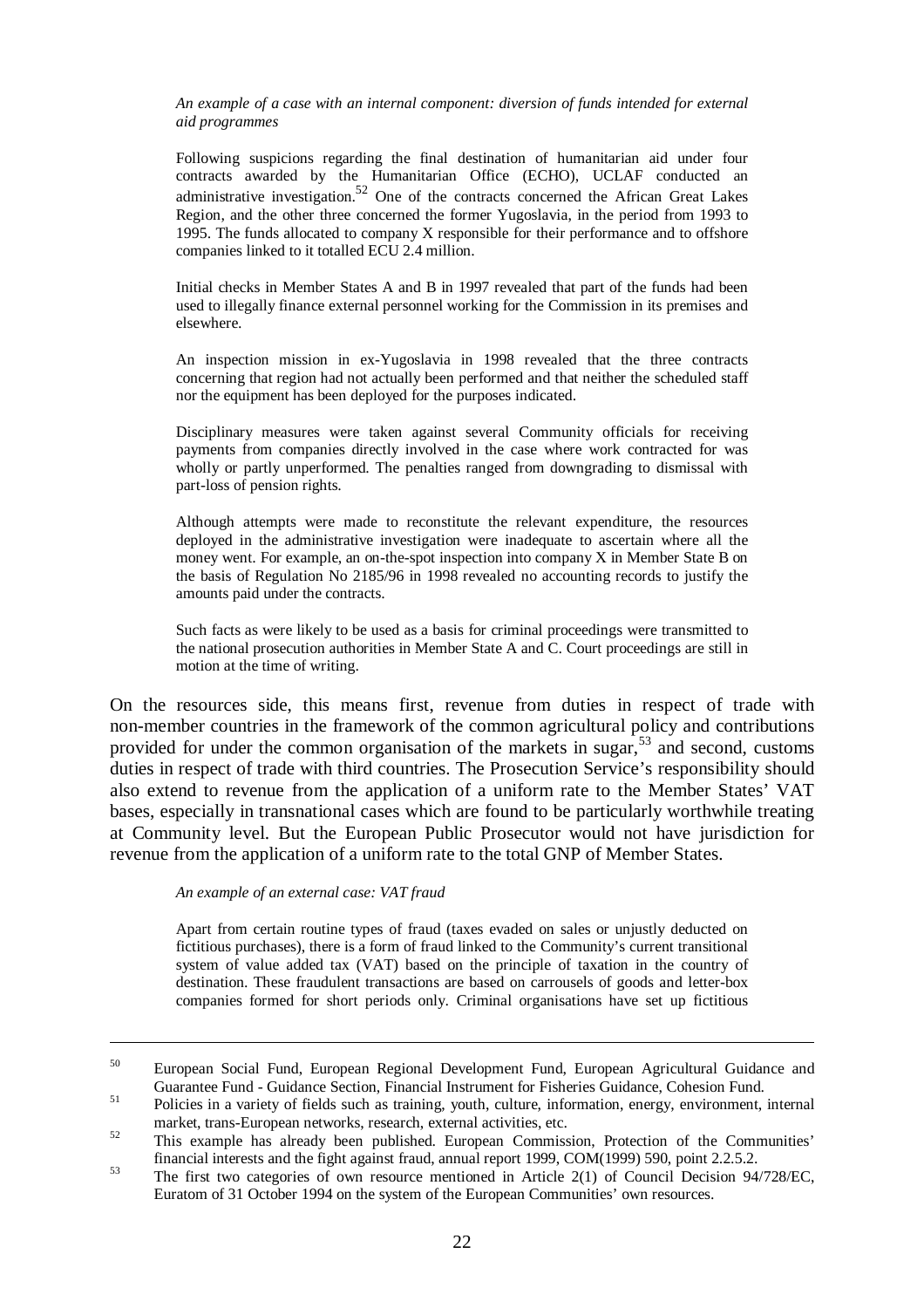*An example of a case with an internal component: diversion of funds intended for external aid programmes*

Following suspicions regarding the final destination of humanitarian aid under four contracts awarded by the Humanitarian Office (ECHO), UCLAF conducted an administrative investigation.[52] One of the contracts concerned the African Great Lakes Region, and the other three concerned the former Yugoslavia, in the period from 1993 to 1995. The funds allocated to company X responsible for their performance and to offshore companies linked to it totalled ECU 2.4 million.

Initial checks in Member States A and B in 1997 revealed that part of the funds had been used to illegally finance external personnel working for the Commission in its premises and elsewhere.

An inspection mission in ex-Yugoslavia in 1998 revealed that the three contracts concerning that region had not actually been performed and that neither the scheduled staff nor the equipment has been deployed for the purposes indicated.

Disciplinary measures were taken against several Community officials for receiving payments from companies directly involved in the case where work contracted for was wholly or partly unperformed. The penalties ranged from downgrading to dismissal with part-loss of pension rights.

Although attempts were made to reconstitute the relevant expenditure, the resources deployed in the administrative investigation were inadequate to ascertain where all the money went. For example, an on-the-spot inspection into company X in Member State B on the basis of Regulation No 2185/96 in 1998 revealed no accounting records to justify the amounts paid under the contracts.

Such facts as were likely to be used as a basis for criminal proceedings were transmitted to the national prosecution authorities in Member State A and C. Court proceedings are still in motion at the time of writing.

On the resources side, this means first, revenue from duties in respect of trade with non-member countries in the framework of the common agricultural policy and contributions provided for under the common organisation of the markets in sugar,[53] and second, customs duties in respect of trade with third countries. The Prosecution Service's responsibility should also extend to revenue from the application of a uniform rate to the Member States' VAT bases, especially in transnational cases which are found to be particularly worthwhile treating at Community level. But the European Public Prosecutor would not have jurisdiction for revenue from the application of a uniform rate to the total GNP of Member States.

*An example of an external case: VAT fraud*

Apart from certain routine types of fraud (taxes evaded on sales or unjustly deducted on fictitious purchases), there is a form of fraud linked to the Community's current transitional system of value added tax (VAT) based on the principle of taxation in the country of destination. These fraudulent transactions are based on carrousels of goods and letter-box companies formed for short periods only. Criminal organisations have set up fictitious

---

[50] European Social Fund, European Regional Development Fund, European Agricultural Guidance and Guarantee Fund - Guidance Section, Financial Instrument for Fisheries Guidance, Cohesion Fund.

[51] Policies in a variety of fields such as training, youth, culture, information, energy, environment, internal market, trans-European networks, research, external activities, etc.

[52] This example has already been published. European Commission, Protection of the Communities' financial interests and the fight against fraud, annual report 1999, COM(1999) 590, point 2.2.5.2.

[53] The first two categories of own resource mentioned in Article 2(1) of Council Decision 94/728/EC, Euratom of 31 October 1994 on the system of the European Communities' own resources.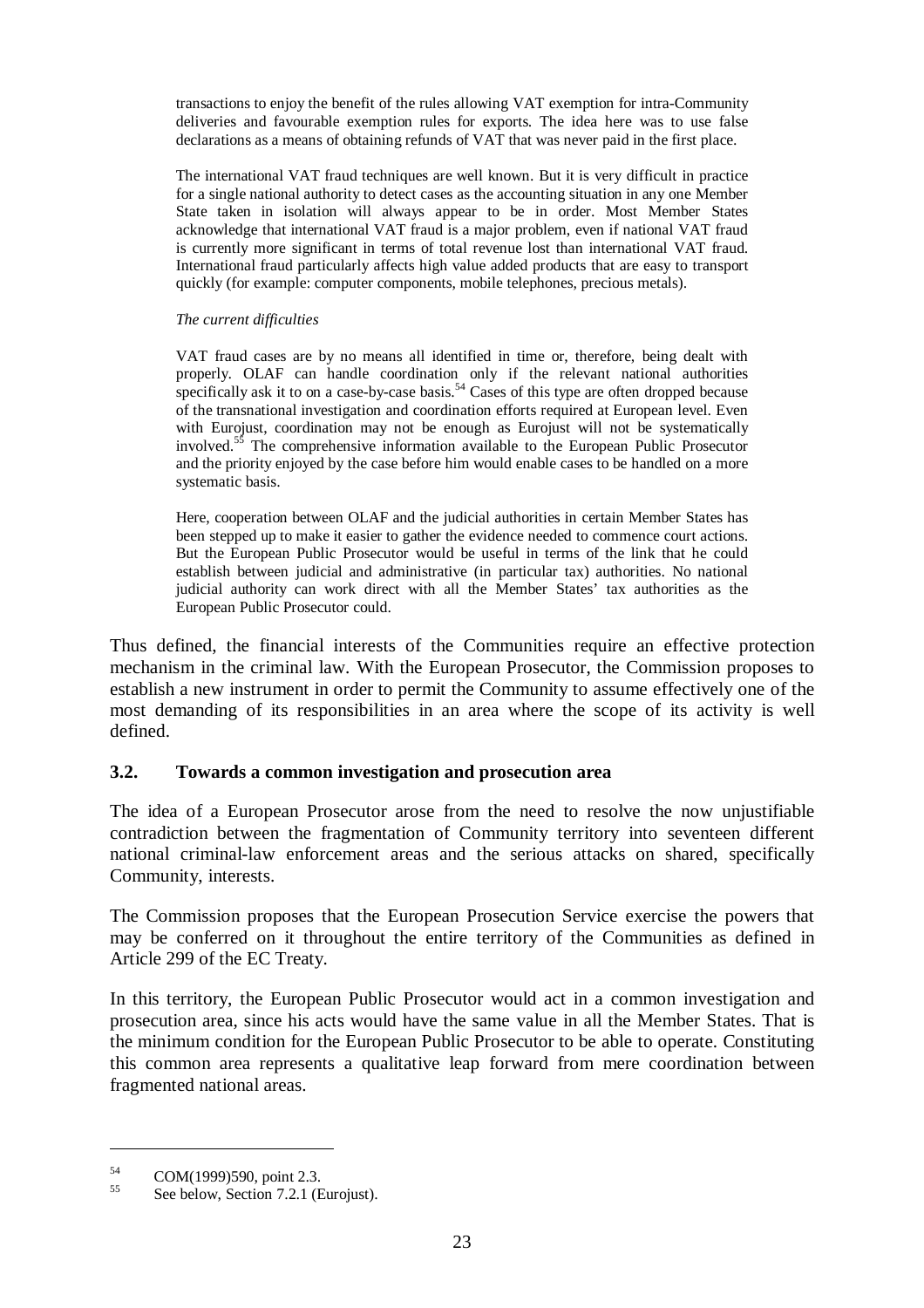> transactions to enjoy the benefit of the rules allowing VAT exemption for intra-Community deliveries and favourable exemption rules for exports. The idea here was to use false declarations as a means of obtaining refunds of VAT that was never paid in the first place.
>
> The international VAT fraud techniques are well known. But it is very difficult in practice for a single national authority to detect cases as the accounting situation in any one Member State taken in isolation will always appear to be in order. Most Member States acknowledge that international VAT fraud is a major problem, even if national VAT fraud is currently more significant in terms of total revenue lost than international VAT fraud. International fraud particularly affects high value added products that are easy to transport quickly (for example: computer components, mobile telephones, precious metals).
>
> *The current difficulties*
>
> VAT fraud cases are by no means all identified in time or, therefore, being dealt with properly. OLAF can handle coordination only if the relevant national authorities specifically ask it to on a case-by-case basis.[54] Cases of this type are often dropped because of the transnational investigation and coordination efforts required at European level. Even with Eurojust, coordination may not be enough as Eurojust will not be systematically involved.[55] The comprehensive information available to the European Public Prosecutor and the priority enjoyed by the case before him would enable cases to be handled on a more systematic basis.
>
> Here, cooperation between OLAF and the judicial authorities in certain Member States has been stepped up to make it easier to gather the evidence needed to commence court actions. But the European Public Prosecutor would be useful in terms of the link that he could establish between judicial and administrative (in particular tax) authorities. No national judicial authority can work direct with all the Member States' tax authorities as the European Public Prosecutor could.

Thus defined, the financial interests of the Communities require an effective protection mechanism in the criminal law. With the European Prosecutor, the Commission proposes to establish a new instrument in order to permit the Community to assume effectively one of the most demanding of its responsibilities in an area where the scope of its activity is well defined.

### 3.2. Towards a common investigation and prosecution area

The idea of a European Prosecutor arose from the need to resolve the now unjustifiable contradiction between the fragmentation of Community territory into seventeen different national criminal-law enforcement areas and the serious attacks on shared, specifically Community, interests.

The Commission proposes that the European Prosecution Service exercise the powers that may be conferred on it throughout the entire territory of the Communities as defined in Article 299 of the EC Treaty.

In this territory, the European Public Prosecutor would act in a common investigation and prosecution area, since his acts would have the same value in all the Member States. That is the minimum condition for the European Public Prosecutor to be able to operate. Constituting this common area represents a qualitative leap forward from mere coordination between fragmented national areas.

---

[54] COM(1999)590, point 2.3.

[55] See below, Section 7.2.1 (Eurojust).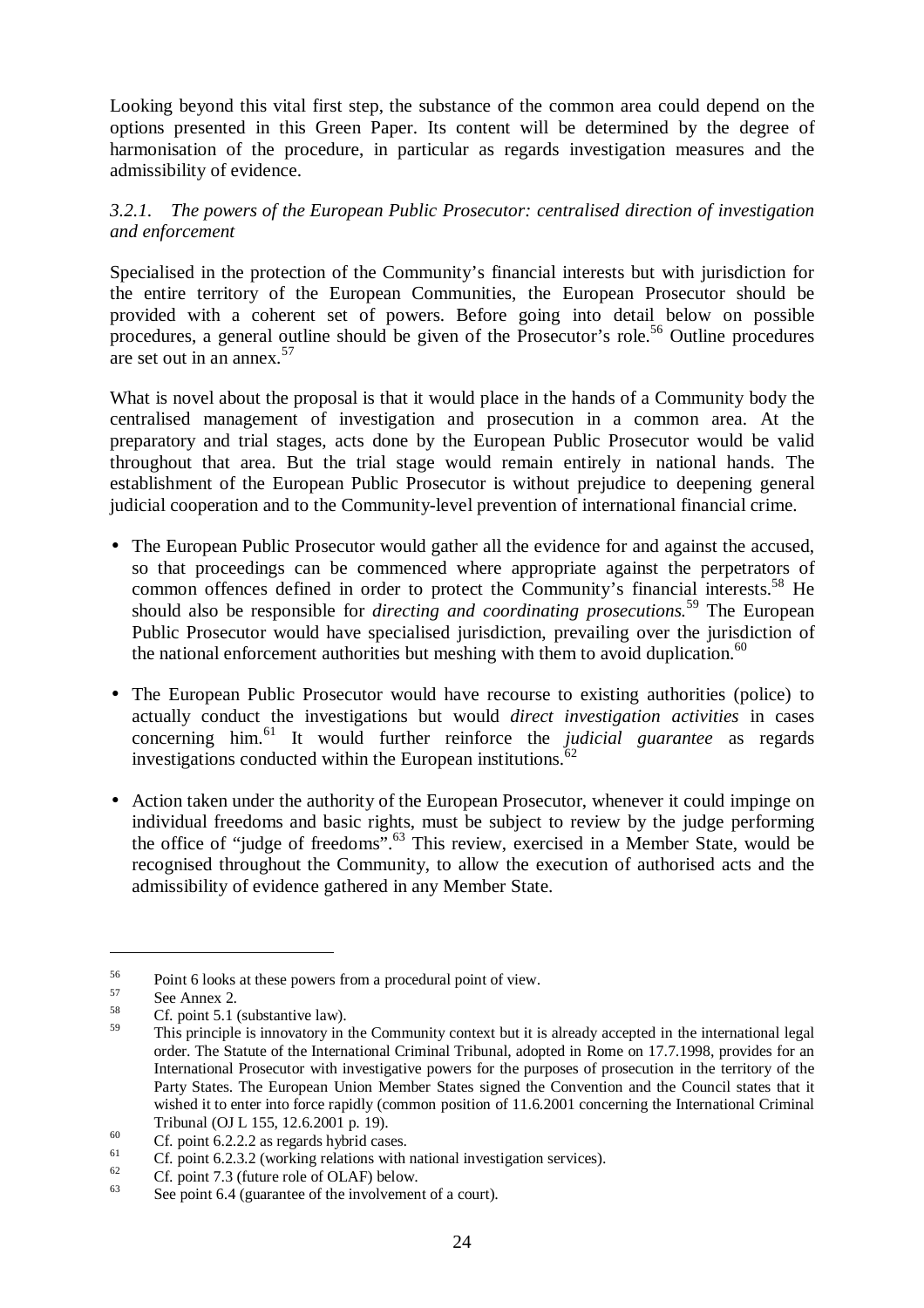Looking beyond this vital first step, the substance of the common area could depend on the options presented in this Green Paper. Its content will be determined by the degree of harmonisation of the procedure, in particular as regards investigation measures and the admissibility of evidence.

### *3.2.1. The powers of the European Public Prosecutor: centralised direction of investigation and enforcement*

Specialised in the protection of the Community's financial interests but with jurisdiction for the entire territory of the European Communities, the European Prosecutor should be provided with a coherent set of powers. Before going into detail below on possible procedures, a general outline should be given of the Prosecutor's role.[56] Outline procedures are set out in an annex.[57]

What is novel about the proposal is that it would place in the hands of a Community body the centralised management of investigation and prosecution in a common area. At the preparatory and trial stages, acts done by the European Public Prosecutor would be valid throughout that area. But the trial stage would remain entirely in national hands. The establishment of the European Public Prosecutor is without prejudice to deepening general judicial cooperation and to the Community-level prevention of international financial crime.

- The European Public Prosecutor would gather all the evidence for and against the accused, so that proceedings can be commenced where appropriate against the perpetrators of common offences defined in order to protect the Community's financial interests.[58] He should also be responsible for *directing and coordinating prosecutions.*[59] The European Public Prosecutor would have specialised jurisdiction, prevailing over the jurisdiction of the national enforcement authorities but meshing with them to avoid duplication.[60]

- The European Public Prosecutor would have recourse to existing authorities (police) to actually conduct the investigations but would *direct investigation activities* in cases concerning him.[61] It would further reinforce the *judicial guarantee* as regards investigations conducted within the European institutions.[62]

- Action taken under the authority of the European Prosecutor, whenever it could impinge on individual freedoms and basic rights, must be subject to review by the judge performing the office of "judge of freedoms".[63] This review, exercised in a Member State, would be recognised throughout the Community, to allow the execution of authorised acts and the admissibility of evidence gathered in any Member State.

---

[56] Point 6 looks at these powers from a procedural point of view.

[57] See Annex 2.

[58] Cf. point 5.1 (substantive law).

[59] This principle is innovatory in the Community context but it is already accepted in the international legal order. The Statute of the International Criminal Tribunal, adopted in Rome on 17.7.1998, provides for an International Prosecutor with investigative powers for the purposes of prosecution in the territory of the Party States. The European Union Member States signed the Convention and the Council states that it wished it to enter into force rapidly (common position of 11.6.2001 concerning the International Criminal Tribunal (OJ L 155, 12.6.2001 p. 19).

[60] Cf. point 6.2.2.2 as regards hybrid cases.

[61] Cf. point 6.2.3.2 (working relations with national investigation services).

[62] Cf. point 7.3 (future role of OLAF) below.

[63] See point 6.4 (guarantee of the involvement of a court).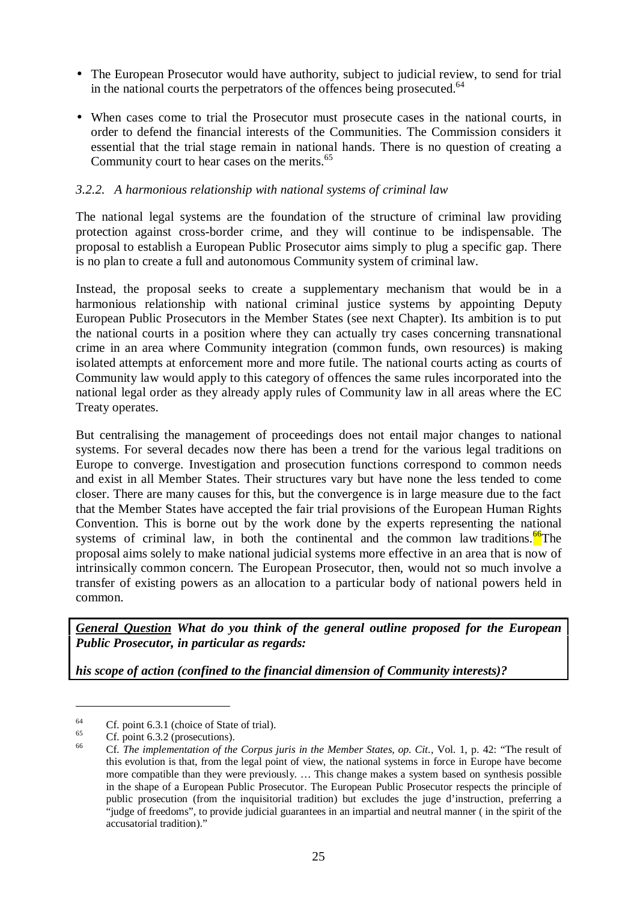- The European Prosecutor would have authority, subject to judicial review, to send for trial in the national courts the perpetrators of the offences being prosecuted.[64]

- When cases come to trial the Prosecutor must prosecute cases in the national courts, in order to defend the financial interests of the Communities. The Commission considers it essential that the trial stage remain in national hands. There is no question of creating a Community court to hear cases on the merits.[65]

### *3.2.2. A harmonious relationship with national systems of criminal law*

The national legal systems are the foundation of the structure of criminal law providing protection against cross-border crime, and they will continue to be indispensable. The proposal to establish a European Public Prosecutor aims simply to plug a specific gap. There is no plan to create a full and autonomous Community system of criminal law.

Instead, the proposal seeks to create a supplementary mechanism that would be in a harmonious relationship with national criminal justice systems by appointing Deputy European Public Prosecutors in the Member States (see next Chapter). Its ambition is to put the national courts in a position where they can actually try cases concerning transnational crime in an area where Community integration (common funds, own resources) is making isolated attempts at enforcement more and more futile. The national courts acting as courts of Community law would apply to this category of offences the same rules incorporated into the national legal order as they already apply rules of Community law in all areas where the EC Treaty operates.

But centralising the management of proceedings does not entail major changes to national systems. For several decades now there has been a trend for the various legal traditions on Europe to converge. Investigation and prosecution functions correspond to common needs and exist in all Member States. Their structures vary but have none the less tended to come closer. There are many causes for this, but the convergence is in large measure due to the fact that the Member States have accepted the fair trial provisions of the European Human Rights Convention. This is borne out by the work done by the experts representing the national systems of criminal law, in both the continental and the common law traditions.[66] The proposal aims solely to make national judicial systems more effective in an area that is now of intrinsically common concern. The European Prosecutor, then, would not so much involve a transfer of existing powers as an allocation to a particular body of national powers held in common.

> ***General Question*** ***What do you think of the general outline proposed for the European Public Prosecutor, in particular as regards:***
>
> ***his scope of action (confined to the financial dimension of Community interests)?***

---

[64] Cf. point 6.3.1 (choice of State of trial).

[65] Cf. point 6.3.2 (prosecutions).

[66] Cf. *The implementation of the Corpus juris in the Member States, op. Cit.*, Vol. 1, p. 42: "The result of this evolution is that, from the legal point of view, the national systems in force in Europe have become more compatible than they were previously. … This change makes a system based on synthesis possible in the shape of a European Public Prosecutor. The European Public Prosecutor respects the principle of public prosecution (from the inquisitorial tradition) but excludes the juge d'instruction, preferring a "judge of freedoms", to provide judicial guarantees in an impartial and neutral manner ( in the spirit of the accusatorial tradition)."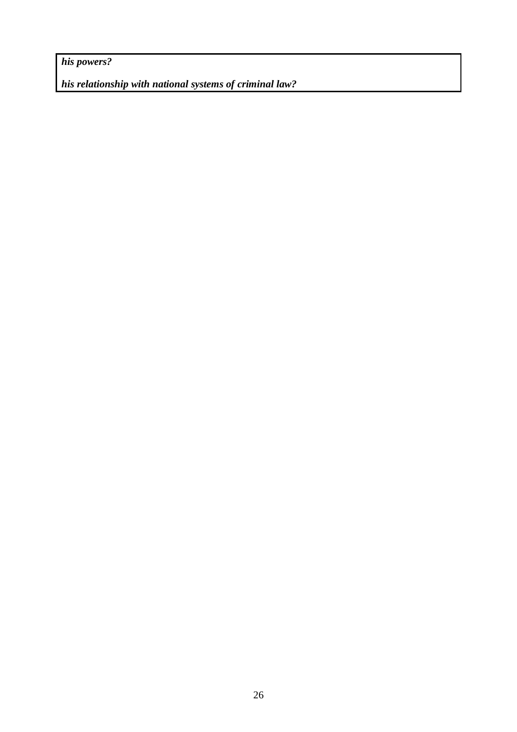***his powers?***

***his relationship with national systems of criminal law?***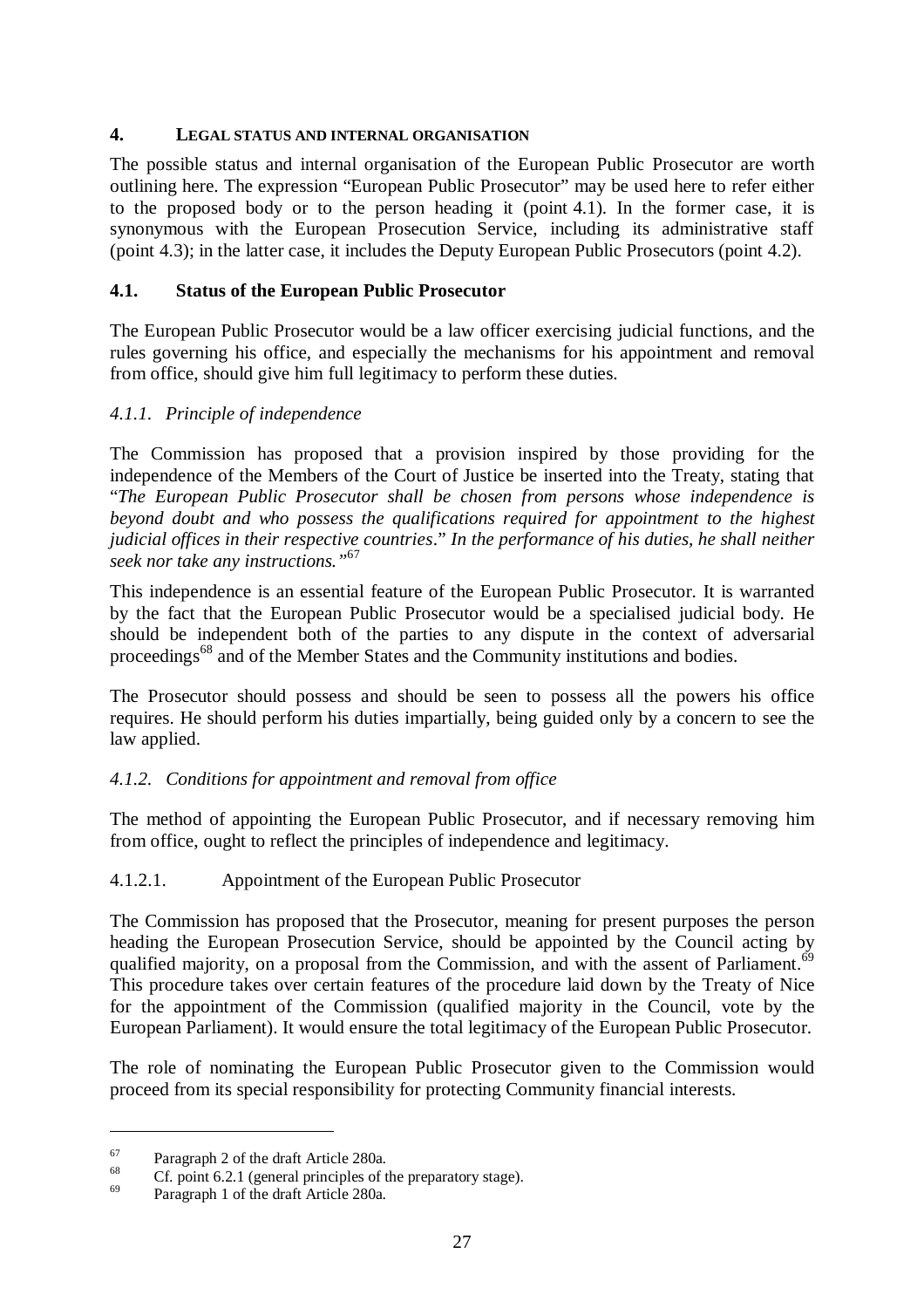## 4. LEGAL STATUS AND INTERNAL ORGANISATION

The possible status and internal organisation of the European Public Prosecutor are worth outlining here. The expression "European Public Prosecutor" may be used here to refer either to the proposed body or to the person heading it (point 4.1). In the former case, it is synonymous with the European Prosecution Service, including its administrative staff (point 4.3); in the latter case, it includes the Deputy European Public Prosecutors (point 4.2).

### 4.1. Status of the European Public Prosecutor

The European Public Prosecutor would be a law officer exercising judicial functions, and the rules governing his office, and especially the mechanisms for his appointment and removal from office, should give him full legitimacy to perform these duties.

#### *4.1.1. Principle of independence*

The Commission has proposed that a provision inspired by those providing for the independence of the Members of the Court of Justice be inserted into the Treaty, stating that "*The European Public Prosecutor shall be chosen from persons whose independence is beyond doubt and who possess the qualifications required for appointment to the highest judicial offices in their respective countries*." *In the performance of his duties, he shall neither seek nor take any instructions.*"[67]

This independence is an essential feature of the European Public Prosecutor. It is warranted by the fact that the European Public Prosecutor would be a specialised judicial body. He should be independent both of the parties to any dispute in the context of adversarial proceedings[68] and of the Member States and the Community institutions and bodies.

The Prosecutor should possess and should be seen to possess all the powers his office requires. He should perform his duties impartially, being guided only by a concern to see the law applied.

#### *4.1.2. Conditions for appointment and removal from office*

The method of appointing the European Public Prosecutor, and if necessary removing him from office, ought to reflect the principles of independence and legitimacy.

##### 4.1.2.1. Appointment of the European Public Prosecutor

The Commission has proposed that the Prosecutor, meaning for present purposes the person heading the European Prosecution Service, should be appointed by the Council acting by qualified majority, on a proposal from the Commission, and with the assent of Parliament.[69] This procedure takes over certain features of the procedure laid down by the Treaty of Nice for the appointment of the Commission (qualified majority in the Council, vote by the European Parliament). It would ensure the total legitimacy of the European Public Prosecutor.

The role of nominating the European Public Prosecutor given to the Commission would proceed from its special responsibility for protecting Community financial interests.

---

[67] Paragraph 2 of the draft Article 280a.

[68] Cf. point 6.2.1 (general principles of the preparatory stage).

[69] Paragraph 1 of the draft Article 280a.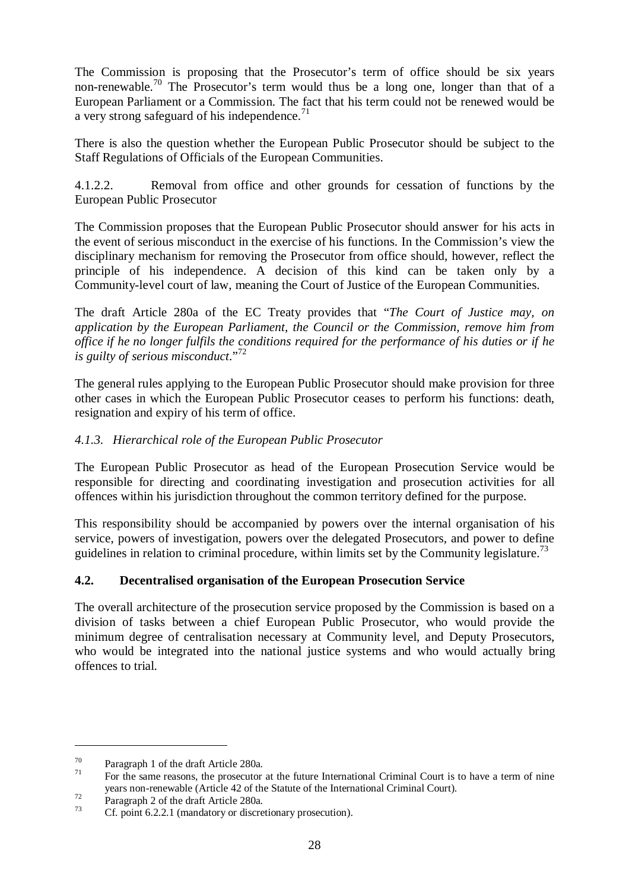The Commission is proposing that the Prosecutor's term of office should be six years non-renewable.[70] The Prosecutor's term would thus be a long one, longer than that of a European Parliament or a Commission. The fact that his term could not be renewed would be a very strong safeguard of his independence.[71]

There is also the question whether the European Public Prosecutor should be subject to the Staff Regulations of Officials of the European Communities.

4.1.2.2. Removal from office and other grounds for cessation of functions by the European Public Prosecutor

The Commission proposes that the European Public Prosecutor should answer for his acts in the event of serious misconduct in the exercise of his functions. In the Commission's view the disciplinary mechanism for removing the Prosecutor from office should, however, reflect the principle of his independence. A decision of this kind can be taken only by a Community-level court of law, meaning the Court of Justice of the European Communities.

The draft Article 280a of the EC Treaty provides that "*The Court of Justice may, on application by the European Parliament, the Council or the Commission, remove him from office if he no longer fulfils the conditions required for the performance of his duties or if he is guilty of serious misconduct*."[72]

The general rules applying to the European Public Prosecutor should make provision for three other cases in which the European Public Prosecutor ceases to perform his functions: death, resignation and expiry of his term of office.

### *4.1.3. Hierarchical role of the European Public Prosecutor*

The European Public Prosecutor as head of the European Prosecution Service would be responsible for directing and coordinating investigation and prosecution activities for all offences within his jurisdiction throughout the common territory defined for the purpose.

This responsibility should be accompanied by powers over the internal organisation of his service, powers of investigation, powers over the delegated Prosecutors, and power to define guidelines in relation to criminal procedure, within limits set by the Community legislature.[73]

## **4.2. Decentralised organisation of the European Prosecution Service**

The overall architecture of the prosecution service proposed by the Commission is based on a division of tasks between a chief European Public Prosecutor, who would provide the minimum degree of centralisation necessary at Community level, and Deputy Prosecutors, who would be integrated into the national justice systems and who would actually bring offences to trial.

---

[70] Paragraph 1 of the draft Article 280a.

[71] For the same reasons, the prosecutor at the future International Criminal Court is to have a term of nine years non-renewable (Article 42 of the Statute of the International Criminal Court).

[72] Paragraph 2 of the draft Article 280a.

[73] Cf. point 6.2.2.1 (mandatory or discretionary prosecution).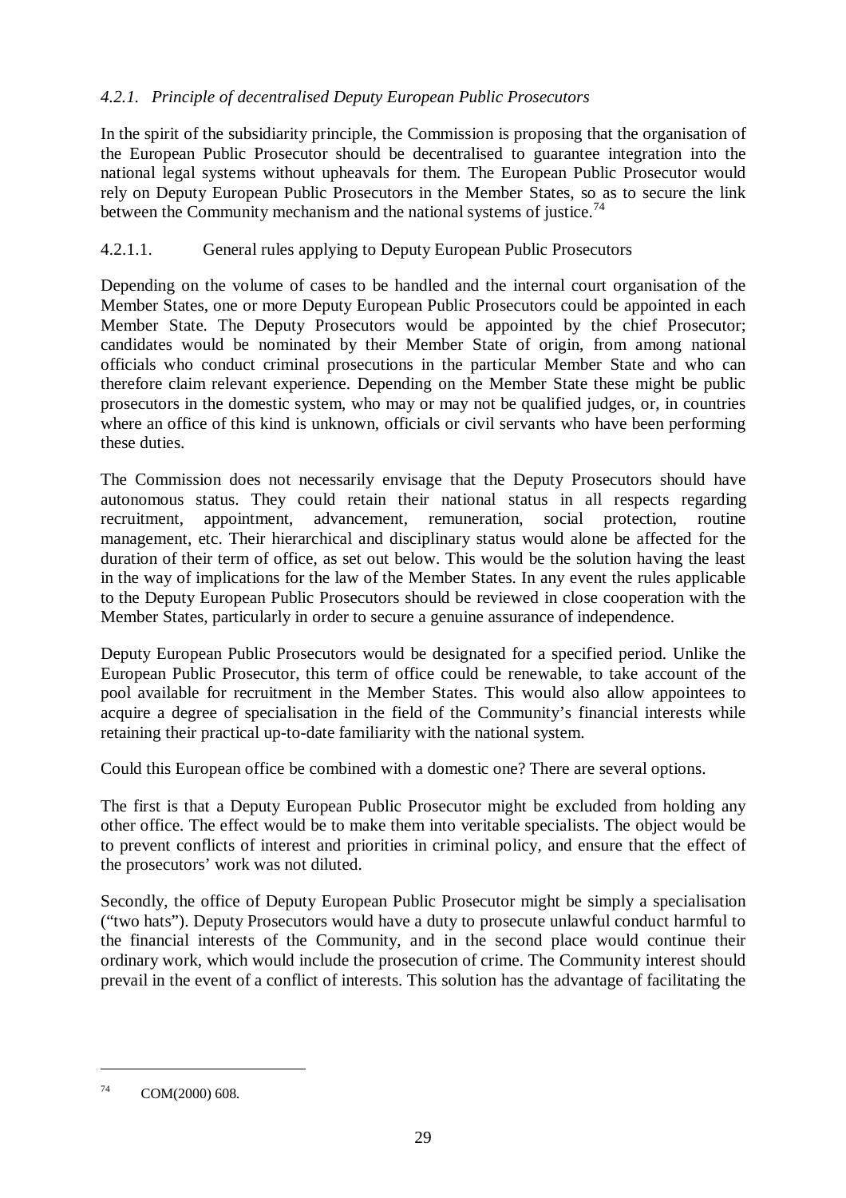### *4.2.1. Principle of decentralised Deputy European Public Prosecutors*

In the spirit of the subsidiarity principle, the Commission is proposing that the organisation of the European Public Prosecutor should be decentralised to guarantee integration into the national legal systems without upheavals for them. The European Public Prosecutor would rely on Deputy European Public Prosecutors in the Member States, so as to secure the link between the Community mechanism and the national systems of justice.[74]

#### 4.2.1.1. General rules applying to Deputy European Public Prosecutors

Depending on the volume of cases to be handled and the internal court organisation of the Member States, one or more Deputy European Public Prosecutors could be appointed in each Member State. The Deputy Prosecutors would be appointed by the chief Prosecutor; candidates would be nominated by their Member State of origin, from among national officials who conduct criminal prosecutions in the particular Member State and who can therefore claim relevant experience. Depending on the Member State these might be public prosecutors in the domestic system, who may or may not be qualified judges, or, in countries where an office of this kind is unknown, officials or civil servants who have been performing these duties.

The Commission does not necessarily envisage that the Deputy Prosecutors should have autonomous status. They could retain their national status in all respects regarding recruitment, appointment, advancement, remuneration, social protection, routine management, etc. Their hierarchical and disciplinary status would alone be affected for the duration of their term of office, as set out below. This would be the solution having the least in the way of implications for the law of the Member States. In any event the rules applicable to the Deputy European Public Prosecutors should be reviewed in close cooperation with the Member States, particularly in order to secure a genuine assurance of independence.

Deputy European Public Prosecutors would be designated for a specified period. Unlike the European Public Prosecutor, this term of office could be renewable, to take account of the pool available for recruitment in the Member States. This would also allow appointees to acquire a degree of specialisation in the field of the Community's financial interests while retaining their practical up-to-date familiarity with the national system.

Could this European office be combined with a domestic one? There are several options.

The first is that a Deputy European Public Prosecutor might be excluded from holding any other office. The effect would be to make them into veritable specialists. The object would be to prevent conflicts of interest and priorities in criminal policy, and ensure that the effect of the prosecutors' work was not diluted.

Secondly, the office of Deputy European Public Prosecutor might be simply a specialisation ("two hats"). Deputy Prosecutors would have a duty to prosecute unlawful conduct harmful to the financial interests of the Community, and in the second place would continue their ordinary work, which would include the prosecution of crime. The Community interest should prevail in the event of a conflict of interests. This solution has the advantage of facilitating the

---

[74] COM(2000) 608.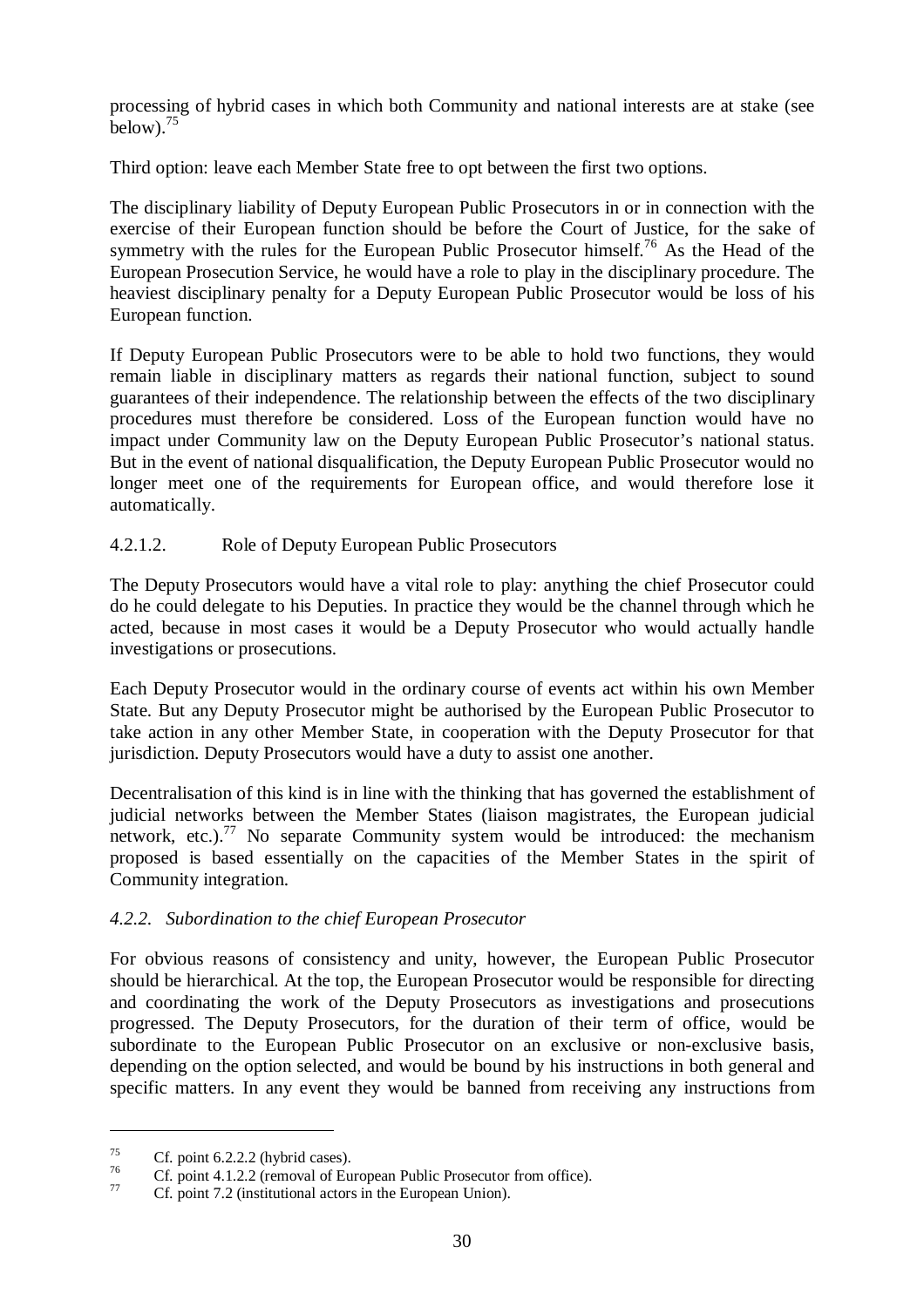processing of hybrid cases in which both Community and national interests are at stake (see below).[75]

Third option: leave each Member State free to opt between the first two options.

The disciplinary liability of Deputy European Public Prosecutors in or in connection with the exercise of their European function should be before the Court of Justice, for the sake of symmetry with the rules for the European Public Prosecutor himself.[76] As the Head of the European Prosecution Service, he would have a role to play in the disciplinary procedure. The heaviest disciplinary penalty for a Deputy European Public Prosecutor would be loss of his European function.

If Deputy European Public Prosecutors were to be able to hold two functions, they would remain liable in disciplinary matters as regards their national function, subject to sound guarantees of their independence. The relationship between the effects of the two disciplinary procedures must therefore be considered. Loss of the European function would have no impact under Community law on the Deputy European Public Prosecutor's national status. But in the event of national disqualification, the Deputy European Public Prosecutor would no longer meet one of the requirements for European office, and would therefore lose it automatically.

#### 4.2.1.2. Role of Deputy European Public Prosecutors

The Deputy Prosecutors would have a vital role to play: anything the chief Prosecutor could do he could delegate to his Deputies. In practice they would be the channel through which he acted, because in most cases it would be a Deputy Prosecutor who would actually handle investigations or prosecutions.

Each Deputy Prosecutor would in the ordinary course of events act within his own Member State. But any Deputy Prosecutor might be authorised by the European Public Prosecutor to take action in any other Member State, in cooperation with the Deputy Prosecutor for that jurisdiction. Deputy Prosecutors would have a duty to assist one another.

Decentralisation of this kind is in line with the thinking that has governed the establishment of judicial networks between the Member States (liaison magistrates, the European judicial network, etc.).[77] No separate Community system would be introduced: the mechanism proposed is based essentially on the capacities of the Member States in the spirit of Community integration.

### *4.2.2. Subordination to the chief European Prosecutor*

For obvious reasons of consistency and unity, however, the European Public Prosecutor should be hierarchical. At the top, the European Prosecutor would be responsible for directing and coordinating the work of the Deputy Prosecutors as investigations and prosecutions progressed. The Deputy Prosecutors, for the duration of their term of office, would be subordinate to the European Public Prosecutor on an exclusive or non-exclusive basis, depending on the option selected, and would be bound by his instructions in both general and specific matters. In any event they would be banned from receiving any instructions from

---

[75] Cf. point 6.2.2.2 (hybrid cases).

[76] Cf. point 4.1.2.2 (removal of European Public Prosecutor from office).

[77] Cf. point 7.2 (institutional actors in the European Union).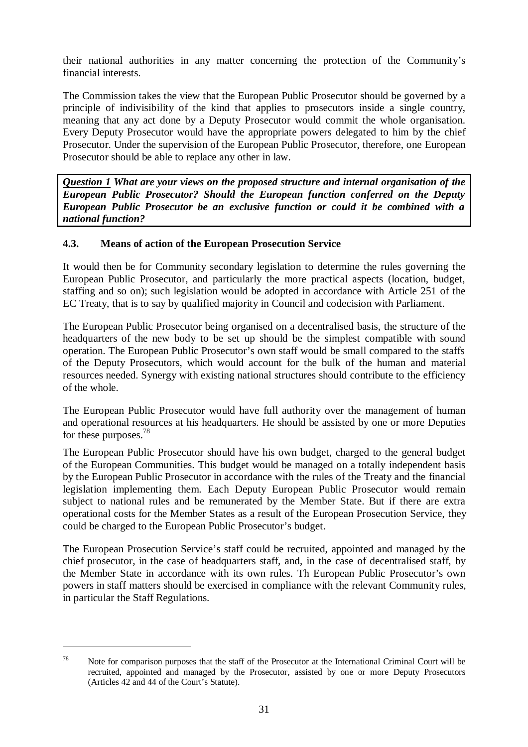their national authorities in any matter concerning the protection of the Community's financial interests.

The Commission takes the view that the European Public Prosecutor should be governed by a principle of indivisibility of the kind that applies to prosecutors inside a single country, meaning that any act done by a Deputy Prosecutor would commit the whole organisation. Every Deputy Prosecutor would have the appropriate powers delegated to him by the chief Prosecutor. Under the supervision of the European Public Prosecutor, therefore, one European Prosecutor should be able to replace any other in law.

***Question 1*** ***What are your views on the proposed structure and internal organisation of the European Public Prosecutor? Should the European function conferred on the Deputy European Public Prosecutor be an exclusive function or could it be combined with a national function?***

### 4.3. Means of action of the European Prosecution Service

It would then be for Community secondary legislation to determine the rules governing the European Public Prosecutor, and particularly the more practical aspects (location, budget, staffing and so on); such legislation would be adopted in accordance with Article 251 of the EC Treaty, that is to say by qualified majority in Council and codecision with Parliament.

The European Public Prosecutor being organised on a decentralised basis, the structure of the headquarters of the new body to be set up should be the simplest compatible with sound operation. The European Public Prosecutor's own staff would be small compared to the staffs of the Deputy Prosecutors, which would account for the bulk of the human and material resources needed. Synergy with existing national structures should contribute to the efficiency of the whole.

The European Public Prosecutor would have full authority over the management of human and operational resources at his headquarters. He should be assisted by one or more Deputies for these purposes.[78]

The European Public Prosecutor should have his own budget, charged to the general budget of the European Communities. This budget would be managed on a totally independent basis by the European Public Prosecutor in accordance with the rules of the Treaty and the financial legislation implementing them. Each Deputy European Public Prosecutor would remain subject to national rules and be remunerated by the Member State. But if there are extra operational costs for the Member States as a result of the European Prosecution Service, they could be charged to the European Public Prosecutor's budget.

The European Prosecution Service's staff could be recruited, appointed and managed by the chief prosecutor, in the case of headquarters staff, and, in the case of decentralised staff, by the Member State in accordance with its own rules. Th European Public Prosecutor's own powers in staff matters should be exercised in compliance with the relevant Community rules, in particular the Staff Regulations.

---

[78] Note for comparison purposes that the staff of the Prosecutor at the International Criminal Court will be recruited, appointed and managed by the Prosecutor, assisted by one or more Deputy Prosecutors (Articles 42 and 44 of the Court's Statute).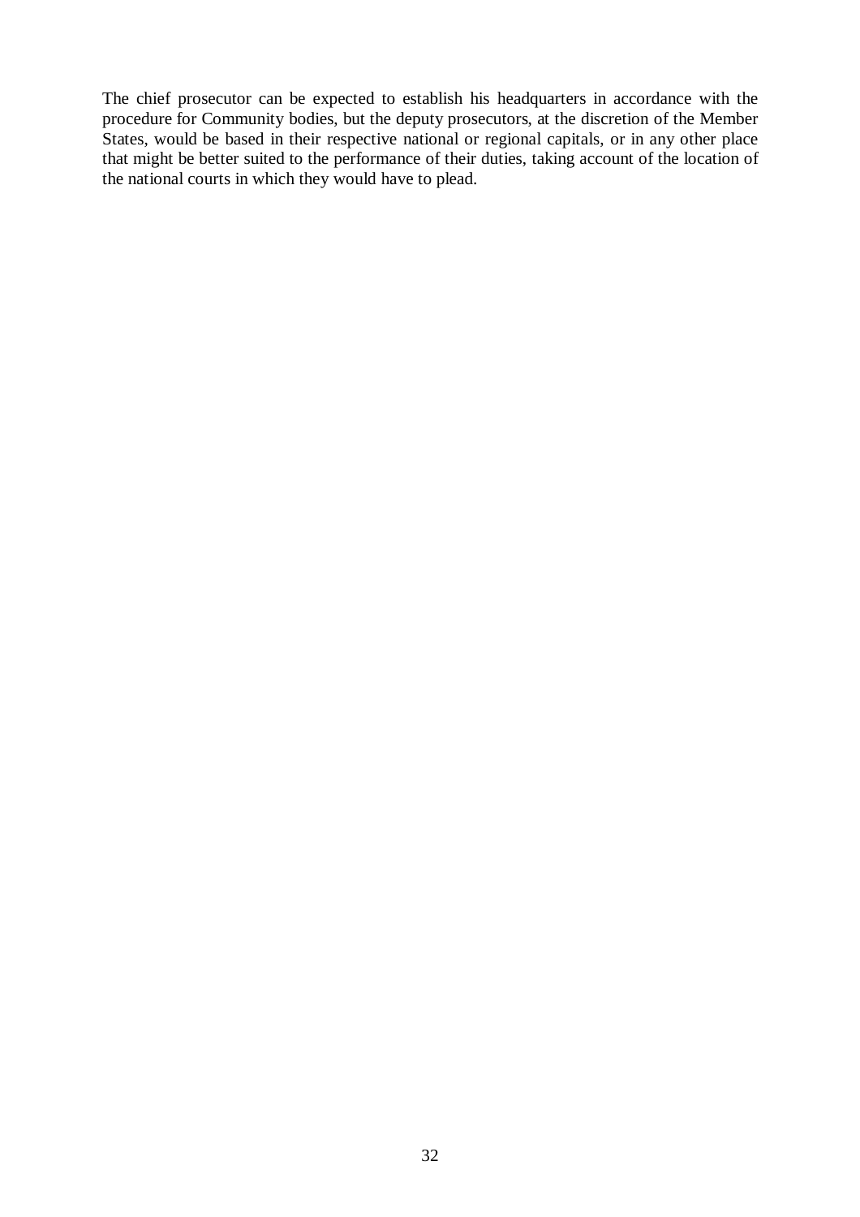The chief prosecutor can be expected to establish his headquarters in accordance with the procedure for Community bodies, but the deputy prosecutors, at the discretion of the Member States, would be based in their respective national or regional capitals, or in any other place that might be better suited to the performance of their duties, taking account of the location of the national courts in which they would have to plead.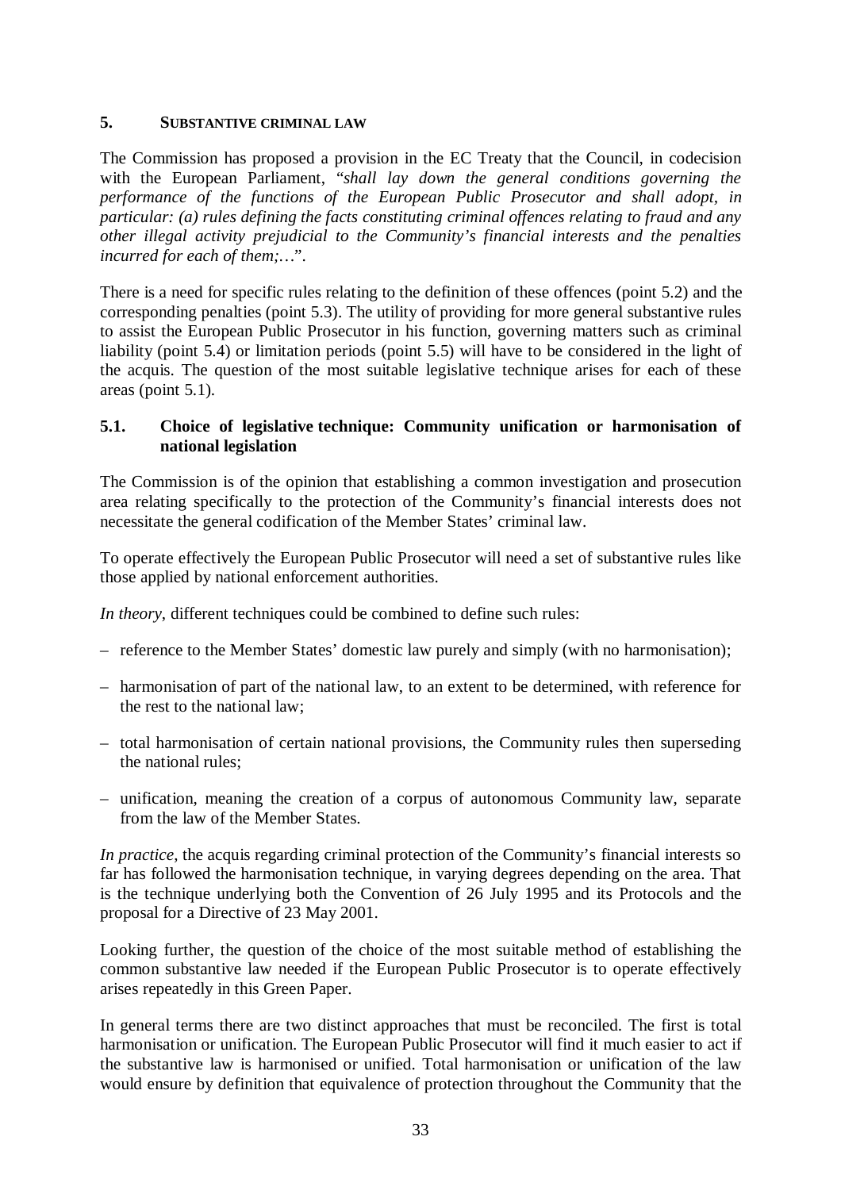## 5. SUBSTANTIVE CRIMINAL LAW

The Commission has proposed a provision in the EC Treaty that the Council, in codecision with the European Parliament, "*shall lay down the general conditions governing the performance of the functions of the European Public Prosecutor and shall adopt, in particular: (a) rules defining the facts constituting criminal offences relating to fraud and any other illegal activity prejudicial to the Community's financial interests and the penalties incurred for each of them;…*".

There is a need for specific rules relating to the definition of these offences (point 5.2) and the corresponding penalties (point 5.3). The utility of providing for more general substantive rules to assist the European Public Prosecutor in his function, governing matters such as criminal liability (point 5.4) or limitation periods (point 5.5) will have to be considered in the light of the acquis. The question of the most suitable legislative technique arises for each of these areas (point 5.1).

### 5.1. Choice of legislative technique: Community unification or harmonisation of national legislation

The Commission is of the opinion that establishing a common investigation and prosecution area relating specifically to the protection of the Community's financial interests does not necessitate the general codification of the Member States' criminal law.

To operate effectively the European Public Prosecutor will need a set of substantive rules like those applied by national enforcement authorities.

*In theory*, different techniques could be combined to define such rules:

– reference to the Member States' domestic law purely and simply (with no harmonisation);

– harmonisation of part of the national law, to an extent to be determined, with reference for the rest to the national law;

– total harmonisation of certain national provisions, the Community rules then superseding the national rules;

– unification, meaning the creation of a corpus of autonomous Community law, separate from the law of the Member States.

*In practice*, the acquis regarding criminal protection of the Community's financial interests so far has followed the harmonisation technique, in varying degrees depending on the area. That is the technique underlying both the Convention of 26 July 1995 and its Protocols and the proposal for a Directive of 23 May 2001.

Looking further, the question of the choice of the most suitable method of establishing the common substantive law needed if the European Public Prosecutor is to operate effectively arises repeatedly in this Green Paper.

In general terms there are two distinct approaches that must be reconciled. The first is total harmonisation or unification. The European Public Prosecutor will find it much easier to act if the substantive law is harmonised or unified. Total harmonisation or unification of the law would ensure by definition that equivalence of protection throughout the Community that the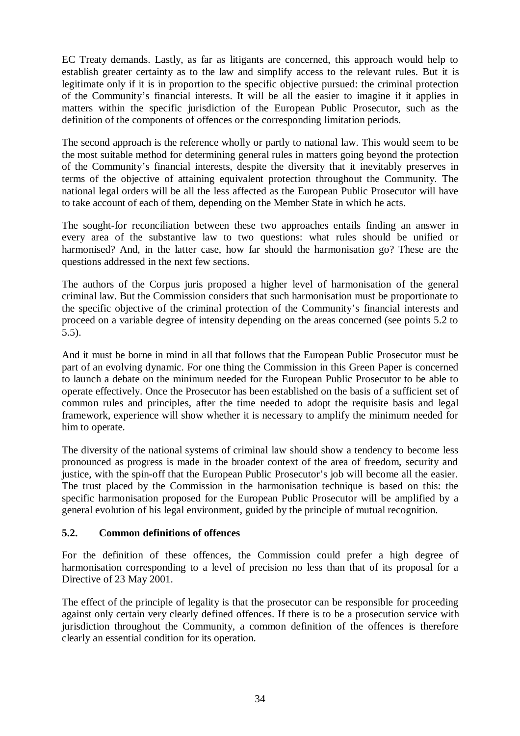EC Treaty demands. Lastly, as far as litigants are concerned, this approach would help to establish greater certainty as to the law and simplify access to the relevant rules. But it is legitimate only if it is in proportion to the specific objective pursued: the criminal protection of the Community's financial interests. It will be all the easier to imagine if it applies in matters within the specific jurisdiction of the European Public Prosecutor, such as the definition of the components of offences or the corresponding limitation periods.

The second approach is the reference wholly or partly to national law. This would seem to be the most suitable method for determining general rules in matters going beyond the protection of the Community's financial interests, despite the diversity that it inevitably preserves in terms of the objective of attaining equivalent protection throughout the Community. The national legal orders will be all the less affected as the European Public Prosecutor will have to take account of each of them, depending on the Member State in which he acts.

The sought-for reconciliation between these two approaches entails finding an answer in every area of the substantive law to two questions: what rules should be unified or harmonised? And, in the latter case, how far should the harmonisation go? These are the questions addressed in the next few sections.

The authors of the Corpus juris proposed a higher level of harmonisation of the general criminal law. But the Commission considers that such harmonisation must be proportionate to the specific objective of the criminal protection of the Community's financial interests and proceed on a variable degree of intensity depending on the areas concerned (see points 5.2 to 5.5).

And it must be borne in mind in all that follows that the European Public Prosecutor must be part of an evolving dynamic. For one thing the Commission in this Green Paper is concerned to launch a debate on the minimum needed for the European Public Prosecutor to be able to operate effectively. Once the Prosecutor has been established on the basis of a sufficient set of common rules and principles, after the time needed to adopt the requisite basis and legal framework, experience will show whether it is necessary to amplify the minimum needed for him to operate.

The diversity of the national systems of criminal law should show a tendency to become less pronounced as progress is made in the broader context of the area of freedom, security and justice, with the spin-off that the European Public Prosecutor's job will become all the easier. The trust placed by the Commission in the harmonisation technique is based on this: the specific harmonisation proposed for the European Public Prosecutor will be amplified by a general evolution of his legal environment, guided by the principle of mutual recognition.

### 5.2. Common definitions of offences

For the definition of these offences, the Commission could prefer a high degree of harmonisation corresponding to a level of precision no less than that of its proposal for a Directive of 23 May 2001.

The effect of the principle of legality is that the prosecutor can be responsible for proceeding against only certain very clearly defined offences. If there is to be a prosecution service with jurisdiction throughout the Community, a common definition of the offences is therefore clearly an essential condition for its operation.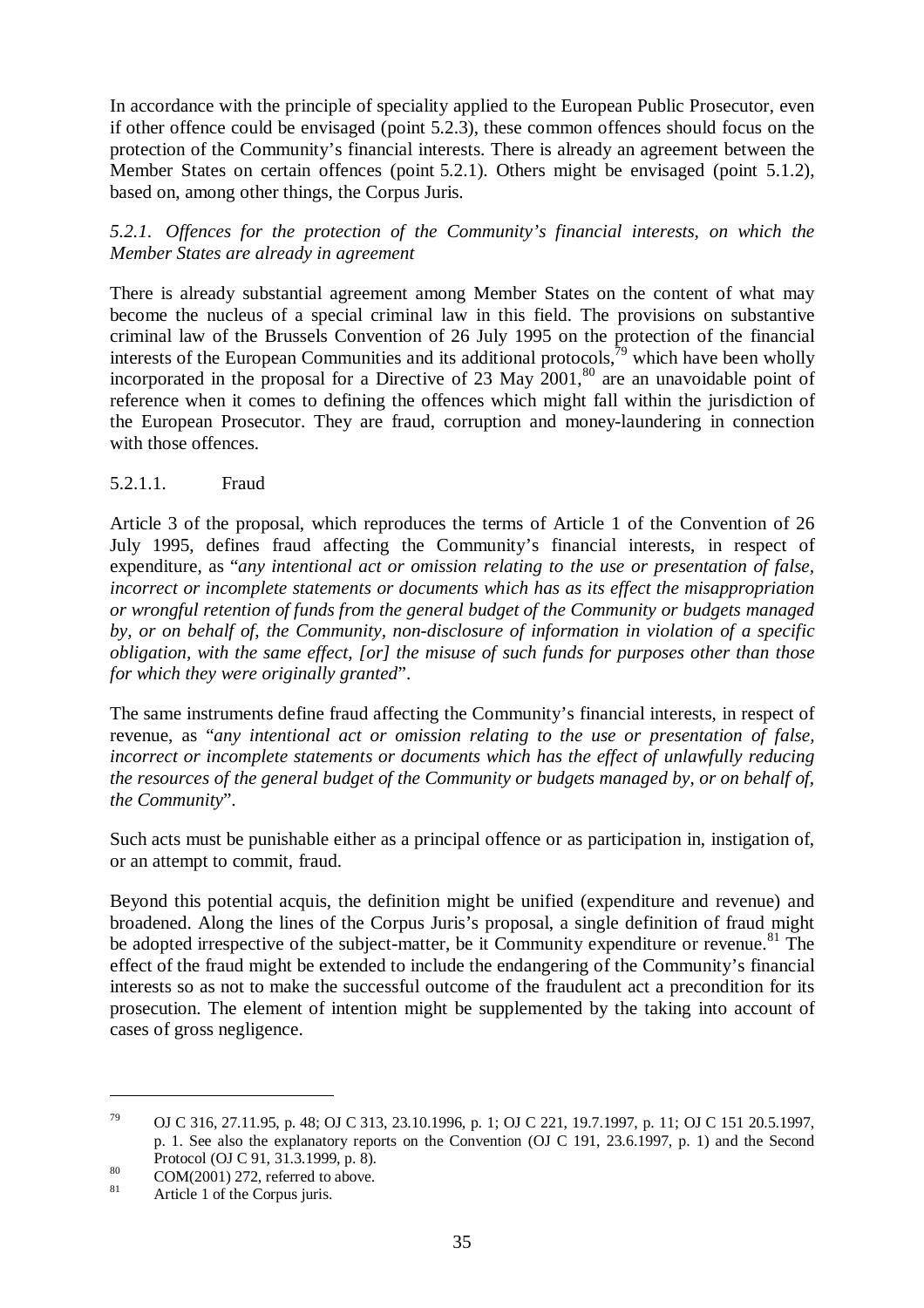In accordance with the principle of speciality applied to the European Public Prosecutor, even if other offence could be envisaged (point 5.2.3), these common offences should focus on the protection of the Community's financial interests. There is already an agreement between the Member States on certain offences (point 5.2.1). Others might be envisaged (point 5.1.2), based on, among other things, the Corpus Juris.

### *5.2.1. Offences for the protection of the Community's financial interests, on which the Member States are already in agreement*

There is already substantial agreement among Member States on the content of what may become the nucleus of a special criminal law in this field. The provisions on substantive criminal law of the Brussels Convention of 26 July 1995 on the protection of the financial interests of the European Communities and its additional protocols,[79] which have been wholly incorporated in the proposal for a Directive of 23 May 2001,[80] are an unavoidable point of reference when it comes to defining the offences which might fall within the jurisdiction of the European Prosecutor. They are fraud, corruption and money-laundering in connection with those offences.

#### 5.2.1.1. Fraud

Article 3 of the proposal, which reproduces the terms of Article 1 of the Convention of 26 July 1995, defines fraud affecting the Community's financial interests, in respect of expenditure, as "*any intentional act or omission relating to the use or presentation of false, incorrect or incomplete statements or documents which has as its effect the misappropriation or wrongful retention of funds from the general budget of the Community or budgets managed by, or on behalf of, the Community, non-disclosure of information in violation of a specific obligation, with the same effect, [or] the misuse of such funds for purposes other than those for which they were originally granted*".

The same instruments define fraud affecting the Community's financial interests, in respect of revenue, as "*any intentional act or omission relating to the use or presentation of false, incorrect or incomplete statements or documents which has the effect of unlawfully reducing the resources of the general budget of the Community or budgets managed by, or on behalf of, the Community*".

Such acts must be punishable either as a principal offence or as participation in, instigation of, or an attempt to commit, fraud.

Beyond this potential acquis, the definition might be unified (expenditure and revenue) and broadened. Along the lines of the Corpus Juris's proposal, a single definition of fraud might be adopted irrespective of the subject-matter, be it Community expenditure or revenue.[81] The effect of the fraud might be extended to include the endangering of the Community's financial interests so as not to make the successful outcome of the fraudulent act a precondition for its prosecution. The element of intention might be supplemented by the taking into account of cases of gross negligence.

---

[79] OJ C 316, 27.11.95, p. 48; OJ C 313, 23.10.1996, p. 1; OJ C 221, 19.7.1997, p. 11; OJ C 151 20.5.1997, p. 1. See also the explanatory reports on the Convention (OJ C 191, 23.6.1997, p. 1) and the Second Protocol (OJ C 91, 31.3.1999, p. 8).

[80] COM(2001) 272, referred to above.

[81] Article 1 of the Corpus juris.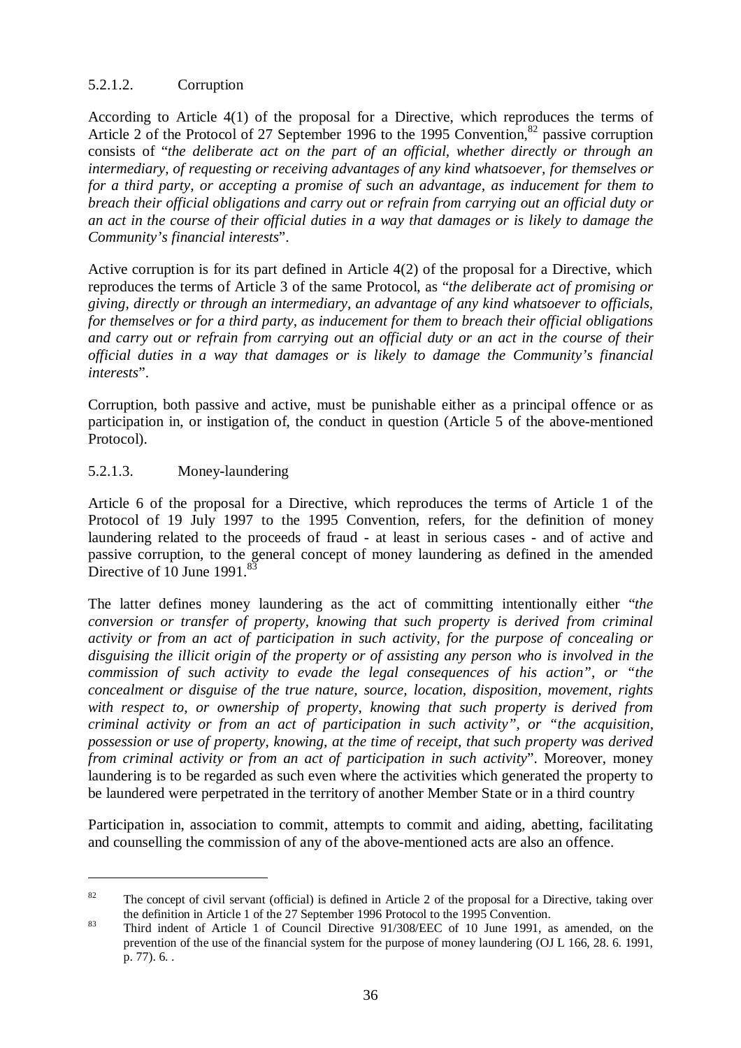#### 5.2.1.2. Corruption

According to Article 4(1) of the proposal for a Directive, which reproduces the terms of Article 2 of the Protocol of 27 September 1996 to the 1995 Convention,[82] passive corruption consists of "*the deliberate act on the part of an official, whether directly or through an intermediary, of requesting or receiving advantages of any kind whatsoever, for themselves or for a third party, or accepting a promise of such an advantage, as inducement for them to breach their official obligations and carry out or refrain from carrying out an official duty or an act in the course of their official duties in a way that damages or is likely to damage the Community's financial interests*".

Active corruption is for its part defined in Article 4(2) of the proposal for a Directive, which reproduces the terms of Article 3 of the same Protocol, as "*the deliberate act of promising or giving, directly or through an intermediary, an advantage of any kind whatsoever to officials, for themselves or for a third party, as inducement for them to breach their official obligations and carry out or refrain from carrying out an official duty or an act in the course of their official duties in a way that damages or is likely to damage the Community's financial interests*".

Corruption, both passive and active, must be punishable either as a principal offence or as participation in, or instigation of, the conduct in question (Article 5 of the above-mentioned Protocol).

#### 5.2.1.3. Money-laundering

Article 6 of the proposal for a Directive, which reproduces the terms of Article 1 of the Protocol of 19 July 1997 to the 1995 Convention, refers, for the definition of money laundering related to the proceeds of fraud - at least in serious cases - and of active and passive corruption, to the general concept of money laundering as defined in the amended Directive of 10 June 1991.[83]

The latter defines money laundering as the act of committing intentionally either "*the conversion or transfer of property, knowing that such property is derived from criminal activity or from an act of participation in such activity, for the purpose of concealing or disguising the illicit origin of the property or of assisting any person who is involved in the commission of such activity to evade the legal consequences of his action", or "the concealment or disguise of the true nature, source, location, disposition, movement, rights with respect to, or ownership of property, knowing that such property is derived from criminal activity or from an act of participation in such activity", or "the acquisition, possession or use of property, knowing, at the time of receipt, that such property was derived from criminal activity or from an act of participation in such activity*". Moreover, money laundering is to be regarded as such even where the activities which generated the property to be laundered were perpetrated in the territory of another Member State or in a third country

Participation in, association to commit, attempts to commit and aiding, abetting, facilitating and counselling the commission of any of the above-mentioned acts are also an offence.

---

[82] The concept of civil servant (official) is defined in Article 2 of the proposal for a Directive, taking over the definition in Article 1 of the 27 September 1996 Protocol to the 1995 Convention.

[83] Third indent of Article 1 of Council Directive 91/308/EEC of 10 June 1991, as amended, on the prevention of the use of the financial system for the purpose of money laundering (OJ L 166, 28. 6. 1991, p. 77). 6. .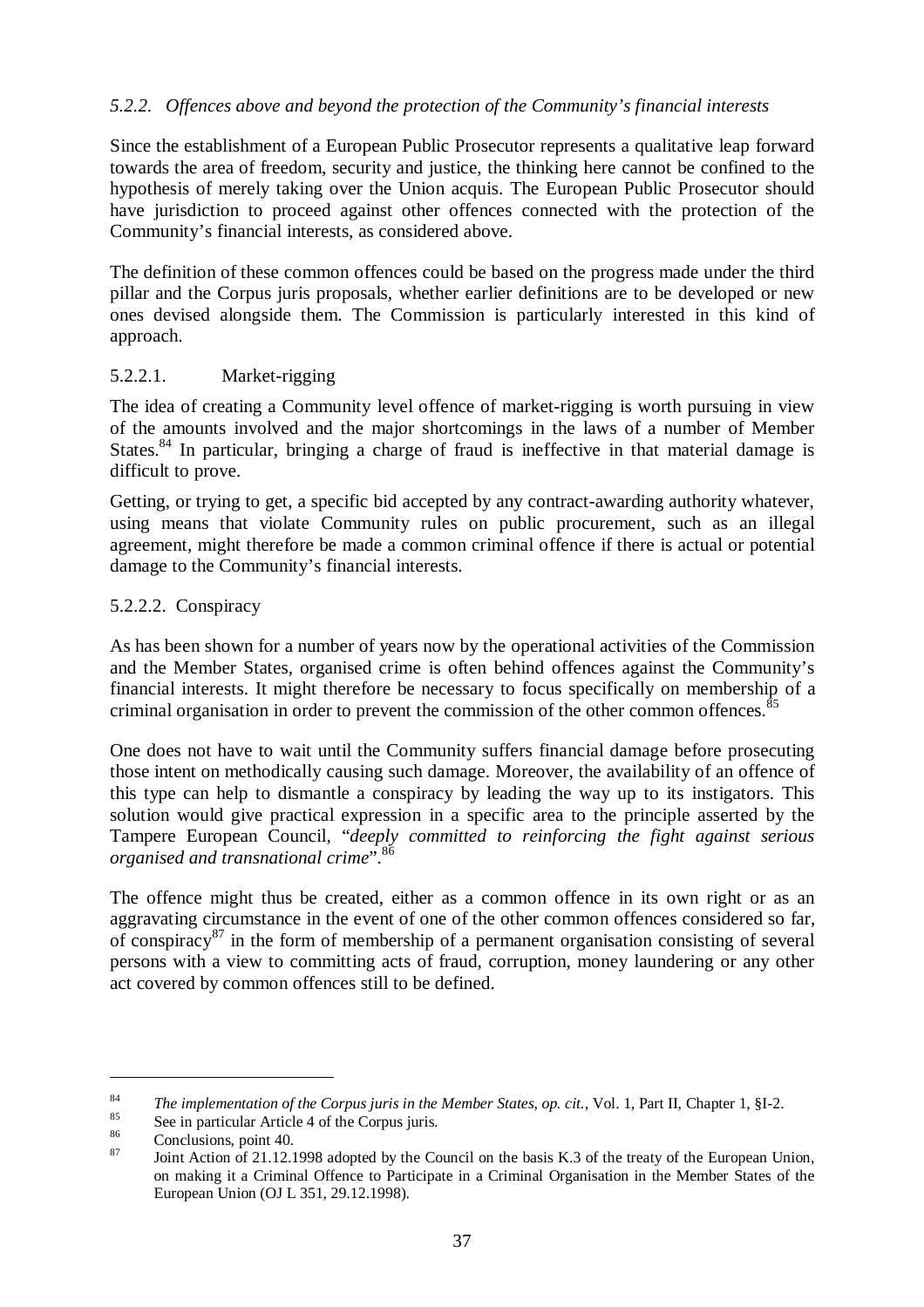### *5.2.2. Offences above and beyond the protection of the Community's financial interests*

Since the establishment of a European Public Prosecutor represents a qualitative leap forward towards the area of freedom, security and justice, the thinking here cannot be confined to the hypothesis of merely taking over the Union acquis. The European Public Prosecutor should have jurisdiction to proceed against other offences connected with the protection of the Community's financial interests, as considered above.

The definition of these common offences could be based on the progress made under the third pillar and the Corpus juris proposals, whether earlier definitions are to be developed or new ones devised alongside them. The Commission is particularly interested in this kind of approach.

#### 5.2.2.1. Market-rigging

The idea of creating a Community level offence of market-rigging is worth pursuing in view of the amounts involved and the major shortcomings in the laws of a number of Member States.[84] In particular, bringing a charge of fraud is ineffective in that material damage is difficult to prove.

Getting, or trying to get, a specific bid accepted by any contract-awarding authority whatever, using means that violate Community rules on public procurement, such as an illegal agreement, might therefore be made a common criminal offence if there is actual or potential damage to the Community's financial interests.

#### 5.2.2.2. Conspiracy

As has been shown for a number of years now by the operational activities of the Commission and the Member States, organised crime is often behind offences against the Community's financial interests. It might therefore be necessary to focus specifically on membership of a criminal organisation in order to prevent the commission of the other common offences.[85]

One does not have to wait until the Community suffers financial damage before prosecuting those intent on methodically causing such damage. Moreover, the availability of an offence of this type can help to dismantle a conspiracy by leading the way up to its instigators. This solution would give practical expression in a specific area to the principle asserted by the Tampere European Council, "*deeply committed to reinforcing the fight against serious organised and transnational crime*".[86]

The offence might thus be created, either as a common offence in its own right or as an aggravating circumstance in the event of one of the other common offences considered so far, of conspiracy[87] in the form of membership of a permanent organisation consisting of several persons with a view to committing acts of fraud, corruption, money laundering or any other act covered by common offences still to be defined.

---

[84] *The implementation of the Corpus juris in the Member States, op. cit.*, Vol. 1, Part II, Chapter 1, §I-2.

[85] See in particular Article 4 of the Corpus juris.

[86] Conclusions, point 40.

[87] Joint Action of 21.12.1998 adopted by the Council on the basis K.3 of the treaty of the European Union, on making it a Criminal Offence to Participate in a Criminal Organisation in the Member States of the European Union (OJ L 351, 29.12.1998).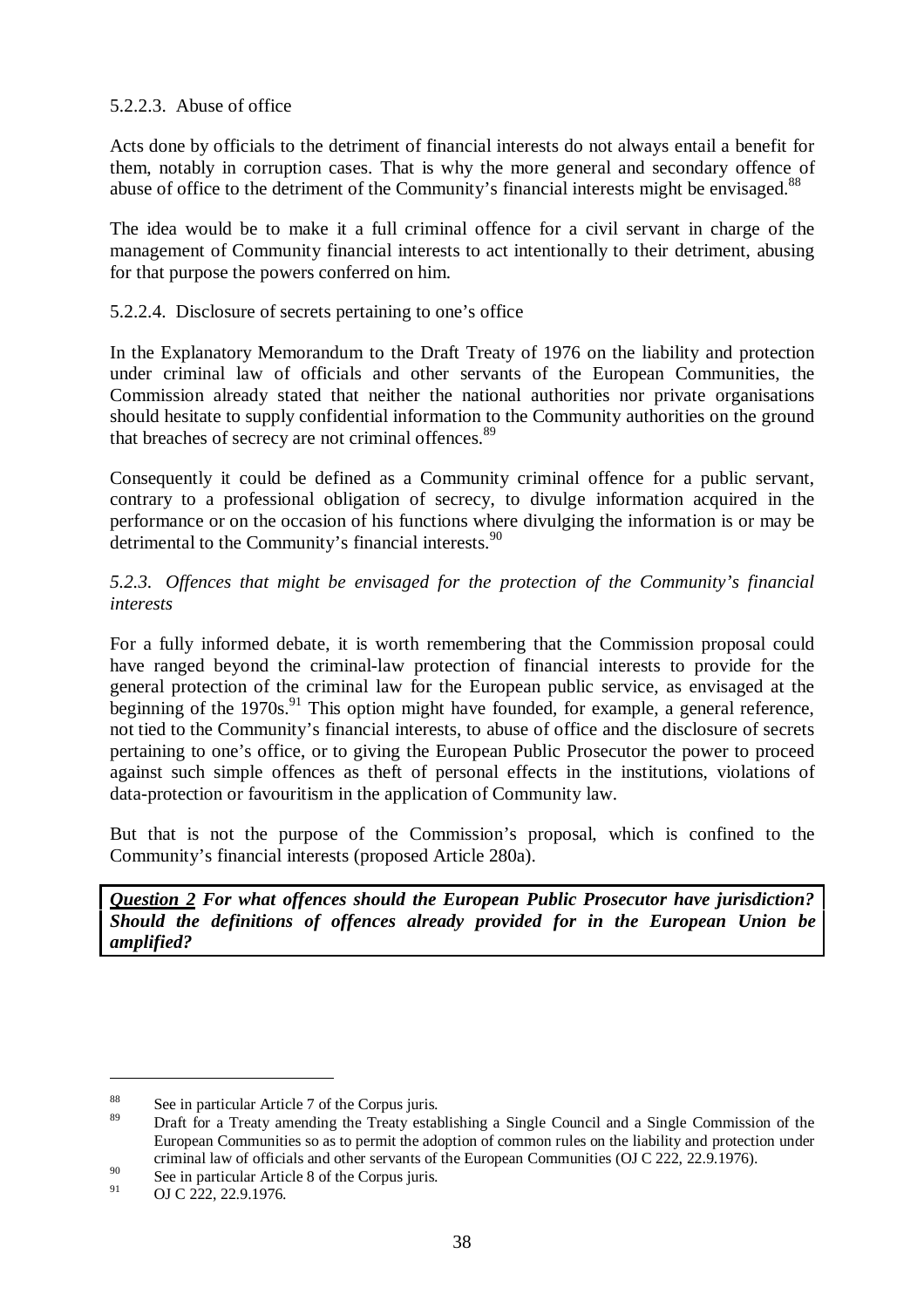#### 5.2.2.3. Abuse of office

Acts done by officials to the detriment of financial interests do not always entail a benefit for them, notably in corruption cases. That is why the more general and secondary offence of abuse of office to the detriment of the Community's financial interests might be envisaged.[88]

The idea would be to make it a full criminal offence for a civil servant in charge of the management of Community financial interests to act intentionally to their detriment, abusing for that purpose the powers conferred on him.

#### 5.2.2.4. Disclosure of secrets pertaining to one's office

In the Explanatory Memorandum to the Draft Treaty of 1976 on the liability and protection under criminal law of officials and other servants of the European Communities, the Commission already stated that neither the national authorities nor private organisations should hesitate to supply confidential information to the Community authorities on the ground that breaches of secrecy are not criminal offences.[89]

Consequently it could be defined as a Community criminal offence for a public servant, contrary to a professional obligation of secrecy, to divulge information acquired in the performance or on the occasion of his functions where divulging the information is or may be detrimental to the Community's financial interests.[90]

### *5.2.3. Offences that might be envisaged for the protection of the Community's financial interests*

For a fully informed debate, it is worth remembering that the Commission proposal could have ranged beyond the criminal-law protection of financial interests to provide for the general protection of the criminal law for the European public service, as envisaged at the beginning of the 1970s.[91] This option might have founded, for example, a general reference, not tied to the Community's financial interests, to abuse of office and the disclosure of secrets pertaining to one's office, or to giving the European Public Prosecutor the power to proceed against such simple offences as theft of personal effects in the institutions, violations of data-protection or favouritism in the application of Community law.

But that is not the purpose of the Commission's proposal, which is confined to the Community's financial interests (proposed Article 280a).

***Question 2** For what offences should the European Public Prosecutor have jurisdiction? Should the definitions of offences already provided for in the European Union be amplified?*

---

[88] See in particular Article 7 of the Corpus juris.

[89] Draft for a Treaty amending the Treaty establishing a Single Council and a Single Commission of the European Communities so as to permit the adoption of common rules on the liability and protection under criminal law of officials and other servants of the European Communities (OJ C 222, 22.9.1976).

[90] See in particular Article 8 of the Corpus juris.

[91] OJ C 222, 22.9.1976.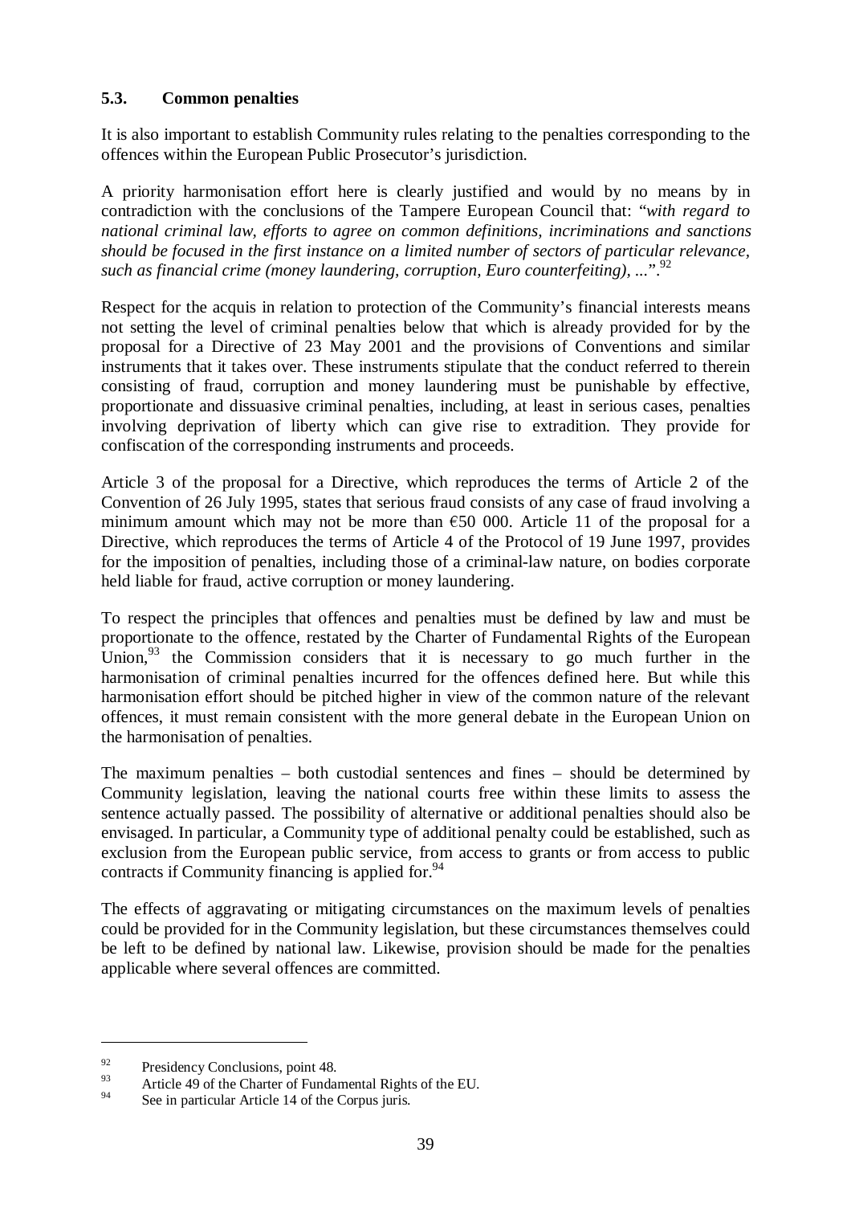### 5.3. Common penalties

It is also important to establish Community rules relating to the penalties corresponding to the offences within the European Public Prosecutor's jurisdiction.

A priority harmonisation effort here is clearly justified and would by no means by in contradiction with the conclusions of the Tampere European Council that: "*with regard to national criminal law, efforts to agree on common definitions, incriminations and sanctions should be focused in the first instance on a limited number of sectors of particular relevance, such as financial crime (money laundering, corruption, Euro counterfeiting), ...*".[92]

Respect for the acquis in relation to protection of the Community's financial interests means not setting the level of criminal penalties below that which is already provided for by the proposal for a Directive of 23 May 2001 and the provisions of Conventions and similar instruments that it takes over. These instruments stipulate that the conduct referred to therein consisting of fraud, corruption and money laundering must be punishable by effective, proportionate and dissuasive criminal penalties, including, at least in serious cases, penalties involving deprivation of liberty which can give rise to extradition. They provide for confiscation of the corresponding instruments and proceeds.

Article 3 of the proposal for a Directive, which reproduces the terms of Article 2 of the Convention of 26 July 1995, states that serious fraud consists of any case of fraud involving a minimum amount which may not be more than €50 000. Article 11 of the proposal for a Directive, which reproduces the terms of Article 4 of the Protocol of 19 June 1997, provides for the imposition of penalties, including those of a criminal-law nature, on bodies corporate held liable for fraud, active corruption or money laundering.

To respect the principles that offences and penalties must be defined by law and must be proportionate to the offence, restated by the Charter of Fundamental Rights of the European Union,[93] the Commission considers that it is necessary to go much further in the harmonisation of criminal penalties incurred for the offences defined here. But while this harmonisation effort should be pitched higher in view of the common nature of the relevant offences, it must remain consistent with the more general debate in the European Union on the harmonisation of penalties.

The maximum penalties – both custodial sentences and fines – should be determined by Community legislation, leaving the national courts free within these limits to assess the sentence actually passed. The possibility of alternative or additional penalties should also be envisaged. In particular, a Community type of additional penalty could be established, such as exclusion from the European public service, from access to grants or from access to public contracts if Community financing is applied for.[94]

The effects of aggravating or mitigating circumstances on the maximum levels of penalties could be provided for in the Community legislation, but these circumstances themselves could be left to be defined by national law. Likewise, provision should be made for the penalties applicable where several offences are committed.

---

[92] Presidency Conclusions, point 48.

[93] Article 49 of the Charter of Fundamental Rights of the EU.

[94] See in particular Article 14 of the Corpus juris.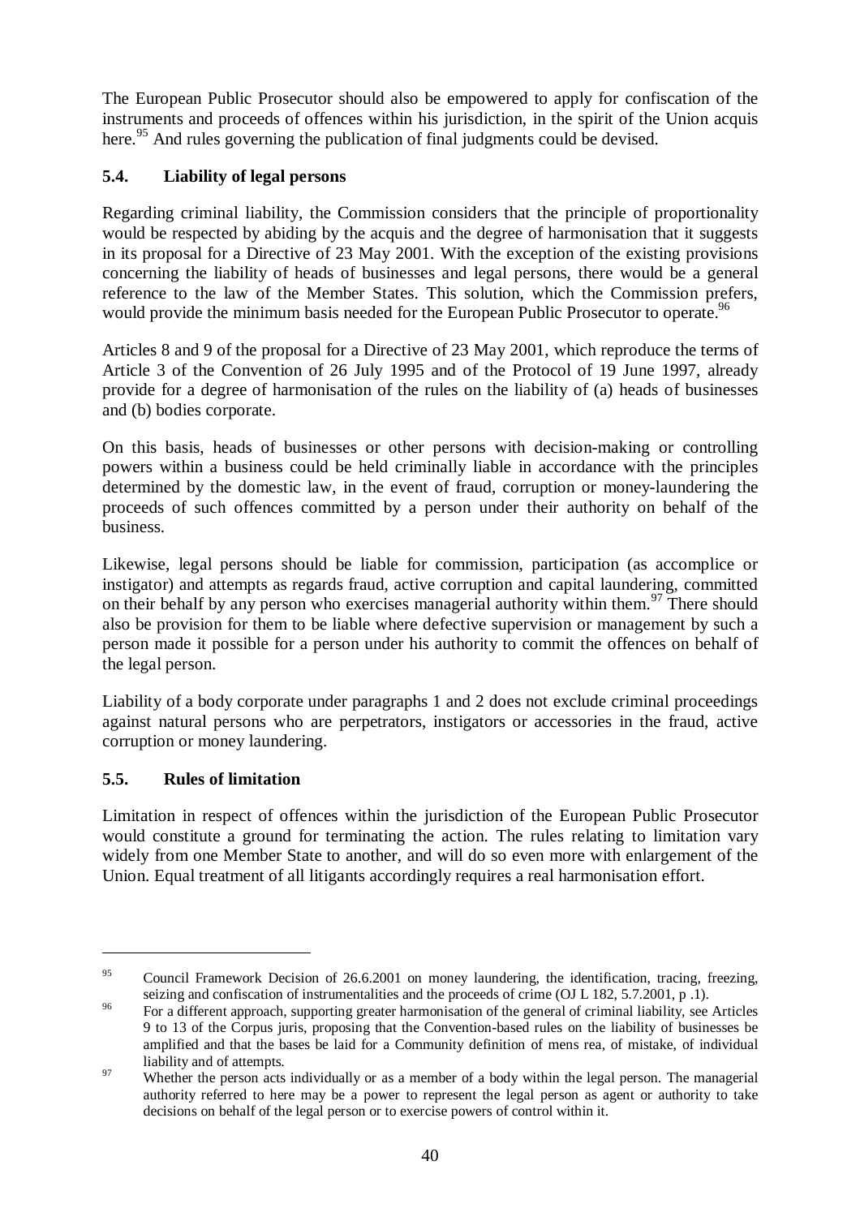The European Public Prosecutor should also be empowered to apply for confiscation of the instruments and proceeds of offences within his jurisdiction, in the spirit of the Union acquis here.[95] And rules governing the publication of final judgments could be devised.

### 5.4. Liability of legal persons

Regarding criminal liability, the Commission considers that the principle of proportionality would be respected by abiding by the acquis and the degree of harmonisation that it suggests in its proposal for a Directive of 23 May 2001. With the exception of the existing provisions concerning the liability of heads of businesses and legal persons, there would be a general reference to the law of the Member States. This solution, which the Commission prefers, would provide the minimum basis needed for the European Public Prosecutor to operate.[96]

Articles 8 and 9 of the proposal for a Directive of 23 May 2001, which reproduce the terms of Article 3 of the Convention of 26 July 1995 and of the Protocol of 19 June 1997, already provide for a degree of harmonisation of the rules on the liability of (a) heads of businesses and (b) bodies corporate.

On this basis, heads of businesses or other persons with decision-making or controlling powers within a business could be held criminally liable in accordance with the principles determined by the domestic law, in the event of fraud, corruption or money-laundering the proceeds of such offences committed by a person under their authority on behalf of the business.

Likewise, legal persons should be liable for commission, participation (as accomplice or instigator) and attempts as regards fraud, active corruption and capital laundering, committed on their behalf by any person who exercises managerial authority within them.[97] There should also be provision for them to be liable where defective supervision or management by such a person made it possible for a person under his authority to commit the offences on behalf of the legal person.

Liability of a body corporate under paragraphs 1 and 2 does not exclude criminal proceedings against natural persons who are perpetrators, instigators or accessories in the fraud, active corruption or money laundering.

### 5.5. Rules of limitation

Limitation in respect of offences within the jurisdiction of the European Public Prosecutor would constitute a ground for terminating the action. The rules relating to limitation vary widely from one Member State to another, and will do so even more with enlargement of the Union. Equal treatment of all litigants accordingly requires a real harmonisation effort.

---

[95] Council Framework Decision of 26.6.2001 on money laundering, the identification, tracing, freezing, seizing and confiscation of instrumentalities and the proceeds of crime (OJ L 182, 5.7.2001, p .1).

[96] For a different approach, supporting greater harmonisation of the general of criminal liability, see Articles 9 to 13 of the Corpus juris, proposing that the Convention-based rules on the liability of businesses be amplified and that the bases be laid for a Community definition of mens rea, of mistake, of individual liability and of attempts.

[97] Whether the person acts individually or as a member of a body within the legal person. The managerial authority referred to here may be a power to represent the legal person as agent or authority to take decisions on behalf of the legal person or to exercise powers of control within it.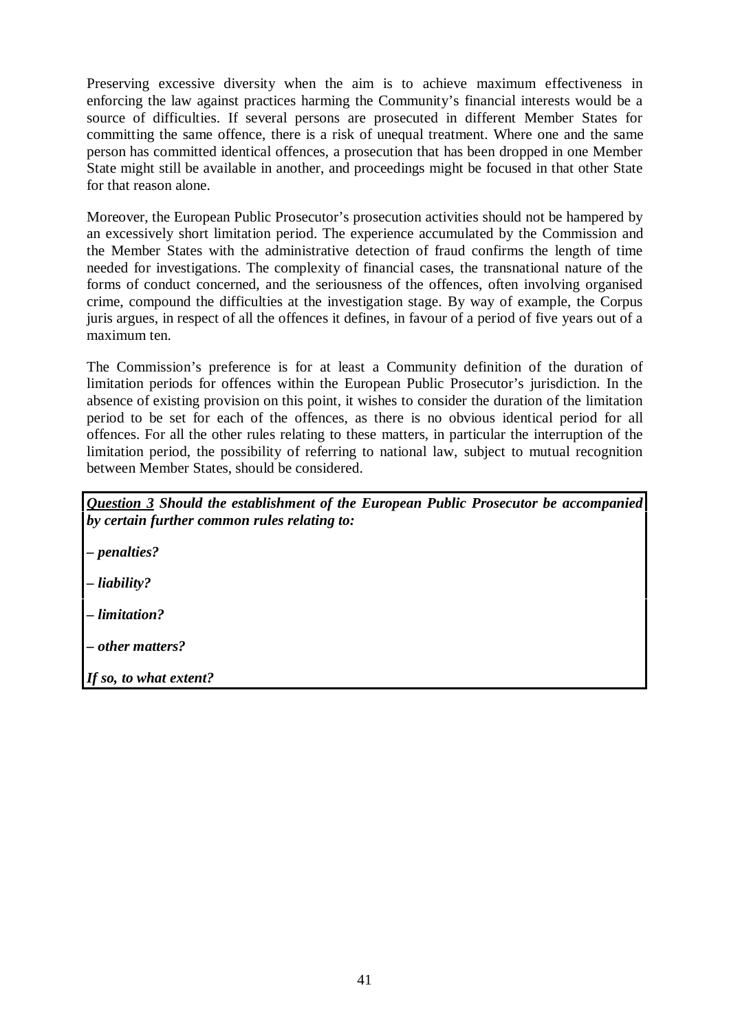Preserving excessive diversity when the aim is to achieve maximum effectiveness in enforcing the law against practices harming the Community's financial interests would be a source of difficulties. If several persons are prosecuted in different Member States for committing the same offence, there is a risk of unequal treatment. Where one and the same person has committed identical offences, a prosecution that has been dropped in one Member State might still be available in another, and proceedings might be focused in that other State for that reason alone.

Moreover, the European Public Prosecutor's prosecution activities should not be hampered by an excessively short limitation period. The experience accumulated by the Commission and the Member States with the administrative detection of fraud confirms the length of time needed for investigations. The complexity of financial cases, the transnational nature of the forms of conduct concerned, and the seriousness of the offences, often involving organised crime, compound the difficulties at the investigation stage. By way of example, the Corpus juris argues, in respect of all the offences it defines, in favour of a period of five years out of a maximum ten.

The Commission's preference is for at least a Community definition of the duration of limitation periods for offences within the European Public Prosecutor's jurisdiction. In the absence of existing provision on this point, it wishes to consider the duration of the limitation period to be set for each of the offences, as there is no obvious identical period for all offences. For all the other rules relating to these matters, in particular the interruption of the limitation period, the possibility of referring to national law, subject to mutual recognition between Member States, should be considered.

***<u>Question 3</u> Should the establishment of the European Public Prosecutor be accompanied by certain further common rules relating to:***

***– penalties?***

***– liability?***

***– limitation?***

***– other matters?***

***If so, to what extent?***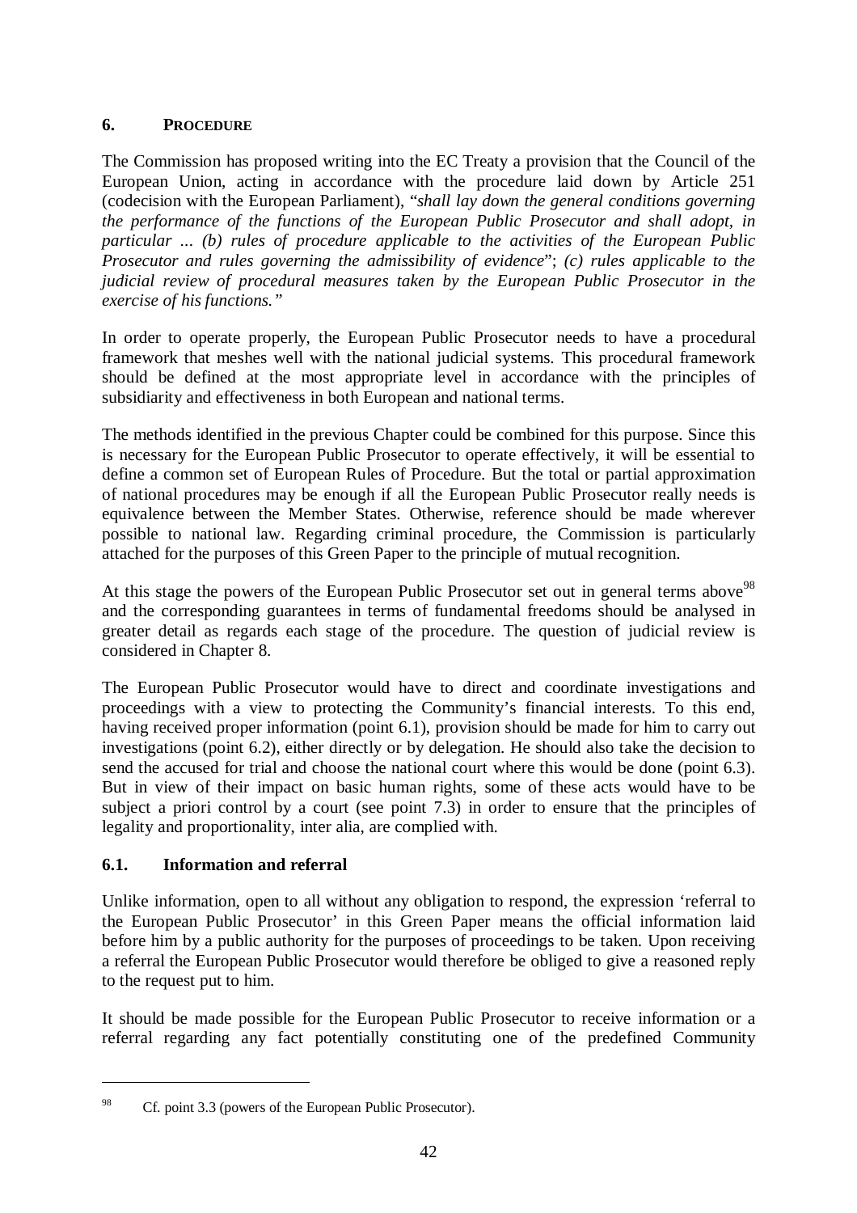## 6. PROCEDURE

The Commission has proposed writing into the EC Treaty a provision that the Council of the European Union, acting in accordance with the procedure laid down by Article 251 (codecision with the European Parliament), "*shall lay down the general conditions governing the performance of the functions of the European Public Prosecutor and shall adopt, in particular ... (b) rules of procedure applicable to the activities of the European Public Prosecutor and rules governing the admissibility of evidence*"; *(c) rules applicable to the judicial review of procedural measures taken by the European Public Prosecutor in the exercise of his functions."*

In order to operate properly, the European Public Prosecutor needs to have a procedural framework that meshes well with the national judicial systems. This procedural framework should be defined at the most appropriate level in accordance with the principles of subsidiarity and effectiveness in both European and national terms.

The methods identified in the previous Chapter could be combined for this purpose. Since this is necessary for the European Public Prosecutor to operate effectively, it will be essential to define a common set of European Rules of Procedure. But the total or partial approximation of national procedures may be enough if all the European Public Prosecutor really needs is equivalence between the Member States. Otherwise, reference should be made wherever possible to national law. Regarding criminal procedure, the Commission is particularly attached for the purposes of this Green Paper to the principle of mutual recognition.

At this stage the powers of the European Public Prosecutor set out in general terms above[98] and the corresponding guarantees in terms of fundamental freedoms should be analysed in greater detail as regards each stage of the procedure. The question of judicial review is considered in Chapter 8.

The European Public Prosecutor would have to direct and coordinate investigations and proceedings with a view to protecting the Community's financial interests. To this end, having received proper information (point 6.1), provision should be made for him to carry out investigations (point 6.2), either directly or by delegation. He should also take the decision to send the accused for trial and choose the national court where this would be done (point 6.3). But in view of their impact on basic human rights, some of these acts would have to be subject a priori control by a court (see point 7.3) in order to ensure that the principles of legality and proportionality, inter alia, are complied with.

### 6.1. Information and referral

Unlike information, open to all without any obligation to respond, the expression 'referral to the European Public Prosecutor' in this Green Paper means the official information laid before him by a public authority for the purposes of proceedings to be taken. Upon receiving a referral the European Public Prosecutor would therefore be obliged to give a reasoned reply to the request put to him.

It should be made possible for the European Public Prosecutor to receive information or a referral regarding any fact potentially constituting one of the predefined Community

[98] Cf. point 3.3 (powers of the European Public Prosecutor).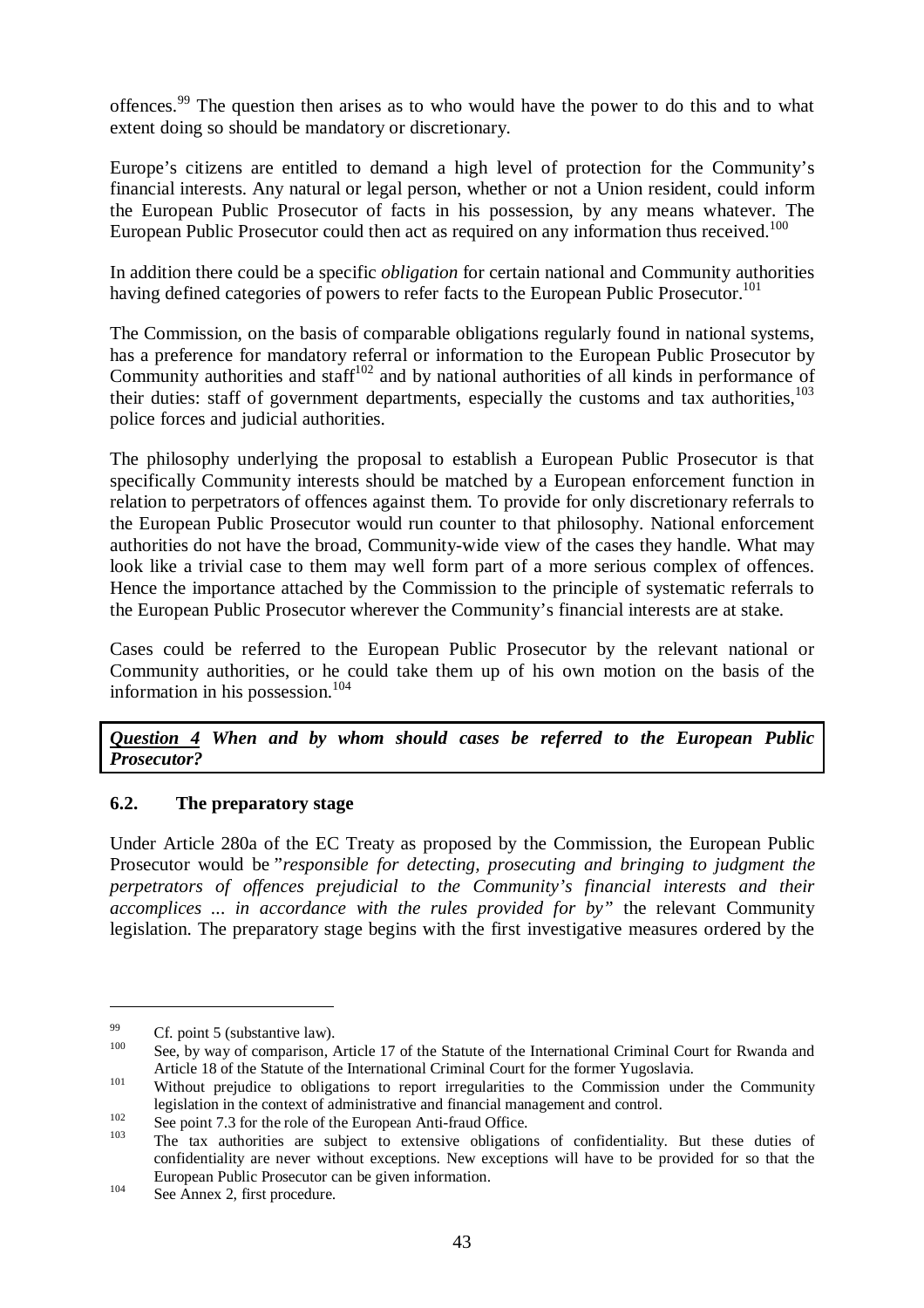offences.[99] The question then arises as to who would have the power to do this and to what extent doing so should be mandatory or discretionary.

Europe's citizens are entitled to demand a high level of protection for the Community's financial interests. Any natural or legal person, whether or not a Union resident, could inform the European Public Prosecutor of facts in his possession, by any means whatever. The European Public Prosecutor could then act as required on any information thus received.[100]

In addition there could be a specific *obligation* for certain national and Community authorities having defined categories of powers to refer facts to the European Public Prosecutor.[101]

The Commission, on the basis of comparable obligations regularly found in national systems, has a preference for mandatory referral or information to the European Public Prosecutor by Community authorities and staff[102] and by national authorities of all kinds in performance of their duties: staff of government departments, especially the customs and tax authorities,[103] police forces and judicial authorities.

The philosophy underlying the proposal to establish a European Public Prosecutor is that specifically Community interests should be matched by a European enforcement function in relation to perpetrators of offences against them. To provide for only discretionary referrals to the European Public Prosecutor would run counter to that philosophy. National enforcement authorities do not have the broad, Community-wide view of the cases they handle. What may look like a trivial case to them may well form part of a more serious complex of offences. Hence the importance attached by the Commission to the principle of systematic referrals to the European Public Prosecutor wherever the Community's financial interests are at stake.

Cases could be referred to the European Public Prosecutor by the relevant national or Community authorities, or he could take them up of his own motion on the basis of the information in his possession.[104]

***Question 4*** ***When and by whom should cases be referred to the European Public Prosecutor?***

### 6.2. The preparatory stage

Under Article 280a of the EC Treaty as proposed by the Commission, the European Public Prosecutor would be "*responsible for detecting, prosecuting and bringing to judgment the perpetrators of offences prejudicial to the Community's financial interests and their accomplices ... in accordance with the rules provided for by*" the relevant Community legislation. The preparatory stage begins with the first investigative measures ordered by the

---

[99] Cf. point 5 (substantive law).

[100] See, by way of comparison, Article 17 of the Statute of the International Criminal Court for Rwanda and Article 18 of the Statute of the International Criminal Court for the former Yugoslavia.

[101] Without prejudice to obligations to report irregularities to the Commission under the Community legislation in the context of administrative and financial management and control.

[102] See point 7.3 for the role of the European Anti-fraud Office.

[103] The tax authorities are subject to extensive obligations of confidentiality. But these duties of confidentiality are never without exceptions. New exceptions will have to be provided for so that the European Public Prosecutor can be given information.

[104] See Annex 2, first procedure.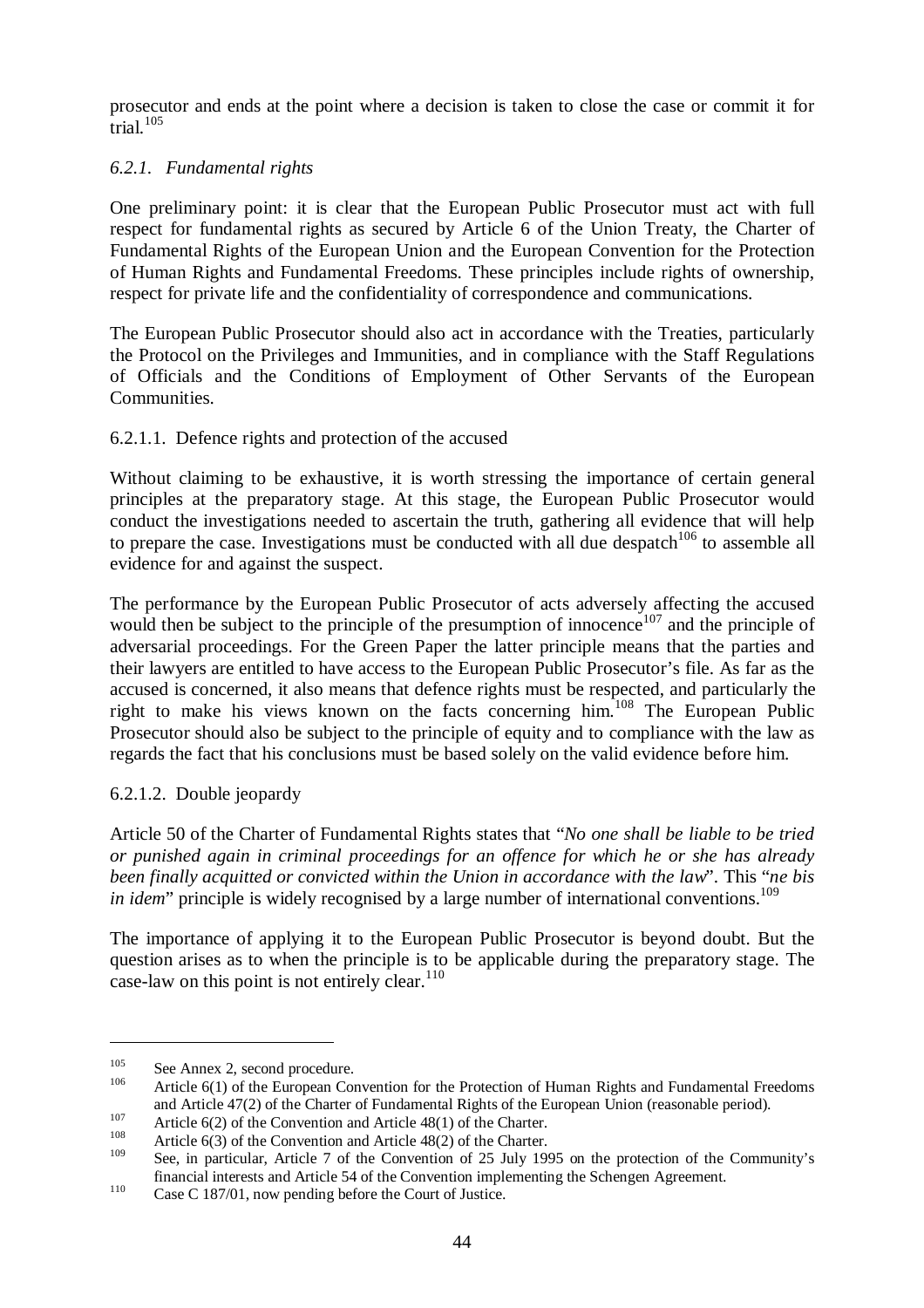prosecutor and ends at the point where a decision is taken to close the case or commit it for trial.[105]

### *6.2.1. Fundamental rights*

One preliminary point: it is clear that the European Public Prosecutor must act with full respect for fundamental rights as secured by Article 6 of the Union Treaty, the Charter of Fundamental Rights of the European Union and the European Convention for the Protection of Human Rights and Fundamental Freedoms. These principles include rights of ownership, respect for private life and the confidentiality of correspondence and communications.

The European Public Prosecutor should also act in accordance with the Treaties, particularly the Protocol on the Privileges and Immunities, and in compliance with the Staff Regulations of Officials and the Conditions of Employment of Other Servants of the European Communities.

#### 6.2.1.1. Defence rights and protection of the accused

Without claiming to be exhaustive, it is worth stressing the importance of certain general principles at the preparatory stage. At this stage, the European Public Prosecutor would conduct the investigations needed to ascertain the truth, gathering all evidence that will help to prepare the case. Investigations must be conducted with all due despatch[106] to assemble all evidence for and against the suspect.

The performance by the European Public Prosecutor of acts adversely affecting the accused would then be subject to the principle of the presumption of innocence[107] and the principle of adversarial proceedings. For the Green Paper the latter principle means that the parties and their lawyers are entitled to have access to the European Public Prosecutor's file. As far as the accused is concerned, it also means that defence rights must be respected, and particularly the right to make his views known on the facts concerning him.[108] The European Public Prosecutor should also be subject to the principle of equity and to compliance with the law as regards the fact that his conclusions must be based solely on the valid evidence before him.

#### 6.2.1.2. Double jeopardy

Article 50 of the Charter of Fundamental Rights states that "*No one shall be liable to be tried or punished again in criminal proceedings for an offence for which he or she has already been finally acquitted or convicted within the Union in accordance with the law*". This "*ne bis in idem*" principle is widely recognised by a large number of international conventions.[109]

The importance of applying it to the European Public Prosecutor is beyond doubt. But the question arises as to when the principle is to be applicable during the preparatory stage. The case-law on this point is not entirely clear.[110]

---

[105] See Annex 2, second procedure.

[106] Article 6(1) of the European Convention for the Protection of Human Rights and Fundamental Freedoms and Article 47(2) of the Charter of Fundamental Rights of the European Union (reasonable period).

[107] Article 6(2) of the Convention and Article 48(1) of the Charter.

[108] Article 6(3) of the Convention and Article 48(2) of the Charter.

[109] See, in particular, Article 7 of the Convention of 25 July 1995 on the protection of the Community's financial interests and Article 54 of the Convention implementing the Schengen Agreement.

[110] Case C 187/01, now pending before the Court of Justice.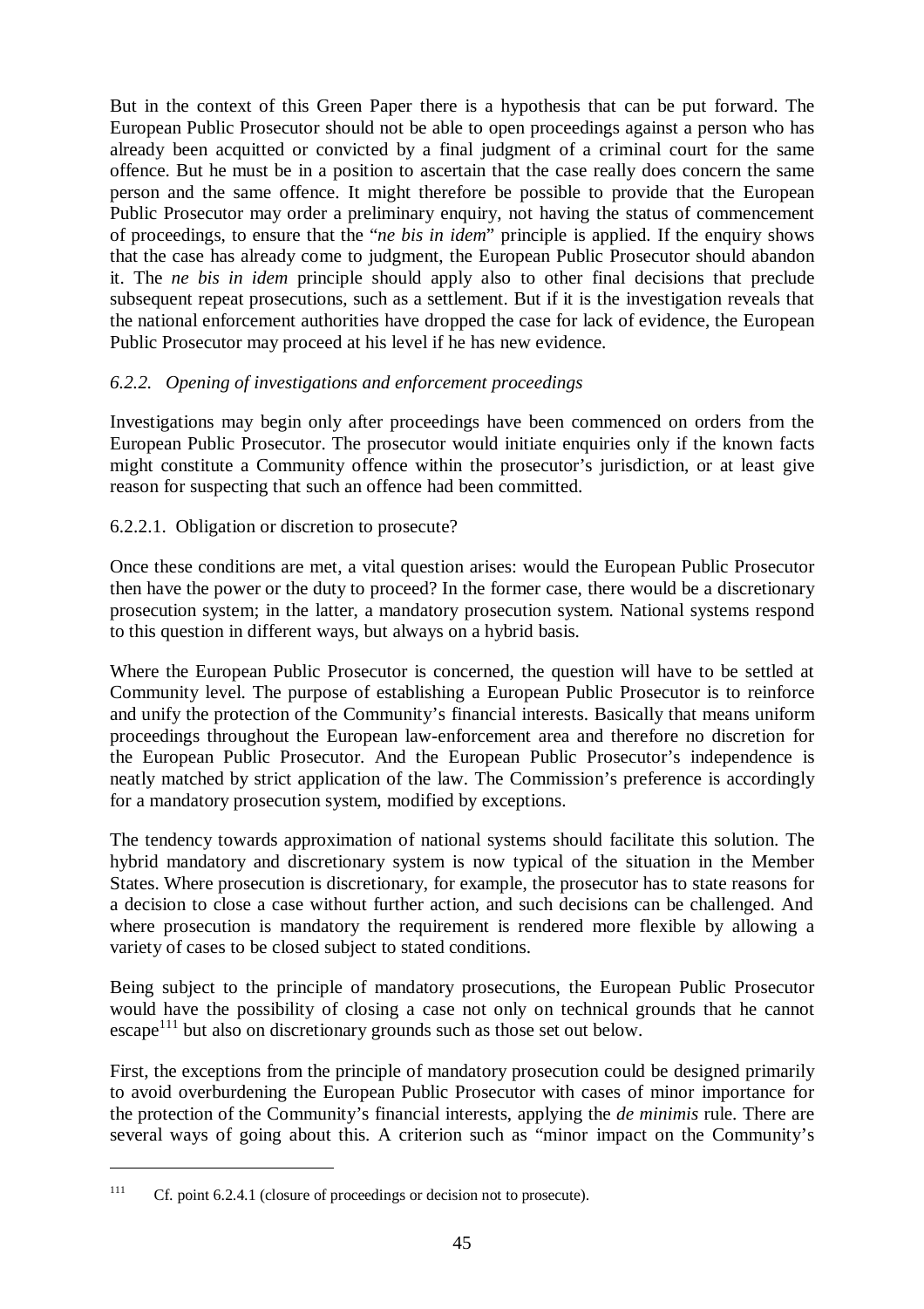But in the context of this Green Paper there is a hypothesis that can be put forward. The European Public Prosecutor should not be able to open proceedings against a person who has already been acquitted or convicted by a final judgment of a criminal court for the same offence. But he must be in a position to ascertain that the case really does concern the same person and the same offence. It might therefore be possible to provide that the European Public Prosecutor may order a preliminary enquiry, not having the status of commencement of proceedings, to ensure that the "*ne bis in idem*" principle is applied. If the enquiry shows that the case has already come to judgment, the European Public Prosecutor should abandon it. The *ne bis in idem* principle should apply also to other final decisions that preclude subsequent repeat prosecutions, such as a settlement. But if it is the investigation reveals that the national enforcement authorities have dropped the case for lack of evidence, the European Public Prosecutor may proceed at his level if he has new evidence.

### *6.2.2. Opening of investigations and enforcement proceedings*

Investigations may begin only after proceedings have been commenced on orders from the European Public Prosecutor. The prosecutor would initiate enquiries only if the known facts might constitute a Community offence within the prosecutor's jurisdiction, or at least give reason for suspecting that such an offence had been committed.

#### 6.2.2.1. Obligation or discretion to prosecute?

Once these conditions are met, a vital question arises: would the European Public Prosecutor then have the power or the duty to proceed? In the former case, there would be a discretionary prosecution system; in the latter, a mandatory prosecution system. National systems respond to this question in different ways, but always on a hybrid basis.

Where the European Public Prosecutor is concerned, the question will have to be settled at Community level. The purpose of establishing a European Public Prosecutor is to reinforce and unify the protection of the Community's financial interests. Basically that means uniform proceedings throughout the European law-enforcement area and therefore no discretion for the European Public Prosecutor. And the European Public Prosecutor's independence is neatly matched by strict application of the law. The Commission's preference is accordingly for a mandatory prosecution system, modified by exceptions.

The tendency towards approximation of national systems should facilitate this solution. The hybrid mandatory and discretionary system is now typical of the situation in the Member States. Where prosecution is discretionary, for example, the prosecutor has to state reasons for a decision to close a case without further action, and such decisions can be challenged. And where prosecution is mandatory the requirement is rendered more flexible by allowing a variety of cases to be closed subject to stated conditions.

Being subject to the principle of mandatory prosecutions, the European Public Prosecutor would have the possibility of closing a case not only on technical grounds that he cannot escape[111] but also on discretionary grounds such as those set out below.

First, the exceptions from the principle of mandatory prosecution could be designed primarily to avoid overburdening the European Public Prosecutor with cases of minor importance for the protection of the Community's financial interests, applying the *de minimis* rule. There are several ways of going about this. A criterion such as "minor impact on the Community's

---

[111] Cf. point 6.2.4.1 (closure of proceedings or decision not to prosecute).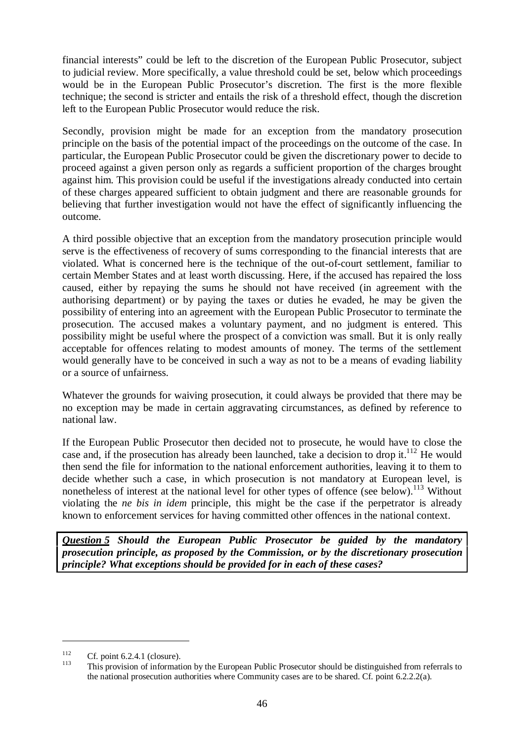financial interests" could be left to the discretion of the European Public Prosecutor, subject to judicial review. More specifically, a value threshold could be set, below which proceedings would be in the European Public Prosecutor's discretion. The first is the more flexible technique; the second is stricter and entails the risk of a threshold effect, though the discretion left to the European Public Prosecutor would reduce the risk.

Secondly, provision might be made for an exception from the mandatory prosecution principle on the basis of the potential impact of the proceedings on the outcome of the case. In particular, the European Public Prosecutor could be given the discretionary power to decide to proceed against a given person only as regards a sufficient proportion of the charges brought against him. This provision could be useful if the investigations already conducted into certain of these charges appeared sufficient to obtain judgment and there are reasonable grounds for believing that further investigation would not have the effect of significantly influencing the outcome.

A third possible objective that an exception from the mandatory prosecution principle would serve is the effectiveness of recovery of sums corresponding to the financial interests that are violated. What is concerned here is the technique of the out-of-court settlement, familiar to certain Member States and at least worth discussing. Here, if the accused has repaired the loss caused, either by repaying the sums he should not have received (in agreement with the authorising department) or by paying the taxes or duties he evaded, he may be given the possibility of entering into an agreement with the European Public Prosecutor to terminate the prosecution. The accused makes a voluntary payment, and no judgment is entered. This possibility might be useful where the prospect of a conviction was small. But it is only really acceptable for offences relating to modest amounts of money. The terms of the settlement would generally have to be conceived in such a way as not to be a means of evading liability or a source of unfairness.

Whatever the grounds for waiving prosecution, it could always be provided that there may be no exception may be made in certain aggravating circumstances, as defined by reference to national law.

If the European Public Prosecutor then decided not to prosecute, he would have to close the case and, if the prosecution has already been launched, take a decision to drop it.[112] He would then send the file for information to the national enforcement authorities, leaving it to them to decide whether such a case, in which prosecution is not mandatory at European level, is nonetheless of interest at the national level for other types of offence (see below).[113] Without violating the *ne bis in idem* principle, this might be the case if the perpetrator is already known to enforcement services for having committed other offences in the national context.

***Question 5*** ***Should the European Public Prosecutor be guided by the mandatory prosecution principle, as proposed by the Commission, or by the discretionary prosecution principle? What exceptions should be provided for in each of these cases?***

---

[112] Cf. point 6.2.4.1 (closure).

[113] This provision of information by the European Public Prosecutor should be distinguished from referrals to the national prosecution authorities where Community cases are to be shared. Cf. point 6.2.2.2(a).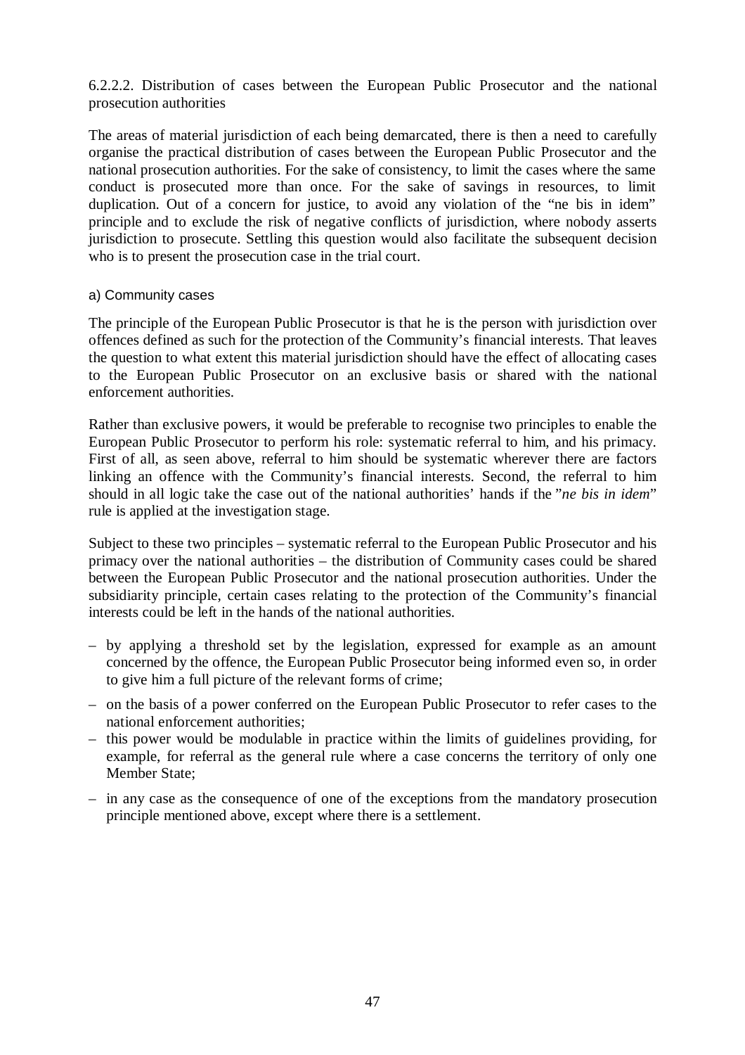#### 6.2.2.2. Distribution of cases between the European Public Prosecutor and the national prosecution authorities

The areas of material jurisdiction of each being demarcated, there is then a need to carefully organise the practical distribution of cases between the European Public Prosecutor and the national prosecution authorities. For the sake of consistency, to limit the cases where the same conduct is prosecuted more than once. For the sake of savings in resources, to limit duplication. Out of a concern for justice, to avoid any violation of the "ne bis in idem" principle and to exclude the risk of negative conflicts of jurisdiction, where nobody asserts jurisdiction to prosecute. Settling this question would also facilitate the subsequent decision who is to present the prosecution case in the trial court.

##### a) Community cases

The principle of the European Public Prosecutor is that he is the person with jurisdiction over offences defined as such for the protection of the Community's financial interests. That leaves the question to what extent this material jurisdiction should have the effect of allocating cases to the European Public Prosecutor on an exclusive basis or shared with the national enforcement authorities.

Rather than exclusive powers, it would be preferable to recognise two principles to enable the European Public Prosecutor to perform his role: systematic referral to him, and his primacy. First of all, as seen above, referral to him should be systematic wherever there are factors linking an offence with the Community's financial interests. Second, the referral to him should in all logic take the case out of the national authorities' hands if the "*ne bis in idem*" rule is applied at the investigation stage.

Subject to these two principles – systematic referral to the European Public Prosecutor and his primacy over the national authorities – the distribution of Community cases could be shared between the European Public Prosecutor and the national prosecution authorities. Under the subsidiarity principle, certain cases relating to the protection of the Community's financial interests could be left in the hands of the national authorities.

– by applying a threshold set by the legislation, expressed for example as an amount concerned by the offence, the European Public Prosecutor being informed even so, in order to give him a full picture of the relevant forms of crime;

– on the basis of a power conferred on the European Public Prosecutor to refer cases to the national enforcement authorities;

– this power would be modulable in practice within the limits of guidelines providing, for example, for referral as the general rule where a case concerns the territory of only one Member State;

– in any case as the consequence of one of the exceptions from the mandatory prosecution principle mentioned above, except where there is a settlement.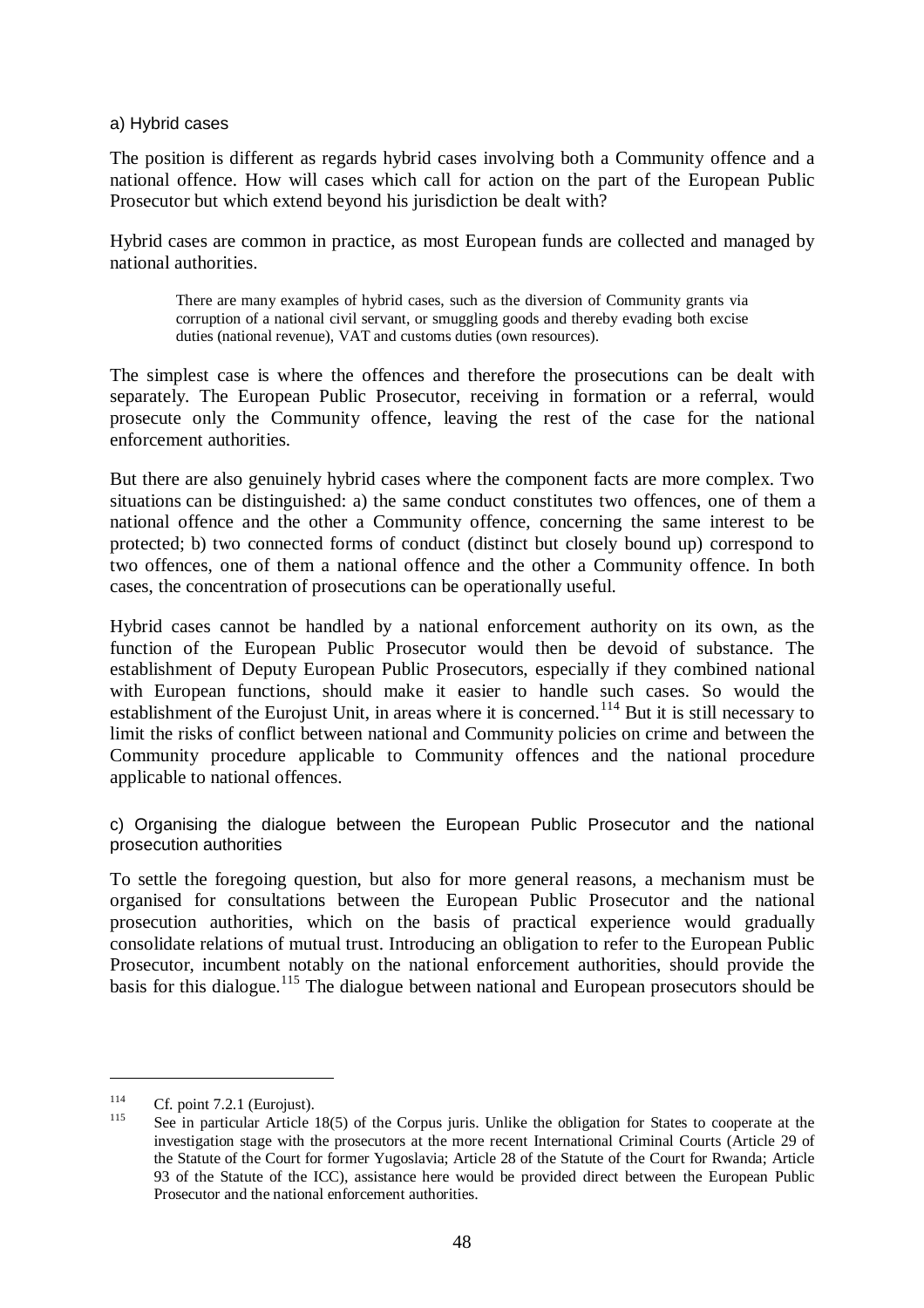a) Hybrid cases

The position is different as regards hybrid cases involving both a Community offence and a national offence. How will cases which call for action on the part of the European Public Prosecutor but which extend beyond his jurisdiction be dealt with?

Hybrid cases are common in practice, as most European funds are collected and managed by national authorities.

> There are many examples of hybrid cases, such as the diversion of Community grants via corruption of a national civil servant, or smuggling goods and thereby evading both excise duties (national revenue), VAT and customs duties (own resources).

The simplest case is where the offences and therefore the prosecutions can be dealt with separately. The European Public Prosecutor, receiving in formation or a referral, would prosecute only the Community offence, leaving the rest of the case for the national enforcement authorities.

But there are also genuinely hybrid cases where the component facts are more complex. Two situations can be distinguished: a) the same conduct constitutes two offences, one of them a national offence and the other a Community offence, concerning the same interest to be protected; b) two connected forms of conduct (distinct but closely bound up) correspond to two offences, one of them a national offence and the other a Community offence. In both cases, the concentration of prosecutions can be operationally useful.

Hybrid cases cannot be handled by a national enforcement authority on its own, as the function of the European Public Prosecutor would then be devoid of substance. The establishment of Deputy European Public Prosecutors, especially if they combined national with European functions, should make it easier to handle such cases. So would the establishment of the Eurojust Unit, in areas where it is concerned.[114] But it is still necessary to limit the risks of conflict between national and Community policies on crime and between the Community procedure applicable to Community offences and the national procedure applicable to national offences.

c) Organising the dialogue between the European Public Prosecutor and the national prosecution authorities

To settle the foregoing question, but also for more general reasons, a mechanism must be organised for consultations between the European Public Prosecutor and the national prosecution authorities, which on the basis of practical experience would gradually consolidate relations of mutual trust. Introducing an obligation to refer to the European Public Prosecutor, incumbent notably on the national enforcement authorities, should provide the basis for this dialogue.[115] The dialogue between national and European prosecutors should be

---

[114] Cf. point 7.2.1 (Eurojust).

[115] See in particular Article 18(5) of the Corpus juris. Unlike the obligation for States to cooperate at the investigation stage with the prosecutors at the more recent International Criminal Courts (Article 29 of the Statute of the Court for former Yugoslavia; Article 28 of the Statute of the Court for Rwanda; Article 93 of the Statute of the ICC), assistance here would be provided direct between the European Public Prosecutor and the national enforcement authorities.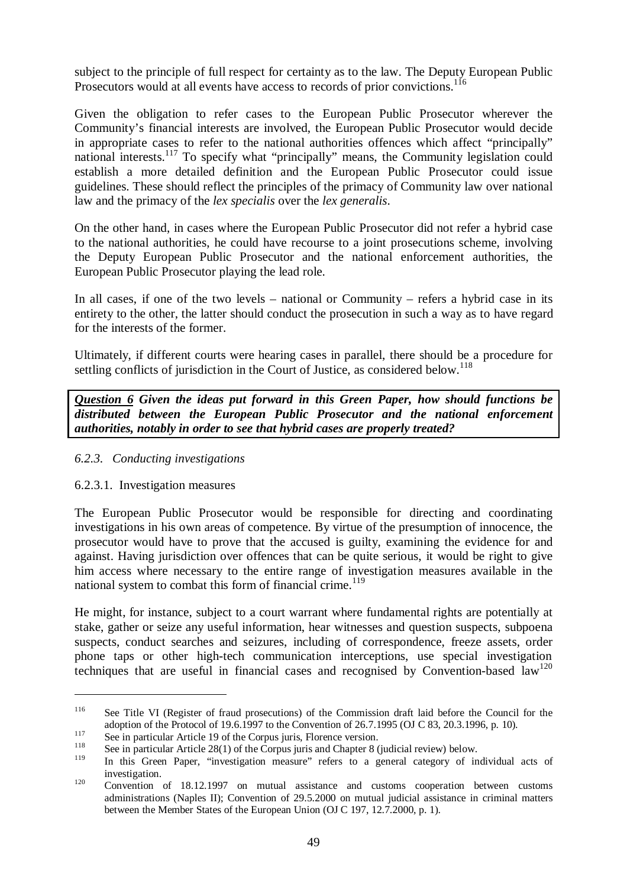subject to the principle of full respect for certainty as to the law. The Deputy European Public Prosecutors would at all events have access to records of prior convictions.[116]

Given the obligation to refer cases to the European Public Prosecutor wherever the Community's financial interests are involved, the European Public Prosecutor would decide in appropriate cases to refer to the national authorities offences which affect "principally" national interests.[117] To specify what "principally" means, the Community legislation could establish a more detailed definition and the European Public Prosecutor could issue guidelines. These should reflect the principles of the primacy of Community law over national law and the primacy of the *lex specialis* over the *lex generalis*.

On the other hand, in cases where the European Public Prosecutor did not refer a hybrid case to the national authorities, he could have recourse to a joint prosecutions scheme, involving the Deputy European Public Prosecutor and the national enforcement authorities, the European Public Prosecutor playing the lead role.

In all cases, if one of the two levels – national or Community – refers a hybrid case in its entirety to the other, the latter should conduct the prosecution in such a way as to have regard for the interests of the former.

Ultimately, if different courts were hearing cases in parallel, there should be a procedure for settling conflicts of jurisdiction in the Court of Justice, as considered below.[118]

***Question 6*** ***Given the ideas put forward in this Green Paper, how should functions be distributed between the European Public Prosecutor and the national enforcement authorities, notably in order to see that hybrid cases are properly treated?***

#### *6.2.3. Conducting investigations*

##### 6.2.3.1. Investigation measures

The European Public Prosecutor would be responsible for directing and coordinating investigations in his own areas of competence. By virtue of the presumption of innocence, the prosecutor would have to prove that the accused is guilty, examining the evidence for and against. Having jurisdiction over offences that can be quite serious, it would be right to give him access where necessary to the entire range of investigation measures available in the national system to combat this form of financial crime.[119]

He might, for instance, subject to a court warrant where fundamental rights are potentially at stake, gather or seize any useful information, hear witnesses and question suspects, subpoena suspects, conduct searches and seizures, including of correspondence, freeze assets, order phone taps or other high-tech communication interceptions, use special investigation techniques that are useful in financial cases and recognised by Convention-based law[120]

---

[116] See Title VI (Register of fraud prosecutions) of the Commission draft laid before the Council for the adoption of the Protocol of 19.6.1997 to the Convention of 26.7.1995 (OJ C 83, 20.3.1996, p. 10).

[117] See in particular Article 19 of the Corpus juris, Florence version.

[118] See in particular Article 28(1) of the Corpus juris and Chapter 8 (judicial review) below.

[119] In this Green Paper, "investigation measure" refers to a general category of individual acts of investigation.

[120] Convention of 18.12.1997 on mutual assistance and customs cooperation between customs administrations (Naples II); Convention of 29.5.2000 on mutual judicial assistance in criminal matters between the Member States of the European Union (OJ C 197, 12.7.2000, p. 1).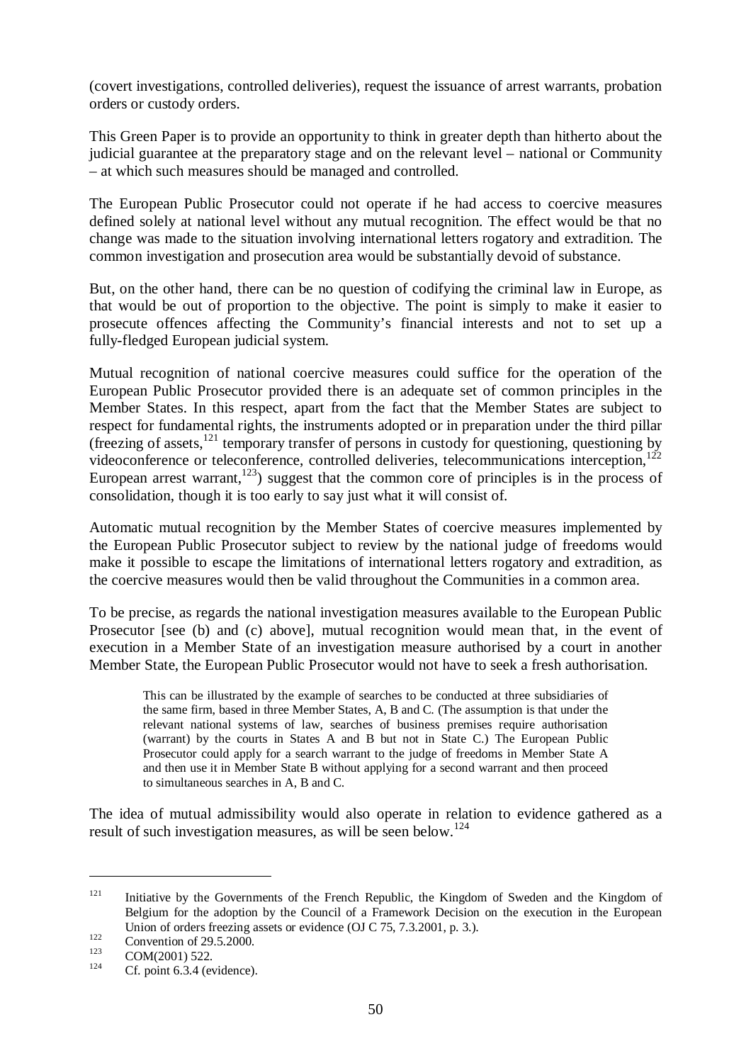(covert investigations, controlled deliveries), request the issuance of arrest warrants, probation orders or custody orders.

This Green Paper is to provide an opportunity to think in greater depth than hitherto about the judicial guarantee at the preparatory stage and on the relevant level – national or Community – at which such measures should be managed and controlled.

The European Public Prosecutor could not operate if he had access to coercive measures defined solely at national level without any mutual recognition. The effect would be that no change was made to the situation involving international letters rogatory and extradition. The common investigation and prosecution area would be substantially devoid of substance.

But, on the other hand, there can be no question of codifying the criminal law in Europe, as that would be out of proportion to the objective. The point is simply to make it easier to prosecute offences affecting the Community's financial interests and not to set up a fully-fledged European judicial system.

Mutual recognition of national coercive measures could suffice for the operation of the European Public Prosecutor provided there is an adequate set of common principles in the Member States. In this respect, apart from the fact that the Member States are subject to respect for fundamental rights, the instruments adopted or in preparation under the third pillar (freezing of assets,[121] temporary transfer of persons in custody for questioning, questioning by videoconference or teleconference, controlled deliveries, telecommunications interception,[122] European arrest warrant,[123]) suggest that the common core of principles is in the process of consolidation, though it is too early to say just what it will consist of.

Automatic mutual recognition by the Member States of coercive measures implemented by the European Public Prosecutor subject to review by the national judge of freedoms would make it possible to escape the limitations of international letters rogatory and extradition, as the coercive measures would then be valid throughout the Communities in a common area.

To be precise, as regards the national investigation measures available to the European Public Prosecutor [see (b) and (c) above], mutual recognition would mean that, in the event of execution in a Member State of an investigation measure authorised by a court in another Member State, the European Public Prosecutor would not have to seek a fresh authorisation.

> This can be illustrated by the example of searches to be conducted at three subsidiaries of the same firm, based in three Member States, A, B and C. (The assumption is that under the relevant national systems of law, searches of business premises require authorisation (warrant) by the courts in States A and B but not in State C.) The European Public Prosecutor could apply for a search warrant to the judge of freedoms in Member State A and then use it in Member State B without applying for a second warrant and then proceed to simultaneous searches in A, B and C.

The idea of mutual admissibility would also operate in relation to evidence gathered as a result of such investigation measures, as will be seen below.[124]

---

[121] Initiative by the Governments of the French Republic, the Kingdom of Sweden and the Kingdom of Belgium for the adoption by the Council of a Framework Decision on the execution in the European Union of orders freezing assets or evidence (OJ C 75, 7.3.2001, p. 3.).

[122] Convention of 29.5.2000.

[123] COM(2001) 522.

[124] Cf. point 6.3.4 (evidence).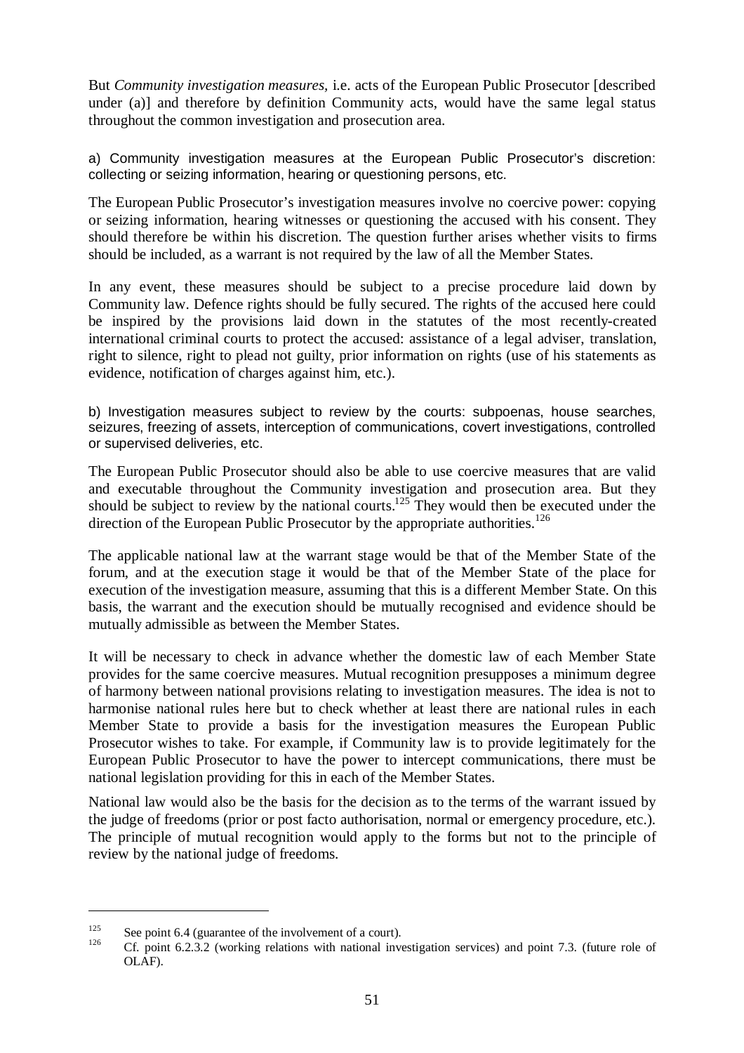But *Community investigation measures*, i.e. acts of the European Public Prosecutor [described under (a)] and therefore by definition Community acts, would have the same legal status throughout the common investigation and prosecution area.

#### a) Community investigation measures at the European Public Prosecutor's discretion: collecting or seizing information, hearing or questioning persons, etc.

The European Public Prosecutor's investigation measures involve no coercive power: copying or seizing information, hearing witnesses or questioning the accused with his consent. They should therefore be within his discretion. The question further arises whether visits to firms should be included, as a warrant is not required by the law of all the Member States.

In any event, these measures should be subject to a precise procedure laid down by Community law. Defence rights should be fully secured. The rights of the accused here could be inspired by the provisions laid down in the statutes of the most recently-created international criminal courts to protect the accused: assistance of a legal adviser, translation, right to silence, right to plead not guilty, prior information on rights (use of his statements as evidence, notification of charges against him, etc.).

#### b) Investigation measures subject to review by the courts: subpoenas, house searches, seizures, freezing of assets, interception of communications, covert investigations, controlled or supervised deliveries, etc.

The European Public Prosecutor should also be able to use coercive measures that are valid and executable throughout the Community investigation and prosecution area. But they should be subject to review by the national courts.[125] They would then be executed under the direction of the European Public Prosecutor by the appropriate authorities.[126]

The applicable national law at the warrant stage would be that of the Member State of the forum, and at the execution stage it would be that of the Member State of the place for execution of the investigation measure, assuming that this is a different Member State. On this basis, the warrant and the execution should be mutually recognised and evidence should be mutually admissible as between the Member States.

It will be necessary to check in advance whether the domestic law of each Member State provides for the same coercive measures. Mutual recognition presupposes a minimum degree of harmony between national provisions relating to investigation measures. The idea is not to harmonise national rules here but to check whether at least there are national rules in each Member State to provide a basis for the investigation measures the European Public Prosecutor wishes to take. For example, if Community law is to provide legitimately for the European Public Prosecutor to have the power to intercept communications, there must be national legislation providing for this in each of the Member States.

National law would also be the basis for the decision as to the terms of the warrant issued by the judge of freedoms (prior or post facto authorisation, normal or emergency procedure, etc.). The principle of mutual recognition would apply to the forms but not to the principle of review by the national judge of freedoms.

---

[125] See point 6.4 (guarantee of the involvement of a court).

[126] Cf. point 6.2.3.2 (working relations with national investigation services) and point 7.3. (future role of OLAF).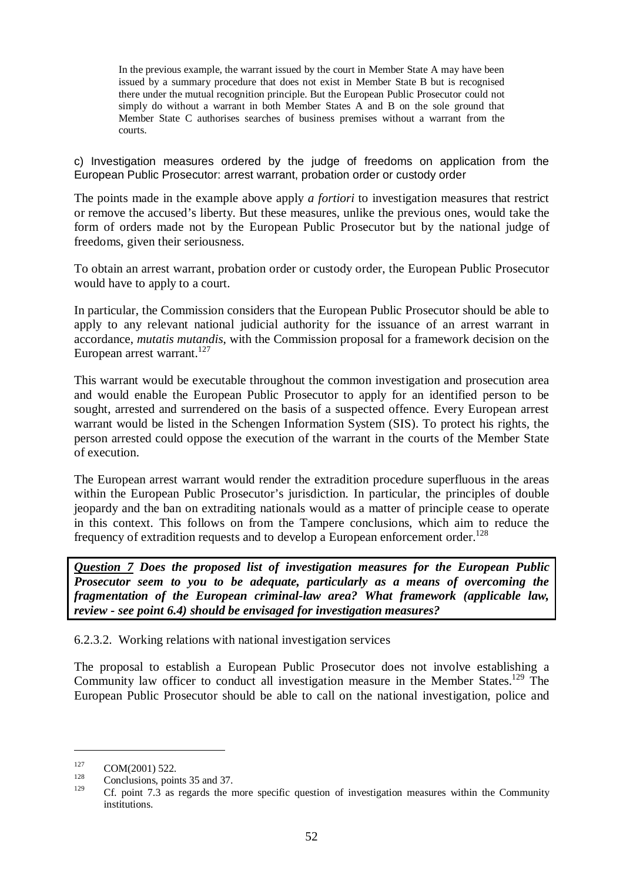In the previous example, the warrant issued by the court in Member State A may have been issued by a summary procedure that does not exist in Member State B but is recognised there under the mutual recognition principle. But the European Public Prosecutor could not simply do without a warrant in both Member States A and B on the sole ground that Member State C authorises searches of business premises without a warrant from the courts.

c) Investigation measures ordered by the judge of freedoms on application from the European Public Prosecutor: arrest warrant, probation order or custody order

The points made in the example above apply *a fortiori* to investigation measures that restrict or remove the accused's liberty. But these measures, unlike the previous ones, would take the form of orders made not by the European Public Prosecutor but by the national judge of freedoms, given their seriousness.

To obtain an arrest warrant, probation order or custody order, the European Public Prosecutor would have to apply to a court.

In particular, the Commission considers that the European Public Prosecutor should be able to apply to any relevant national judicial authority for the issuance of an arrest warrant in accordance, *mutatis mutandis*, with the Commission proposal for a framework decision on the European arrest warrant.[127]

This warrant would be executable throughout the common investigation and prosecution area and would enable the European Public Prosecutor to apply for an identified person to be sought, arrested and surrendered on the basis of a suspected offence. Every European arrest warrant would be listed in the Schengen Information System (SIS). To protect his rights, the person arrested could oppose the execution of the warrant in the courts of the Member State of execution.

The European arrest warrant would render the extradition procedure superfluous in the areas within the European Public Prosecutor's jurisdiction. In particular, the principles of double jeopardy and the ban on extraditing nationals would as a matter of principle cease to operate in this context. This follows on from the Tampere conclusions, which aim to reduce the frequency of extradition requests and to develop a European enforcement order.[128]

***Question 7*** ***Does the proposed list of investigation measures for the European Public Prosecutor seem to you to be adequate, particularly as a means of overcoming the fragmentation of the European criminal-law area? What framework (applicable law, review - see point 6.4) should be envisaged for investigation measures?***

6.2.3.2. Working relations with national investigation services

The proposal to establish a European Public Prosecutor does not involve establishing a Community law officer to conduct all investigation measure in the Member States.[129] The European Public Prosecutor should be able to call on the national investigation, police and

---

[127] COM(2001) 522.

[128] Conclusions, points 35 and 37.

[129] Cf. point 7.3 as regards the more specific question of investigation measures within the Community institutions.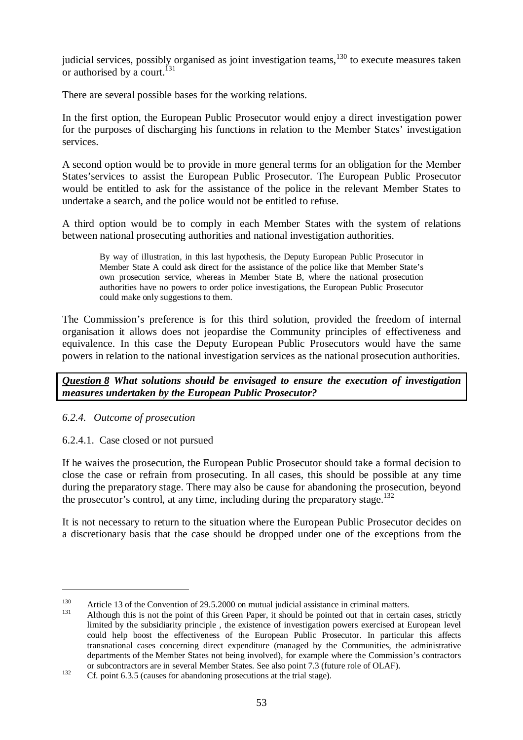judicial services, possibly organised as joint investigation teams,[130] to execute measures taken or authorised by a court.[131]

There are several possible bases for the working relations.

In the first option, the European Public Prosecutor would enjoy a direct investigation power for the purposes of discharging his functions in relation to the Member States' investigation services.

A second option would be to provide in more general terms for an obligation for the Member States'services to assist the European Public Prosecutor. The European Public Prosecutor would be entitled to ask for the assistance of the police in the relevant Member States to undertake a search, and the police would not be entitled to refuse.

A third option would be to comply in each Member States with the system of relations between national prosecuting authorities and national investigation authorities.

> By way of illustration, in this last hypothesis, the Deputy European Public Prosecutor in Member State A could ask direct for the assistance of the police like that Member State's own prosecution service, whereas in Member State B, where the national prosecution authorities have no powers to order police investigations, the European Public Prosecutor could make only suggestions to them.

The Commission's preference is for this third solution, provided the freedom of internal organisation it allows does not jeopardise the Community principles of effectiveness and equivalence. In this case the Deputy European Public Prosecutors would have the same powers in relation to the national investigation services as the national prosecution authorities.

***Question 8*** ***What solutions should be envisaged to ensure the execution of investigation measures undertaken by the European Public Prosecutor?***

#### *6.2.4. Outcome of prosecution*

##### 6.2.4.1. Case closed or not pursued

If he waives the prosecution, the European Public Prosecutor should take a formal decision to close the case or refrain from prosecuting. In all cases, this should be possible at any time during the preparatory stage. There may also be cause for abandoning the prosecution, beyond the prosecutor's control, at any time, including during the preparatory stage.[132]

It is not necessary to return to the situation where the European Public Prosecutor decides on a discretionary basis that the case should be dropped under one of the exceptions from the

---

[130] Article 13 of the Convention of 29.5.2000 on mutual judicial assistance in criminal matters.

[131] Although this is not the point of this Green Paper, it should be pointed out that in certain cases, strictly limited by the subsidiarity principle , the existence of investigation powers exercised at European level could help boost the effectiveness of the European Public Prosecutor. In particular this affects transnational cases concerning direct expenditure (managed by the Communities, the administrative departments of the Member States not being involved), for example where the Commission's contractors or subcontractors are in several Member States. See also point 7.3 (future role of OLAF).

[132] Cf. point 6.3.5 (causes for abandoning prosecutions at the trial stage).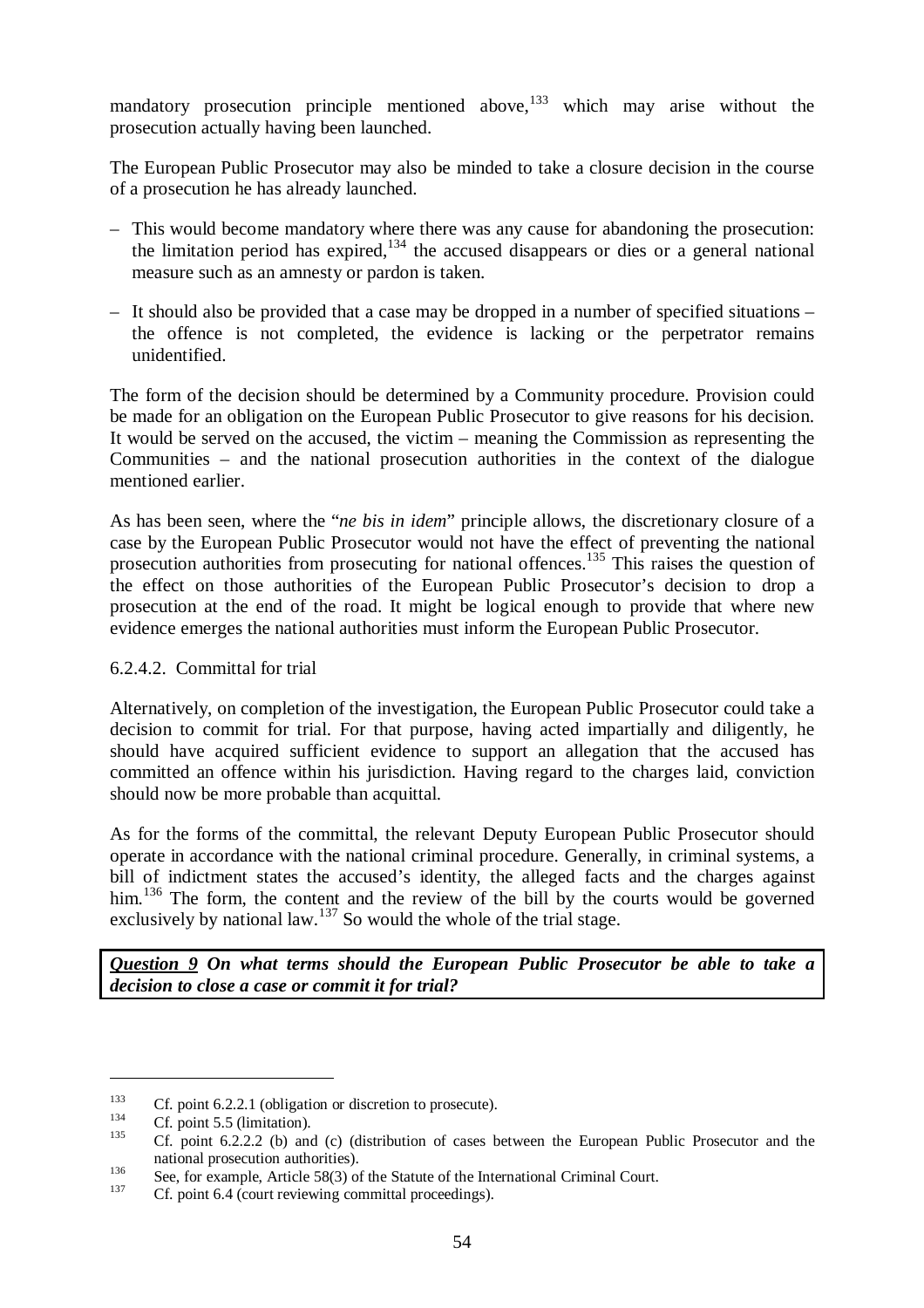mandatory prosecution principle mentioned above,[133] which may arise without the prosecution actually having been launched.

The European Public Prosecutor may also be minded to take a closure decision in the course of a prosecution he has already launched.

- This would become mandatory where there was any cause for abandoning the prosecution: the limitation period has expired,[134] the accused disappears or dies or a general national measure such as an amnesty or pardon is taken.
- It should also be provided that a case may be dropped in a number of specified situations – the offence is not completed, the evidence is lacking or the perpetrator remains unidentified.

The form of the decision should be determined by a Community procedure. Provision could be made for an obligation on the European Public Prosecutor to give reasons for his decision. It would be served on the accused, the victim – meaning the Commission as representing the Communities – and the national prosecution authorities in the context of the dialogue mentioned earlier.

As has been seen, where the "*ne bis in idem*" principle allows, the discretionary closure of a case by the European Public Prosecutor would not have the effect of preventing the national prosecution authorities from prosecuting for national offences.[135] This raises the question of the effect on those authorities of the European Public Prosecutor's decision to drop a prosecution at the end of the road. It might be logical enough to provide that where new evidence emerges the national authorities must inform the European Public Prosecutor.

#### 6.2.4.2. Committal for trial

Alternatively, on completion of the investigation, the European Public Prosecutor could take a decision to commit for trial. For that purpose, having acted impartially and diligently, he should have acquired sufficient evidence to support an allegation that the accused has committed an offence within his jurisdiction. Having regard to the charges laid, conviction should now be more probable than acquittal.

As for the forms of the committal, the relevant Deputy European Public Prosecutor should operate in accordance with the national criminal procedure. Generally, in criminal systems, a bill of indictment states the accused's identity, the alleged facts and the charges against him.[136] The form, the content and the review of the bill by the courts would be governed exclusively by national law.[137] So would the whole of the trial stage.

***Question 9*** ***On what terms should the European Public Prosecutor be able to take a decision to close a case or commit it for trial?***

---

[133] Cf. point 6.2.2.1 (obligation or discretion to prosecute).

[134] Cf. point 5.5 (limitation).

[135] Cf. point 6.2.2.2 (b) and (c) (distribution of cases between the European Public Prosecutor and the national prosecution authorities).

[136] See, for example, Article 58(3) of the Statute of the International Criminal Court.

[137] Cf. point 6.4 (court reviewing committal proceedings).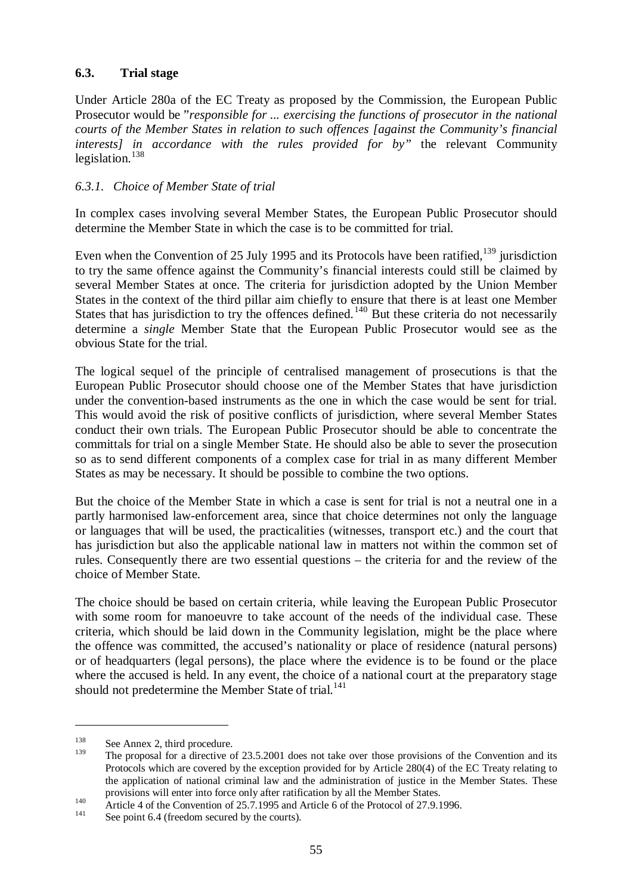## 6.3. Trial stage

Under Article 280a of the EC Treaty as proposed by the Commission, the European Public Prosecutor would be "*responsible for ... exercising the functions of prosecutor in the national courts of the Member States in relation to such offences [against the Community's financial interests] in accordance with the rules provided for by"* the relevant Community legislation.[138]

### *6.3.1. Choice of Member State of trial*

In complex cases involving several Member States, the European Public Prosecutor should determine the Member State in which the case is to be committed for trial.

Even when the Convention of 25 July 1995 and its Protocols have been ratified,[139] jurisdiction to try the same offence against the Community's financial interests could still be claimed by several Member States at once. The criteria for jurisdiction adopted by the Union Member States in the context of the third pillar aim chiefly to ensure that there is at least one Member States that has jurisdiction to try the offences defined.[140] But these criteria do not necessarily determine a *single* Member State that the European Public Prosecutor would see as the obvious State for the trial.

The logical sequel of the principle of centralised management of prosecutions is that the European Public Prosecutor should choose one of the Member States that have jurisdiction under the convention-based instruments as the one in which the case would be sent for trial. This would avoid the risk of positive conflicts of jurisdiction, where several Member States conduct their own trials. The European Public Prosecutor should be able to concentrate the committals for trial on a single Member State. He should also be able to sever the prosecution so as to send different components of a complex case for trial in as many different Member States as may be necessary. It should be possible to combine the two options.

But the choice of the Member State in which a case is sent for trial is not a neutral one in a partly harmonised law-enforcement area, since that choice determines not only the language or languages that will be used, the practicalities (witnesses, transport etc.) and the court that has jurisdiction but also the applicable national law in matters not within the common set of rules. Consequently there are two essential questions – the criteria for and the review of the choice of Member State.

The choice should be based on certain criteria, while leaving the European Public Prosecutor with some room for manoeuvre to take account of the needs of the individual case. These criteria, which should be laid down in the Community legislation, might be the place where the offence was committed, the accused's nationality or place of residence (natural persons) or of headquarters (legal persons), the place where the evidence is to be found or the place where the accused is held. In any event, the choice of a national court at the preparatory stage should not predetermine the Member State of trial.[141]

---

[138] See Annex 2, third procedure.

[139] The proposal for a directive of 23.5.2001 does not take over those provisions of the Convention and its Protocols which are covered by the exception provided for by Article 280(4) of the EC Treaty relating to the application of national criminal law and the administration of justice in the Member States. These provisions will enter into force only after ratification by all the Member States.

[140] Article 4 of the Convention of 25.7.1995 and Article 6 of the Protocol of 27.9.1996.

[141] See point 6.4 (freedom secured by the courts).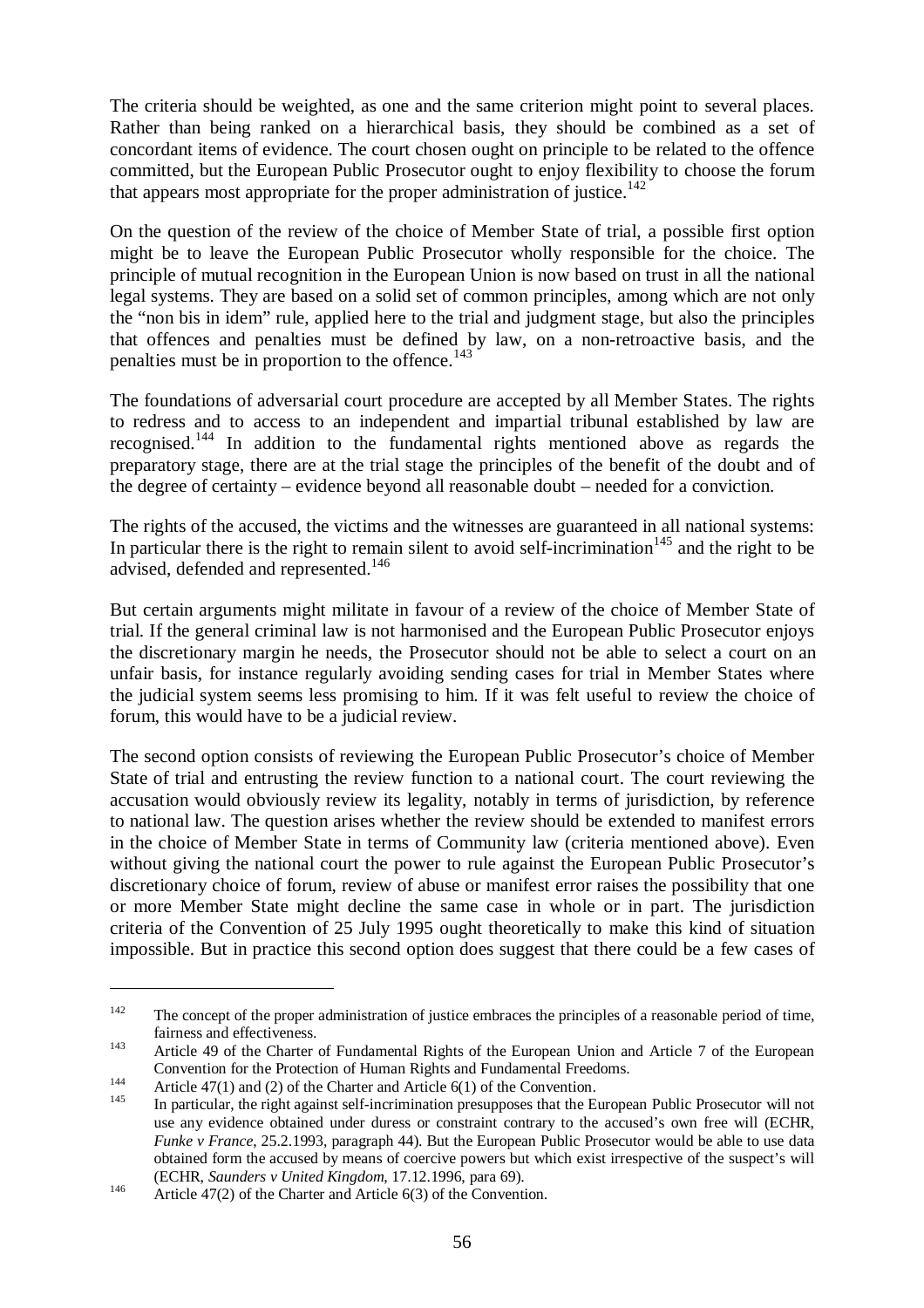The criteria should be weighted, as one and the same criterion might point to several places. Rather than being ranked on a hierarchical basis, they should be combined as a set of concordant items of evidence. The court chosen ought on principle to be related to the offence committed, but the European Public Prosecutor ought to enjoy flexibility to choose the forum that appears most appropriate for the proper administration of justice.[142]

On the question of the review of the choice of Member State of trial, a possible first option might be to leave the European Public Prosecutor wholly responsible for the choice. The principle of mutual recognition in the European Union is now based on trust in all the national legal systems. They are based on a solid set of common principles, among which are not only the "non bis in idem" rule, applied here to the trial and judgment stage, but also the principles that offences and penalties must be defined by law, on a non-retroactive basis, and the penalties must be in proportion to the offence.[143]

The foundations of adversarial court procedure are accepted by all Member States. The rights to redress and to access to an independent and impartial tribunal established by law are recognised.[144] In addition to the fundamental rights mentioned above as regards the preparatory stage, there are at the trial stage the principles of the benefit of the doubt and of the degree of certainty – evidence beyond all reasonable doubt – needed for a conviction.

The rights of the accused, the victims and the witnesses are guaranteed in all national systems: In particular there is the right to remain silent to avoid self-incrimination[145] and the right to be advised, defended and represented.[146]

But certain arguments might militate in favour of a review of the choice of Member State of trial. If the general criminal law is not harmonised and the European Public Prosecutor enjoys the discretionary margin he needs, the Prosecutor should not be able to select a court on an unfair basis, for instance regularly avoiding sending cases for trial in Member States where the judicial system seems less promising to him. If it was felt useful to review the choice of forum, this would have to be a judicial review.

The second option consists of reviewing the European Public Prosecutor's choice of Member State of trial and entrusting the review function to a national court. The court reviewing the accusation would obviously review its legality, notably in terms of jurisdiction, by reference to national law. The question arises whether the review should be extended to manifest errors in the choice of Member State in terms of Community law (criteria mentioned above). Even without giving the national court the power to rule against the European Public Prosecutor's discretionary choice of forum, review of abuse or manifest error raises the possibility that one or more Member State might decline the same case in whole or in part. The jurisdiction criteria of the Convention of 25 July 1995 ought theoretically to make this kind of situation impossible. But in practice this second option does suggest that there could be a few cases of

---

[142] The concept of the proper administration of justice embraces the principles of a reasonable period of time, fairness and effectiveness.

[143] Article 49 of the Charter of Fundamental Rights of the European Union and Article 7 of the European Convention for the Protection of Human Rights and Fundamental Freedoms.

[144] Article 47(1) and (2) of the Charter and Article 6(1) of the Convention.

[145] In particular, the right against self-incrimination presupposes that the European Public Prosecutor will not use any evidence obtained under duress or constraint contrary to the accused's own free will (ECHR, *Funke v France*, 25.2.1993, paragraph 44). But the European Public Prosecutor would be able to use data obtained form the accused by means of coercive powers but which exist irrespective of the suspect's will (ECHR, *Saunders v United Kingdom*, 17.12.1996, para 69).

[146] Article 47(2) of the Charter and Article 6(3) of the Convention.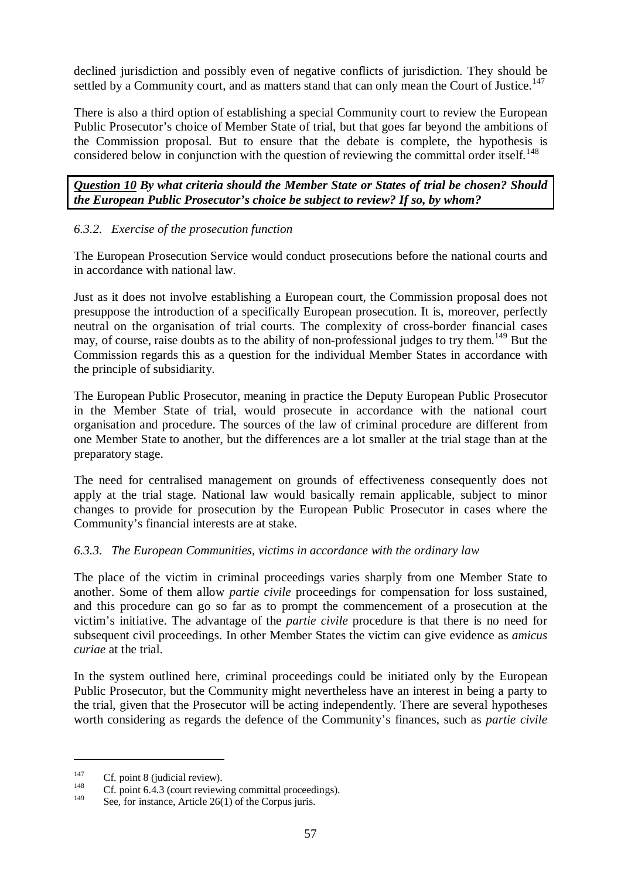declined jurisdiction and possibly even of negative conflicts of jurisdiction. They should be settled by a Community court, and as matters stand that can only mean the Court of Justice.[147]

There is also a third option of establishing a special Community court to review the European Public Prosecutor's choice of Member State of trial, but that goes far beyond the ambitions of the Commission proposal. But to ensure that the debate is complete, the hypothesis is considered below in conjunction with the question of reviewing the committal order itself.[148]

> ***Question 10*** ***By what criteria should the Member State or States of trial be chosen? Should the European Public Prosecutor's choice be subject to review? If so, by whom?***

### *6.3.2. Exercise of the prosecution function*

The European Prosecution Service would conduct prosecutions before the national courts and in accordance with national law.

Just as it does not involve establishing a European court, the Commission proposal does not presuppose the introduction of a specifically European prosecution. It is, moreover, perfectly neutral on the organisation of trial courts. The complexity of cross-border financial cases may, of course, raise doubts as to the ability of non-professional judges to try them.[149] But the Commission regards this as a question for the individual Member States in accordance with the principle of subsidiarity.

The European Public Prosecutor, meaning in practice the Deputy European Public Prosecutor in the Member State of trial, would prosecute in accordance with the national court organisation and procedure. The sources of the law of criminal procedure are different from one Member State to another, but the differences are a lot smaller at the trial stage than at the preparatory stage.

The need for centralised management on grounds of effectiveness consequently does not apply at the trial stage. National law would basically remain applicable, subject to minor changes to provide for prosecution by the European Public Prosecutor in cases where the Community's financial interests are at stake.

### *6.3.3. The European Communities, victims in accordance with the ordinary law*

The place of the victim in criminal proceedings varies sharply from one Member State to another. Some of them allow *partie civile* proceedings for compensation for loss sustained, and this procedure can go so far as to prompt the commencement of a prosecution at the victim's initiative. The advantage of the *partie civile* procedure is that there is no need for subsequent civil proceedings. In other Member States the victim can give evidence as *amicus curiae* at the trial.

In the system outlined here, criminal proceedings could be initiated only by the European Public Prosecutor, but the Community might nevertheless have an interest in being a party to the trial, given that the Prosecutor will be acting independently. There are several hypotheses worth considering as regards the defence of the Community's finances, such as *partie civile*

---

[147] Cf. point 8 (judicial review).

[148] Cf. point 6.4.3 (court reviewing committal proceedings).

[149] See, for instance, Article 26(1) of the Corpus juris.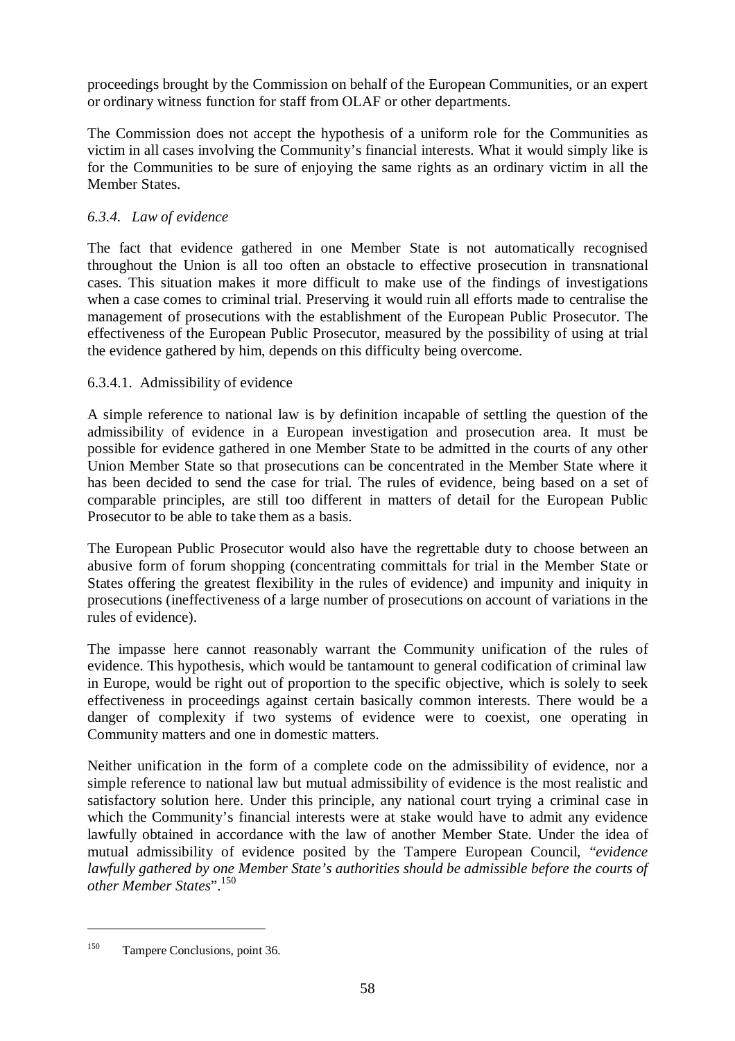proceedings brought by the Commission on behalf of the European Communities, or an expert or ordinary witness function for staff from OLAF or other departments.

The Commission does not accept the hypothesis of a uniform role for the Communities as victim in all cases involving the Community's financial interests. What it would simply like is for the Communities to be sure of enjoying the same rights as an ordinary victim in all the Member States.

### *6.3.4. Law of evidence*

The fact that evidence gathered in one Member State is not automatically recognised throughout the Union is all too often an obstacle to effective prosecution in transnational cases. This situation makes it more difficult to make use of the findings of investigations when a case comes to criminal trial. Preserving it would ruin all efforts made to centralise the management of prosecutions with the establishment of the European Public Prosecutor. The effectiveness of the European Public Prosecutor, measured by the possibility of using at trial the evidence gathered by him, depends on this difficulty being overcome.

#### 6.3.4.1. Admissibility of evidence

A simple reference to national law is by definition incapable of settling the question of the admissibility of evidence in a European investigation and prosecution area. It must be possible for evidence gathered in one Member State to be admitted in the courts of any other Union Member State so that prosecutions can be concentrated in the Member State where it has been decided to send the case for trial. The rules of evidence, being based on a set of comparable principles, are still too different in matters of detail for the European Public Prosecutor to be able to take them as a basis.

The European Public Prosecutor would also have the regrettable duty to choose between an abusive form of forum shopping (concentrating committals for trial in the Member State or States offering the greatest flexibility in the rules of evidence) and impunity and iniquity in prosecutions (ineffectiveness of a large number of prosecutions on account of variations in the rules of evidence).

The impasse here cannot reasonably warrant the Community unification of the rules of evidence. This hypothesis, which would be tantamount to general codification of criminal law in Europe, would be right out of proportion to the specific objective, which is solely to seek effectiveness in proceedings against certain basically common interests. There would be a danger of complexity if two systems of evidence were to coexist, one operating in Community matters and one in domestic matters.

Neither unification in the form of a complete code on the admissibility of evidence, nor a simple reference to national law but mutual admissibility of evidence is the most realistic and satisfactory solution here. Under this principle, any national court trying a criminal case in which the Community's financial interests were at stake would have to admit any evidence lawfully obtained in accordance with the law of another Member State. Under the idea of mutual admissibility of evidence posited by the Tampere European Council, "*evidence lawfully gathered by one Member State's authorities should be admissible before the courts of other Member States*".[150]

---

[150] Tampere Conclusions, point 36.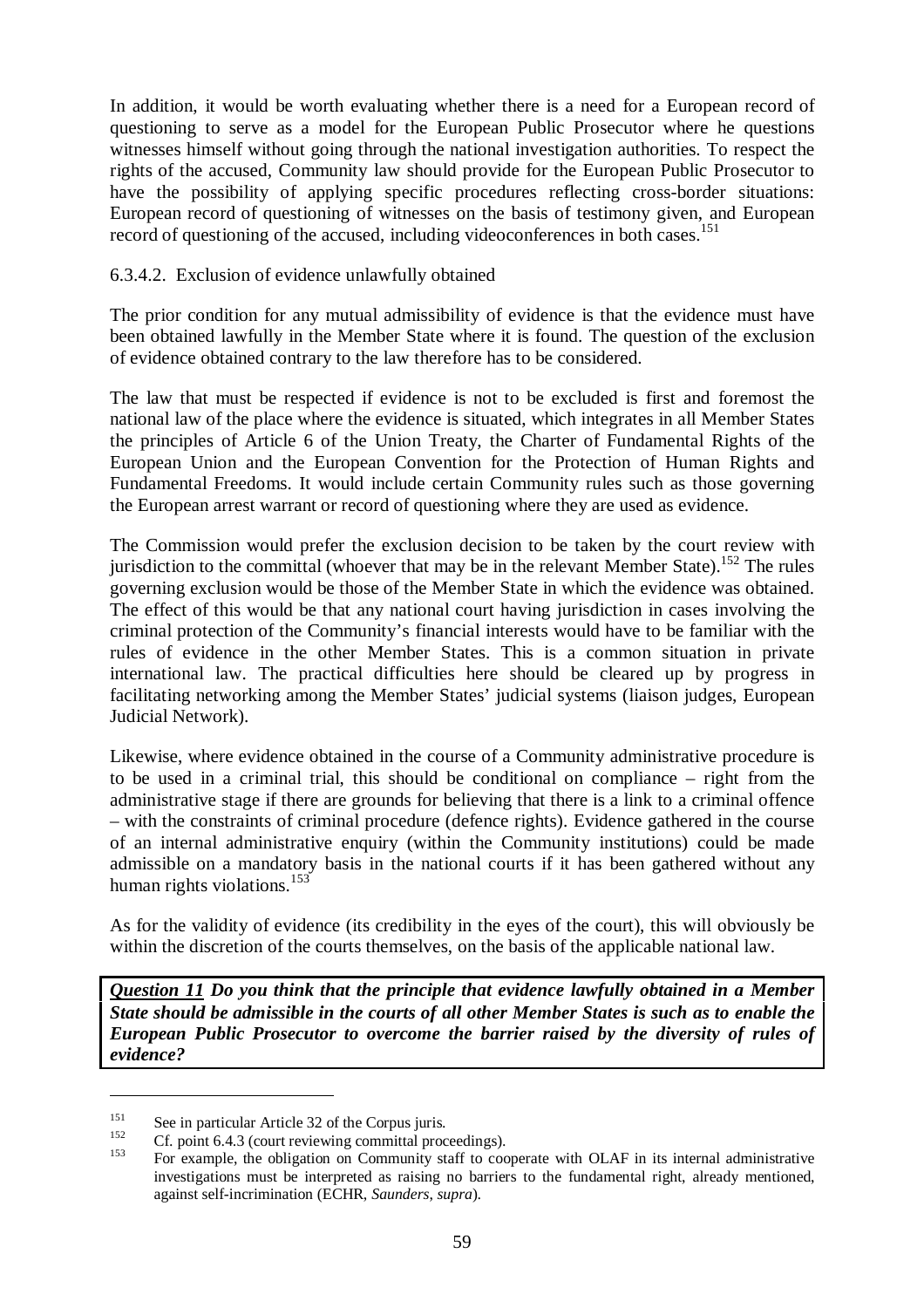In addition, it would be worth evaluating whether there is a need for a European record of questioning to serve as a model for the European Public Prosecutor where he questions witnesses himself without going through the national investigation authorities. To respect the rights of the accused, Community law should provide for the European Public Prosecutor to have the possibility of applying specific procedures reflecting cross-border situations: European record of questioning of witnesses on the basis of testimony given, and European record of questioning of the accused, including videoconferences in both cases.[151]

#### 6.3.4.2. Exclusion of evidence unlawfully obtained

The prior condition for any mutual admissibility of evidence is that the evidence must have been obtained lawfully in the Member State where it is found. The question of the exclusion of evidence obtained contrary to the law therefore has to be considered.

The law that must be respected if evidence is not to be excluded is first and foremost the national law of the place where the evidence is situated, which integrates in all Member States the principles of Article 6 of the Union Treaty, the Charter of Fundamental Rights of the European Union and the European Convention for the Protection of Human Rights and Fundamental Freedoms. It would include certain Community rules such as those governing the European arrest warrant or record of questioning where they are used as evidence.

The Commission would prefer the exclusion decision to be taken by the court review with jurisdiction to the committal (whoever that may be in the relevant Member State).[152] The rules governing exclusion would be those of the Member State in which the evidence was obtained. The effect of this would be that any national court having jurisdiction in cases involving the criminal protection of the Community's financial interests would have to be familiar with the rules of evidence in the other Member States. This is a common situation in private international law. The practical difficulties here should be cleared up by progress in facilitating networking among the Member States' judicial systems (liaison judges, European Judicial Network).

Likewise, where evidence obtained in the course of a Community administrative procedure is to be used in a criminal trial, this should be conditional on compliance – right from the administrative stage if there are grounds for believing that there is a link to a criminal offence – with the constraints of criminal procedure (defence rights). Evidence gathered in the course of an internal administrative enquiry (within the Community institutions) could be made admissible on a mandatory basis in the national courts if it has been gathered without any human rights violations.[153]

As for the validity of evidence (its credibility in the eyes of the court), this will obviously be within the discretion of the courts themselves, on the basis of the applicable national law.

***Question 11*** ***Do you think that the principle that evidence lawfully obtained in a Member State should be admissible in the courts of all other Member States is such as to enable the European Public Prosecutor to overcome the barrier raised by the diversity of rules of evidence?***

---

[151] See in particular Article 32 of the Corpus juris.

[152] Cf. point 6.4.3 (court reviewing committal proceedings).

[153] For example, the obligation on Community staff to cooperate with OLAF in its internal administrative investigations must be interpreted as raising no barriers to the fundamental right, already mentioned, against self-incrimination (ECHR, *Saunders*, *supra*).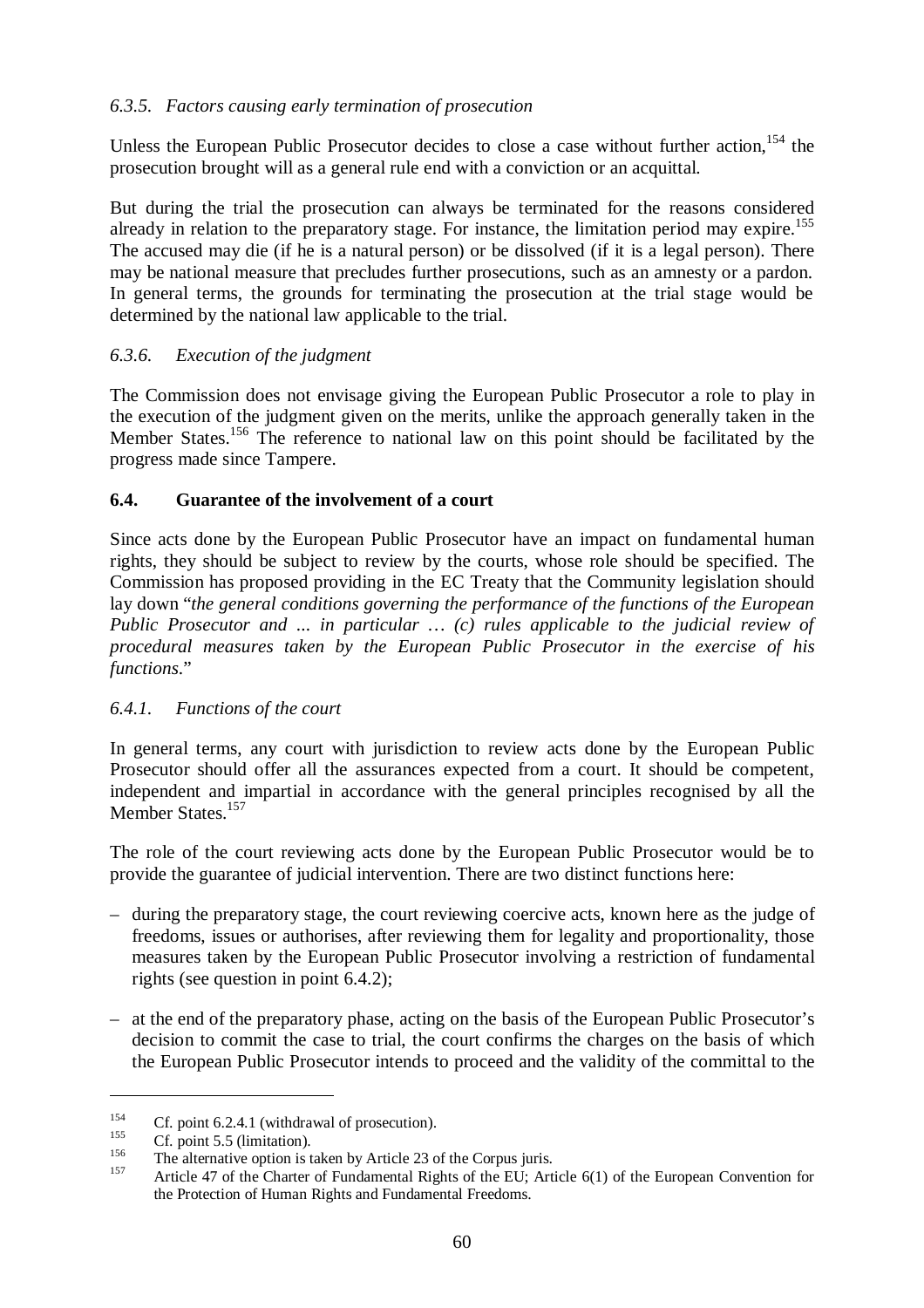#### *6.3.5. Factors causing early termination of prosecution*

Unless the European Public Prosecutor decides to close a case without further action,[154] the prosecution brought will as a general rule end with a conviction or an acquittal.

But during the trial the prosecution can always be terminated for the reasons considered already in relation to the preparatory stage. For instance, the limitation period may expire.[155] The accused may die (if he is a natural person) or be dissolved (if it is a legal person). There may be national measure that precludes further prosecutions, such as an amnesty or a pardon. In general terms, the grounds for terminating the prosecution at the trial stage would be determined by the national law applicable to the trial.

#### *6.3.6. Execution of the judgment*

The Commission does not envisage giving the European Public Prosecutor a role to play in the execution of the judgment given on the merits, unlike the approach generally taken in the Member States.[156] The reference to national law on this point should be facilitated by the progress made since Tampere.

### **6.4. Guarantee of the involvement of a court**

Since acts done by the European Public Prosecutor have an impact on fundamental human rights, they should be subject to review by the courts, whose role should be specified. The Commission has proposed providing in the EC Treaty that the Community legislation should lay down "*the general conditions governing the performance of the functions of the European Public Prosecutor and ... in particular … (c) rules applicable to the judicial review of procedural measures taken by the European Public Prosecutor in the exercise of his functions.*"

#### *6.4.1. Functions of the court*

In general terms, any court with jurisdiction to review acts done by the European Public Prosecutor should offer all the assurances expected from a court. It should be competent, independent and impartial in accordance with the general principles recognised by all the Member States.[157]

The role of the court reviewing acts done by the European Public Prosecutor would be to provide the guarantee of judicial intervention. There are two distinct functions here:

– during the preparatory stage, the court reviewing coercive acts, known here as the judge of freedoms, issues or authorises, after reviewing them for legality and proportionality, those measures taken by the European Public Prosecutor involving a restriction of fundamental rights (see question in point 6.4.2);

– at the end of the preparatory phase, acting on the basis of the European Public Prosecutor's decision to commit the case to trial, the court confirms the charges on the basis of which the European Public Prosecutor intends to proceed and the validity of the committal to the

---

[154] Cf. point 6.2.4.1 (withdrawal of prosecution).

[155] Cf. point 5.5 (limitation).

[156] The alternative option is taken by Article 23 of the Corpus juris.

[157] Article 47 of the Charter of Fundamental Rights of the EU; Article 6(1) of the European Convention for the Protection of Human Rights and Fundamental Freedoms.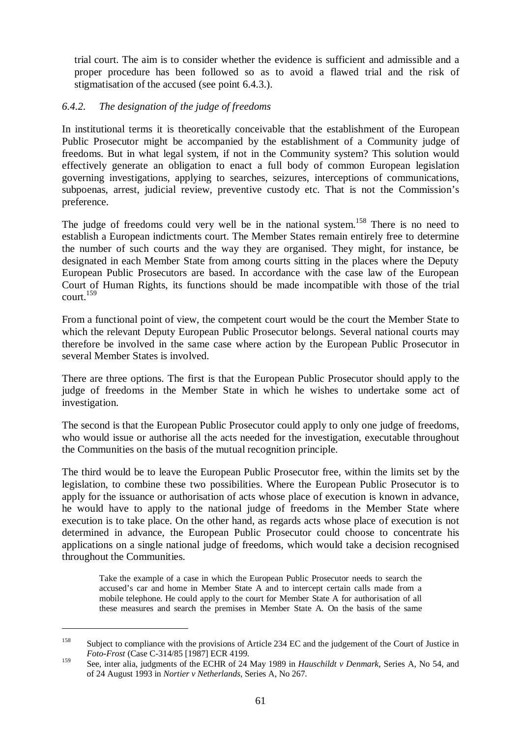trial court. The aim is to consider whether the evidence is sufficient and admissible and a proper procedure has been followed so as to avoid a flawed trial and the risk of stigmatisation of the accused (see point 6.4.3.).

### *6.4.2. The designation of the judge of freedoms*

In institutional terms it is theoretically conceivable that the establishment of the European Public Prosecutor might be accompanied by the establishment of a Community judge of freedoms. But in what legal system, if not in the Community system? This solution would effectively generate an obligation to enact a full body of common European legislation governing investigations, applying to searches, seizures, interceptions of communications, subpoenas, arrest, judicial review, preventive custody etc. That is not the Commission's preference.

The judge of freedoms could very well be in the national system.[158] There is no need to establish a European indictments court. The Member States remain entirely free to determine the number of such courts and the way they are organised. They might, for instance, be designated in each Member State from among courts sitting in the places where the Deputy European Public Prosecutors are based. In accordance with the case law of the European Court of Human Rights, its functions should be made incompatible with those of the trial court.[159]

From a functional point of view, the competent court would be the court the Member State to which the relevant Deputy European Public Prosecutor belongs. Several national courts may therefore be involved in the same case where action by the European Public Prosecutor in several Member States is involved.

There are three options. The first is that the European Public Prosecutor should apply to the judge of freedoms in the Member State in which he wishes to undertake some act of investigation.

The second is that the European Public Prosecutor could apply to only one judge of freedoms, who would issue or authorise all the acts needed for the investigation, executable throughout the Communities on the basis of the mutual recognition principle.

The third would be to leave the European Public Prosecutor free, within the limits set by the legislation, to combine these two possibilities. Where the European Public Prosecutor is to apply for the issuance or authorisation of acts whose place of execution is known in advance, he would have to apply to the national judge of freedoms in the Member State where execution is to take place. On the other hand, as regards acts whose place of execution is not determined in advance, the European Public Prosecutor could choose to concentrate his applications on a single national judge of freedoms, which would take a decision recognised throughout the Communities.

> Take the example of a case in which the European Public Prosecutor needs to search the accused's car and home in Member State A and to intercept certain calls made from a mobile telephone. He could apply to the court for Member State A for authorisation of all these measures and search the premises in Member State A. On the basis of the same

---

[158] Subject to compliance with the provisions of Article 234 EC and the judgement of the Court of Justice in *Foto-Frost* (Case C-314/85 [1987] ECR 4199.

[159] See, inter alia, judgments of the ECHR of 24 May 1989 in *Hauschildt v Denmark*, Series A, No 54, and of 24 August 1993 in *Nortier v Netherlands*, Series A, No 267.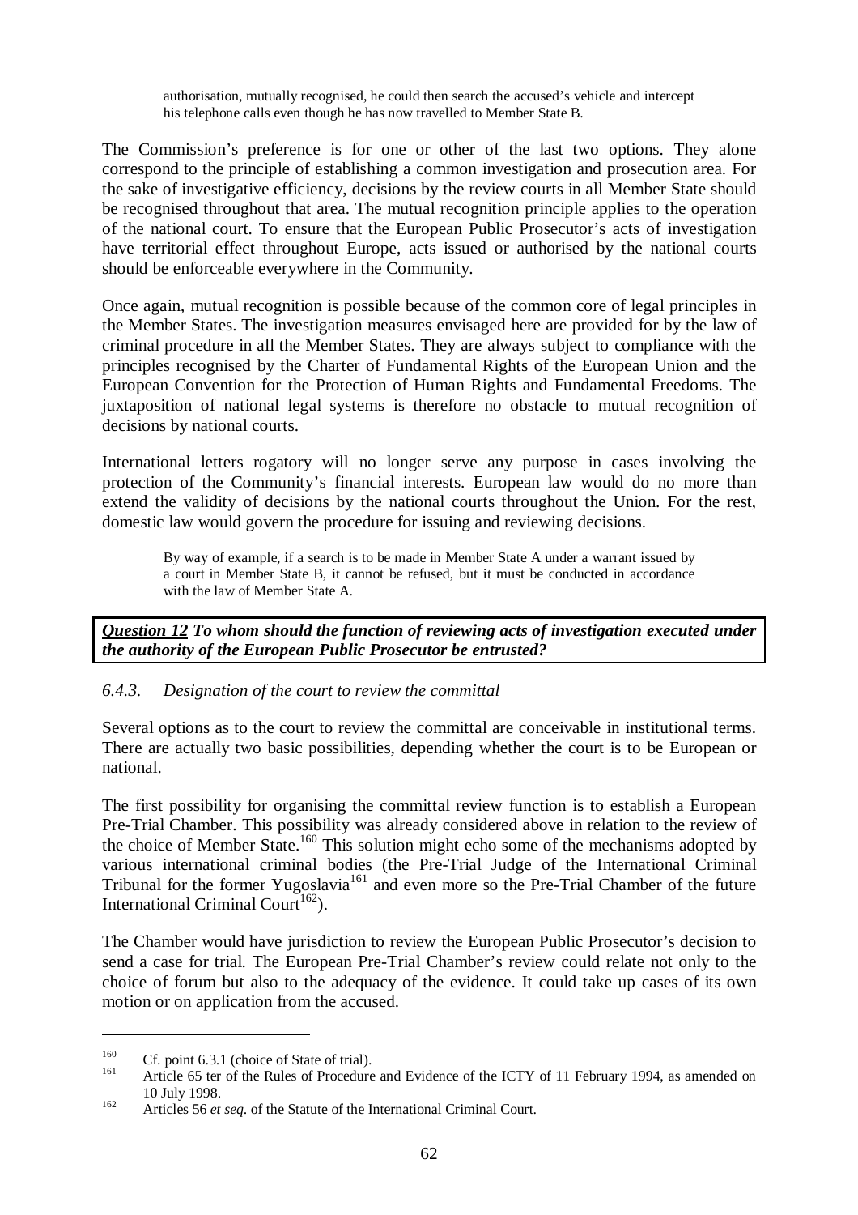authorisation, mutually recognised, he could then search the accused's vehicle and intercept his telephone calls even though he has now travelled to Member State B.

The Commission's preference is for one or other of the last two options. They alone correspond to the principle of establishing a common investigation and prosecution area. For the sake of investigative efficiency, decisions by the review courts in all Member State should be recognised throughout that area. The mutual recognition principle applies to the operation of the national court. To ensure that the European Public Prosecutor's acts of investigation have territorial effect throughout Europe, acts issued or authorised by the national courts should be enforceable everywhere in the Community.

Once again, mutual recognition is possible because of the common core of legal principles in the Member States. The investigation measures envisaged here are provided for by the law of criminal procedure in all the Member States. They are always subject to compliance with the principles recognised by the Charter of Fundamental Rights of the European Union and the European Convention for the Protection of Human Rights and Fundamental Freedoms. The juxtaposition of national legal systems is therefore no obstacle to mutual recognition of decisions by national courts.

International letters rogatory will no longer serve any purpose in cases involving the protection of the Community's financial interests. European law would do no more than extend the validity of decisions by the national courts throughout the Union. For the rest, domestic law would govern the procedure for issuing and reviewing decisions.

> By way of example, if a search is to be made in Member State A under a warrant issued by a court in Member State B, it cannot be refused, but it must be conducted in accordance with the law of Member State A.

***<u>Question 12</u> To whom should the function of reviewing acts of investigation executed under the authority of the European Public Prosecutor be entrusted?***

### *6.4.3. Designation of the court to review the committal*

Several options as to the court to review the committal are conceivable in institutional terms. There are actually two basic possibilities, depending whether the court is to be European or national.

The first possibility for organising the committal review function is to establish a European Pre-Trial Chamber. This possibility was already considered above in relation to the review of the choice of Member State.[160] This solution might echo some of the mechanisms adopted by various international criminal bodies (the Pre-Trial Judge of the International Criminal Tribunal for the former Yugoslavia[161] and even more so the Pre-Trial Chamber of the future International Criminal Court[162]).

The Chamber would have jurisdiction to review the European Public Prosecutor's decision to send a case for trial. The European Pre-Trial Chamber's review could relate not only to the choice of forum but also to the adequacy of the evidence. It could take up cases of its own motion or on application from the accused.

---

[160] Cf. point 6.3.1 (choice of State of trial).

[161] Article 65 ter of the Rules of Procedure and Evidence of the ICTY of 11 February 1994, as amended on 10 July 1998.

[162] Articles 56 *et seq.* of the Statute of the International Criminal Court.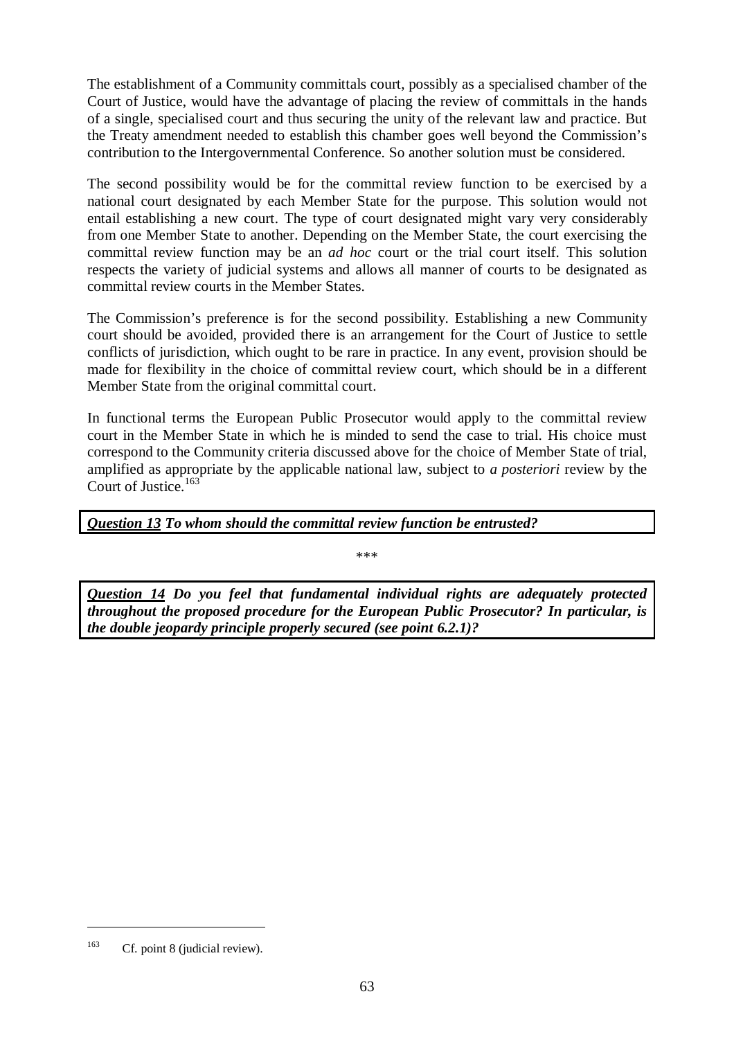The establishment of a Community committals court, possibly as a specialised chamber of the Court of Justice, would have the advantage of placing the review of committals in the hands of a single, specialised court and thus securing the unity of the relevant law and practice. But the Treaty amendment needed to establish this chamber goes well beyond the Commission's contribution to the Intergovernmental Conference. So another solution must be considered.

The second possibility would be for the committal review function to be exercised by a national court designated by each Member State for the purpose. This solution would not entail establishing a new court. The type of court designated might vary very considerably from one Member State to another. Depending on the Member State, the court exercising the committal review function may be an *ad hoc* court or the trial court itself. This solution respects the variety of judicial systems and allows all manner of courts to be designated as committal review courts in the Member States.

The Commission's preference is for the second possibility. Establishing a new Community court should be avoided, provided there is an arrangement for the Court of Justice to settle conflicts of jurisdiction, which ought to be rare in practice. In any event, provision should be made for flexibility in the choice of committal review court, which should be in a different Member State from the original committal court.

In functional terms the European Public Prosecutor would apply to the committal review court in the Member State in which he is minded to send the case to trial. His choice must correspond to the Community criteria discussed above for the choice of Member State of trial, amplified as appropriate by the applicable national law, subject to *a posteriori* review by the Court of Justice.[163]

***<u>Question 13</u> To whom should the committal review function be entrusted?***

\*\*\*

***<u>Question 14</u> Do you feel that fundamental individual rights are adequately protected throughout the proposed procedure for the European Public Prosecutor? In particular, is the double jeopardy principle properly secured (see point 6.2.1)?***

---

[163] Cf. point 8 (judicial review).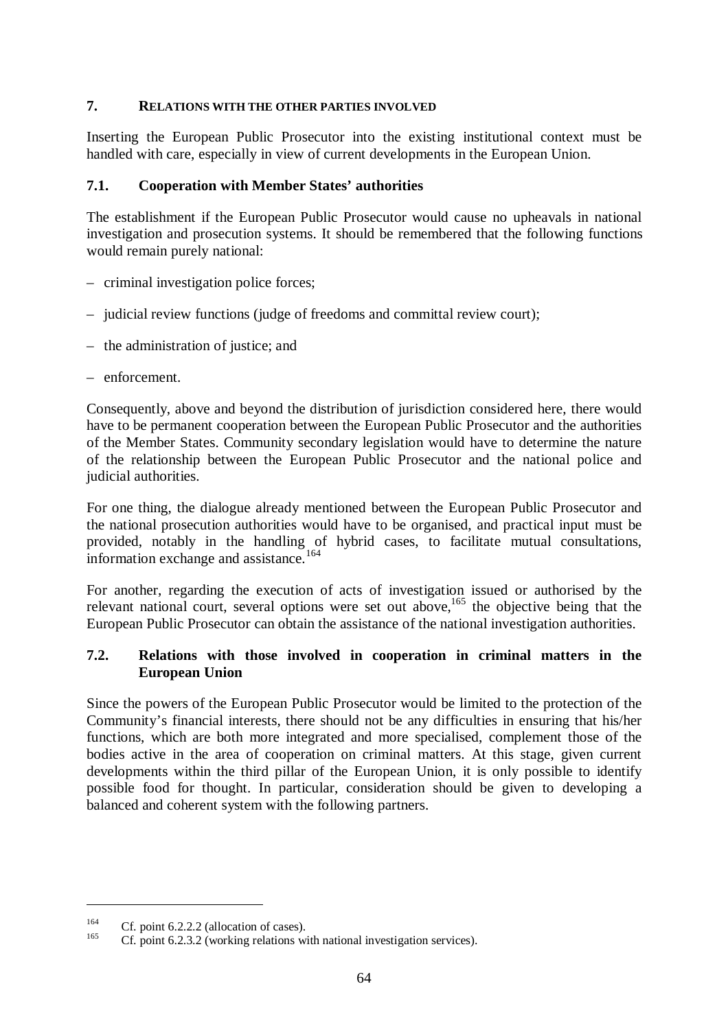## 7. RELATIONS WITH THE OTHER PARTIES INVOLVED

Inserting the European Public Prosecutor into the existing institutional context must be handled with care, especially in view of current developments in the European Union.

### 7.1. Cooperation with Member States' authorities

The establishment if the European Public Prosecutor would cause no upheavals in national investigation and prosecution systems. It should be remembered that the following functions would remain purely national:

– criminal investigation police forces;

– judicial review functions (judge of freedoms and committal review court);

– the administration of justice; and

– enforcement.

Consequently, above and beyond the distribution of jurisdiction considered here, there would have to be permanent cooperation between the European Public Prosecutor and the authorities of the Member States. Community secondary legislation would have to determine the nature of the relationship between the European Public Prosecutor and the national police and judicial authorities.

For one thing, the dialogue already mentioned between the European Public Prosecutor and the national prosecution authorities would have to be organised, and practical input must be provided, notably in the handling of hybrid cases, to facilitate mutual consultations, information exchange and assistance.[164]

For another, regarding the execution of acts of investigation issued or authorised by the relevant national court, several options were set out above,[165] the objective being that the European Public Prosecutor can obtain the assistance of the national investigation authorities.

### 7.2. Relations with those involved in cooperation in criminal matters in the European Union

Since the powers of the European Public Prosecutor would be limited to the protection of the Community's financial interests, there should not be any difficulties in ensuring that his/her functions, which are both more integrated and more specialised, complement those of the bodies active in the area of cooperation on criminal matters. At this stage, given current developments within the third pillar of the European Union, it is only possible to identify possible food for thought. In particular, consideration should be given to developing a balanced and coherent system with the following partners.

---

[164] Cf. point 6.2.2.2 (allocation of cases).

[165] Cf. point 6.2.3.2 (working relations with national investigation services).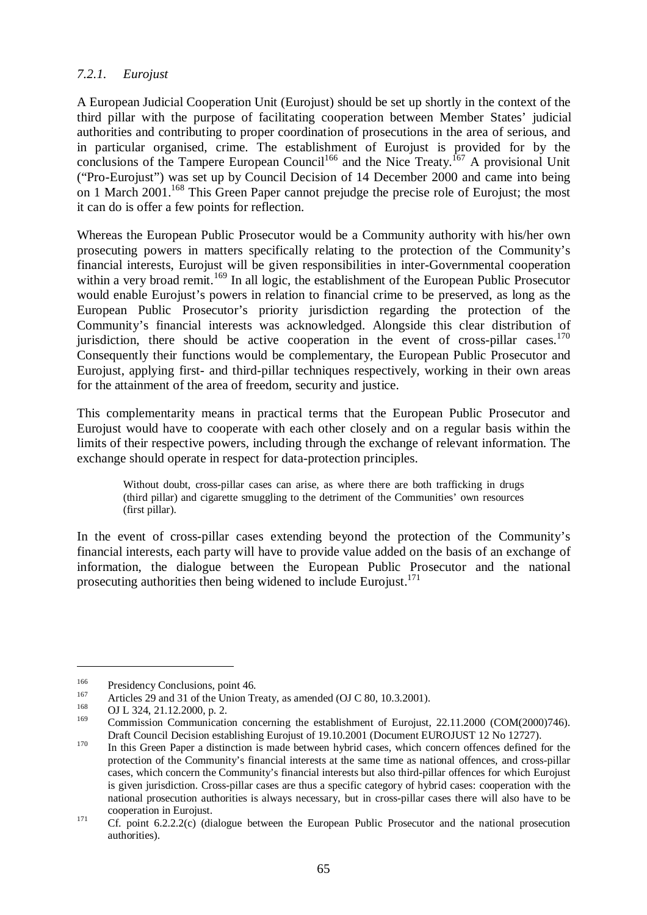### *7.2.1. Eurojust*

A European Judicial Cooperation Unit (Eurojust) should be set up shortly in the context of the third pillar with the purpose of facilitating cooperation between Member States' judicial authorities and contributing to proper coordination of prosecutions in the area of serious, and in particular organised, crime. The establishment of Eurojust is provided for by the conclusions of the Tampere European Council[166] and the Nice Treaty.[167] A provisional Unit ("Pro-Eurojust") was set up by Council Decision of 14 December 2000 and came into being on 1 March 2001.[168] This Green Paper cannot prejudge the precise role of Eurojust; the most it can do is offer a few points for reflection.

Whereas the European Public Prosecutor would be a Community authority with his/her own prosecuting powers in matters specifically relating to the protection of the Community's financial interests, Eurojust will be given responsibilities in inter-Governmental cooperation within a very broad remit.[169] In all logic, the establishment of the European Public Prosecutor would enable Eurojust's powers in relation to financial crime to be preserved, as long as the European Public Prosecutor's priority jurisdiction regarding the protection of the Community's financial interests was acknowledged. Alongside this clear distribution of jurisdiction, there should be active cooperation in the event of cross-pillar cases.[170] Consequently their functions would be complementary, the European Public Prosecutor and Eurojust, applying first- and third-pillar techniques respectively, working in their own areas for the attainment of the area of freedom, security and justice.

This complementarity means in practical terms that the European Public Prosecutor and Eurojust would have to cooperate with each other closely and on a regular basis within the limits of their respective powers, including through the exchange of relevant information. The exchange should operate in respect for data-protection principles.

> Without doubt, cross-pillar cases can arise, as where there are both trafficking in drugs (third pillar) and cigarette smuggling to the detriment of the Communities' own resources (first pillar).

In the event of cross-pillar cases extending beyond the protection of the Community's financial interests, each party will have to provide value added on the basis of an exchange of information, the dialogue between the European Public Prosecutor and the national prosecuting authorities then being widened to include Eurojust.[171]

---

[166] Presidency Conclusions, point 46.

[167] Articles 29 and 31 of the Union Treaty, as amended (OJ C 80, 10.3.2001).

[168] OJ L 324, 21.12.2000, p. 2.

[169] Commission Communication concerning the establishment of Eurojust, 22.11.2000 (COM(2000)746). Draft Council Decision establishing Eurojust of 19.10.2001 (Document EUROJUST 12 No 12727).

[170] In this Green Paper a distinction is made between hybrid cases, which concern offences defined for the protection of the Community's financial interests at the same time as national offences, and cross-pillar cases, which concern the Community's financial interests but also third-pillar offences for which Eurojust is given jurisdiction. Cross-pillar cases are thus a specific category of hybrid cases: cooperation with the national prosecution authorities is always necessary, but in cross-pillar cases there will also have to be cooperation in Eurojust.

[171] Cf. point 6.2.2.2(c) (dialogue between the European Public Prosecutor and the national prosecution authorities).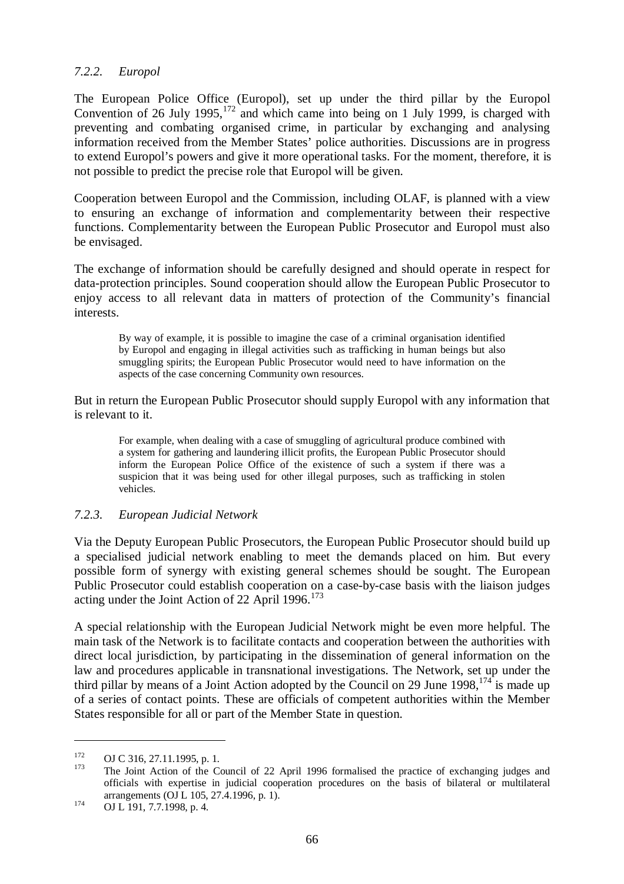### *7.2.2. Europol*

The European Police Office (Europol), set up under the third pillar by the Europol Convention of 26 July 1995,[172] and which came into being on 1 July 1999, is charged with preventing and combating organised crime, in particular by exchanging and analysing information received from the Member States' police authorities. Discussions are in progress to extend Europol's powers and give it more operational tasks. For the moment, therefore, it is not possible to predict the precise role that Europol will be given.

Cooperation between Europol and the Commission, including OLAF, is planned with a view to ensuring an exchange of information and complementarity between their respective functions. Complementarity between the European Public Prosecutor and Europol must also be envisaged.

The exchange of information should be carefully designed and should operate in respect for data-protection principles. Sound cooperation should allow the European Public Prosecutor to enjoy access to all relevant data in matters of protection of the Community's financial interests.

> By way of example, it is possible to imagine the case of a criminal organisation identified by Europol and engaging in illegal activities such as trafficking in human beings but also smuggling spirits; the European Public Prosecutor would need to have information on the aspects of the case concerning Community own resources.

But in return the European Public Prosecutor should supply Europol with any information that is relevant to it.

> For example, when dealing with a case of smuggling of agricultural produce combined with a system for gathering and laundering illicit profits, the European Public Prosecutor should inform the European Police Office of the existence of such a system if there was a suspicion that it was being used for other illegal purposes, such as trafficking in stolen vehicles.

### *7.2.3. European Judicial Network*

Via the Deputy European Public Prosecutors, the European Public Prosecutor should build up a specialised judicial network enabling to meet the demands placed on him. But every possible form of synergy with existing general schemes should be sought. The European Public Prosecutor could establish cooperation on a case-by-case basis with the liaison judges acting under the Joint Action of 22 April 1996.[173]

A special relationship with the European Judicial Network might be even more helpful. The main task of the Network is to facilitate contacts and cooperation between the authorities with direct local jurisdiction, by participating in the dissemination of general information on the law and procedures applicable in transnational investigations. The Network, set up under the third pillar by means of a Joint Action adopted by the Council on 29 June 1998,[174] is made up of a series of contact points. These are officials of competent authorities within the Member States responsible for all or part of the Member State in question.

---

[172] OJ C 316, 27.11.1995, p. 1.

[173] The Joint Action of the Council of 22 April 1996 formalised the practice of exchanging judges and officials with expertise in judicial cooperation procedures on the basis of bilateral or multilateral arrangements (OJ L 105, 27.4.1996, p. 1).

[174] OJ L 191, 7.7.1998, p. 4.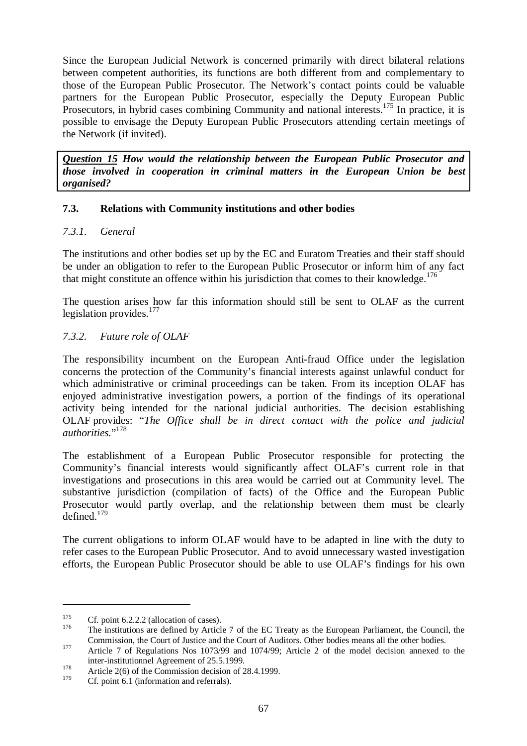Since the European Judicial Network is concerned primarily with direct bilateral relations between competent authorities, its functions are both different from and complementary to those of the European Public Prosecutor. The Network's contact points could be valuable partners for the European Public Prosecutor, especially the Deputy European Public Prosecutors, in hybrid cases combining Community and national interests.[175] In practice, it is possible to envisage the Deputy European Public Prosecutors attending certain meetings of the Network (if invited).

> ***Question 15*** ***How would the relationship between the European Public Prosecutor and those involved in cooperation in criminal matters in the European Union be best organised?***

### 7.3. Relations with Community institutions and other bodies

#### *7.3.1. General*

The institutions and other bodies set up by the EC and Euratom Treaties and their staff should be under an obligation to refer to the European Public Prosecutor or inform him of any fact that might constitute an offence within his jurisdiction that comes to their knowledge.[176]

The question arises how far this information should still be sent to OLAF as the current legislation provides.[177]

#### *7.3.2. Future role of OLAF*

The responsibility incumbent on the European Anti-fraud Office under the legislation concerns the protection of the Community's financial interests against unlawful conduct for which administrative or criminal proceedings can be taken. From its inception OLAF has enjoyed administrative investigation powers, a portion of the findings of its operational activity being intended for the national judicial authorities. The decision establishing OLAF provides: "*The Office shall be in direct contact with the police and judicial authorities.*"[178]

The establishment of a European Public Prosecutor responsible for protecting the Community's financial interests would significantly affect OLAF's current role in that investigations and prosecutions in this area would be carried out at Community level. The substantive jurisdiction (compilation of facts) of the Office and the European Public Prosecutor would partly overlap, and the relationship between them must be clearly defined.[179]

The current obligations to inform OLAF would have to be adapted in line with the duty to refer cases to the European Public Prosecutor. And to avoid unnecessary wasted investigation efforts, the European Public Prosecutor should be able to use OLAF's findings for his own

---

[175] Cf. point 6.2.2.2 (allocation of cases).

[176] The institutions are defined by Article 7 of the EC Treaty as the European Parliament, the Council, the Commission, the Court of Justice and the Court of Auditors. Other bodies means all the other bodies.

[177] Article 7 of Regulations Nos 1073/99 and 1074/99; Article 2 of the model decision annexed to the inter-institutionnel Agreement of 25.5.1999.

[178] Article 2(6) of the Commission decision of 28.4.1999.

[179] Cf. point 6.1 (information and referrals).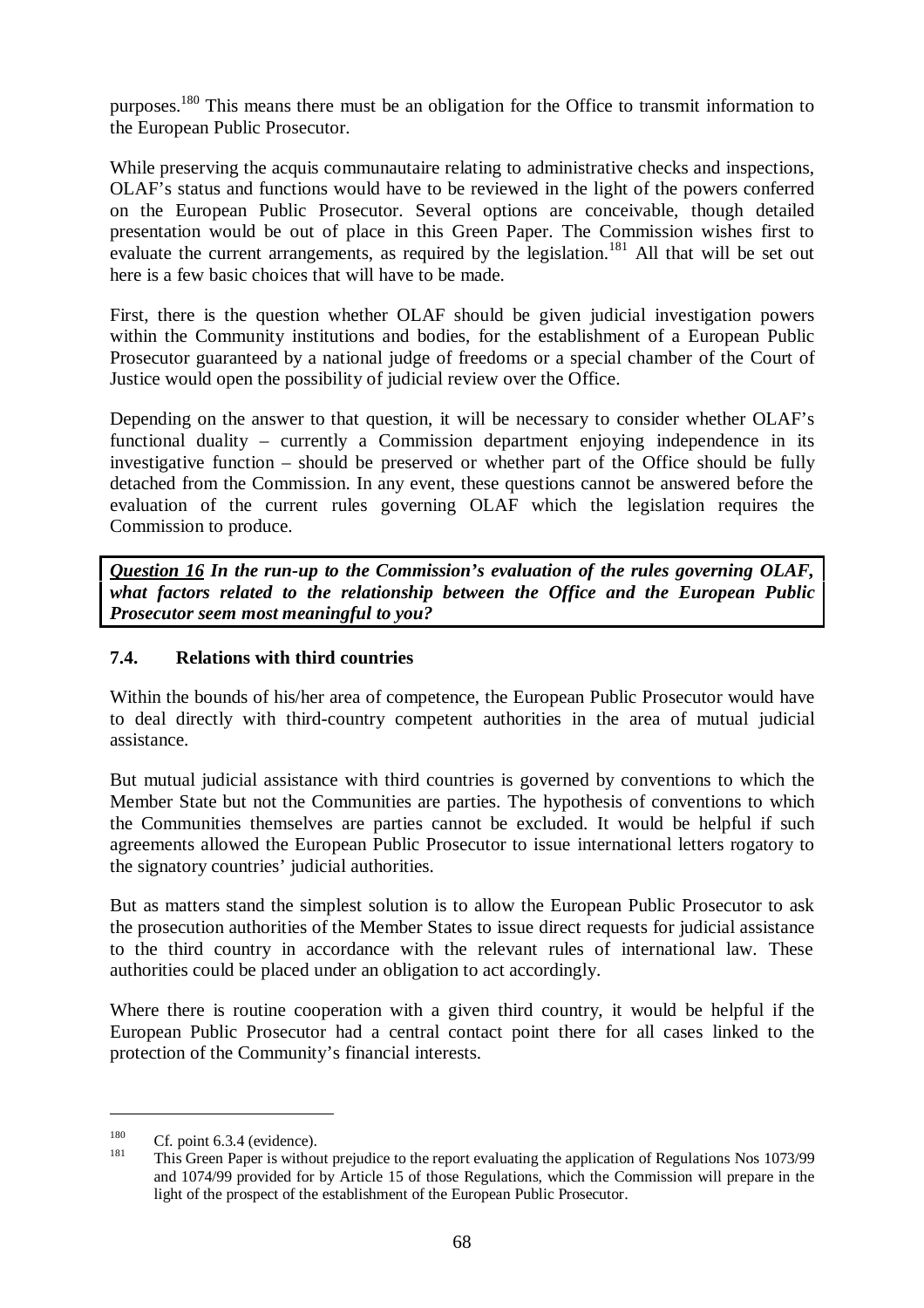purposes.[180] This means there must be an obligation for the Office to transmit information to the European Public Prosecutor.

While preserving the acquis communautaire relating to administrative checks and inspections, OLAF's status and functions would have to be reviewed in the light of the powers conferred on the European Public Prosecutor. Several options are conceivable, though detailed presentation would be out of place in this Green Paper. The Commission wishes first to evaluate the current arrangements, as required by the legislation.[181] All that will be set out here is a few basic choices that will have to be made.

First, there is the question whether OLAF should be given judicial investigation powers within the Community institutions and bodies, for the establishment of a European Public Prosecutor guaranteed by a national judge of freedoms or a special chamber of the Court of Justice would open the possibility of judicial review over the Office.

Depending on the answer to that question, it will be necessary to consider whether OLAF's functional duality – currently a Commission department enjoying independence in its investigative function – should be preserved or whether part of the Office should be fully detached from the Commission. In any event, these questions cannot be answered before the evaluation of the current rules governing OLAF which the legislation requires the Commission to produce.

***Question 16* In the run-up to the Commission's evaluation of the rules governing OLAF, what factors related to the relationship between the Office and the European Public Prosecutor seem most meaningful to you?**

### 7.4. Relations with third countries

Within the bounds of his/her area of competence, the European Public Prosecutor would have to deal directly with third-country competent authorities in the area of mutual judicial assistance.

But mutual judicial assistance with third countries is governed by conventions to which the Member State but not the Communities are parties. The hypothesis of conventions to which the Communities themselves are parties cannot be excluded. It would be helpful if such agreements allowed the European Public Prosecutor to issue international letters rogatory to the signatory countries' judicial authorities.

But as matters stand the simplest solution is to allow the European Public Prosecutor to ask the prosecution authorities of the Member States to issue direct requests for judicial assistance to the third country in accordance with the relevant rules of international law. These authorities could be placed under an obligation to act accordingly.

Where there is routine cooperation with a given third country, it would be helpful if the European Public Prosecutor had a central contact point there for all cases linked to the protection of the Community's financial interests.

---

[180] Cf. point 6.3.4 (evidence).

[181] This Green Paper is without prejudice to the report evaluating the application of Regulations Nos 1073/99 and 1074/99 provided for by Article 15 of those Regulations, which the Commission will prepare in the light of the prospect of the establishment of the European Public Prosecutor.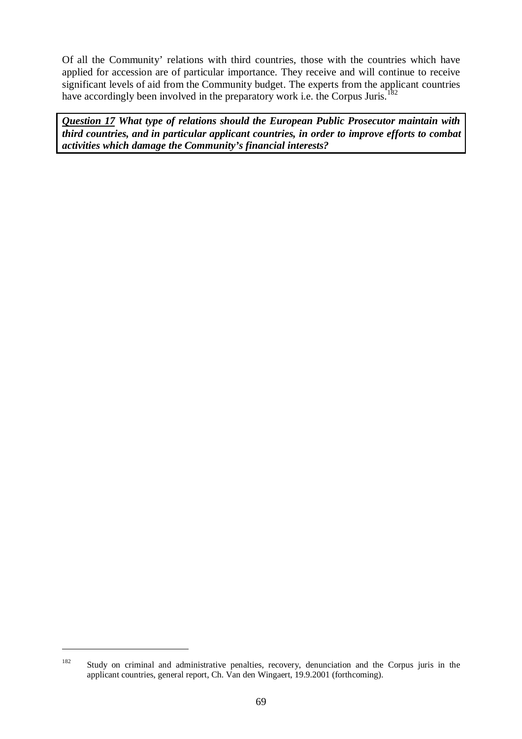Of all the Community' relations with third countries, those with the countries which have applied for accession are of particular importance. They receive and will continue to receive significant levels of aid from the Community budget. The experts from the applicant countries have accordingly been involved in the preparatory work i.e. the Corpus Juris.[182]

> ***<u>Question 17</u> What type of relations should the European Public Prosecutor maintain with third countries, and in particular applicant countries, in order to improve efforts to combat activities which damage the Community's financial interests?***

---

[182] Study on criminal and administrative penalties, recovery, denunciation and the Corpus juris in the applicant countries, general report, Ch. Van den Wingaert, 19.9.2001 (forthcoming).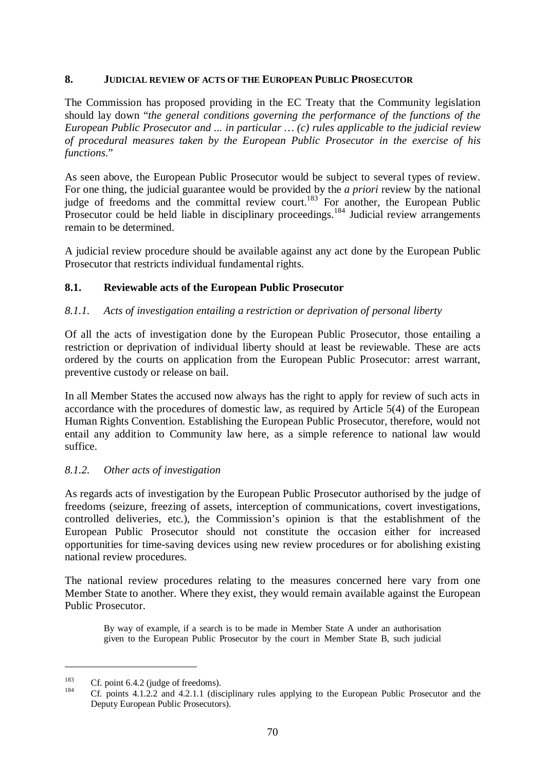## 8. JUDICIAL REVIEW OF ACTS OF THE EUROPEAN PUBLIC PROSECUTOR

The Commission has proposed providing in the EC Treaty that the Community legislation should lay down "*the general conditions governing the performance of the functions of the European Public Prosecutor and ... in particular … (c) rules applicable to the judicial review of procedural measures taken by the European Public Prosecutor in the exercise of his functions.*"

As seen above, the European Public Prosecutor would be subject to several types of review. For one thing, the judicial guarantee would be provided by the *a priori* review by the national judge of freedoms and the committal review court.[183] For another, the European Public Prosecutor could be held liable in disciplinary proceedings.[184] Judicial review arrangements remain to be determined.

A judicial review procedure should be available against any act done by the European Public Prosecutor that restricts individual fundamental rights.

### 8.1. Reviewable acts of the European Public Prosecutor

#### *8.1.1. Acts of investigation entailing a restriction or deprivation of personal liberty*

Of all the acts of investigation done by the European Public Prosecutor, those entailing a restriction or deprivation of individual liberty should at least be reviewable. These are acts ordered by the courts on application from the European Public Prosecutor: arrest warrant, preventive custody or release on bail.

In all Member States the accused now always has the right to apply for review of such acts in accordance with the procedures of domestic law, as required by Article 5(4) of the European Human Rights Convention. Establishing the European Public Prosecutor, therefore, would not entail any addition to Community law here, as a simple reference to national law would suffice.

#### *8.1.2. Other acts of investigation*

As regards acts of investigation by the European Public Prosecutor authorised by the judge of freedoms (seizure, freezing of assets, interception of communications, covert investigations, controlled deliveries, etc.), the Commission's opinion is that the establishment of the European Public Prosecutor should not constitute the occasion either for increased opportunities for time-saving devices using new review procedures or for abolishing existing national review procedures.

The national review procedures relating to the measures concerned here vary from one Member State to another. Where they exist, they would remain available against the European Public Prosecutor.

> By way of example, if a search is to be made in Member State A under an authorisation given to the European Public Prosecutor by the court in Member State B, such judicial

---

[183] Cf. point 6.4.2 (judge of freedoms).

[184] Cf. points 4.1.2.2 and 4.2.1.1 (disciplinary rules applying to the European Public Prosecutor and the Deputy European Public Prosecutors).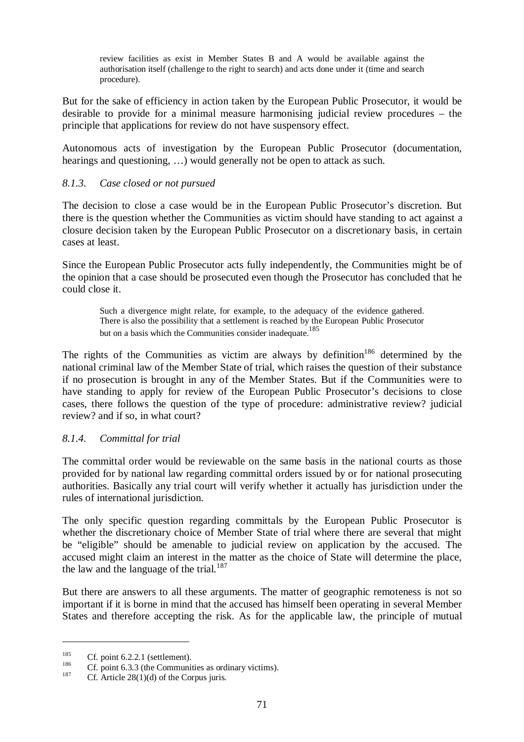review facilities as exist in Member States B and A would be available against the authorisation itself (challenge to the right to search) and acts done under it (time and search procedure).

But for the sake of efficiency in action taken by the European Public Prosecutor, it would be desirable to provide for a minimal measure harmonising judicial review procedures – the principle that applications for review do not have suspensory effect.

Autonomous acts of investigation by the European Public Prosecutor (documentation, hearings and questioning, …) would generally not be open to attack as such.

#### *8.1.3. Case closed or not pursued*

The decision to close a case would be in the European Public Prosecutor's discretion. But there is the question whether the Communities as victim should have standing to act against a closure decision taken by the European Public Prosecutor on a discretionary basis, in certain cases at least.

Since the European Public Prosecutor acts fully independently, the Communities might be of the opinion that a case should be prosecuted even though the Prosecutor has concluded that he could close it.

> Such a divergence might relate, for example, to the adequacy of the evidence gathered. There is also the possibility that a settlement is reached by the European Public Prosecutor but on a basis which the Communities consider inadequate.[185]

The rights of the Communities as victim are always by definition[186] determined by the national criminal law of the Member State of trial, which raises the question of their substance if no prosecution is brought in any of the Member States. But if the Communities were to have standing to apply for review of the European Public Prosecutor's decisions to close cases, there follows the question of the type of procedure: administrative review? judicial review? and if so, in what court?

#### *8.1.4. Committal for trial*

The committal order would be reviewable on the same basis in the national courts as those provided for by national law regarding committal orders issued by or for national prosecuting authorities. Basically any trial court will verify whether it actually has jurisdiction under the rules of international jurisdiction.

The only specific question regarding committals by the European Public Prosecutor is whether the discretionary choice of Member State of trial where there are several that might be "eligible" should be amenable to judicial review on application by the accused. The accused might claim an interest in the matter as the choice of State will determine the place, the law and the language of the trial.[187]

But there are answers to all these arguments. The matter of geographic remoteness is not so important if it is borne in mind that the accused has himself been operating in several Member States and therefore accepting the risk. As for the applicable law, the principle of mutual

---

[185] Cf. point 6.2.2.1 (settlement).

[186] Cf. point 6.3.3 (the Communities as ordinary victims).

[187] Cf. Article 28(1)(d) of the Corpus juris.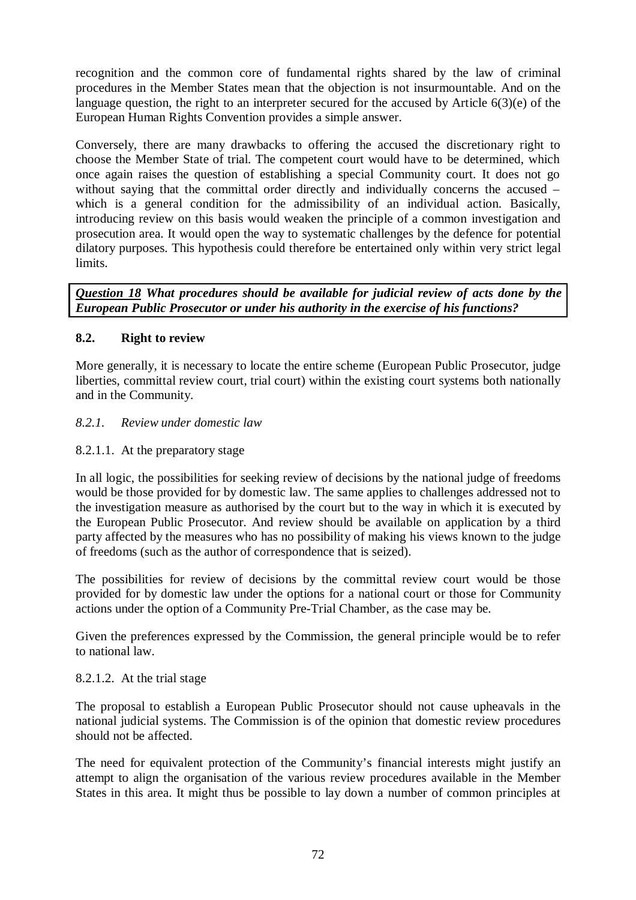recognition and the common core of fundamental rights shared by the law of criminal procedures in the Member States mean that the objection is not insurmountable. And on the language question, the right to an interpreter secured for the accused by Article 6(3)(e) of the European Human Rights Convention provides a simple answer.

Conversely, there are many drawbacks to offering the accused the discretionary right to choose the Member State of trial. The competent court would have to be determined, which once again raises the question of establishing a special Community court. It does not go without saying that the committal order directly and individually concerns the accused – which is a general condition for the admissibility of an individual action. Basically, introducing review on this basis would weaken the principle of a common investigation and prosecution area. It would open the way to systematic challenges by the defence for potential dilatory purposes. This hypothesis could therefore be entertained only within very strict legal limits.

***<u>Question 18</u> What procedures should be available for judicial review of acts done by the European Public Prosecutor or under his authority in the exercise of his functions?***

### 8.2. Right to review

More generally, it is necessary to locate the entire scheme (European Public Prosecutor, judge liberties, committal review court, trial court) within the existing court systems both nationally and in the Community.

#### *8.2.1. Review under domestic law*

##### 8.2.1.1. At the preparatory stage

In all logic, the possibilities for seeking review of decisions by the national judge of freedoms would be those provided for by domestic law. The same applies to challenges addressed not to the investigation measure as authorised by the court but to the way in which it is executed by the European Public Prosecutor. And review should be available on application by a third party affected by the measures who has no possibility of making his views known to the judge of freedoms (such as the author of correspondence that is seized).

The possibilities for review of decisions by the committal review court would be those provided for by domestic law under the options for a national court or those for Community actions under the option of a Community Pre-Trial Chamber, as the case may be.

Given the preferences expressed by the Commission, the general principle would be to refer to national law.

##### 8.2.1.2. At the trial stage

The proposal to establish a European Public Prosecutor should not cause upheavals in the national judicial systems. The Commission is of the opinion that domestic review procedures should not be affected.

The need for equivalent protection of the Community's financial interests might justify an attempt to align the organisation of the various review procedures available in the Member States in this area. It might thus be possible to lay down a number of common principles at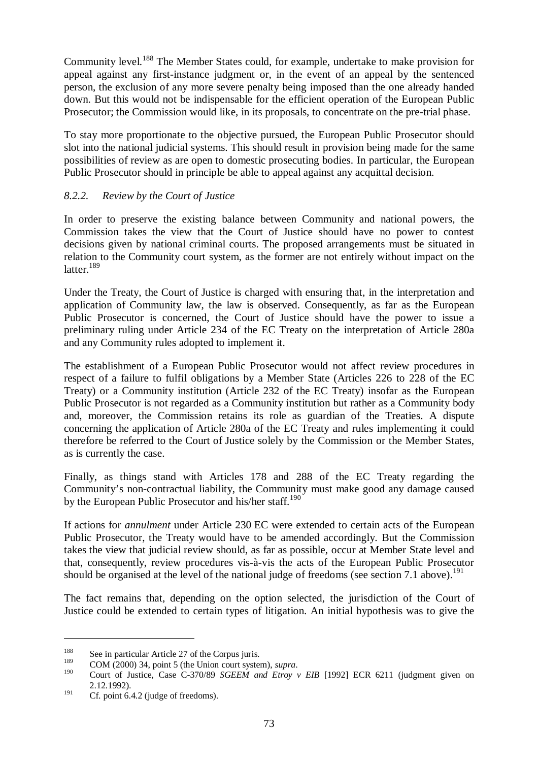Community level.[188] The Member States could, for example, undertake to make provision for appeal against any first-instance judgment or, in the event of an appeal by the sentenced person, the exclusion of any more severe penalty being imposed than the one already handed down. But this would not be indispensable for the efficient operation of the European Public Prosecutor; the Commission would like, in its proposals, to concentrate on the pre-trial phase.

To stay more proportionate to the objective pursued, the European Public Prosecutor should slot into the national judicial systems. This should result in provision being made for the same possibilities of review as are open to domestic prosecuting bodies. In particular, the European Public Prosecutor should in principle be able to appeal against any acquittal decision.

### *8.2.2. Review by the Court of Justice*

In order to preserve the existing balance between Community and national powers, the Commission takes the view that the Court of Justice should have no power to contest decisions given by national criminal courts. The proposed arrangements must be situated in relation to the Community court system, as the former are not entirely without impact on the latter.[189]

Under the Treaty, the Court of Justice is charged with ensuring that, in the interpretation and application of Community law, the law is observed. Consequently, as far as the European Public Prosecutor is concerned, the Court of Justice should have the power to issue a preliminary ruling under Article 234 of the EC Treaty on the interpretation of Article 280a and any Community rules adopted to implement it.

The establishment of a European Public Prosecutor would not affect review procedures in respect of a failure to fulfil obligations by a Member State (Articles 226 to 228 of the EC Treaty) or a Community institution (Article 232 of the EC Treaty) insofar as the European Public Prosecutor is not regarded as a Community institution but rather as a Community body and, moreover, the Commission retains its role as guardian of the Treaties. A dispute concerning the application of Article 280a of the EC Treaty and rules implementing it could therefore be referred to the Court of Justice solely by the Commission or the Member States, as is currently the case.

Finally, as things stand with Articles 178 and 288 of the EC Treaty regarding the Community's non-contractual liability, the Community must make good any damage caused by the European Public Prosecutor and his/her staff.[190]

If actions for *annulment* under Article 230 EC were extended to certain acts of the European Public Prosecutor, the Treaty would have to be amended accordingly. But the Commission takes the view that judicial review should, as far as possible, occur at Member State level and that, consequently, review procedures vis-à-vis the acts of the European Public Prosecutor should be organised at the level of the national judge of freedoms (see section 7.1 above).[191]

The fact remains that, depending on the option selected, the jurisdiction of the Court of Justice could be extended to certain types of litigation. An initial hypothesis was to give the

---

[188] See in particular Article 27 of the Corpus juris.

[189] COM (2000) 34, point 5 (the Union court system), *supra*.

[190] Court of Justice, Case C-370/89 *SGEEM and Etroy v EIB* [1992] ECR 6211 (judgment given on 2.12.1992).

[191] Cf. point 6.4.2 (judge of freedoms).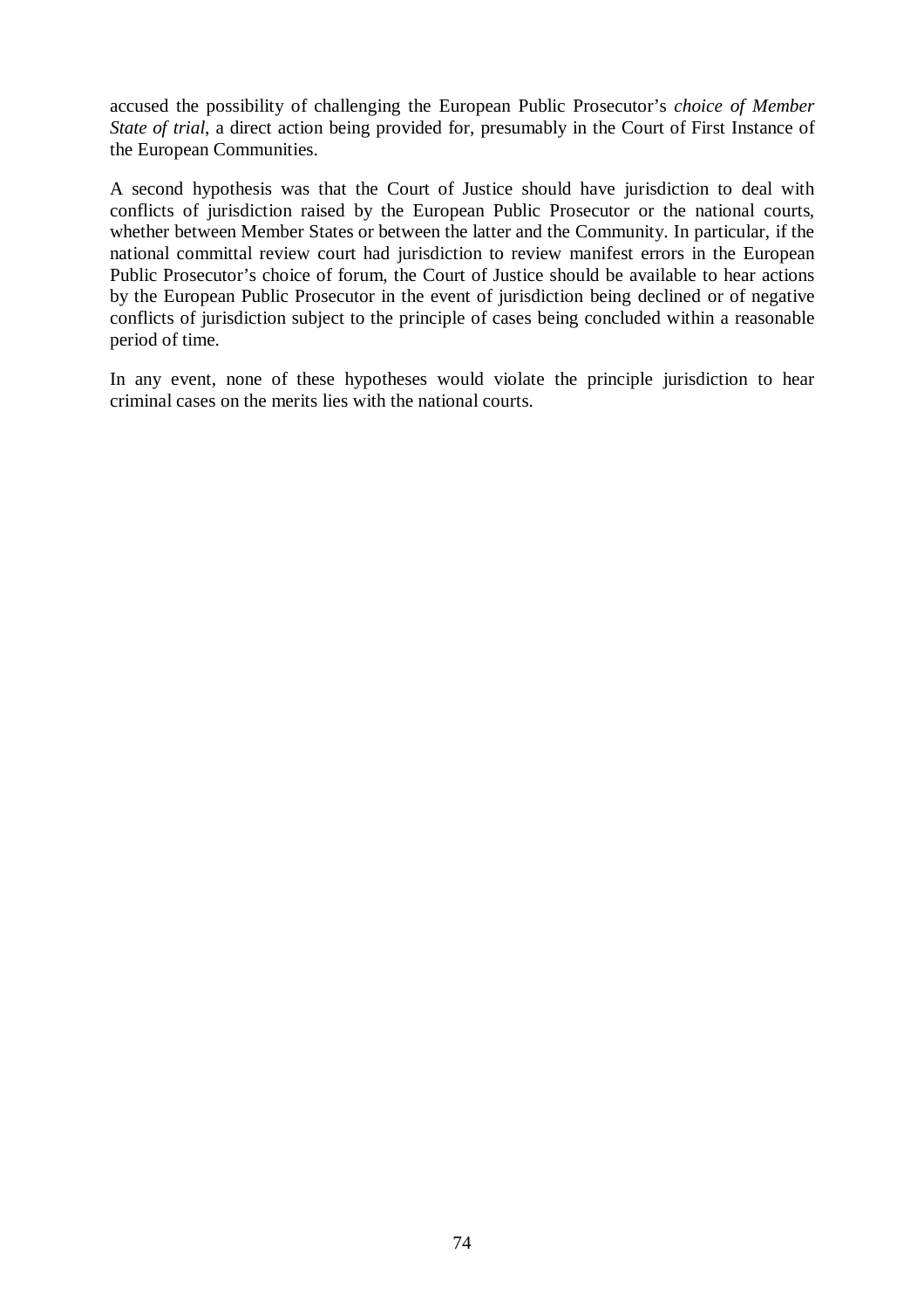accused the possibility of challenging the European Public Prosecutor's *choice of Member State of trial*, a direct action being provided for, presumably in the Court of First Instance of the European Communities.

A second hypothesis was that the Court of Justice should have jurisdiction to deal with conflicts of jurisdiction raised by the European Public Prosecutor or the national courts, whether between Member States or between the latter and the Community. In particular, if the national committal review court had jurisdiction to review manifest errors in the European Public Prosecutor's choice of forum, the Court of Justice should be available to hear actions by the European Public Prosecutor in the event of jurisdiction being declined or of negative conflicts of jurisdiction subject to the principle of cases being concluded within a reasonable period of time.

In any event, none of these hypotheses would violate the principle jurisdiction to hear criminal cases on the merits lies with the national courts.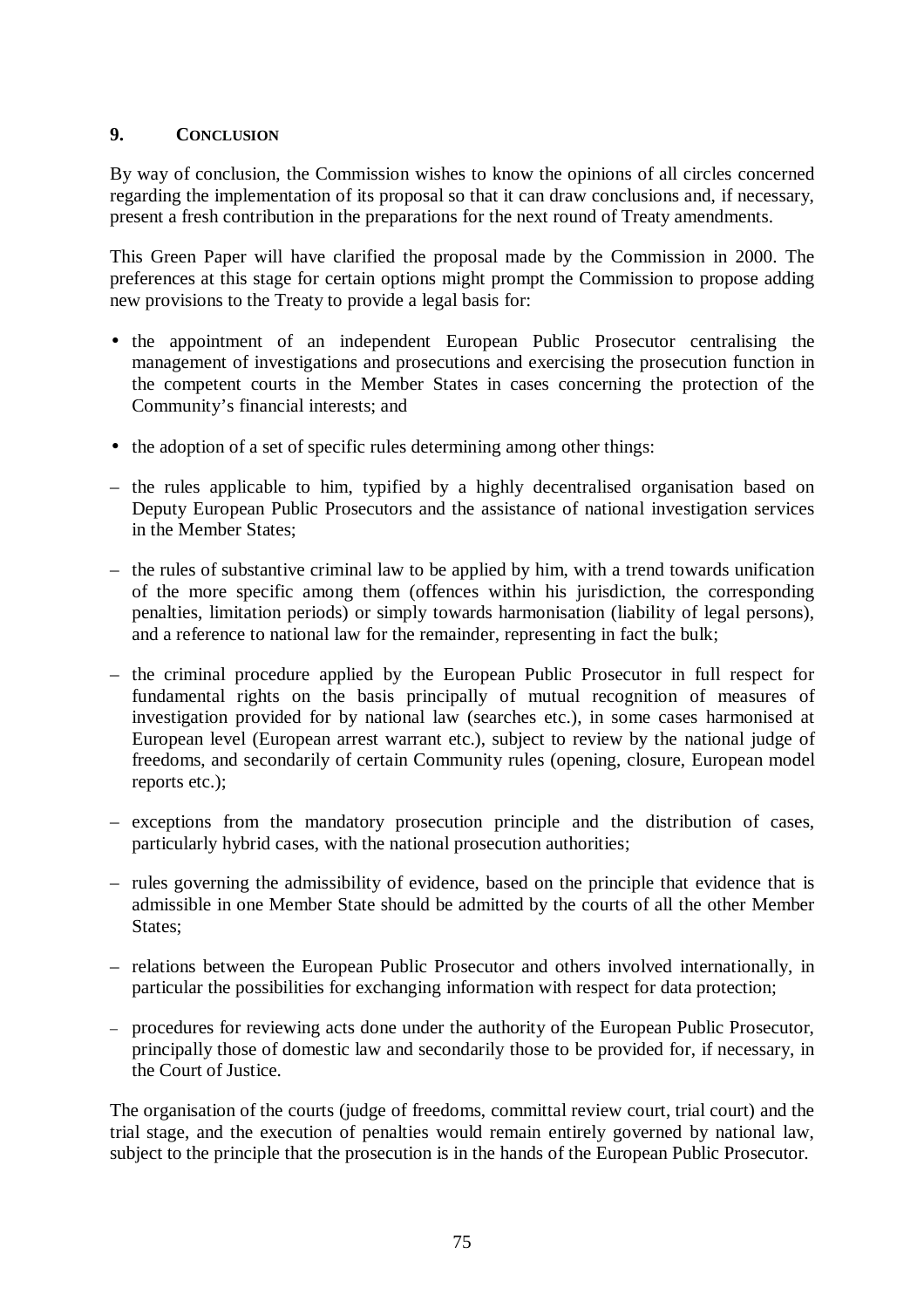## 9. CONCLUSION

By way of conclusion, the Commission wishes to know the opinions of all circles concerned regarding the implementation of its proposal so that it can draw conclusions and, if necessary, present a fresh contribution in the preparations for the next round of Treaty amendments.

This Green Paper will have clarified the proposal made by the Commission in 2000. The preferences at this stage for certain options might prompt the Commission to propose adding new provisions to the Treaty to provide a legal basis for:

- the appointment of an independent European Public Prosecutor centralising the management of investigations and prosecutions and exercising the prosecution function in the competent courts in the Member States in cases concerning the protection of the Community's financial interests; and
- the adoption of a set of specific rules determining among other things:

– the rules applicable to him, typified by a highly decentralised organisation based on Deputy European Public Prosecutors and the assistance of national investigation services in the Member States;

– the rules of substantive criminal law to be applied by him, with a trend towards unification of the more specific among them (offences within his jurisdiction, the corresponding penalties, limitation periods) or simply towards harmonisation (liability of legal persons), and a reference to national law for the remainder, representing in fact the bulk;

– the criminal procedure applied by the European Public Prosecutor in full respect for fundamental rights on the basis principally of mutual recognition of measures of investigation provided for by national law (searches etc.), in some cases harmonised at European level (European arrest warrant etc.), subject to review by the national judge of freedoms, and secondarily of certain Community rules (opening, closure, European model reports etc.);

– exceptions from the mandatory prosecution principle and the distribution of cases, particularly hybrid cases, with the national prosecution authorities;

– rules governing the admissibility of evidence, based on the principle that evidence that is admissible in one Member State should be admitted by the courts of all the other Member States;

– relations between the European Public Prosecutor and others involved internationally, in particular the possibilities for exchanging information with respect for data protection;

– procedures for reviewing acts done under the authority of the European Public Prosecutor, principally those of domestic law and secondarily those to be provided for, if necessary, in the Court of Justice.

The organisation of the courts (judge of freedoms, committal review court, trial court) and the trial stage, and the execution of penalties would remain entirely governed by national law, subject to the principle that the prosecution is in the hands of the European Public Prosecutor.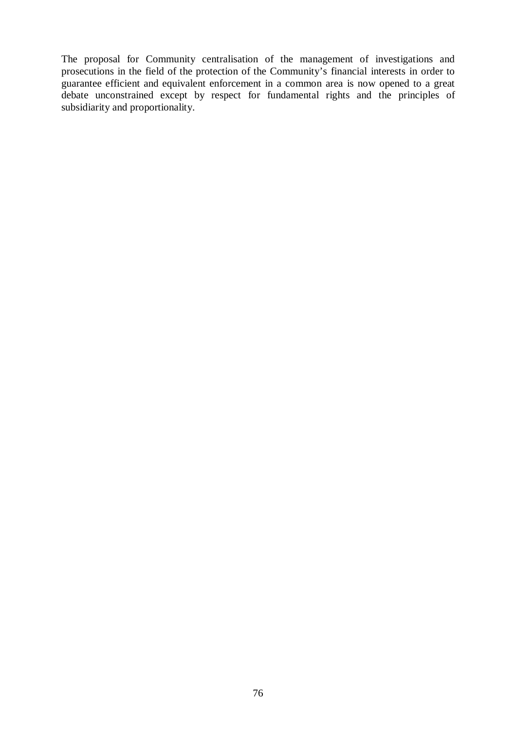The proposal for Community centralisation of the management of investigations and prosecutions in the field of the protection of the Community's financial interests in order to guarantee efficient and equivalent enforcement in a common area is now opened to a great debate unconstrained except by respect for fundamental rights and the principles of subsidiarity and proportionality.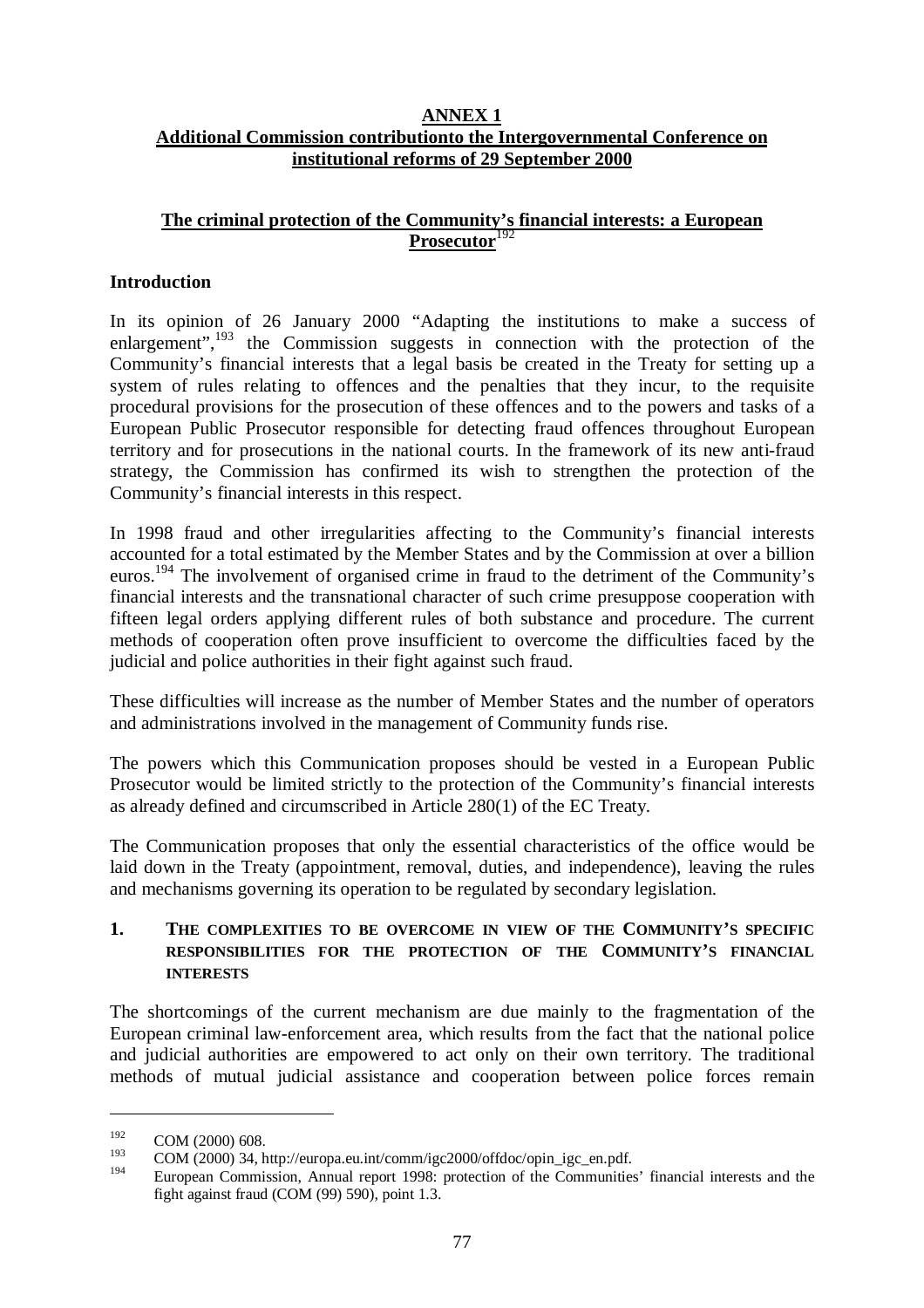**ANNEX 1**

**Additional Commission contributionto the Intergovernmental Conference on institutional reforms of 29 September 2000**

**The criminal protection of the Community's financial interests: a European Prosecutor**[192]

**Introduction**

In its opinion of 26 January 2000 "Adapting the institutions to make a success of enlargement",[193] the Commission suggests in connection with the protection of the Community's financial interests that a legal basis be created in the Treaty for setting up a system of rules relating to offences and the penalties that they incur, to the requisite procedural provisions for the prosecution of these offences and to the powers and tasks of a European Public Prosecutor responsible for detecting fraud offences throughout European territory and for prosecutions in the national courts. In the framework of its new anti-fraud strategy, the Commission has confirmed its wish to strengthen the protection of the Community's financial interests in this respect.

In 1998 fraud and other irregularities affecting to the Community's financial interests accounted for a total estimated by the Member States and by the Commission at over a billion euros.[194] The involvement of organised crime in fraud to the detriment of the Community's financial interests and the transnational character of such crime presuppose cooperation with fifteen legal orders applying different rules of both substance and procedure. The current methods of cooperation often prove insufficient to overcome the difficulties faced by the judicial and police authorities in their fight against such fraud.

These difficulties will increase as the number of Member States and the number of operators and administrations involved in the management of Community funds rise.

The powers which this Communication proposes should be vested in a European Public Prosecutor would be limited strictly to the protection of the Community's financial interests as already defined and circumscribed in Article 280(1) of the EC Treaty.

The Communication proposes that only the essential characteristics of the office would be laid down in the Treaty (appointment, removal, duties, and independence), leaving the rules and mechanisms governing its operation to be regulated by secondary legislation.

## 1. THE COMPLEXITIES TO BE OVERCOME IN VIEW OF THE COMMUNITY'S SPECIFIC RESPONSIBILITIES FOR THE PROTECTION OF THE COMMUNITY'S FINANCIAL INTERESTS

The shortcomings of the current mechanism are due mainly to the fragmentation of the European criminal law-enforcement area, which results from the fact that the national police and judicial authorities are empowered to act only on their own territory. The traditional methods of mutual judicial assistance and cooperation between police forces remain

---

[192] COM (2000) 608.

[193] COM (2000) 34, http://europa.eu.int/comm/igc2000/offdoc/opin_igc_en.pdf.

[194] European Commission, Annual report 1998: protection of the Communities' financial interests and the fight against fraud (COM (99) 590), point 1.3.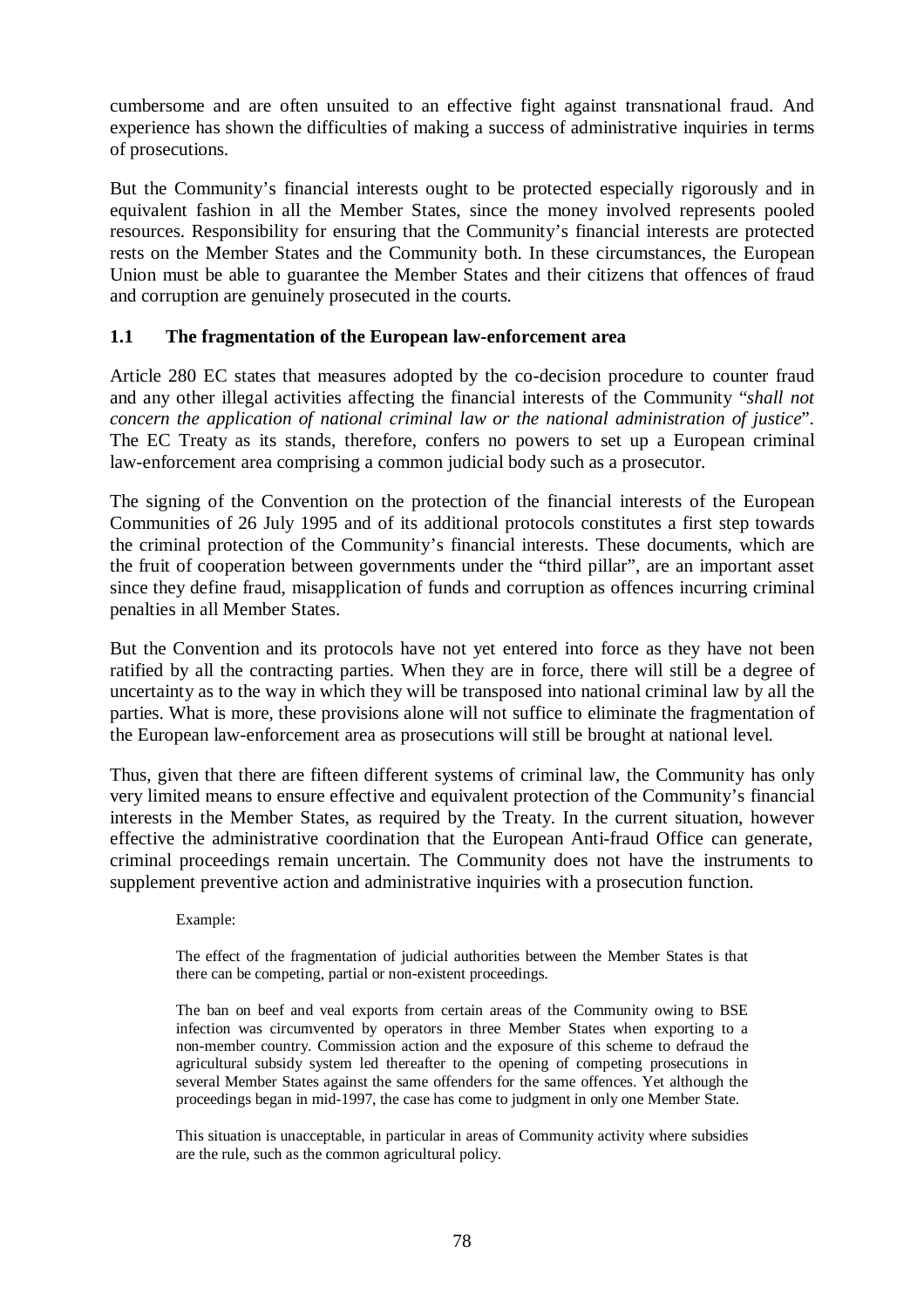cumbersome and are often unsuited to an effective fight against transnational fraud. And experience has shown the difficulties of making a success of administrative inquiries in terms of prosecutions.

But the Community's financial interests ought to be protected especially rigorously and in equivalent fashion in all the Member States, since the money involved represents pooled resources. Responsibility for ensuring that the Community's financial interests are protected rests on the Member States and the Community both. In these circumstances, the European Union must be able to guarantee the Member States and their citizens that offences of fraud and corruption are genuinely prosecuted in the courts.

### 1.1 The fragmentation of the European law-enforcement area

Article 280 EC states that measures adopted by the co-decision procedure to counter fraud and any other illegal activities affecting the financial interests of the Community "*shall not concern the application of national criminal law or the national administration of justice*". The EC Treaty as its stands, therefore, confers no powers to set up a European criminal law-enforcement area comprising a common judicial body such as a prosecutor.

The signing of the Convention on the protection of the financial interests of the European Communities of 26 July 1995 and of its additional protocols constitutes a first step towards the criminal protection of the Community's financial interests. These documents, which are the fruit of cooperation between governments under the "third pillar", are an important asset since they define fraud, misapplication of funds and corruption as offences incurring criminal penalties in all Member States.

But the Convention and its protocols have not yet entered into force as they have not been ratified by all the contracting parties. When they are in force, there will still be a degree of uncertainty as to the way in which they will be transposed into national criminal law by all the parties. What is more, these provisions alone will not suffice to eliminate the fragmentation of the European law-enforcement area as prosecutions will still be brought at national level.

Thus, given that there are fifteen different systems of criminal law, the Community has only very limited means to ensure effective and equivalent protection of the Community's financial interests in the Member States, as required by the Treaty. In the current situation, however effective the administrative coordination that the European Anti-fraud Office can generate, criminal proceedings remain uncertain. The Community does not have the instruments to supplement preventive action and administrative inquiries with a prosecution function.

> Example:
>
> The effect of the fragmentation of judicial authorities between the Member States is that there can be competing, partial or non-existent proceedings.
>
> The ban on beef and veal exports from certain areas of the Community owing to BSE infection was circumvented by operators in three Member States when exporting to a non-member country. Commission action and the exposure of this scheme to defraud the agricultural subsidy system led thereafter to the opening of competing prosecutions in several Member States against the same offenders for the same offences. Yet although the proceedings began in mid-1997, the case has come to judgment in only one Member State.
>
> This situation is unacceptable, in particular in areas of Community activity where subsidies are the rule, such as the common agricultural policy.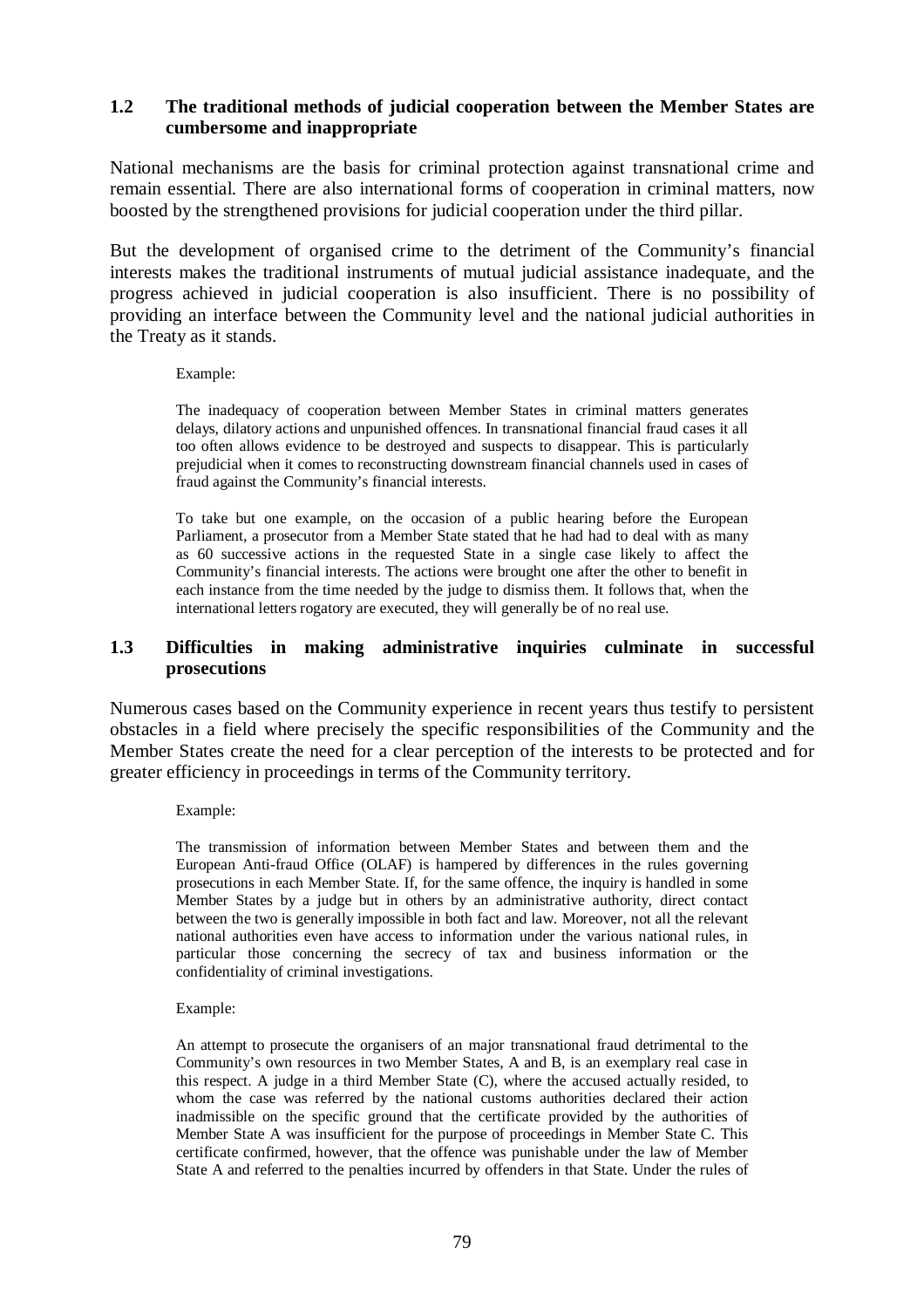### 1.2 The traditional methods of judicial cooperation between the Member States are cumbersome and inappropriate

National mechanisms are the basis for criminal protection against transnational crime and remain essential. There are also international forms of cooperation in criminal matters, now boosted by the strengthened provisions for judicial cooperation under the third pillar.

But the development of organised crime to the detriment of the Community's financial interests makes the traditional instruments of mutual judicial assistance inadequate, and the progress achieved in judicial cooperation is also insufficient. There is no possibility of providing an interface between the Community level and the national judicial authorities in the Treaty as it stands.

> Example:
>
> The inadequacy of cooperation between Member States in criminal matters generates delays, dilatory actions and unpunished offences. In transnational financial fraud cases it all too often allows evidence to be destroyed and suspects to disappear. This is particularly prejudicial when it comes to reconstructing downstream financial channels used in cases of fraud against the Community's financial interests.
>
> To take but one example, on the occasion of a public hearing before the European Parliament, a prosecutor from a Member State stated that he had had to deal with as many as 60 successive actions in the requested State in a single case likely to affect the Community's financial interests. The actions were brought one after the other to benefit in each instance from the time needed by the judge to dismiss them. It follows that, when the international letters rogatory are executed, they will generally be of no real use.

### 1.3 Difficulties in making administrative inquiries culminate in successful prosecutions

Numerous cases based on the Community experience in recent years thus testify to persistent obstacles in a field where precisely the specific responsibilities of the Community and the Member States create the need for a clear perception of the interests to be protected and for greater efficiency in proceedings in terms of the Community territory.

> Example:
>
> The transmission of information between Member States and between them and the European Anti-fraud Office (OLAF) is hampered by differences in the rules governing prosecutions in each Member State. If, for the same offence, the inquiry is handled in some Member States by a judge but in others by an administrative authority, direct contact between the two is generally impossible in both fact and law. Moreover, not all the relevant national authorities even have access to information under the various national rules, in particular those concerning the secrecy of tax and business information or the confidentiality of criminal investigations.

> Example:
>
> An attempt to prosecute the organisers of an major transnational fraud detrimental to the Community's own resources in two Member States, A and B, is an exemplary real case in this respect. A judge in a third Member State (C), where the accused actually resided, to whom the case was referred by the national customs authorities declared their action inadmissible on the specific ground that the certificate provided by the authorities of Member State A was insufficient for the purpose of proceedings in Member State C. This certificate confirmed, however, that the offence was punishable under the law of Member State A and referred to the penalties incurred by offenders in that State. Under the rules of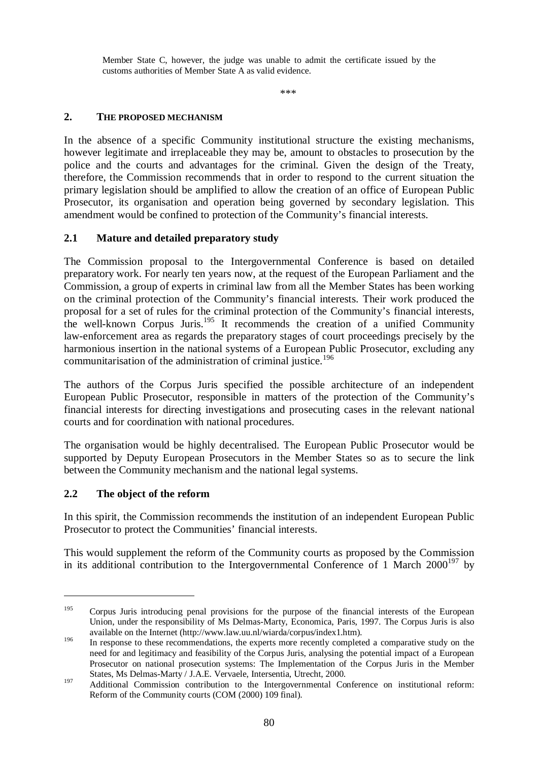Member State C, however, the judge was unable to admit the certificate issued by the customs authorities of Member State A as valid evidence.

\*\*\*

## 2. THE PROPOSED MECHANISM

In the absence of a specific Community institutional structure the existing mechanisms, however legitimate and irreplaceable they may be, amount to obstacles to prosecution by the police and the courts and advantages for the criminal. Given the design of the Treaty, therefore, the Commission recommends that in order to respond to the current situation the primary legislation should be amplified to allow the creation of an office of European Public Prosecutor, its organisation and operation being governed by secondary legislation. This amendment would be confined to protection of the Community's financial interests.

### 2.1 Mature and detailed preparatory study

The Commission proposal to the Intergovernmental Conference is based on detailed preparatory work. For nearly ten years now, at the request of the European Parliament and the Commission, a group of experts in criminal law from all the Member States has been working on the criminal protection of the Community's financial interests. Their work produced the proposal for a set of rules for the criminal protection of the Community's financial interests, the well-known Corpus Juris.[195] It recommends the creation of a unified Community law-enforcement area as regards the preparatory stages of court proceedings precisely by the harmonious insertion in the national systems of a European Public Prosecutor, excluding any communitarisation of the administration of criminal justice.[196]

The authors of the Corpus Juris specified the possible architecture of an independent European Public Prosecutor, responsible in matters of the protection of the Community's financial interests for directing investigations and prosecuting cases in the relevant national courts and for coordination with national procedures.

The organisation would be highly decentralised. The European Public Prosecutor would be supported by Deputy European Prosecutors in the Member States so as to secure the link between the Community mechanism and the national legal systems.

### 2.2 The object of the reform

In this spirit, the Commission recommends the institution of an independent European Public Prosecutor to protect the Communities' financial interests.

This would supplement the reform of the Community courts as proposed by the Commission in its additional contribution to the Intergovernmental Conference of 1 March 2000[197] by

---

[195] Corpus Juris introducing penal provisions for the purpose of the financial interests of the European Union, under the responsibility of Ms Delmas-Marty, Economica, Paris, 1997. The Corpus Juris is also available on the Internet (http://www.law.uu.nl/wiarda/corpus/index1.htm).

[196] In response to these recommendations, the experts more recently completed a comparative study on the need for and legitimacy and feasibility of the Corpus Juris, analysing the potential impact of a European Prosecutor on national prosecution systems: The Implementation of the Corpus Juris in the Member States, Ms Delmas-Marty / J.A.E. Vervaele, Intersentia, Utrecht, 2000.

[197] Additional Commission contribution to the Intergovernmental Conference on institutional reform: Reform of the Community courts (COM (2000) 109 final).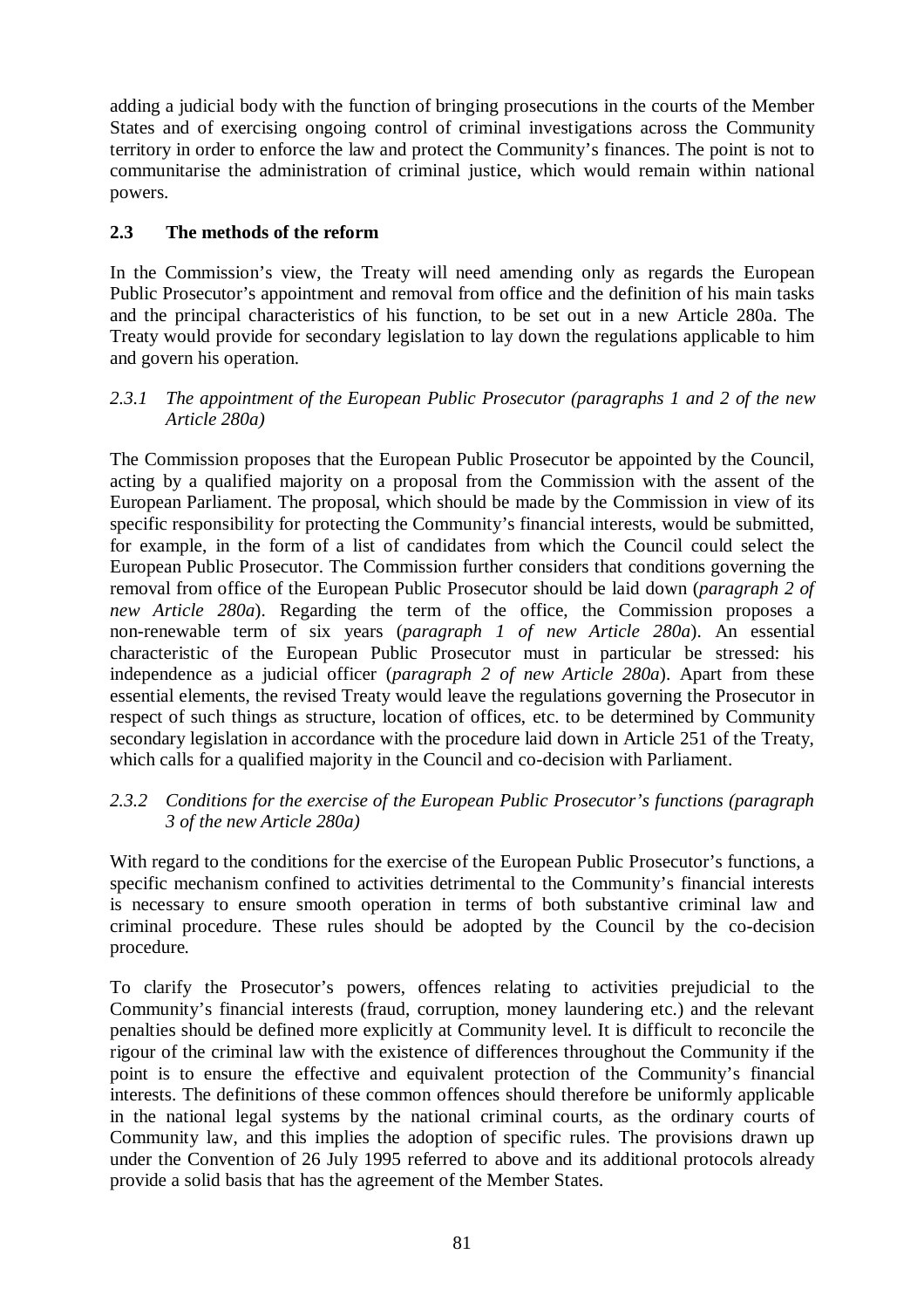adding a judicial body with the function of bringing prosecutions in the courts of the Member States and of exercising ongoing control of criminal investigations across the Community territory in order to enforce the law and protect the Community's finances. The point is not to communitarise the administration of criminal justice, which would remain within national powers.

## 2.3 The methods of the reform

In the Commission's view, the Treaty will need amending only as regards the European Public Prosecutor's appointment and removal from office and the definition of his main tasks and the principal characteristics of his function, to be set out in a new Article 280a. The Treaty would provide for secondary legislation to lay down the regulations applicable to him and govern his operation.

### *2.3.1 The appointment of the European Public Prosecutor (paragraphs 1 and 2 of the new Article 280a)*

The Commission proposes that the European Public Prosecutor be appointed by the Council, acting by a qualified majority on a proposal from the Commission with the assent of the European Parliament. The proposal, which should be made by the Commission in view of its specific responsibility for protecting the Community's financial interests, would be submitted, for example, in the form of a list of candidates from which the Council could select the European Public Prosecutor. The Commission further considers that conditions governing the removal from office of the European Public Prosecutor should be laid down (*paragraph 2 of new Article 280a*). Regarding the term of the office, the Commission proposes a non-renewable term of six years (*paragraph 1 of new Article 280a*). An essential characteristic of the European Public Prosecutor must in particular be stressed: his independence as a judicial officer (*paragraph 2 of new Article 280a*). Apart from these essential elements, the revised Treaty would leave the regulations governing the Prosecutor in respect of such things as structure, location of offices, etc. to be determined by Community secondary legislation in accordance with the procedure laid down in Article 251 of the Treaty, which calls for a qualified majority in the Council and co-decision with Parliament.

### *2.3.2 Conditions for the exercise of the European Public Prosecutor's functions (paragraph 3 of the new Article 280a)*

With regard to the conditions for the exercise of the European Public Prosecutor's functions, a specific mechanism confined to activities detrimental to the Community's financial interests is necessary to ensure smooth operation in terms of both substantive criminal law and criminal procedure. These rules should be adopted by the Council by the co-decision procedure.

To clarify the Prosecutor's powers, offences relating to activities prejudicial to the Community's financial interests (fraud, corruption, money laundering etc.) and the relevant penalties should be defined more explicitly at Community level. It is difficult to reconcile the rigour of the criminal law with the existence of differences throughout the Community if the point is to ensure the effective and equivalent protection of the Community's financial interests. The definitions of these common offences should therefore be uniformly applicable in the national legal systems by the national criminal courts, as the ordinary courts of Community law, and this implies the adoption of specific rules. The provisions drawn up under the Convention of 26 July 1995 referred to above and its additional protocols already provide a solid basis that has the agreement of the Member States.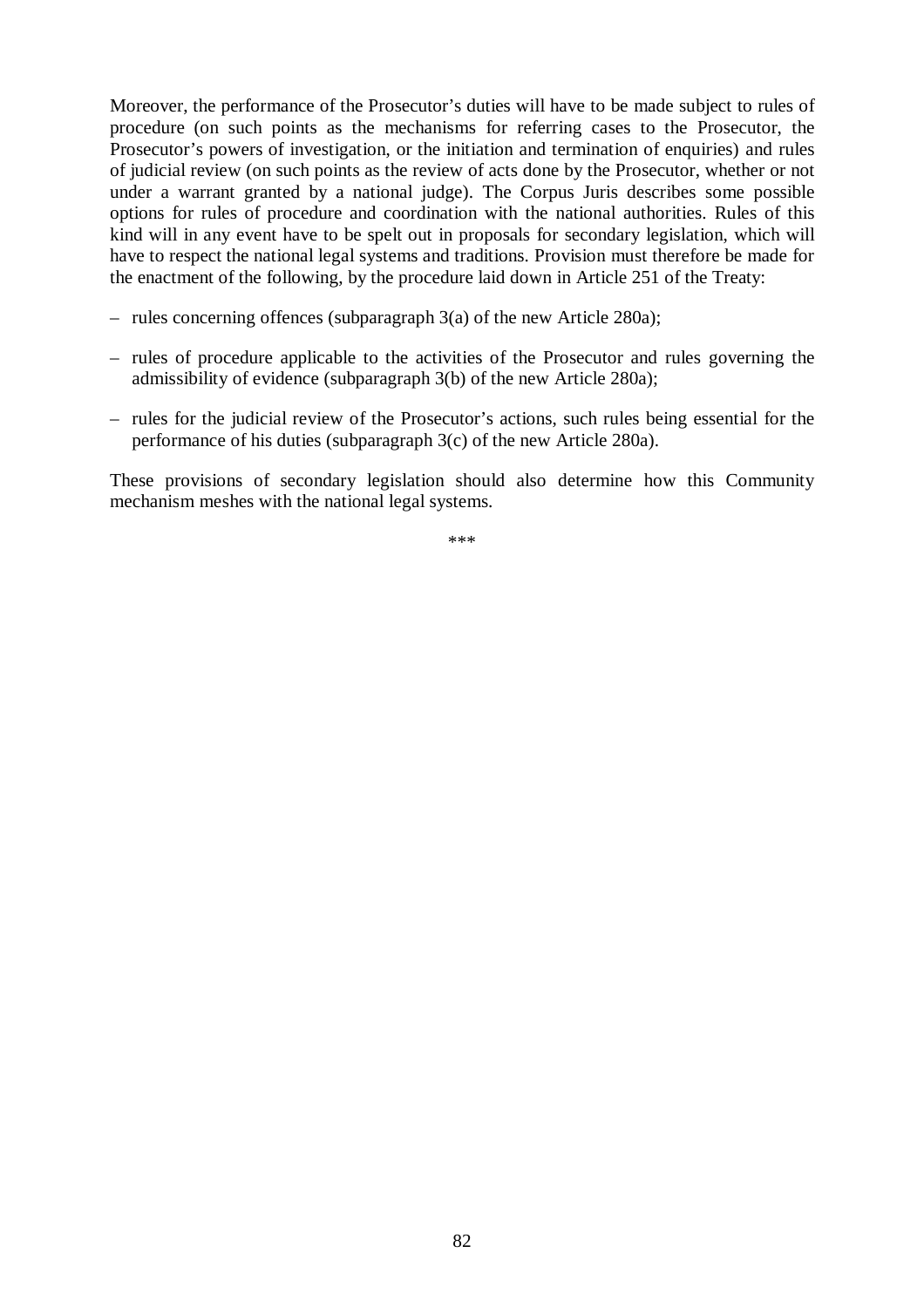Moreover, the performance of the Prosecutor's duties will have to be made subject to rules of procedure (on such points as the mechanisms for referring cases to the Prosecutor, the Prosecutor's powers of investigation, or the initiation and termination of enquiries) and rules of judicial review (on such points as the review of acts done by the Prosecutor, whether or not under a warrant granted by a national judge). The Corpus Juris describes some possible options for rules of procedure and coordination with the national authorities. Rules of this kind will in any event have to be spelt out in proposals for secondary legislation, which will have to respect the national legal systems and traditions. Provision must therefore be made for the enactment of the following, by the procedure laid down in Article 251 of the Treaty:

- rules concerning offences (subparagraph 3(a) of the new Article 280a);
- rules of procedure applicable to the activities of the Prosecutor and rules governing the admissibility of evidence (subparagraph 3(b) of the new Article 280a);
- rules for the judicial review of the Prosecutor's actions, such rules being essential for the performance of his duties (subparagraph 3(c) of the new Article 280a).

These provisions of secondary legislation should also determine how this Community mechanism meshes with the national legal systems.

\*\*\*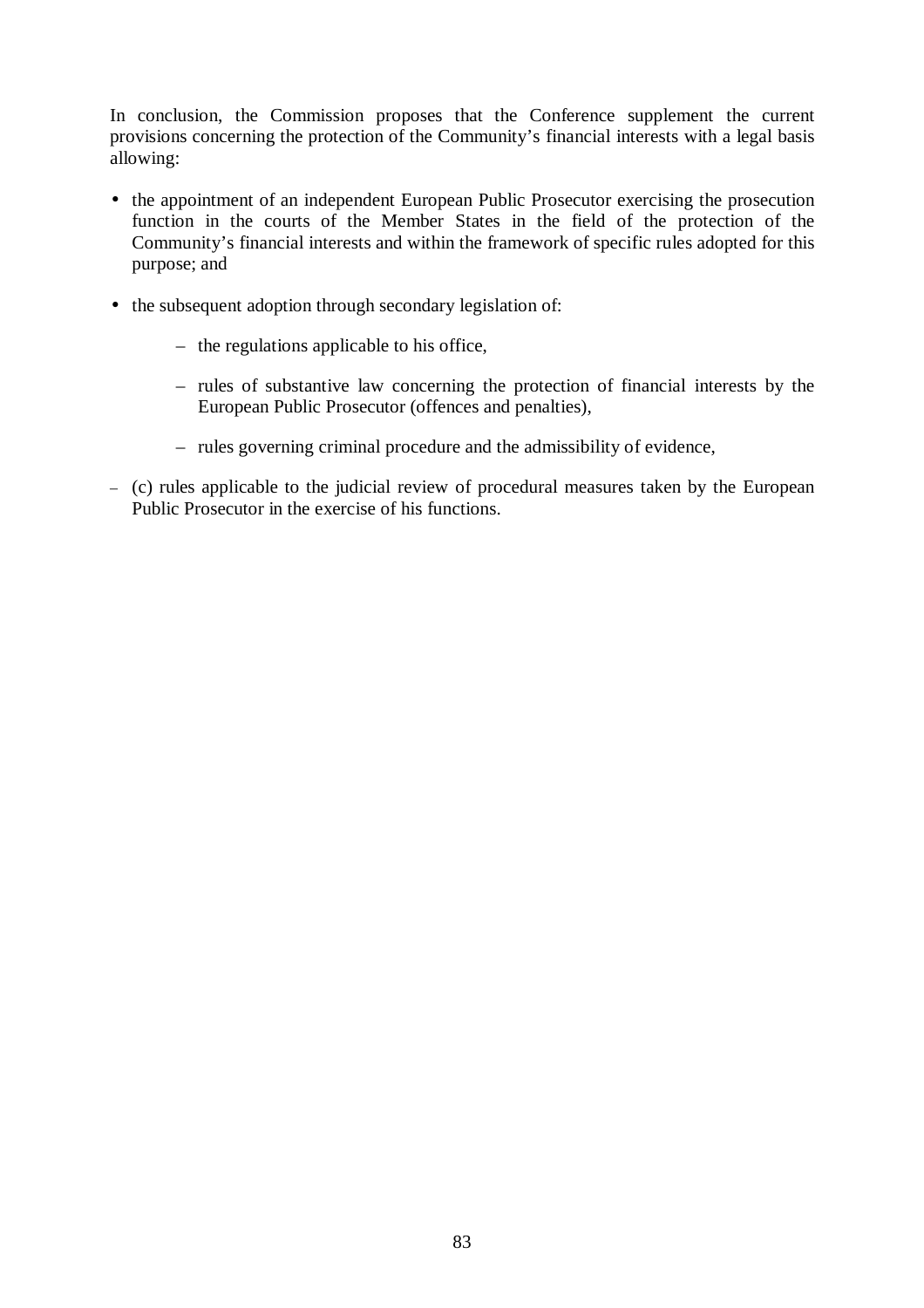In conclusion, the Commission proposes that the Conference supplement the current provisions concerning the protection of the Community's financial interests with a legal basis allowing:

- the appointment of an independent European Public Prosecutor exercising the prosecution function in the courts of the Member States in the field of the protection of the Community's financial interests and within the framework of specific rules adopted for this purpose; and
- the subsequent adoption through secondary legislation of:
  - the regulations applicable to his office,
  - rules of substantive law concerning the protection of financial interests by the European Public Prosecutor (offences and penalties),
  - rules governing criminal procedure and the admissibility of evidence,
- (c) rules applicable to the judicial review of procedural measures taken by the European Public Prosecutor in the exercise of his functions.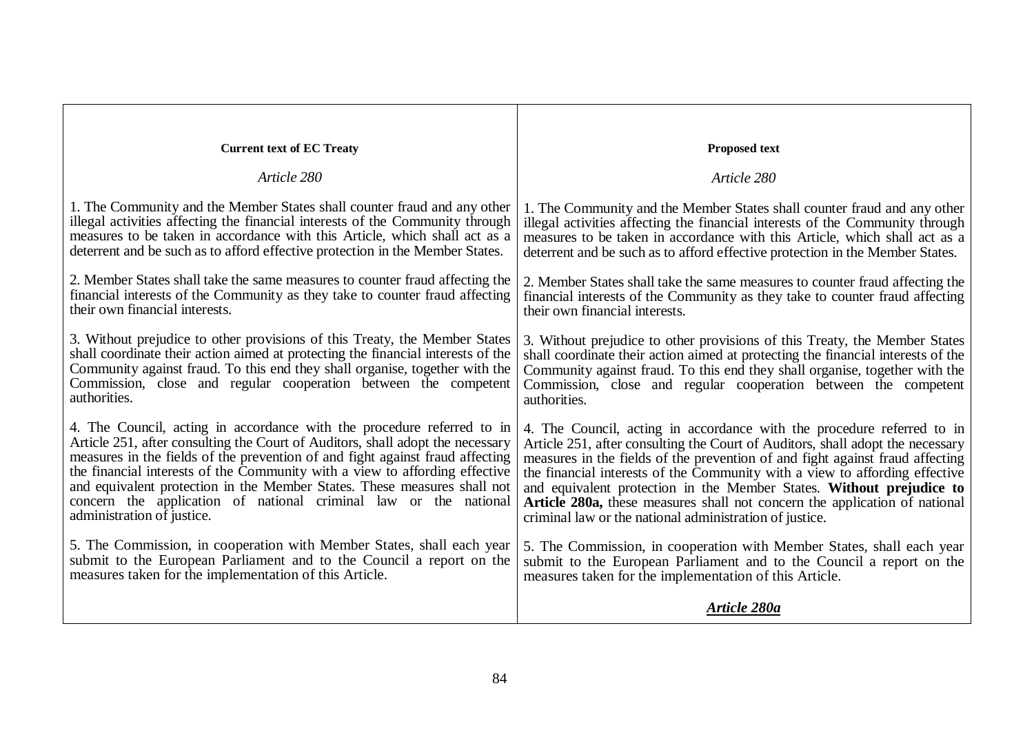| **Current text of EC Treaty** | **Proposed text** |
|---|---|
| *Article 280* | *Article 280* |
| 1. The Community and the Member States shall counter fraud and any other illegal activities affecting the financial interests of the Community through measures to be taken in accordance with this Article, which shall act as a deterrent and be such as to afford effective protection in the Member States. | 1. The Community and the Member States shall counter fraud and any other illegal activities affecting the financial interests of the Community through measures to be taken in accordance with this Article, which shall act as a deterrent and be such as to afford effective protection in the Member States. |
| 2. Member States shall take the same measures to counter fraud affecting the financial interests of the Community as they take to counter fraud affecting their own financial interests. | 2. Member States shall take the same measures to counter fraud affecting the financial interests of the Community as they take to counter fraud affecting their own financial interests. |
| 3. Without prejudice to other provisions of this Treaty, the Member States shall coordinate their action aimed at protecting the financial interests of the Community against fraud. To this end they shall organise, together with the Commission, close and regular cooperation between the competent authorities. | 3. Without prejudice to other provisions of this Treaty, the Member States shall coordinate their action aimed at protecting the financial interests of the Community against fraud. To this end they shall organise, together with the Commission, close and regular cooperation between the competent authorities. |
| 4. The Council, acting in accordance with the procedure referred to in Article 251, after consulting the Court of Auditors, shall adopt the necessary measures in the fields of the prevention of and fight against fraud affecting the financial interests of the Community with a view to affording effective and equivalent protection in the Member States. These measures shall not concern the application of national criminal law or the national administration of justice. | 4. The Council, acting in accordance with the procedure referred to in Article 251, after consulting the Court of Auditors, shall adopt the necessary measures in the fields of the prevention of and fight against fraud affecting the financial interests of the Community with a view to affording effective and equivalent protection in the Member States. **Without prejudice to Article 280a,** these measures shall not concern the application of national criminal law or the national administration of justice. |
| 5. The Commission, in cooperation with Member States, shall each year submit to the European Parliament and to the Council a report on the measures taken for the implementation of this Article. | 5. The Commission, in cooperation with Member States, shall each year submit to the European Parliament and to the Council a report on the measures taken for the implementation of this Article. |
| | ***Article 280a*** |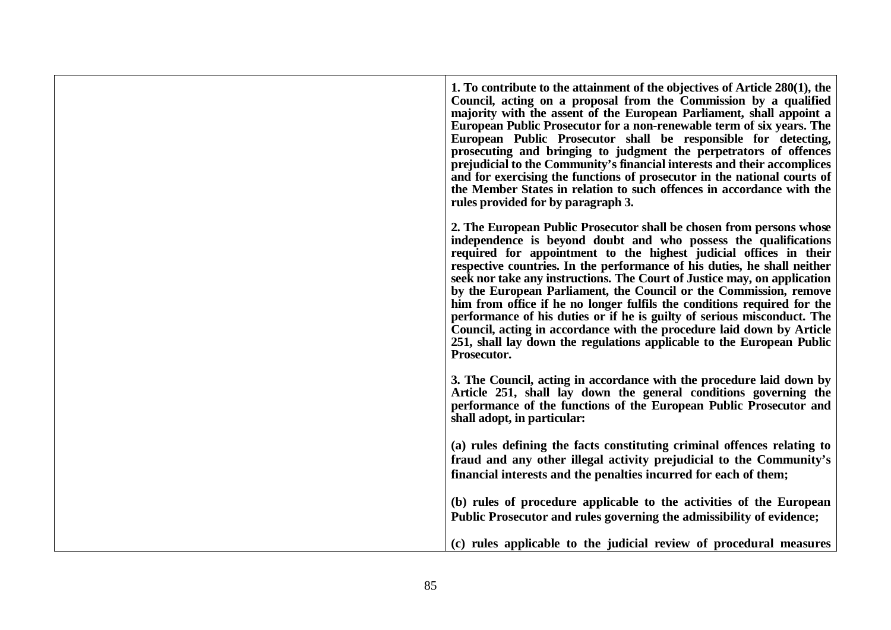| | |
|---|---|
| | **1. To contribute to the attainment of the objectives of Article 280(1), the Council, acting on a proposal from the Commission by a qualified majority with the assent of the European Parliament, shall appoint a European Public Prosecutor for a non-renewable term of six years. The European Public Prosecutor shall be responsible for detecting, prosecuting and bringing to judgment the perpetrators of offences prejudicial to the Community's financial interests and their accomplices and for exercising the functions of prosecutor in the national courts of the Member States in relation to such offences in accordance with the rules provided for by paragraph 3.**<br><br>**2. The European Public Prosecutor shall be chosen from persons whose independence is beyond doubt and who possess the qualifications required for appointment to the highest judicial offices in their respective countries. In the performance of his duties, he shall neither seek nor take any instructions. The Court of Justice may, on application by the European Parliament, the Council or the Commission, remove him from office if he no longer fulfils the conditions required for the performance of his duties or if he is guilty of serious misconduct. The Council, acting in accordance with the procedure laid down by Article 251, shall lay down the regulations applicable to the European Public Prosecutor.**<br><br>**3. The Council, acting in accordance with the procedure laid down by Article 251, shall lay down the general conditions governing the performance of the functions of the European Public Prosecutor and shall adopt, in particular:**<br><br>**(a) rules defining the facts constituting criminal offences relating to fraud and any other illegal activity prejudicial to the Community's financial interests and the penalties incurred for each of them;**<br><br>**(b) rules of procedure applicable to the activities of the European Public Prosecutor and rules governing the admissibility of evidence;**<br><br>**(c) rules applicable to the judicial review of procedural measures** |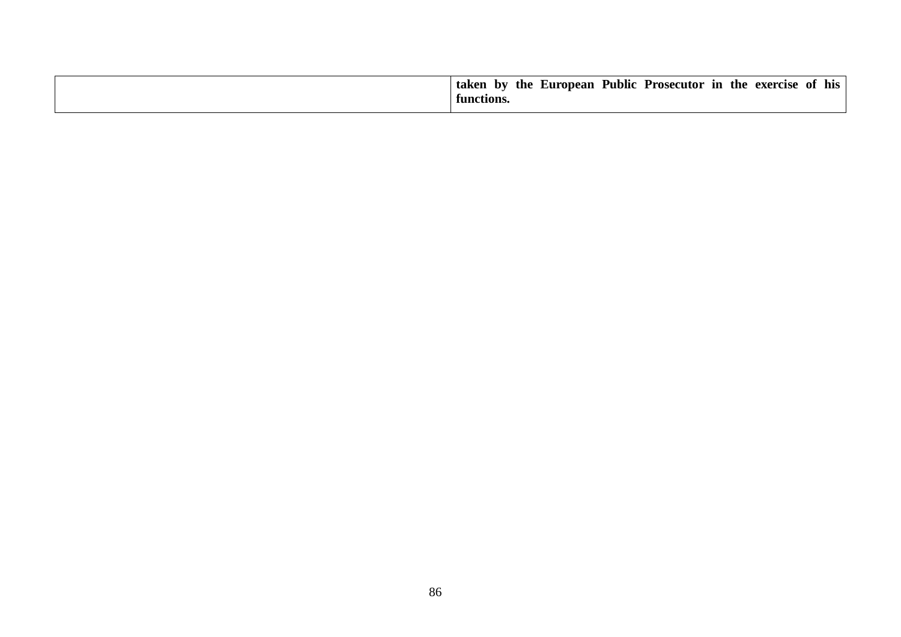| | |
|---|---|
| | **taken by the European Public Prosecutor in the exercise of his functions.** |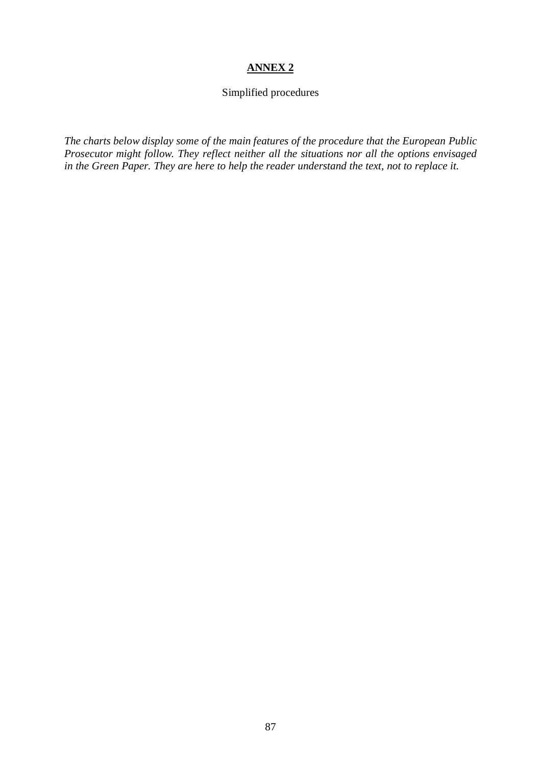# **ANNEX 2**

Simplified procedures

*The charts below display some of the main features of the procedure that the European Public Prosecutor might follow. They reflect neither all the situations nor all the options envisaged in the Green Paper. They are here to help the reader understand the text, not to replace it.*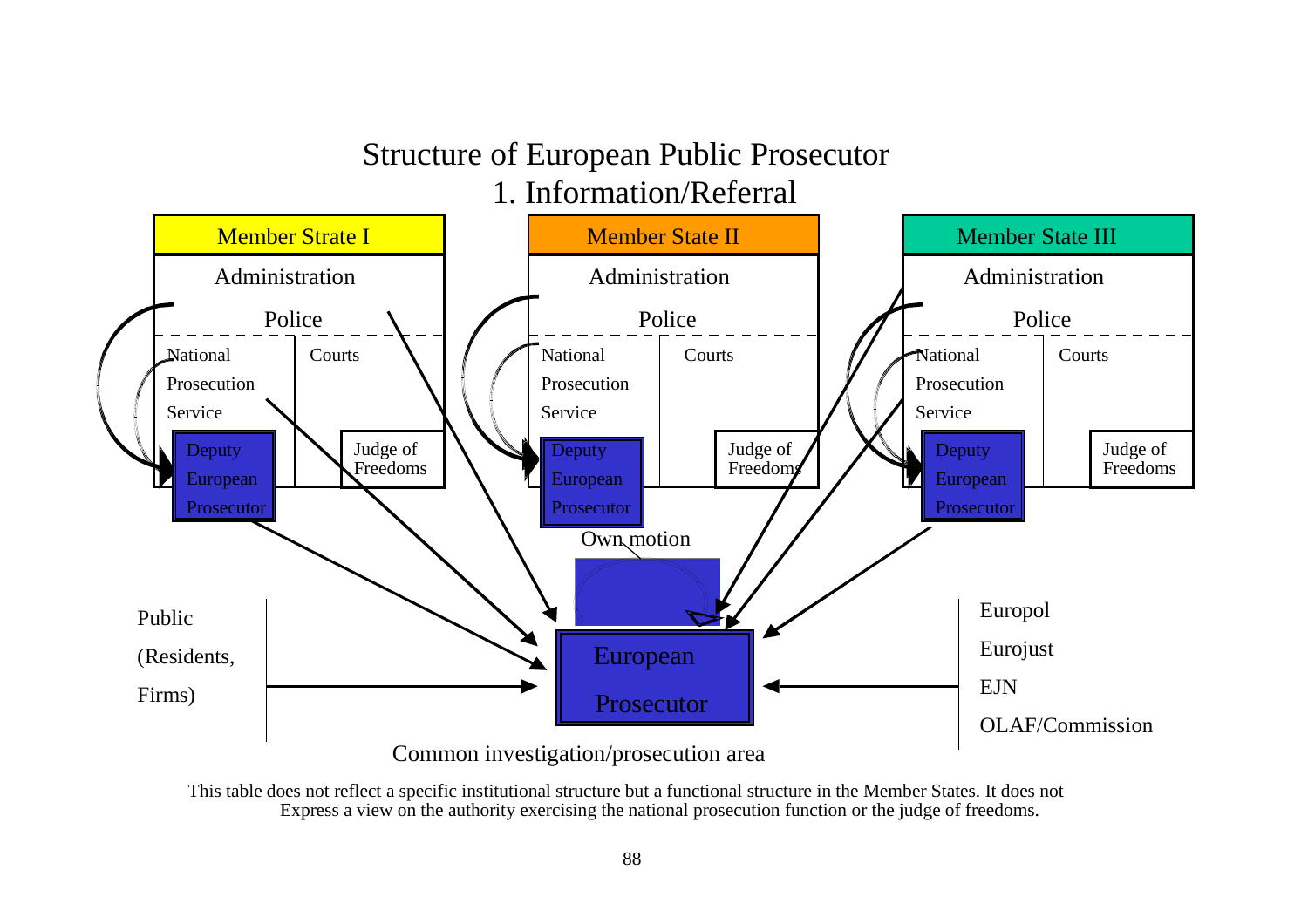## Structure of European Public Prosecutor
## 1. Information/Referral

Member Strate I

Administration

Police

National Prosecution Service

Courts

Deputy European Prosecutor

Judge of Freedoms

Member State II

Administration

Police

National Prosecution Service

Courts

Deputy European Prosecutor

Judge of Freedoms

Member State III

Administration

Police

National Prosecution Service

Courts

Deputy European Prosecutor

Judge of Freedoms

Own motion

Public (Residents, Firms)

European Prosecutor

Europol

Eurojust

EJN

OLAF/Commission

Common investigation/prosecution area

This table does not reflect a specific institutional structure but a functional structure in the Member States. It does not Express a view on the authority exercising the national prosecution function or the judge of freedoms.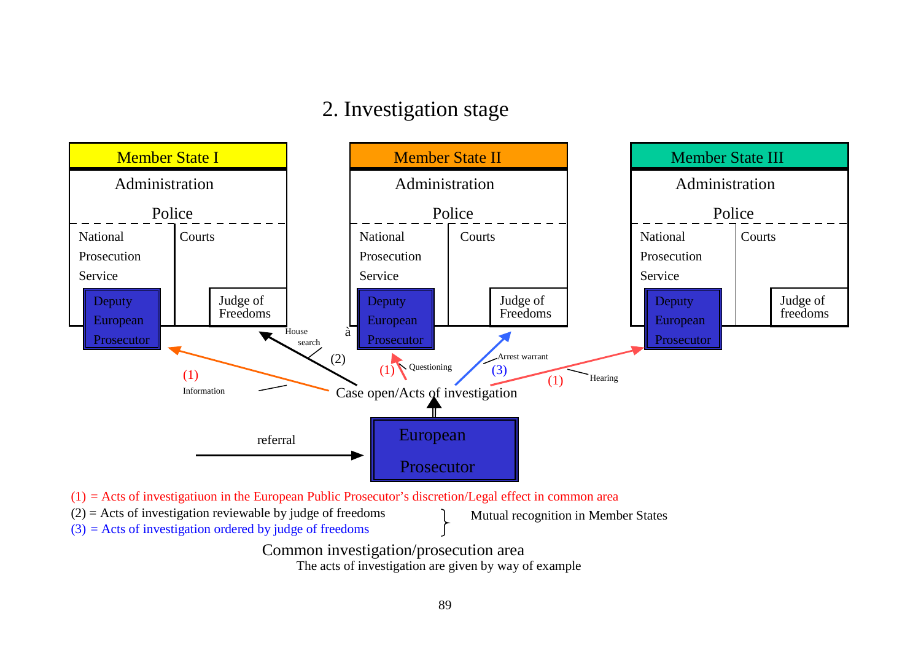## 2. Investigation stage

**Member State I**
- Administration
- Police
- National Prosecution Service
  - Deputy European Prosecutor
- Courts
  - Judge of Freedoms

**Member State II**
- Administration
- Police
- National Prosecution Service
  - Deputy European Prosecutor
- Courts
  - Judge of Freedoms

**Member State III**
- Administration
- Police
- National Prosecution Service
  - Deputy European Prosecutor
- Courts
  - Judge of freedoms

referral → **European Prosecutor** → Case open/Acts of investigation

- (1) Information → Deputy European Prosecutor (Member State I)
- (2) House search → Judge of Freedoms (Member State I)
- (1) Questioning → Deputy European Prosecutor (Member State II)
- (3) Arrest warrant → Judge of Freedoms (Member State II)
- (1) Hearing → Deputy European Prosecutor (Member State III)

(1) = Acts of investigatiuon in the European Public Prosecutor's discretion/Legal effect in common area
(2) = Acts of investigation reviewable by judge of freedoms
(3) = Acts of investigation ordered by judge of freedoms

} Mutual recognition in Member States

Common investigation/prosecution area

The acts of investigation are given by way of example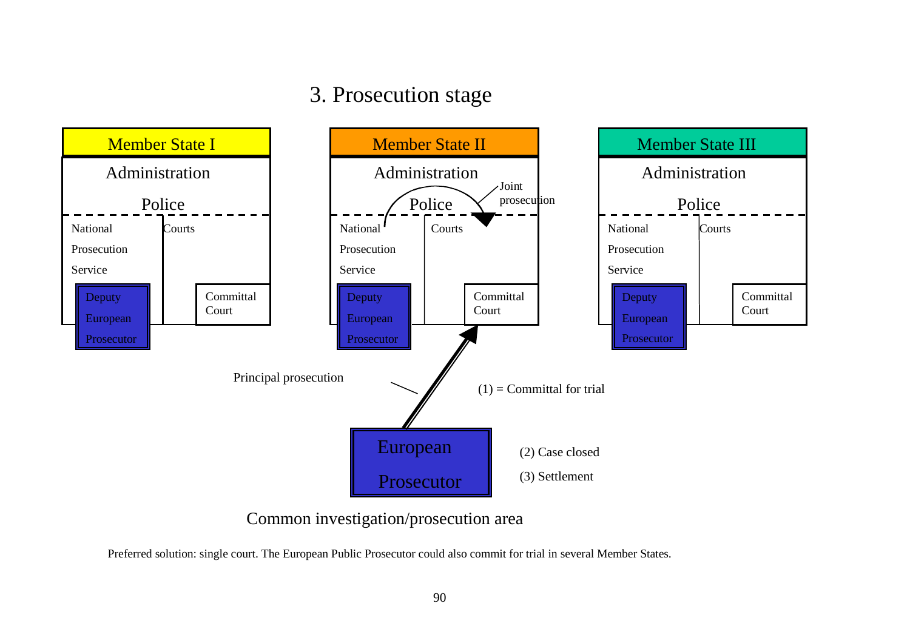# 3. Prosecution stage

| Member State I | Member State II | Member State III |
| --- | --- | --- |
| Administration | Administration | Administration |
| Police | Police | Police |
| National Prosecution Service / Courts | National Prosecution Service / Courts | National Prosecution Service / Courts |
| Deputy European Prosecutor / Committal Court | Deputy European Prosecutor / Committal Court | Deputy European Prosecutor / Committal Court |

Joint prosecution

Principal prosecution

(1) = Committal for trial

(2) Case closed

(3) Settlement

European Prosecutor

Common investigation/prosecution area

Preferred solution: single court. The European Public Prosecutor could also commit for trial in several Member States.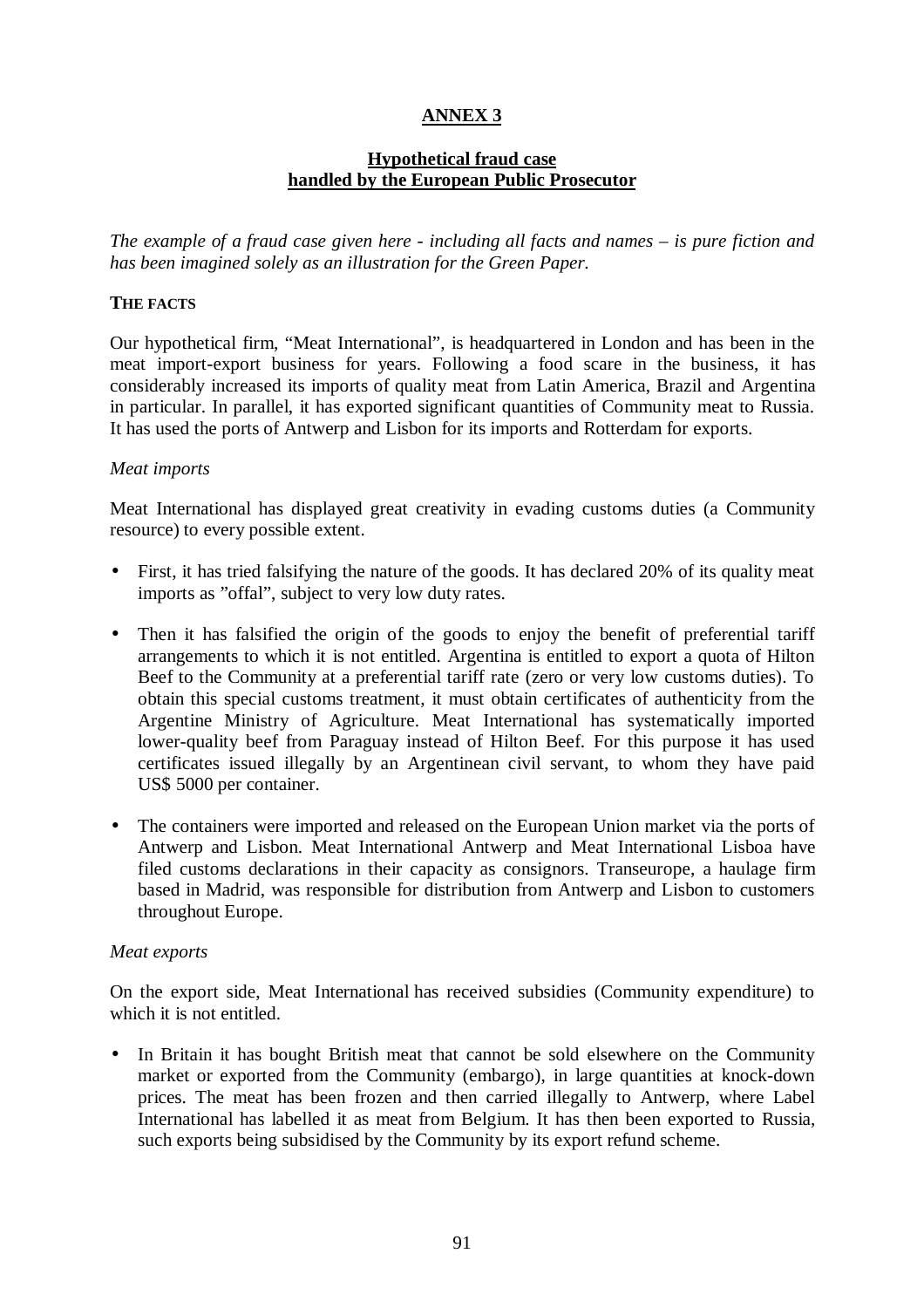# ANNEX 3

## Hypothetical fraud case handled by the European Public Prosecutor

*The example of a fraud case given here - including all facts and names – is pure fiction and has been imagined solely as an illustration for the Green Paper.*

### THE FACTS

Our hypothetical firm, "Meat International", is headquartered in London and has been in the meat import-export business for years. Following a food scare in the business, it has considerably increased its imports of quality meat from Latin America, Brazil and Argentina in particular. In parallel, it has exported significant quantities of Community meat to Russia. It has used the ports of Antwerp and Lisbon for its imports and Rotterdam for exports.

*Meat imports*

Meat International has displayed great creativity in evading customs duties (a Community resource) to every possible extent.

- First, it has tried falsifying the nature of the goods. It has declared 20% of its quality meat imports as "offal", subject to very low duty rates.
- Then it has falsified the origin of the goods to enjoy the benefit of preferential tariff arrangements to which it is not entitled. Argentina is entitled to export a quota of Hilton Beef to the Community at a preferential tariff rate (zero or very low customs duties). To obtain this special customs treatment, it must obtain certificates of authenticity from the Argentine Ministry of Agriculture. Meat International has systematically imported lower-quality beef from Paraguay instead of Hilton Beef. For this purpose it has used certificates issued illegally by an Argentinean civil servant, to whom they have paid US$ 5000 per container.
- The containers were imported and released on the European Union market via the ports of Antwerp and Lisbon. Meat International Antwerp and Meat International Lisboa have filed customs declarations in their capacity as consignors. Transeurope, a haulage firm based in Madrid, was responsible for distribution from Antwerp and Lisbon to customers throughout Europe.

*Meat exports*

On the export side, Meat International has received subsidies (Community expenditure) to which it is not entitled.

- In Britain it has bought British meat that cannot be sold elsewhere on the Community market or exported from the Community (embargo), in large quantities at knock-down prices. The meat has been frozen and then carried illegally to Antwerp, where Label International has labelled it as meat from Belgium. It has then been exported to Russia, such exports being subsidised by the Community by its export refund scheme.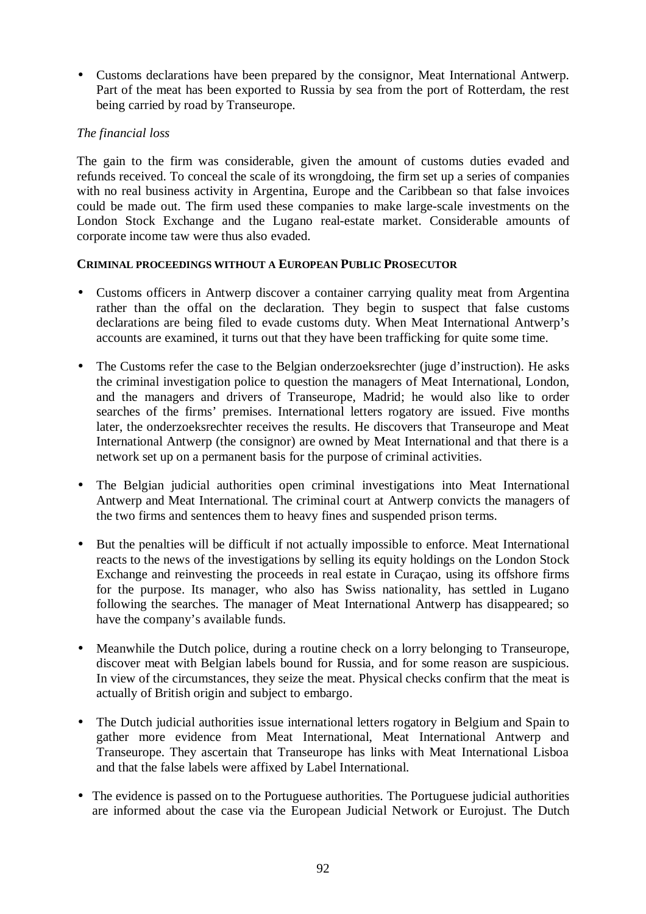- Customs declarations have been prepared by the consignor, Meat International Antwerp. Part of the meat has been exported to Russia by sea from the port of Rotterdam, the rest being carried by road by Transeurope.

*The financial loss*

The gain to the firm was considerable, given the amount of customs duties evaded and refunds received. To conceal the scale of its wrongdoing, the firm set up a series of companies with no real business activity in Argentina, Europe and the Caribbean so that false invoices could be made out. The firm used these companies to make large-scale investments on the London Stock Exchange and the Lugano real-estate market. Considerable amounts of corporate income taw were thus also evaded.

**CRIMINAL PROCEEDINGS WITHOUT A EUROPEAN PUBLIC PROSECUTOR**

- Customs officers in Antwerp discover a container carrying quality meat from Argentina rather than the offal on the declaration. They begin to suspect that false customs declarations are being filed to evade customs duty. When Meat International Antwerp's accounts are examined, it turns out that they have been trafficking for quite some time.

- The Customs refer the case to the Belgian onderzoeksrechter (juge d'instruction). He asks the criminal investigation police to question the managers of Meat International, London, and the managers and drivers of Transeurope, Madrid; he would also like to order searches of the firms' premises. International letters rogatory are issued. Five months later, the onderzoeksrechter receives the results. He discovers that Transeurope and Meat International Antwerp (the consignor) are owned by Meat International and that there is a network set up on a permanent basis for the purpose of criminal activities.

- The Belgian judicial authorities open criminal investigations into Meat International Antwerp and Meat International. The criminal court at Antwerp convicts the managers of the two firms and sentences them to heavy fines and suspended prison terms.

- But the penalties will be difficult if not actually impossible to enforce. Meat International reacts to the news of the investigations by selling its equity holdings on the London Stock Exchange and reinvesting the proceeds in real estate in Curaçao, using its offshore firms for the purpose. Its manager, who also has Swiss nationality, has settled in Lugano following the searches. The manager of Meat International Antwerp has disappeared; so have the company's available funds.

- Meanwhile the Dutch police, during a routine check on a lorry belonging to Transeurope, discover meat with Belgian labels bound for Russia, and for some reason are suspicious. In view of the circumstances, they seize the meat. Physical checks confirm that the meat is actually of British origin and subject to embargo.

- The Dutch judicial authorities issue international letters rogatory in Belgium and Spain to gather more evidence from Meat International, Meat International Antwerp and Transeurope. They ascertain that Transeurope has links with Meat International Lisboa and that the false labels were affixed by Label International.

- The evidence is passed on to the Portuguese authorities. The Portuguese judicial authorities are informed about the case via the European Judicial Network or Eurojust. The Dutch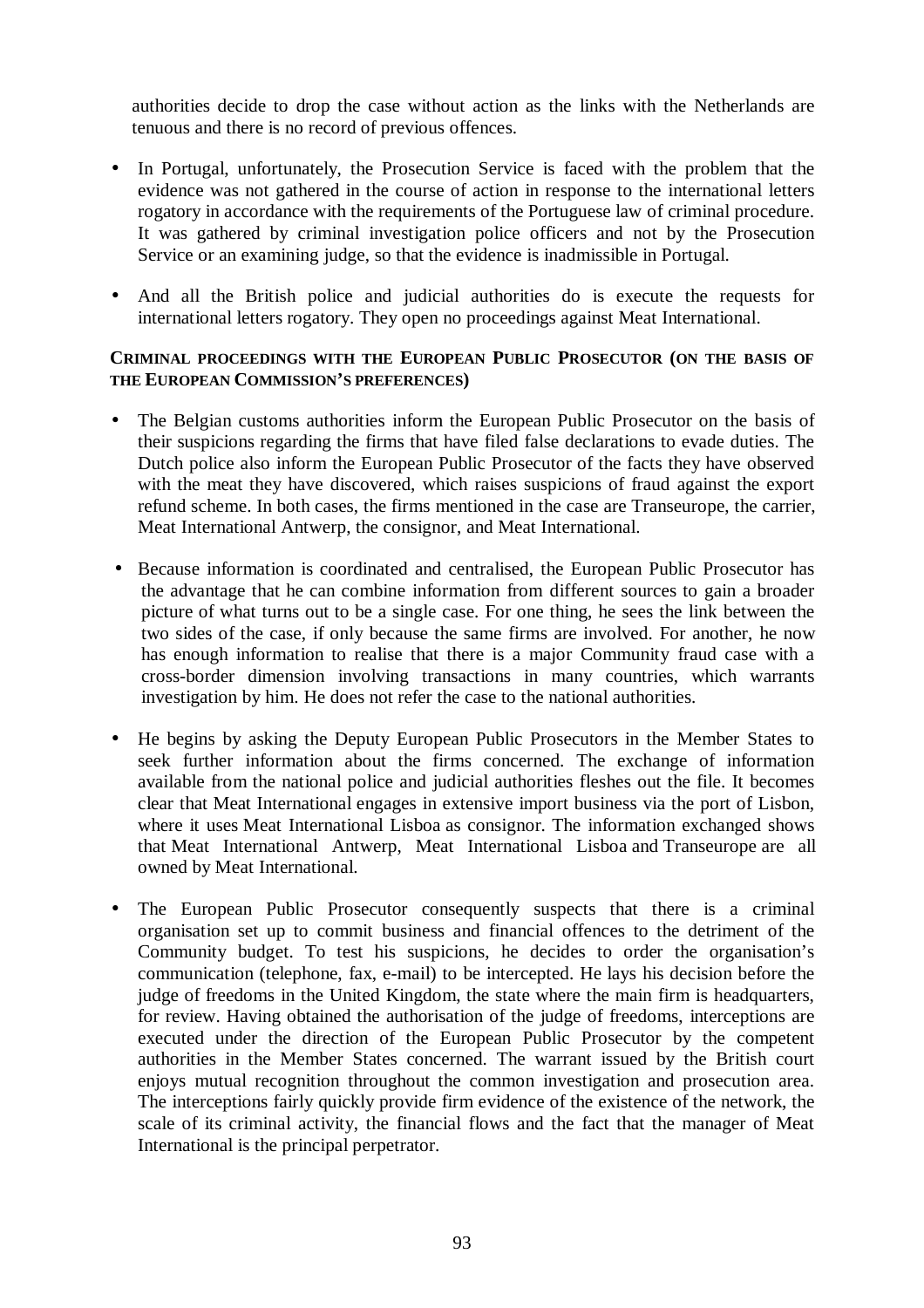authorities decide to drop the case without action as the links with the Netherlands are tenuous and there is no record of previous offences.

- In Portugal, unfortunately, the Prosecution Service is faced with the problem that the evidence was not gathered in the course of action in response to the international letters rogatory in accordance with the requirements of the Portuguese law of criminal procedure. It was gathered by criminal investigation police officers and not by the Prosecution Service or an examining judge, so that the evidence is inadmissible in Portugal.
- And all the British police and judicial authorities do is execute the requests for international letters rogatory. They open no proceedings against Meat International.

**CRIMINAL PROCEEDINGS WITH THE EUROPEAN PUBLIC PROSECUTOR (ON THE BASIS OF THE EUROPEAN COMMISSION'S PREFERENCES)**

- The Belgian customs authorities inform the European Public Prosecutor on the basis of their suspicions regarding the firms that have filed false declarations to evade duties. The Dutch police also inform the European Public Prosecutor of the facts they have observed with the meat they have discovered, which raises suspicions of fraud against the export refund scheme. In both cases, the firms mentioned in the case are Transeurope, the carrier, Meat International Antwerp, the consignor, and Meat International.
- Because information is coordinated and centralised, the European Public Prosecutor has the advantage that he can combine information from different sources to gain a broader picture of what turns out to be a single case. For one thing, he sees the link between the two sides of the case, if only because the same firms are involved. For another, he now has enough information to realise that there is a major Community fraud case with a cross-border dimension involving transactions in many countries, which warrants investigation by him. He does not refer the case to the national authorities.
- He begins by asking the Deputy European Public Prosecutors in the Member States to seek further information about the firms concerned. The exchange of information available from the national police and judicial authorities fleshes out the file. It becomes clear that Meat International engages in extensive import business via the port of Lisbon, where it uses Meat International Lisboa as consignor. The information exchanged shows that Meat International Antwerp, Meat International Lisboa and Transeurope are all owned by Meat International.
- The European Public Prosecutor consequently suspects that there is a criminal organisation set up to commit business and financial offences to the detriment of the Community budget. To test his suspicions, he decides to order the organisation's communication (telephone, fax, e-mail) to be intercepted. He lays his decision before the judge of freedoms in the United Kingdom, the state where the main firm is headquarters, for review. Having obtained the authorisation of the judge of freedoms, interceptions are executed under the direction of the European Public Prosecutor by the competent authorities in the Member States concerned. The warrant issued by the British court enjoys mutual recognition throughout the common investigation and prosecution area. The interceptions fairly quickly provide firm evidence of the existence of the network, the scale of its criminal activity, the financial flows and the fact that the manager of Meat International is the principal perpetrator.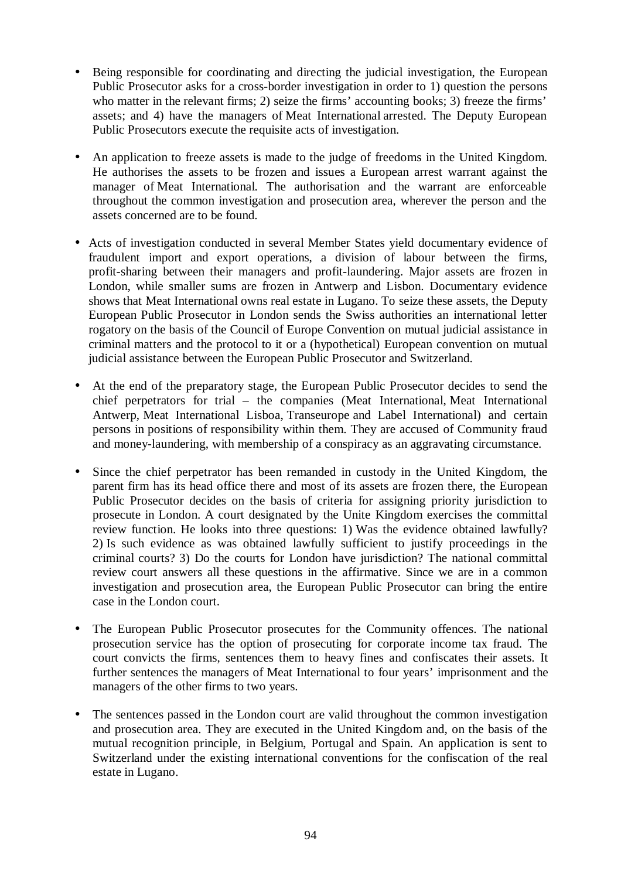- Being responsible for coordinating and directing the judicial investigation, the European Public Prosecutor asks for a cross-border investigation in order to 1) question the persons who matter in the relevant firms; 2) seize the firms' accounting books; 3) freeze the firms' assets; and 4) have the managers of Meat International arrested. The Deputy European Public Prosecutors execute the requisite acts of investigation.

- An application to freeze assets is made to the judge of freedoms in the United Kingdom. He authorises the assets to be frozen and issues a European arrest warrant against the manager of Meat International. The authorisation and the warrant are enforceable throughout the common investigation and prosecution area, wherever the person and the assets concerned are to be found.

- Acts of investigation conducted in several Member States yield documentary evidence of fraudulent import and export operations, a division of labour between the firms, profit-sharing between their managers and profit-laundering. Major assets are frozen in London, while smaller sums are frozen in Antwerp and Lisbon. Documentary evidence shows that Meat International owns real estate in Lugano. To seize these assets, the Deputy European Public Prosecutor in London sends the Swiss authorities an international letter rogatory on the basis of the Council of Europe Convention on mutual judicial assistance in criminal matters and the protocol to it or a (hypothetical) European convention on mutual judicial assistance between the European Public Prosecutor and Switzerland.

- At the end of the preparatory stage, the European Public Prosecutor decides to send the chief perpetrators for trial – the companies (Meat International, Meat International Antwerp, Meat International Lisboa, Transeurope and Label International) and certain persons in positions of responsibility within them. They are accused of Community fraud and money-laundering, with membership of a conspiracy as an aggravating circumstance.

- Since the chief perpetrator has been remanded in custody in the United Kingdom, the parent firm has its head office there and most of its assets are frozen there, the European Public Prosecutor decides on the basis of criteria for assigning priority jurisdiction to prosecute in London. A court designated by the Unite Kingdom exercises the committal review function. He looks into three questions: 1) Was the evidence obtained lawfully? 2) Is such evidence as was obtained lawfully sufficient to justify proceedings in the criminal courts? 3) Do the courts for London have jurisdiction? The national committal review court answers all these questions in the affirmative. Since we are in a common investigation and prosecution area, the European Public Prosecutor can bring the entire case in the London court.

- The European Public Prosecutor prosecutes for the Community offences. The national prosecution service has the option of prosecuting for corporate income tax fraud. The court convicts the firms, sentences them to heavy fines and confiscates their assets. It further sentences the managers of Meat International to four years' imprisonment and the managers of the other firms to two years.

- The sentences passed in the London court are valid throughout the common investigation and prosecution area. They are executed in the United Kingdom and, on the basis of the mutual recognition principle, in Belgium, Portugal and Spain. An application is sent to Switzerland under the existing international conventions for the confiscation of the real estate in Lugano.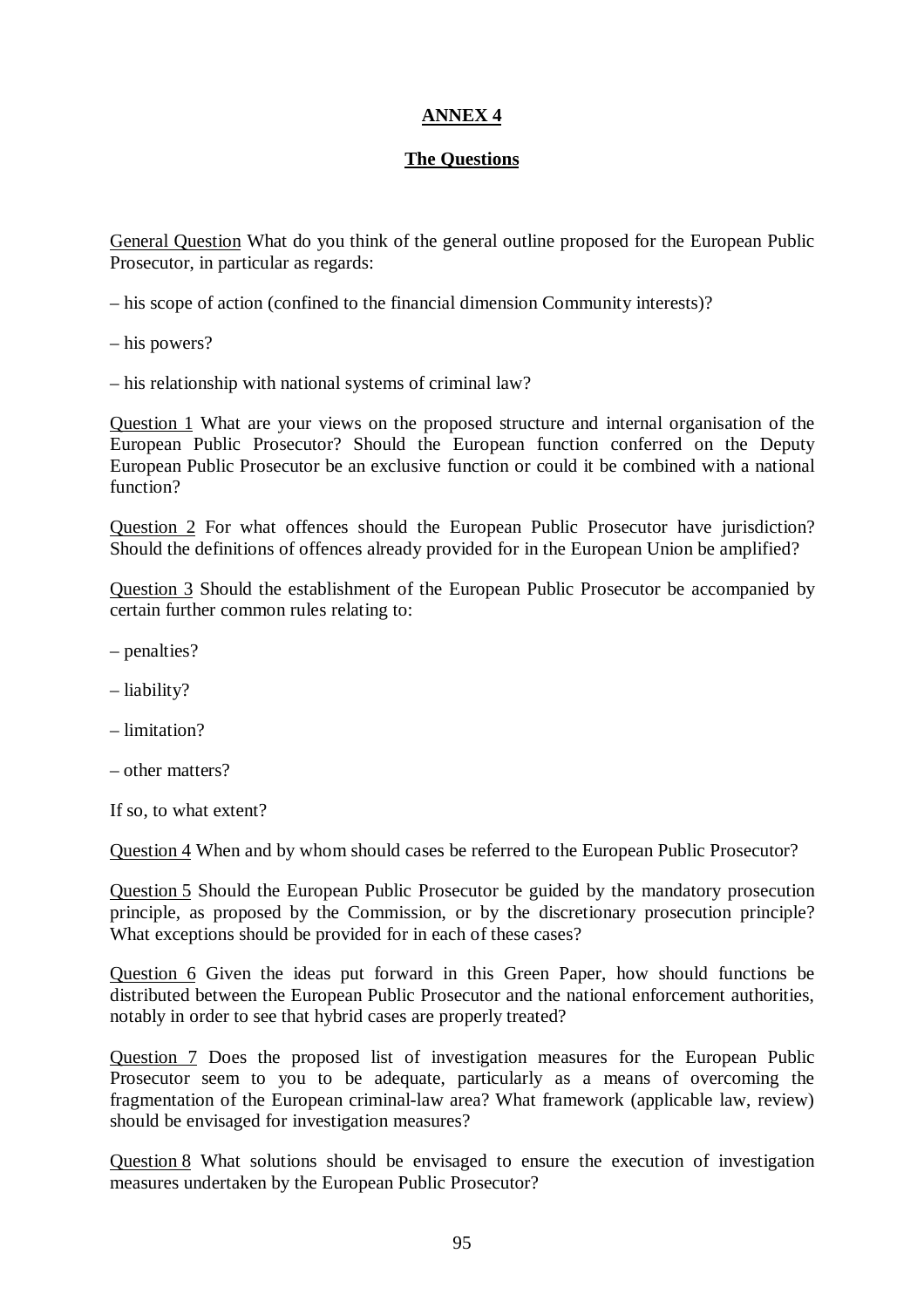## ANNEX 4

### The Questions

General Question What do you think of the general outline proposed for the European Public Prosecutor, in particular as regards:

– his scope of action (confined to the financial dimension Community interests)?

– his powers?

– his relationship with national systems of criminal law?

Question 1 What are your views on the proposed structure and internal organisation of the European Public Prosecutor? Should the European function conferred on the Deputy European Public Prosecutor be an exclusive function or could it be combined with a national function?

Question 2 For what offences should the European Public Prosecutor have jurisdiction? Should the definitions of offences already provided for in the European Union be amplified?

Question 3 Should the establishment of the European Public Prosecutor be accompanied by certain further common rules relating to:

– penalties?

– liability?

– limitation?

– other matters?

If so, to what extent?

Question 4 When and by whom should cases be referred to the European Public Prosecutor?

Question 5 Should the European Public Prosecutor be guided by the mandatory prosecution principle, as proposed by the Commission, or by the discretionary prosecution principle? What exceptions should be provided for in each of these cases?

Question 6 Given the ideas put forward in this Green Paper, how should functions be distributed between the European Public Prosecutor and the national enforcement authorities, notably in order to see that hybrid cases are properly treated?

Question 7 Does the proposed list of investigation measures for the European Public Prosecutor seem to you to be adequate, particularly as a means of overcoming the fragmentation of the European criminal-law area? What framework (applicable law, review) should be envisaged for investigation measures?

Question 8 What solutions should be envisaged to ensure the execution of investigation measures undertaken by the European Public Prosecutor?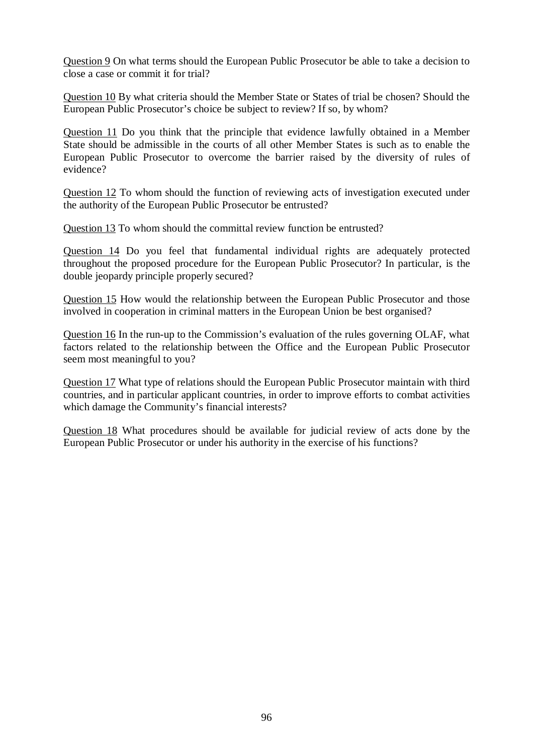Question 9 On what terms should the European Public Prosecutor be able to take a decision to close a case or commit it for trial?

Question 10 By what criteria should the Member State or States of trial be chosen? Should the European Public Prosecutor's choice be subject to review? If so, by whom?

Question 11 Do you think that the principle that evidence lawfully obtained in a Member State should be admissible in the courts of all other Member States is such as to enable the European Public Prosecutor to overcome the barrier raised by the diversity of rules of evidence?

Question 12 To whom should the function of reviewing acts of investigation executed under the authority of the European Public Prosecutor be entrusted?

Question 13 To whom should the committal review function be entrusted?

Question 14 Do you feel that fundamental individual rights are adequately protected throughout the proposed procedure for the European Public Prosecutor? In particular, is the double jeopardy principle properly secured?

Question 15 How would the relationship between the European Public Prosecutor and those involved in cooperation in criminal matters in the European Union be best organised?

Question 16 In the run-up to the Commission's evaluation of the rules governing OLAF, what factors related to the relationship between the Office and the European Public Prosecutor seem most meaningful to you?

Question 17 What type of relations should the European Public Prosecutor maintain with third countries, and in particular applicant countries, in order to improve efforts to combat activities which damage the Community's financial interests?

Question 18 What procedures should be available for judicial review of acts done by the European Public Prosecutor or under his authority in the exercise of his functions?